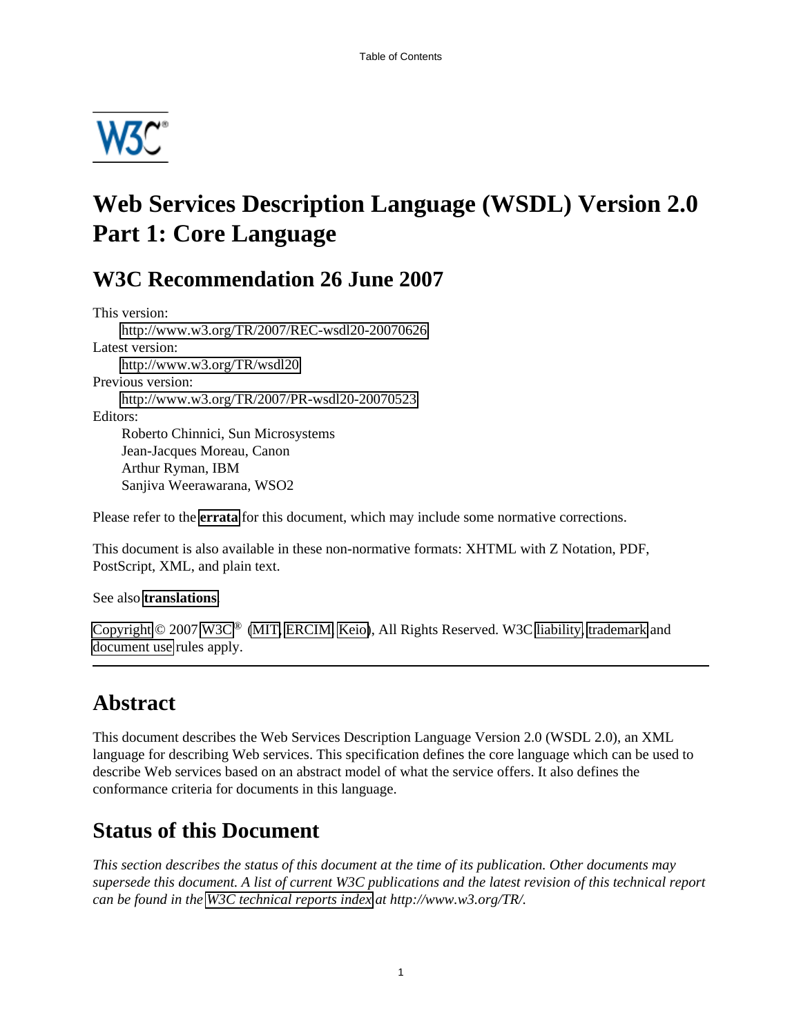# Web Services Description Language (WSDL) Version 2.0 Part 1: Core Language

## W3C Recommendation 26 June 2007

This version:
http://www.w3.org/TR/2007/REC-wsdl20-20070626

Latest version:
http://www.w3.org/TR/wsdl20

Previous version:
http://www.w3.org/TR/2007/PR-wsdl20-20070523

Editors:
Roberto Chinnici, Sun Microsystems
Jean-Jacques Moreau, Canon
Arthur Ryman, IBM
Sanjiva Weerawarana, WSO2

Please refer to the **errata** for this document, which may include some normative corrections.

This document is also available in these non-normative formats: XHTML with Z Notation, PDF, PostScript, XML, and plain text.

See also **translations**.

Copyright © 2007 W3C® (MIT, ERCIM, Keio), All Rights Reserved. W3C liability, trademark and document use rules apply.

---

## Abstract

This document describes the Web Services Description Language Version 2.0 (WSDL 2.0), an XML language for describing Web services. This specification defines the core language which can be used to describe Web services based on an abstract model of what the service offers. It also defines the conformance criteria for documents in this language.

## Status of this Document

*This section describes the status of this document at the time of its publication. Other documents may supersede this document. A list of current W3C publications and the latest revision of this technical report can be found in the W3C technical reports index at http://www.w3.org/TR/.*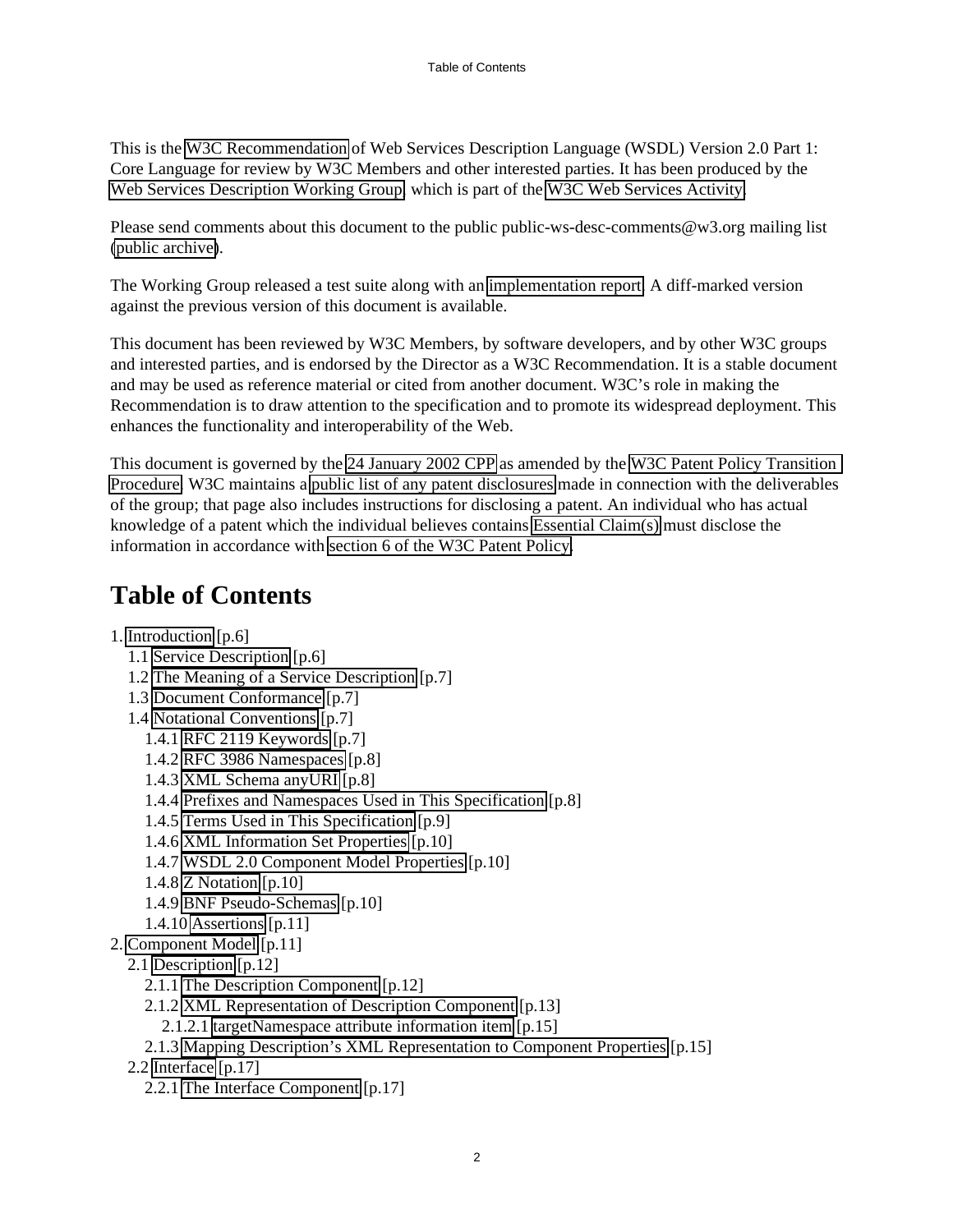This is the W3C Recommendation of Web Services Description Language (WSDL) Version 2.0 Part 1: Core Language for review by W3C Members and other interested parties. It has been produced by the Web Services Description Working Group, which is part of the W3C Web Services Activity.

Please send comments about this document to the public public-ws-desc-comments@w3.org mailing list (public archive).

The Working Group released a test suite along with an implementation report. A diff-marked version against the previous version of this document is available.

This document has been reviewed by W3C Members, by software developers, and by other W3C groups and interested parties, and is endorsed by the Director as a W3C Recommendation. It is a stable document and may be used as reference material or cited from another document. W3C's role in making the Recommendation is to draw attention to the specification and to promote its widespread deployment. This enhances the functionality and interoperability of the Web.

This document is governed by the 24 January 2002 CPP as amended by the W3C Patent Policy Transition Procedure. W3C maintains a public list of any patent disclosures made in connection with the deliverables of the group; that page also includes instructions for disclosing a patent. An individual who has actual knowledge of a patent which the individual believes contains Essential Claim(s) must disclose the information in accordance with section 6 of the W3C Patent Policy.

# Table of Contents

1. Introduction [p.6]
   - 1.1 Service Description [p.6]
   - 1.2 The Meaning of a Service Description [p.7]
   - 1.3 Document Conformance [p.7]
   - 1.4 Notational Conventions [p.7]
     - 1.4.1 RFC 2119 Keywords [p.7]
     - 1.4.2 RFC 3986 Namespaces [p.8]
     - 1.4.3 XML Schema anyURI [p.8]
     - 1.4.4 Prefixes and Namespaces Used in This Specification [p.8]
     - 1.4.5 Terms Used in This Specification [p.9]
     - 1.4.6 XML Information Set Properties [p.10]
     - 1.4.7 WSDL 2.0 Component Model Properties [p.10]
     - 1.4.8 Z Notation [p.10]
     - 1.4.9 BNF Pseudo-Schemas [p.10]
     - 1.4.10 Assertions [p.11]
2. Component Model [p.11]
   - 2.1 Description [p.12]
     - 2.1.1 The Description Component [p.12]
     - 2.1.2 XML Representation of Description Component [p.13]
       - 2.1.2.1 targetNamespace attribute information item [p.15]
     - 2.1.3 Mapping Description's XML Representation to Component Properties [p.15]
   - 2.2 Interface [p.17]
     - 2.2.1 The Interface Component [p.17]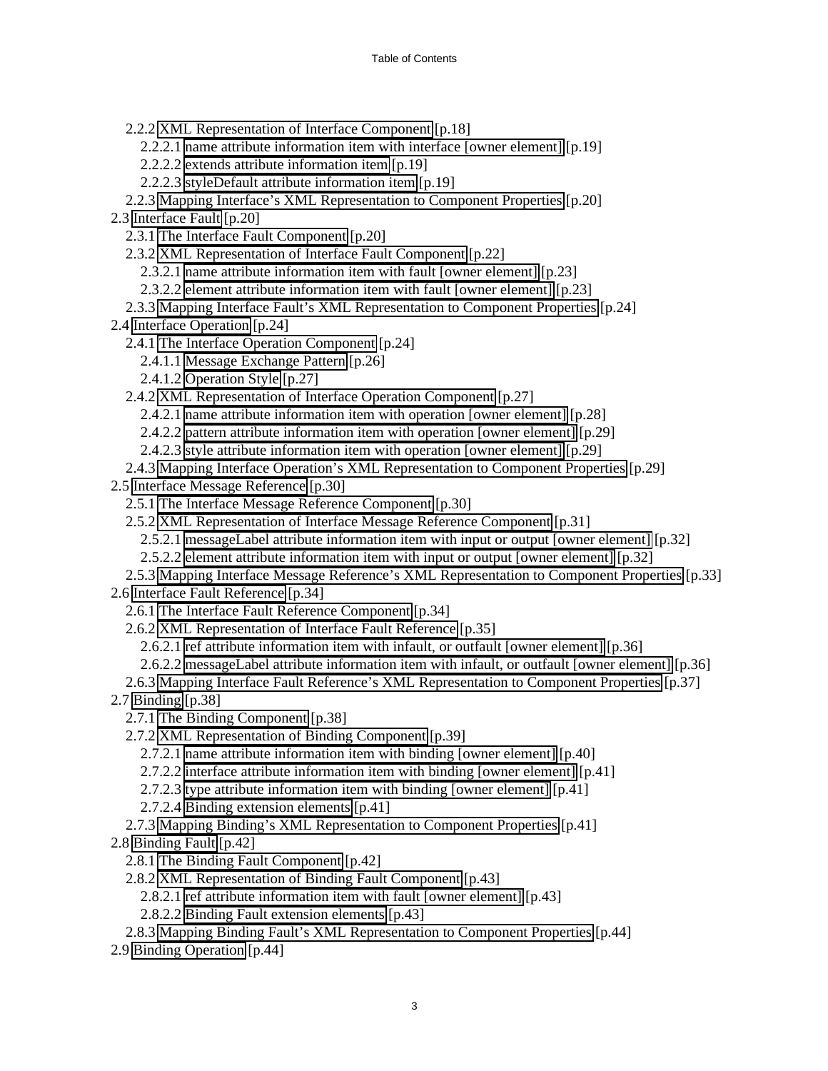- 2.2.2 XML Representation of Interface Component [p.18]
  - 2.2.2.1 name attribute information item with interface [owner element] [p.19]
  - 2.2.2.2 extends attribute information item [p.19]
  - 2.2.2.3 styleDefault attribute information item [p.19]
- 2.2.3 Mapping Interface's XML Representation to Component Properties [p.20]

- 2.3 Interface Fault [p.20]
  - 2.3.1 The Interface Fault Component [p.20]
  - 2.3.2 XML Representation of Interface Fault Component [p.22]
    - 2.3.2.1 name attribute information item with fault [owner element] [p.23]
    - 2.3.2.2 element attribute information item with fault [owner element] [p.23]
  - 2.3.3 Mapping Interface Fault's XML Representation to Component Properties [p.24]
- 2.4 Interface Operation [p.24]
  - 2.4.1 The Interface Operation Component [p.24]
    - 2.4.1.1 Message Exchange Pattern [p.26]
    - 2.4.1.2 Operation Style [p.27]
  - 2.4.2 XML Representation of Interface Operation Component [p.27]
    - 2.4.2.1 name attribute information item with operation [owner element] [p.28]
    - 2.4.2.2 pattern attribute information item with operation [owner element] [p.29]
    - 2.4.2.3 style attribute information item with operation [owner element] [p.29]
  - 2.4.3 Mapping Interface Operation's XML Representation to Component Properties [p.29]
- 2.5 Interface Message Reference [p.30]
  - 2.5.1 The Interface Message Reference Component [p.30]
  - 2.5.2 XML Representation of Interface Message Reference Component [p.31]
    - 2.5.2.1 messageLabel attribute information item with input or output [owner element] [p.32]
    - 2.5.2.2 element attribute information item with input or output [owner element] [p.32]
  - 2.5.3 Mapping Interface Message Reference's XML Representation to Component Properties [p.33]
- 2.6 Interface Fault Reference [p.34]
  - 2.6.1 The Interface Fault Reference Component [p.34]
  - 2.6.2 XML Representation of Interface Fault Reference [p.35]
    - 2.6.2.1 ref attribute information item with infault, or outfault [owner element] [p.36]
    - 2.6.2.2 messageLabel attribute information item with infault, or outfault [owner element] [p.36]
  - 2.6.3 Mapping Interface Fault Reference's XML Representation to Component Properties [p.37]
- 2.7 Binding [p.38]
  - 2.7.1 The Binding Component [p.38]
  - 2.7.2 XML Representation of Binding Component [p.39]
    - 2.7.2.1 name attribute information item with binding [owner element] [p.40]
    - 2.7.2.2 interface attribute information item with binding [owner element] [p.41]
    - 2.7.2.3 type attribute information item with binding [owner element] [p.41]
    - 2.7.2.4 Binding extension elements [p.41]
  - 2.7.3 Mapping Binding's XML Representation to Component Properties [p.41]
- 2.8 Binding Fault [p.42]
  - 2.8.1 The Binding Fault Component [p.42]
  - 2.8.2 XML Representation of Binding Fault Component [p.43]
    - 2.8.2.1 ref attribute information item with fault [owner element] [p.43]
    - 2.8.2.2 Binding Fault extension elements [p.43]
  - 2.8.3 Mapping Binding Fault's XML Representation to Component Properties [p.44]
- 2.9 Binding Operation [p.44]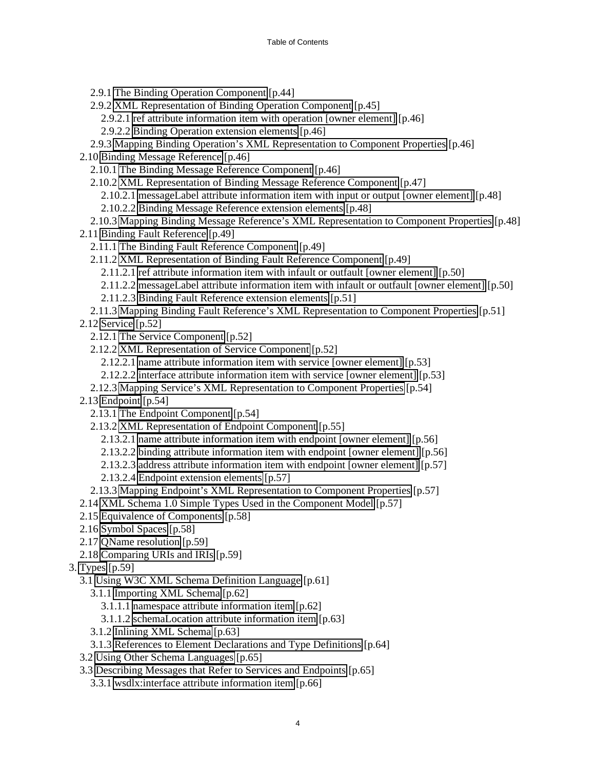- 2.9.1 The Binding Operation Component [p.44]
- 2.9.2 XML Representation of Binding Operation Component [p.45]
  - 2.9.2.1 ref attribute information item with operation [owner element] [p.46]
  - 2.9.2.2 Binding Operation extension elements [p.46]
- 2.9.3 Mapping Binding Operation's XML Representation to Component Properties [p.46]

- 2.10 Binding Message Reference [p.46]
  - 2.10.1 The Binding Message Reference Component [p.46]
  - 2.10.2 XML Representation of Binding Message Reference Component [p.47]
    - 2.10.2.1 messageLabel attribute information item with input or output [owner element] [p.48]
    - 2.10.2.2 Binding Message Reference extension elements [p.48]
  - 2.10.3 Mapping Binding Message Reference's XML Representation to Component Properties [p.48]
- 2.11 Binding Fault Reference [p.49]
  - 2.11.1 The Binding Fault Reference Component [p.49]
  - 2.11.2 XML Representation of Binding Fault Reference Component [p.49]
    - 2.11.2.1 ref attribute information item with infault or outfault [owner element] [p.50]
    - 2.11.2.2 messageLabel attribute information item with infault or outfault [owner element] [p.50]
    - 2.11.2.3 Binding Fault Reference extension elements [p.51]
  - 2.11.3 Mapping Binding Fault Reference's XML Representation to Component Properties [p.51]
- 2.12 Service [p.52]
  - 2.12.1 The Service Component [p.52]
  - 2.12.2 XML Representation of Service Component [p.52]
    - 2.12.2.1 name attribute information item with service [owner element] [p.53]
    - 2.12.2.2 interface attribute information item with service [owner element] [p.53]
  - 2.12.3 Mapping Service's XML Representation to Component Properties [p.54]
- 2.13 Endpoint [p.54]
  - 2.13.1 The Endpoint Component [p.54]
  - 2.13.2 XML Representation of Endpoint Component [p.55]
    - 2.13.2.1 name attribute information item with endpoint [owner element] [p.56]
    - 2.13.2.2 binding attribute information item with endpoint [owner element] [p.56]
    - 2.13.2.3 address attribute information item with endpoint [owner element] [p.57]
    - 2.13.2.4 Endpoint extension elements [p.57]
  - 2.13.3 Mapping Endpoint's XML Representation to Component Properties [p.57]
- 2.14 XML Schema 1.0 Simple Types Used in the Component Model [p.57]
- 2.15 Equivalence of Components [p.58]
- 2.16 Symbol Spaces [p.58]
- 2.17 QName resolution [p.59]
- 2.18 Comparing URIs and IRIs [p.59]

3. Types [p.59]
   - 3.1 Using W3C XML Schema Definition Language [p.61]
     - 3.1.1 Importing XML Schema [p.62]
       - 3.1.1.1 namespace attribute information item [p.62]
       - 3.1.1.2 schemaLocation attribute information item [p.63]
     - 3.1.2 Inlining XML Schema [p.63]
     - 3.1.3 References to Element Declarations and Type Definitions [p.64]
   - 3.2 Using Other Schema Languages [p.65]
   - 3.3 Describing Messages that Refer to Services and Endpoints [p.65]
     - 3.3.1 wsdlx:interface attribute information item [p.66]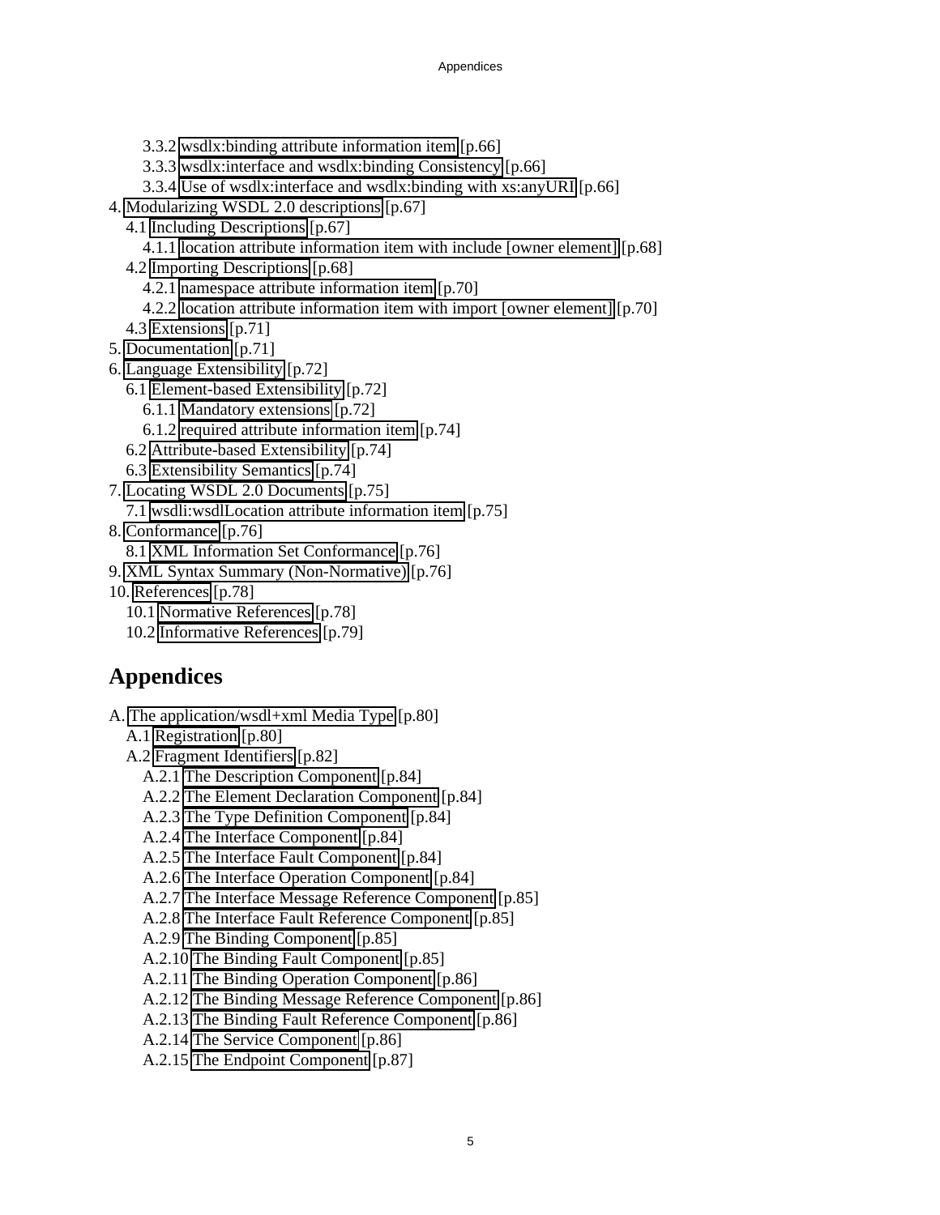- 3.3.2 wsdlx:binding attribute information item [p.66]
- 3.3.3 wsdlx:interface and wsdlx:binding Consistency [p.66]
- 3.3.4 Use of wsdlx:interface and wsdlx:binding with xs:anyURI [p.66]

4. Modularizing WSDL 2.0 descriptions [p.67]
   - 4.1 Including Descriptions [p.67]
     - 4.1.1 location attribute information item with include [owner element] [p.68]
   - 4.2 Importing Descriptions [p.68]
     - 4.2.1 namespace attribute information item [p.70]
     - 4.2.2 location attribute information item with import [owner element] [p.70]
   - 4.3 Extensions [p.71]
5. Documentation [p.71]
6. Language Extensibility [p.72]
   - 6.1 Element-based Extensibility [p.72]
     - 6.1.1 Mandatory extensions [p.72]
     - 6.1.2 required attribute information item [p.74]
   - 6.2 Attribute-based Extensibility [p.74]
   - 6.3 Extensibility Semantics [p.74]
7. Locating WSDL 2.0 Documents [p.75]
   - 7.1 wsdli:wsdlLocation attribute information item [p.75]
8. Conformance [p.76]
   - 8.1 XML Information Set Conformance [p.76]
9. XML Syntax Summary (Non-Normative) [p.76]
10. References [p.78]
    - 10.1 Normative References [p.78]
    - 10.2 Informative References [p.79]

## Appendices

A. The application/wsdl+xml Media Type [p.80]
- A.1 Registration [p.80]
- A.2 Fragment Identifiers [p.82]
  - A.2.1 The Description Component [p.84]
  - A.2.2 The Element Declaration Component [p.84]
  - A.2.3 The Type Definition Component [p.84]
  - A.2.4 The Interface Component [p.84]
  - A.2.5 The Interface Fault Component [p.84]
  - A.2.6 The Interface Operation Component [p.84]
  - A.2.7 The Interface Message Reference Component [p.85]
  - A.2.8 The Interface Fault Reference Component [p.85]
  - A.2.9 The Binding Component [p.85]
  - A.2.10 The Binding Fault Component [p.85]
  - A.2.11 The Binding Operation Component [p.86]
  - A.2.12 The Binding Message Reference Component [p.86]
  - A.2.13 The Binding Fault Reference Component [p.86]
  - A.2.14 The Service Component [p.86]
  - A.2.15 The Endpoint Component [p.87]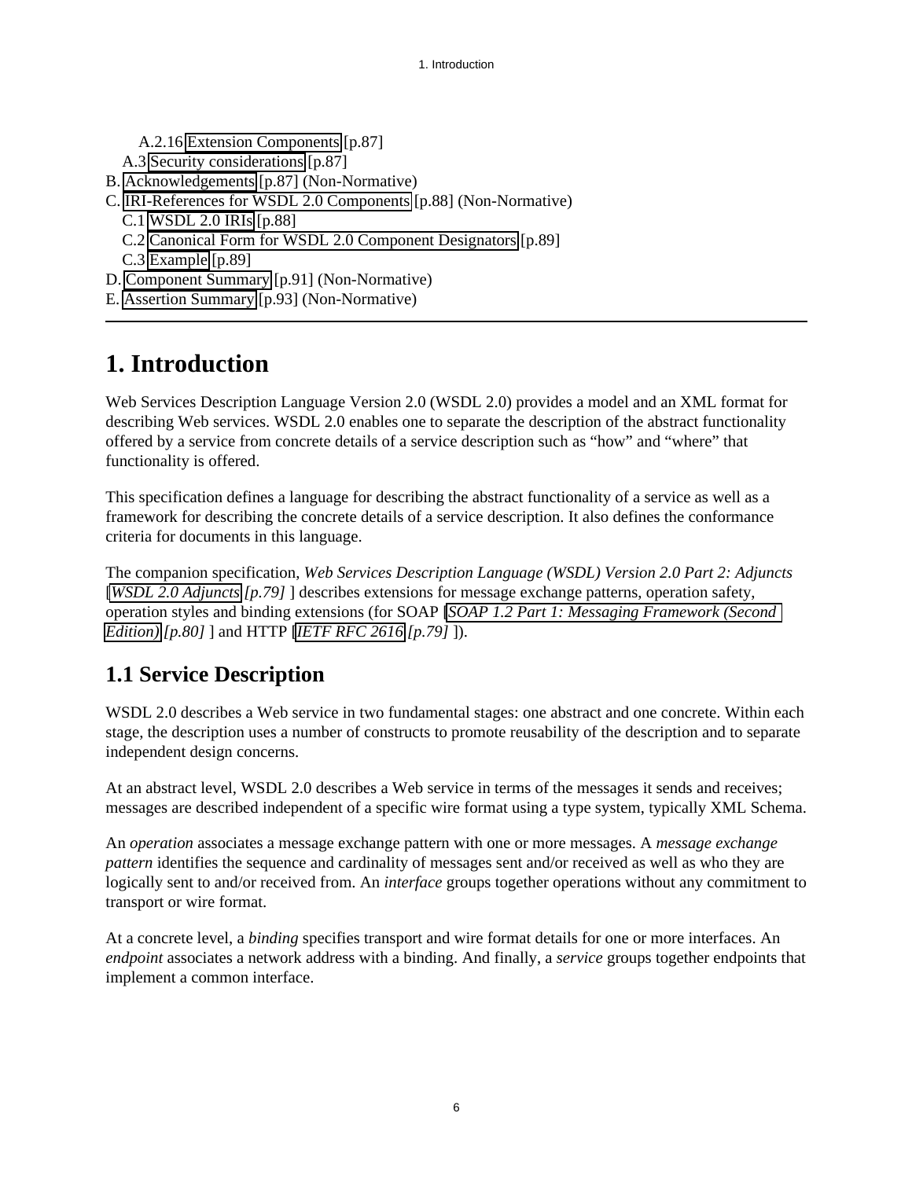A.2.16 Extension Components [p.87]
A.3 Security considerations [p.87]
B. Acknowledgements [p.87] (Non-Normative)
C. IRI-References for WSDL 2.0 Components [p.88] (Non-Normative)
C.1 WSDL 2.0 IRIs [p.88]
C.2 Canonical Form for WSDL 2.0 Component Designators [p.89]
C.3 Example [p.89]
D. Component Summary [p.91] (Non-Normative)
E. Assertion Summary [p.93] (Non-Normative)

---

# 1. Introduction

Web Services Description Language Version 2.0 (WSDL 2.0) provides a model and an XML format for describing Web services. WSDL 2.0 enables one to separate the description of the abstract functionality offered by a service from concrete details of a service description such as "how" and "where" that functionality is offered.

This specification defines a language for describing the abstract functionality of a service as well as a framework for describing the concrete details of a service description. It also defines the conformance criteria for documents in this language.

The companion specification, *Web Services Description Language (WSDL) Version 2.0 Part 2: Adjuncts* [*WSDL 2.0 Adjuncts [p.79]* ] describes extensions for message exchange patterns, operation safety, operation styles and binding extensions (for SOAP [*SOAP 1.2 Part 1: Messaging Framework (Second Edition) [p.80]* ] and HTTP [*IETF RFC 2616 [p.79]* ]).

## 1.1 Service Description

WSDL 2.0 describes a Web service in two fundamental stages: one abstract and one concrete. Within each stage, the description uses a number of constructs to promote reusability of the description and to separate independent design concerns.

At an abstract level, WSDL 2.0 describes a Web service in terms of the messages it sends and receives; messages are described independent of a specific wire format using a type system, typically XML Schema.

An *operation* associates a message exchange pattern with one or more messages. A *message exchange pattern* identifies the sequence and cardinality of messages sent and/or received as well as who they are logically sent to and/or received from. An *interface* groups together operations without any commitment to transport or wire format.

At a concrete level, a *binding* specifies transport and wire format details for one or more interfaces. An *endpoint* associates a network address with a binding. And finally, a *service* groups together endpoints that implement a common interface.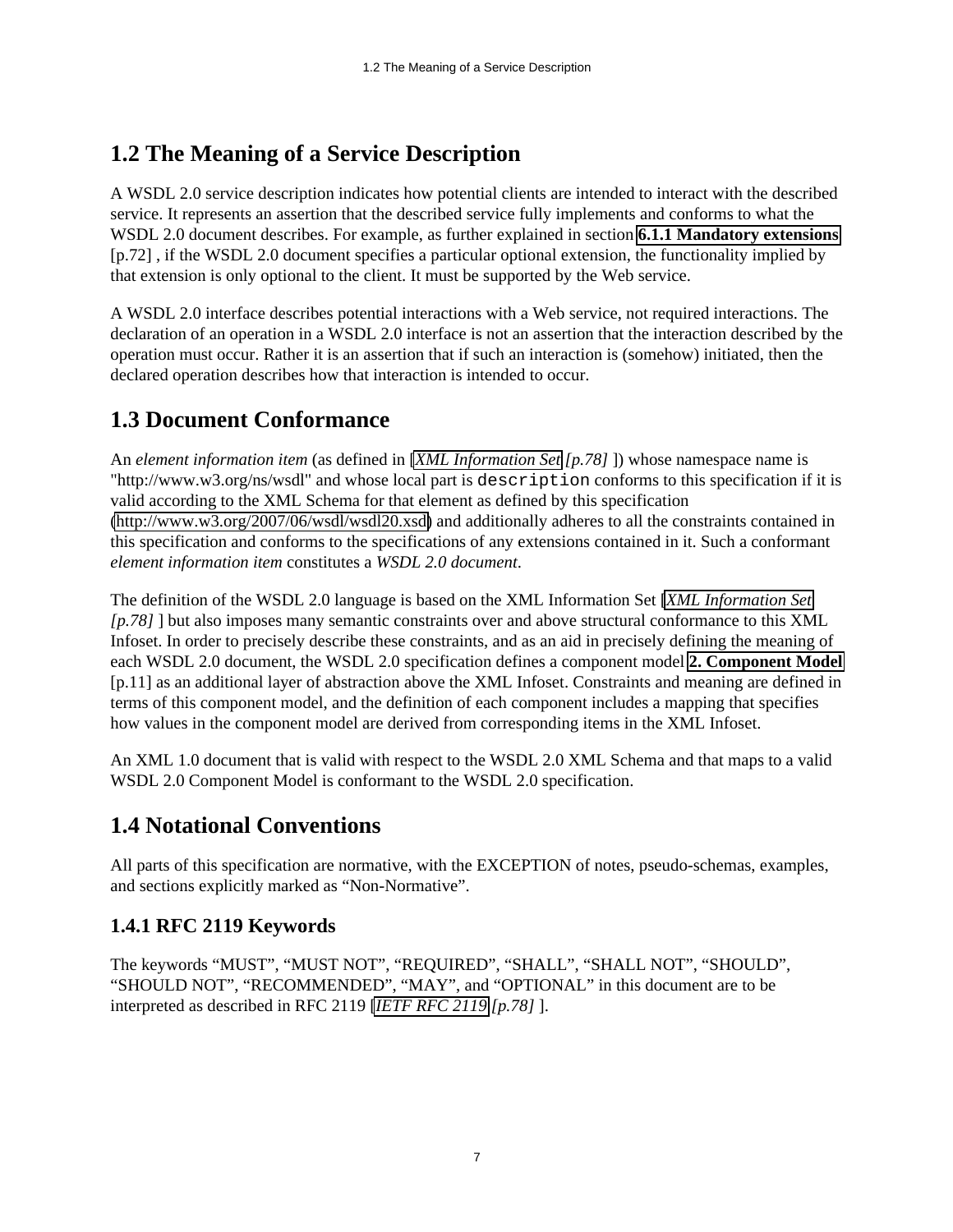## 1.2 The Meaning of a Service Description

A WSDL 2.0 service description indicates how potential clients are intended to interact with the described service. It represents an assertion that the described service fully implements and conforms to what the WSDL 2.0 document describes. For example, as further explained in section **6.1.1 Mandatory extensions** [p.72] , if the WSDL 2.0 document specifies a particular optional extension, the functionality implied by that extension is only optional to the client. It must be supported by the Web service.

A WSDL 2.0 interface describes potential interactions with a Web service, not required interactions. The declaration of an operation in a WSDL 2.0 interface is not an assertion that the interaction described by the operation must occur. Rather it is an assertion that if such an interaction is (somehow) initiated, then the declared operation describes how that interaction is intended to occur.

## 1.3 Document Conformance

An *element information item* (as defined in [*XML Information Set* *[p.78]* ]) whose namespace name is "http://www.w3.org/ns/wsdl" and whose local part is `description` conforms to this specification if it is valid according to the XML Schema for that element as defined by this specification (http://www.w3.org/2007/06/wsdl/wsdl20.xsd) and additionally adheres to all the constraints contained in this specification and conforms to the specifications of any extensions contained in it. Such a conformant *element information item* constitutes a *WSDL 2.0 document*.

The definition of the WSDL 2.0 language is based on the XML Information Set [*XML Information Set* *[p.78]* ] but also imposes many semantic constraints over and above structural conformance to this XML Infoset. In order to precisely describe these constraints, and as an aid in precisely defining the meaning of each WSDL 2.0 document, the WSDL 2.0 specification defines a component model **2. Component Model** [p.11] as an additional layer of abstraction above the XML Infoset. Constraints and meaning are defined in terms of this component model, and the definition of each component includes a mapping that specifies how values in the component model are derived from corresponding items in the XML Infoset.

An XML 1.0 document that is valid with respect to the WSDL 2.0 XML Schema and that maps to a valid WSDL 2.0 Component Model is conformant to the WSDL 2.0 specification.

## 1.4 Notational Conventions

All parts of this specification are normative, with the EXCEPTION of notes, pseudo-schemas, examples, and sections explicitly marked as “Non-Normative”.

### 1.4.1 RFC 2119 Keywords

The keywords “MUST”, “MUST NOT”, “REQUIRED”, “SHALL”, “SHALL NOT”, “SHOULD”, “SHOULD NOT”, “RECOMMENDED”, “MAY”, and “OPTIONAL” in this document are to be interpreted as described in RFC 2119 [*IETF RFC 2119* *[p.78]* ].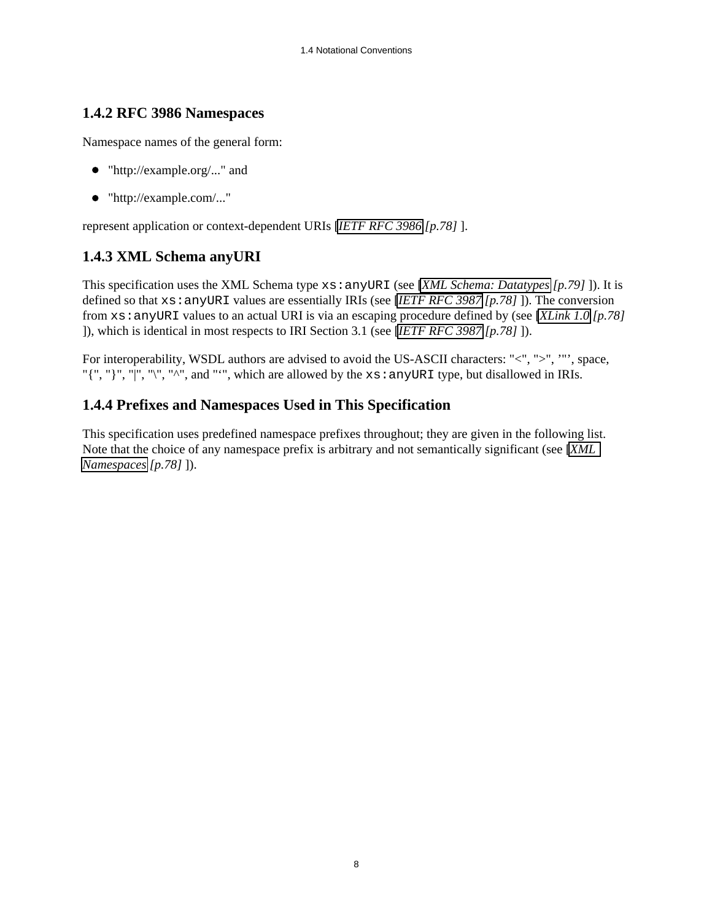### 1.4.2 RFC 3986 Namespaces

Namespace names of the general form:

- "http://example.org/..." and
- "http://example.com/..."

represent application or context-dependent URIs [*IETF RFC 3986* *[p.78]* ].

### 1.4.3 XML Schema anyURI

This specification uses the XML Schema type `xs:anyURI` (see [*XML Schema: Datatypes* *[p.79]* ]). It is defined so that `xs:anyURI` values are essentially IRIs (see [*IETF RFC 3987* *[p.78]* ]). The conversion from `xs:anyURI` values to an actual URI is via an escaping procedure defined by (see [*XLink 1.0* *[p.78]* ]), which is identical in most respects to IRI Section 3.1 (see [*IETF RFC 3987* *[p.78]* ]).

For interoperability, WSDL authors are advised to avoid the US-ASCII characters: "<", ">", '"', space, "{", "}", "|", "\", "^", and "`", which are allowed by the `xs:anyURI` type, but disallowed in IRIs.

### 1.4.4 Prefixes and Namespaces Used in This Specification

This specification uses predefined namespace prefixes throughout; they are given in the following list. Note that the choice of any namespace prefix is arbitrary and not semantically significant (see [*XML Namespaces* *[p.78]* ]).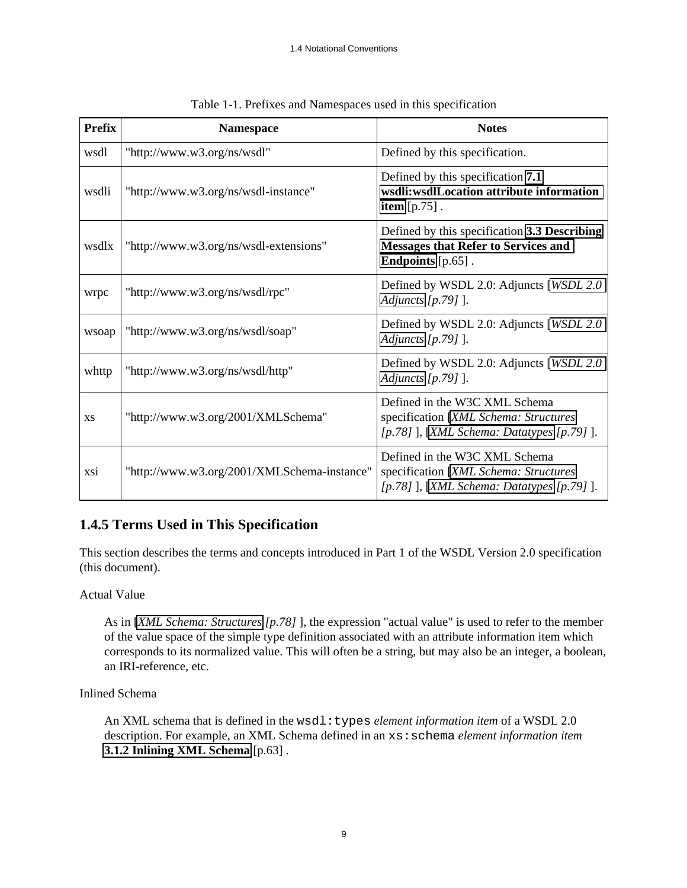Table 1-1. Prefixes and Namespaces used in this specification

| Prefix | Namespace | Notes |
|---|---|---|
| wsdl | "http://www.w3.org/ns/wsdl" | Defined by this specification. |
| wsdli | "http://www.w3.org/ns/wsdl-instance" | Defined by this specification **7.1 wsdli:wsdlLocation attribute information item** [p.75] . |
| wsdlx | "http://www.w3.org/ns/wsdl-extensions" | Defined by this specification **3.3 Describing Messages that Refer to Services and Endpoints** [p.65] . |
| wrpc | "http://www.w3.org/ns/wsdl/rpc" | Defined by WSDL 2.0: Adjuncts [*WSDL 2.0 Adjuncts* *[p.79]* ]. |
| wsoap | "http://www.w3.org/ns/wsdl/soap" | Defined by WSDL 2.0: Adjuncts [*WSDL 2.0 Adjuncts* *[p.79]* ]. |
| whttp | "http://www.w3.org/ns/wsdl/http" | Defined by WSDL 2.0: Adjuncts [*WSDL 2.0 Adjuncts* *[p.79]* ]. |
| xs | "http://www.w3.org/2001/XMLSchema" | Defined in the W3C XML Schema specification [*XML Schema: Structures* *[p.78]* ], [*XML Schema: Datatypes* *[p.79]* ]. |
| xsi | "http://www.w3.org/2001/XMLSchema-instance" | Defined in the W3C XML Schema specification [*XML Schema: Structures* *[p.78]* ], [*XML Schema: Datatypes* *[p.79]* ]. |

### 1.4.5 Terms Used in This Specification

This section describes the terms and concepts introduced in Part 1 of the WSDL Version 2.0 specification (this document).

Actual Value

As in [*XML Schema: Structures* *[p.78]* ], the expression "actual value" is used to refer to the member of the value space of the simple type definition associated with an attribute information item which corresponds to its normalized value. This will often be a string, but may also be an integer, a boolean, an IRI-reference, etc.

Inlined Schema

An XML schema that is defined in the `wsdl:types` *element information item* of a WSDL 2.0 description. For example, an XML Schema defined in an `xs:schema` *element information item* **3.1.2 Inlining XML Schema** [p.63] .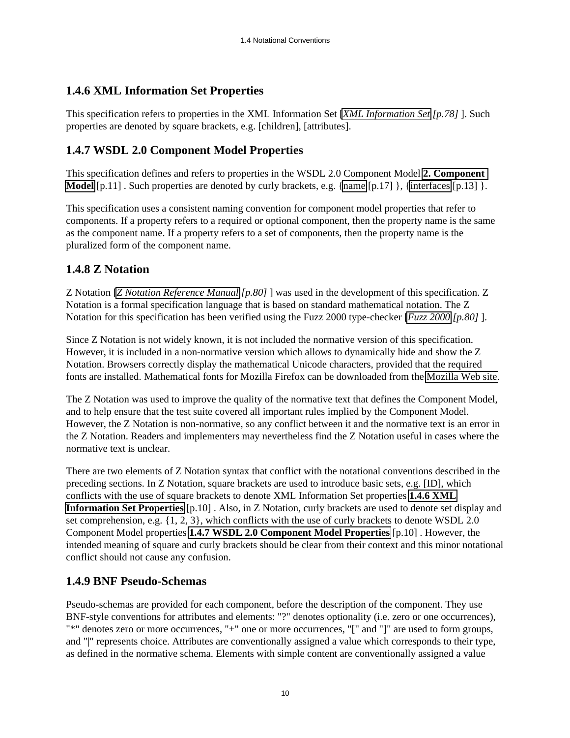### 1.4.6 XML Information Set Properties

This specification refers to properties in the XML Information Set [*XML Information Set [p.78]* ]. Such properties are denoted by square brackets, e.g. [children], [attributes].

### 1.4.7 WSDL 2.0 Component Model Properties

This specification defines and refers to properties in the WSDL 2.0 Component Model **2. Component Model** [p.11] . Such properties are denoted by curly brackets, e.g. {name [p.17] }, {interfaces [p.13] }.

This specification uses a consistent naming convention for component model properties that refer to components. If a property refers to a required or optional component, then the property name is the same as the component name. If a property refers to a set of components, then the property name is the pluralized form of the component name.

### 1.4.8 Z Notation

Z Notation [*Z Notation Reference Manual [p.80]* ] was used in the development of this specification. Z Notation is a formal specification language that is based on standard mathematical notation. The Z Notation for this specification has been verified using the Fuzz 2000 type-checker [*Fuzz 2000 [p.80]* ].

Since Z Notation is not widely known, it is not included the normative version of this specification. However, it is included in a non-normative version which allows to dynamically hide and show the Z Notation. Browsers correctly display the mathematical Unicode characters, provided that the required fonts are installed. Mathematical fonts for Mozilla Firefox can be downloaded from the Mozilla Web site.

The Z Notation was used to improve the quality of the normative text that defines the Component Model, and to help ensure that the test suite covered all important rules implied by the Component Model. However, the Z Notation is non-normative, so any conflict between it and the normative text is an error in the Z Notation. Readers and implementers may nevertheless find the Z Notation useful in cases where the normative text is unclear.

There are two elements of Z Notation syntax that conflict with the notational conventions described in the preceding sections. In Z Notation, square brackets are used to introduce basic sets, e.g. [ID], which conflicts with the use of square brackets to denote XML Information Set properties **1.4.6 XML Information Set Properties** [p.10] . Also, in Z Notation, curly brackets are used to denote set display and set comprehension, e.g. {1, 2, 3}, which conflicts with the use of curly brackets to denote WSDL 2.0 Component Model properties **1.4.7 WSDL 2.0 Component Model Properties** [p.10] . However, the intended meaning of square and curly brackets should be clear from their context and this minor notational conflict should not cause any confusion.

### 1.4.9 BNF Pseudo-Schemas

Pseudo-schemas are provided for each component, before the description of the component. They use BNF-style conventions for attributes and elements: "?" denotes optionality (i.e. zero or one occurrences), "*" denotes zero or more occurrences, "+" one or more occurrences, "[" and "]" are used to form groups, and "|" represents choice. Attributes are conventionally assigned a value which corresponds to their type, as defined in the normative schema. Elements with simple content are conventionally assigned a value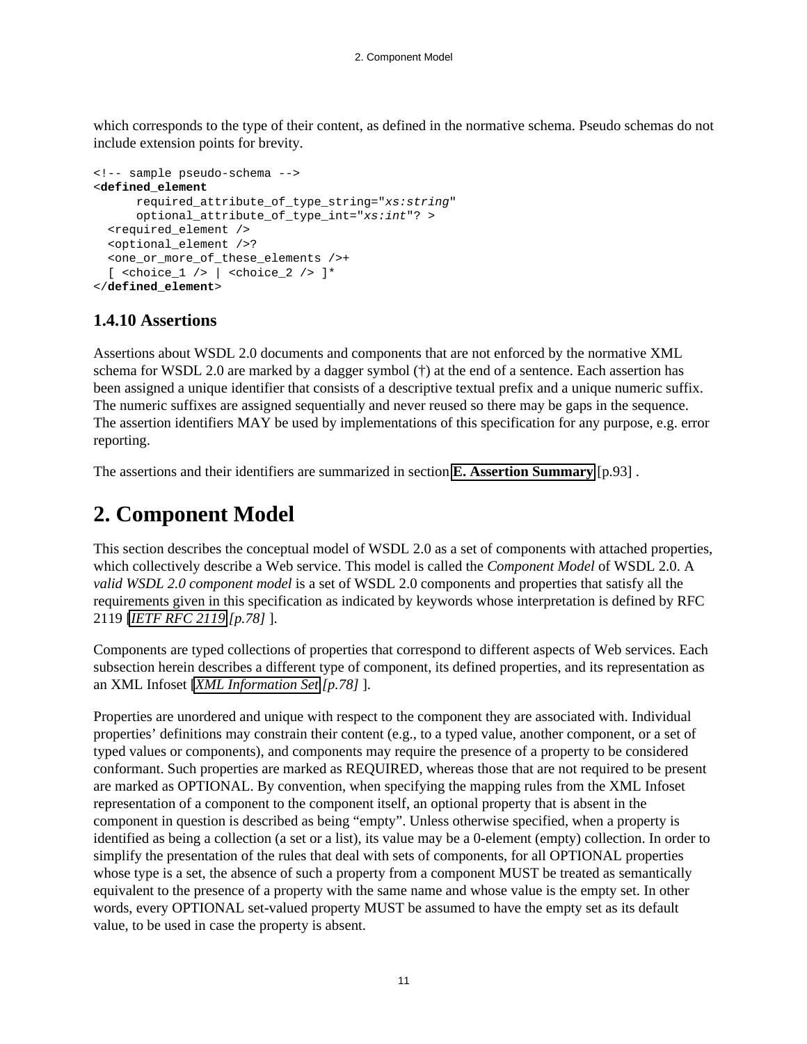which corresponds to the type of their content, as defined in the normative schema. Pseudo schemas do not include extension points for brevity.

```
<!-- sample pseudo-schema -->
<defined_element
      required_attribute_of_type_string="xs:string"
      optional_attribute_of_type_int="xs:int"? >
  <required_element />
  <optional_element />?
  <one_or_more_of_these_elements />+
  [ <choice_1 /> | <choice_2 /> ]*
</defined_element>
```

### 1.4.10 Assertions

Assertions about WSDL 2.0 documents and components that are not enforced by the normative XML schema for WSDL 2.0 are marked by a dagger symbol (†) at the end of a sentence. Each assertion has been assigned a unique identifier that consists of a descriptive textual prefix and a unique numeric suffix. The numeric suffixes are assigned sequentially and never reused so there may be gaps in the sequence. The assertion identifiers MAY be used by implementations of this specification for any purpose, e.g. error reporting.

The assertions and their identifiers are summarized in section **E. Assertion Summary** [p.93] .

# 2. Component Model

This section describes the conceptual model of WSDL 2.0 as a set of components with attached properties, which collectively describe a Web service. This model is called the *Component Model* of WSDL 2.0. A *valid WSDL 2.0 component model* is a set of WSDL 2.0 components and properties that satisfy all the requirements given in this specification as indicated by keywords whose interpretation is defined by RFC 2119 [*IETF RFC 2119 [p.78]* ].

Components are typed collections of properties that correspond to different aspects of Web services. Each subsection herein describes a different type of component, its defined properties, and its representation as an XML Infoset [*XML Information Set [p.78]* ].

Properties are unordered and unique with respect to the component they are associated with. Individual properties' definitions may constrain their content (e.g., to a typed value, another component, or a set of typed values or components), and components may require the presence of a property to be considered conformant. Such properties are marked as REQUIRED, whereas those that are not required to be present are marked as OPTIONAL. By convention, when specifying the mapping rules from the XML Infoset representation of a component to the component itself, an optional property that is absent in the component in question is described as being "empty". Unless otherwise specified, when a property is identified as being a collection (a set or a list), its value may be a 0-element (empty) collection. In order to simplify the presentation of the rules that deal with sets of components, for all OPTIONAL properties whose type is a set, the absence of such a property from a component MUST be treated as semantically equivalent to the presence of a property with the same name and whose value is the empty set. In other words, every OPTIONAL set-valued property MUST be assumed to have the empty set as its default value, to be used in case the property is absent.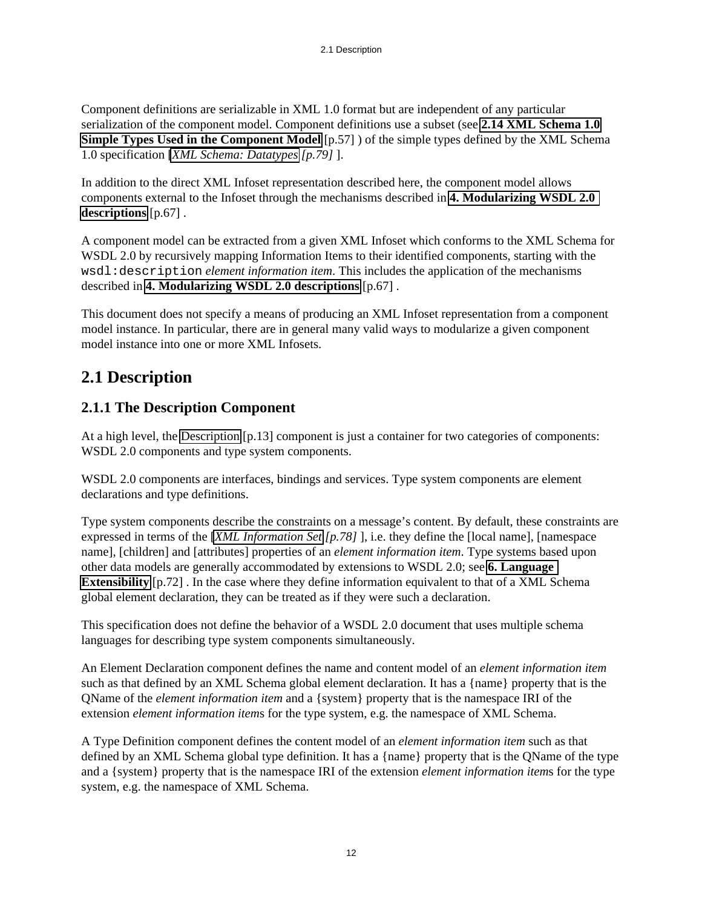Component definitions are serializable in XML 1.0 format but are independent of any particular serialization of the component model. Component definitions use a subset (see **2.14 XML Schema 1.0 Simple Types Used in the Component Model** [p.57] ) of the simple types defined by the XML Schema 1.0 specification [*XML Schema: Datatypes* *[p.79]* ].

In addition to the direct XML Infoset representation described here, the component model allows components external to the Infoset through the mechanisms described in **4. Modularizing WSDL 2.0 descriptions** [p.67] .

A component model can be extracted from a given XML Infoset which conforms to the XML Schema for WSDL 2.0 by recursively mapping Information Items to their identified components, starting with the `wsdl:description` *element information item*. This includes the application of the mechanisms described in **4. Modularizing WSDL 2.0 descriptions** [p.67] .

This document does not specify a means of producing an XML Infoset representation from a component model instance. In particular, there are in general many valid ways to modularize a given component model instance into one or more XML Infosets.

## 2.1 Description

### 2.1.1 The Description Component

At a high level, the Description [p.13] component is just a container for two categories of components: WSDL 2.0 components and type system components.

WSDL 2.0 components are interfaces, bindings and services. Type system components are element declarations and type definitions.

Type system components describe the constraints on a message's content. By default, these constraints are expressed in terms of the [*XML Information Set* *[p.78]* ], i.e. they define the [local name], [namespace name], [children] and [attributes] properties of an *element information item*. Type systems based upon other data models are generally accommodated by extensions to WSDL 2.0; see **6. Language Extensibility** [p.72] . In the case where they define information equivalent to that of a XML Schema global element declaration, they can be treated as if they were such a declaration.

This specification does not define the behavior of a WSDL 2.0 document that uses multiple schema languages for describing type system components simultaneously.

An Element Declaration component defines the name and content model of an *element information item* such as that defined by an XML Schema global element declaration. It has a {name} property that is the QName of the *element information item* and a {system} property that is the namespace IRI of the extension *element information item*s for the type system, e.g. the namespace of XML Schema.

A Type Definition component defines the content model of an *element information item* such as that defined by an XML Schema global type definition. It has a {name} property that is the QName of the type and a {system} property that is the namespace IRI of the extension *element information item*s for the type system, e.g. the namespace of XML Schema.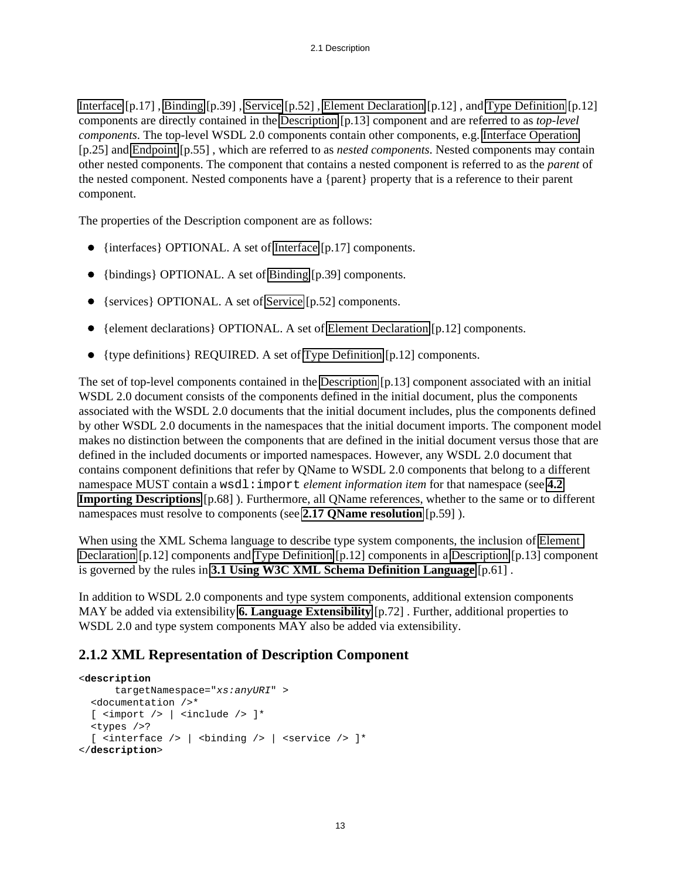Interface [p.17] , Binding [p.39] , Service [p.52] , Element Declaration [p.12] , and Type Definition [p.12] components are directly contained in the Description [p.13] component and are referred to as *top-level components*. The top-level WSDL 2.0 components contain other components, e.g. Interface Operation [p.25] and Endpoint [p.55] , which are referred to as *nested components*. Nested components may contain other nested components. The component that contains a nested component is referred to as the *parent* of the nested component. Nested components have a {parent} property that is a reference to their parent component.

The properties of the Description component are as follows:

- {interfaces} OPTIONAL. A set of Interface [p.17] components.
- {bindings} OPTIONAL. A set of Binding [p.39] components.
- {services} OPTIONAL. A set of Service [p.52] components.
- {element declarations} OPTIONAL. A set of Element Declaration [p.12] components.
- {type definitions} REQUIRED. A set of Type Definition [p.12] components.

The set of top-level components contained in the Description [p.13] component associated with an initial WSDL 2.0 document consists of the components defined in the initial document, plus the components associated with the WSDL 2.0 documents that the initial document includes, plus the components defined by other WSDL 2.0 documents in the namespaces that the initial document imports. The component model makes no distinction between the components that are defined in the initial document versus those that are defined in the included documents or imported namespaces. However, any WSDL 2.0 document that contains component definitions that refer by QName to WSDL 2.0 components that belong to a different namespace MUST contain a `wsdl:import` *element information item* for that namespace (see **4.2 Importing Descriptions** [p.68] ). Furthermore, all QName references, whether to the same or to different namespaces must resolve to components (see **2.17 QName resolution** [p.59] ).

When using the XML Schema language to describe type system components, the inclusion of Element Declaration [p.12] components and Type Definition [p.12] components in a Description [p.13] component is governed by the rules in **3.1 Using W3C XML Schema Definition Language** [p.61] .

In addition to WSDL 2.0 components and type system components, additional extension components MAY be added via extensibility **6. Language Extensibility** [p.72] . Further, additional properties to WSDL 2.0 and type system components MAY also be added via extensibility.

## 2.1.2 XML Representation of Description Component

```
<description
      targetNamespace="xs:anyURI" >
  <documentation />*
  [ <import /> | <include /> ]*
  <types />?
  [ <interface /> | <binding /> | <service /> ]*
</description>
```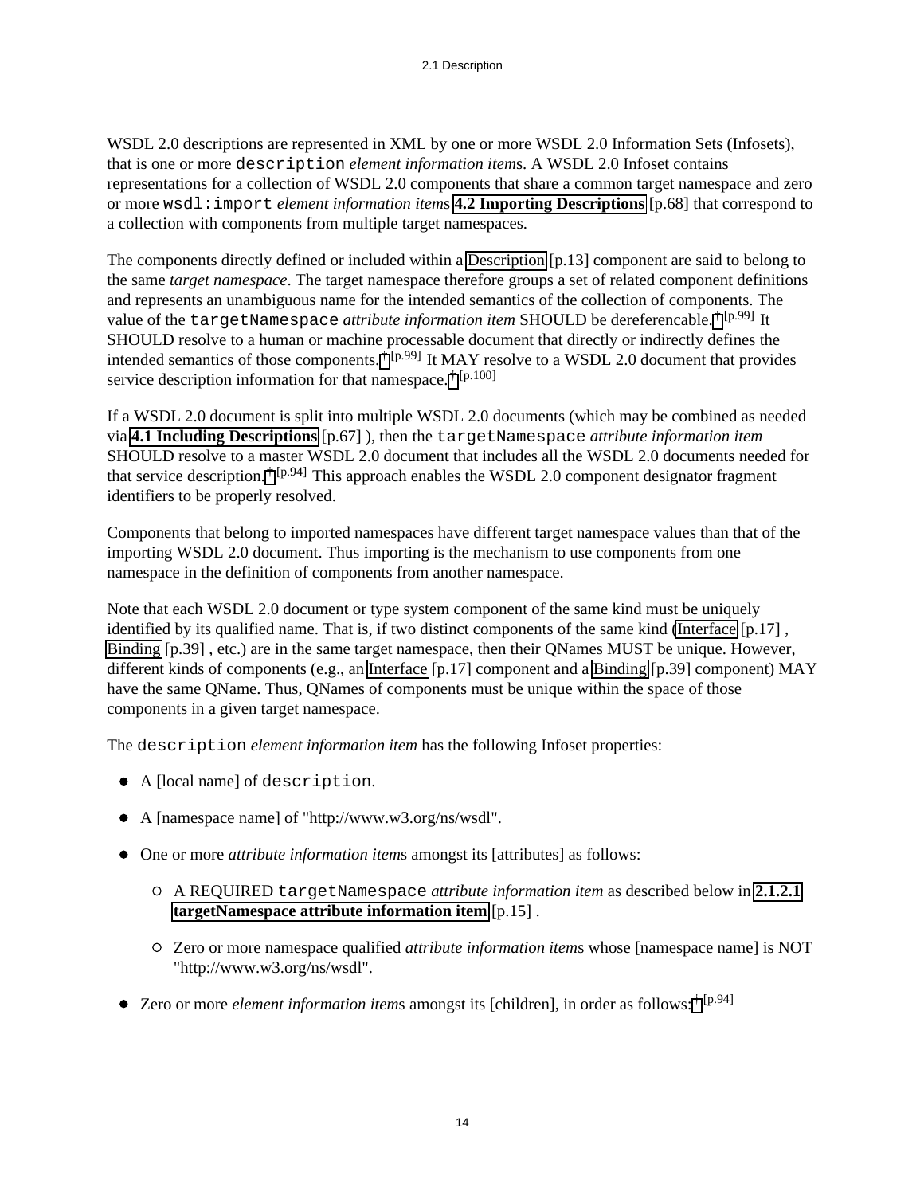WSDL 2.0 descriptions are represented in XML by one or more WSDL 2.0 Information Sets (Infosets), that is one or more `description` *element information item*s. A WSDL 2.0 Infoset contains representations for a collection of WSDL 2.0 components that share a common target namespace and zero or more `wsdl:import` *element information items* **4.2 Importing Descriptions** [p.68] that correspond to a collection with components from multiple target namespaces.

The components directly defined or included within a Description [p.13] component are said to belong to the same *target namespace*. The target namespace therefore groups a set of related component definitions and represents an unambiguous name for the intended semantics of the collection of components. The value of the `targetNamespace` *attribute information item* SHOULD be dereferencable.† [p.99] It SHOULD resolve to a human or machine processable document that directly or indirectly defines the intended semantics of those components.† [p.99] It MAY resolve to a WSDL 2.0 document that provides service description information for that namespace.† [p.100]

If a WSDL 2.0 document is split into multiple WSDL 2.0 documents (which may be combined as needed via **4.1 Including Descriptions** [p.67] ), then the `targetNamespace` *attribute information item* SHOULD resolve to a master WSDL 2.0 document that includes all the WSDL 2.0 documents needed for that service description.† [p.94] This approach enables the WSDL 2.0 component designator fragment identifiers to be properly resolved.

Components that belong to imported namespaces have different target namespace values than that of the importing WSDL 2.0 document. Thus importing is the mechanism to use components from one namespace in the definition of components from another namespace.

Note that each WSDL 2.0 document or type system component of the same kind must be uniquely identified by its qualified name. That is, if two distinct components of the same kind (Interface [p.17] , Binding [p.39] , etc.) are in the same target namespace, then their QNames MUST be unique. However, different kinds of components (e.g., an Interface [p.17] component and a Binding [p.39] component) MAY have the same QName. Thus, QNames of components must be unique within the space of those components in a given target namespace.

The `description` *element information item* has the following Infoset properties:

- A [local name] of `description`.
- A [namespace name] of "http://www.w3.org/ns/wsdl".
- One or more *attribute information item*s amongst its [attributes] as follows:
  - A REQUIRED `targetNamespace` *attribute information item* as described below in **2.1.2.1 targetNamespace attribute information item** [p.15] .
  - Zero or more namespace qualified *attribute information item*s whose [namespace name] is NOT "http://www.w3.org/ns/wsdl".
- Zero or more *element information item*s amongst its [children], in order as follows:† [p.94]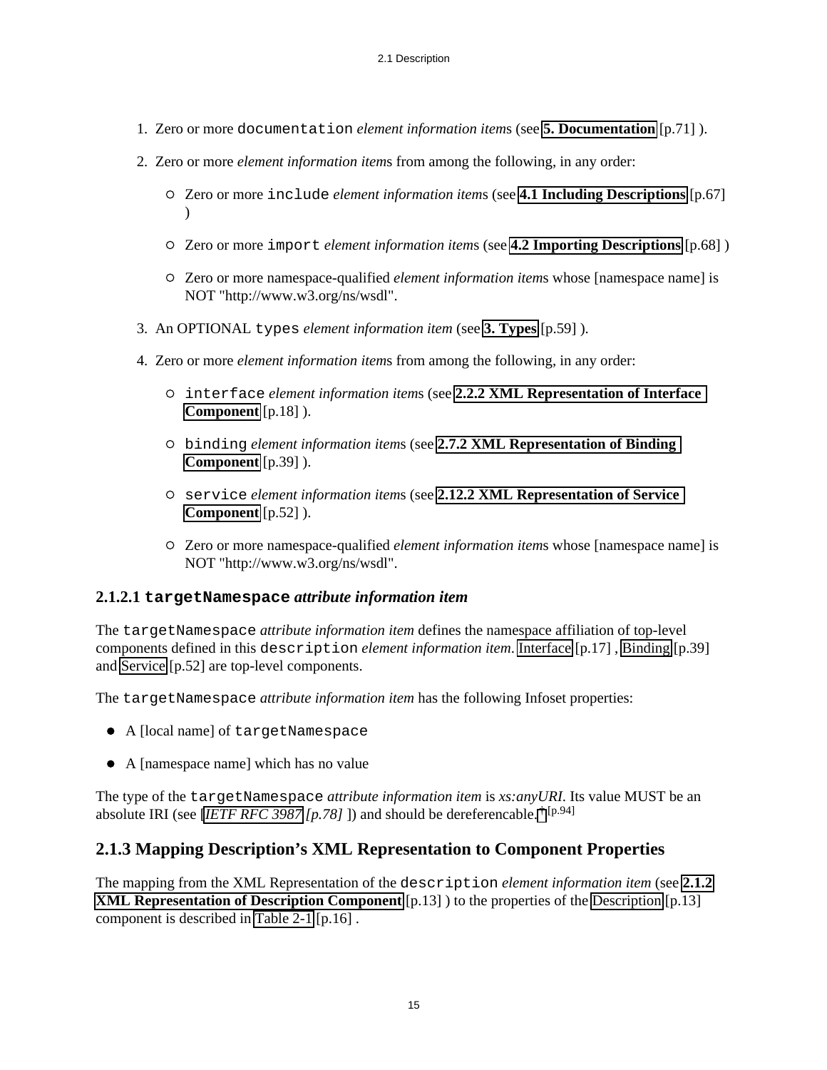1. Zero or more `documentation` *element information items* (see **5. Documentation** [p.71] ).
2. Zero or more *element information item*s from among the following, in any order:
   - Zero or more `include` *element information item*s (see **4.1 Including Descriptions** [p.67] )
   - Zero or more `import` *element information item*s (see **4.2 Importing Descriptions** [p.68] )
   - Zero or more namespace-qualified *element information item*s whose [namespace name] is NOT "http://www.w3.org/ns/wsdl".
3. An OPTIONAL `types` *element information item* (see **3. Types** [p.59] ).
4. Zero or more *element information item*s from among the following, in any order:
   - `interface` *element information item*s (see **2.2.2 XML Representation of Interface Component** [p.18] ).
   - `binding` *element information item*s (see **2.7.2 XML Representation of Binding Component** [p.39] ).
   - `service` *element information item*s (see **2.12.2 XML Representation of Service Component** [p.52] ).
   - Zero or more namespace-qualified *element information item*s whose [namespace name] is NOT "http://www.w3.org/ns/wsdl".

#### 2.1.2.1 `targetNamespace` *attribute information item*

The `targetNamespace` *attribute information item* defines the namespace affiliation of top-level components defined in this `description` *element information item*. Interface [p.17] , Binding [p.39] and Service [p.52] are top-level components.

The `targetNamespace` *attribute information item* has the following Infoset properties:

- A [local name] of `targetNamespace`
- A [namespace name] which has no value

The type of the `targetNamespace` *attribute information item* is *xs:anyURI*. Its value MUST be an absolute IRI (see [*IETF RFC 3987* *[p.78]* ]) and should be dereferencable.† [p.94]

### 2.1.3 Mapping Description's XML Representation to Component Properties

The mapping from the XML Representation of the `description` *element information item* (see **2.1.2 XML Representation of Description Component** [p.13] ) to the properties of the Description [p.13] component is described in Table 2-1 [p.16] .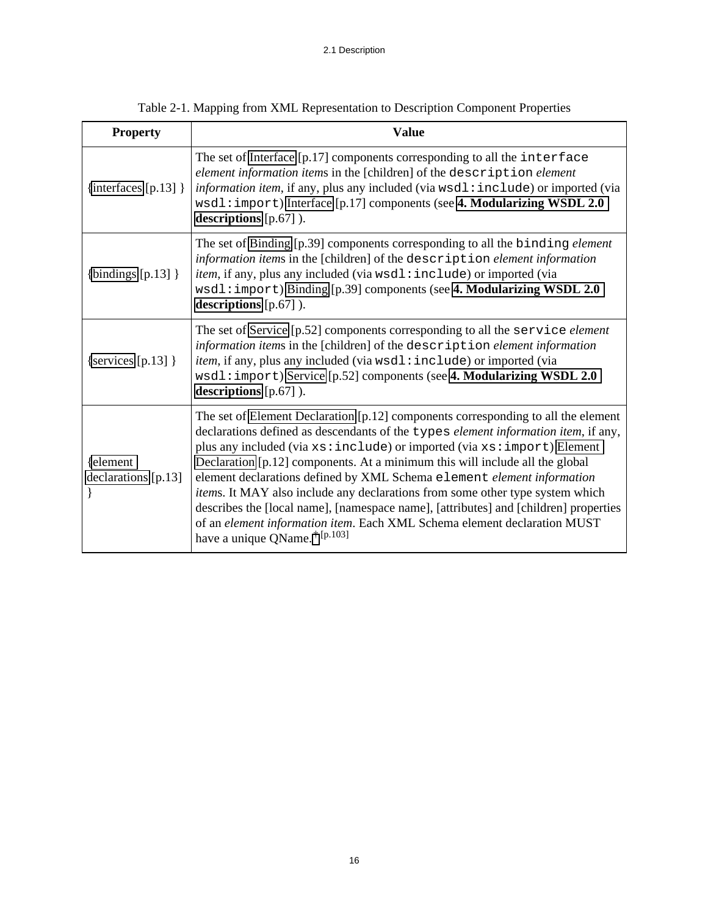Table 2-1. Mapping from XML Representation to Description Component Properties

| Property | Value |
| --- | --- |
| {interfaces [p.13] } | The set of Interface [p.17] components corresponding to all the `interface` *element information items* in the [children] of the `description` *element information item*, if any, plus any included (via `wsdl:include`) or imported (via `wsdl:import`) Interface [p.17] components (see **4. Modularizing WSDL 2.0 descriptions** [p.67] ). |
| {bindings [p.13] } | The set of Binding [p.39] components corresponding to all the `binding` *element information items* in the [children] of the `description` *element information item*, if any, plus any included (via `wsdl:include`) or imported (via `wsdl:import`) Binding [p.39] components (see **4. Modularizing WSDL 2.0 descriptions** [p.67] ). |
| {services [p.13] } | The set of Service [p.52] components corresponding to all the `service` *element information items* in the [children] of the `description` *element information item*, if any, plus any included (via `wsdl:include`) or imported (via `wsdl:import`) Service [p.52] components (see **4. Modularizing WSDL 2.0 descriptions** [p.67] ). |
| {element declarations [p.13] } | The set of Element Declaration [p.12] components corresponding to all the element declarations defined as descendants of the `types` *element information item*, if any, plus any included (via `xs:include`) or imported (via `xs:import`) Element Declaration [p.12] components. At a minimum this will include all the global element declarations defined by XML Schema `element` *element information items*. It MAY also include any declarations from some other type system which describes the [local name], [namespace name], [attributes] and [children] properties of an *element information item*. Each XML Schema element declaration MUST have a unique QName. † [p.103] |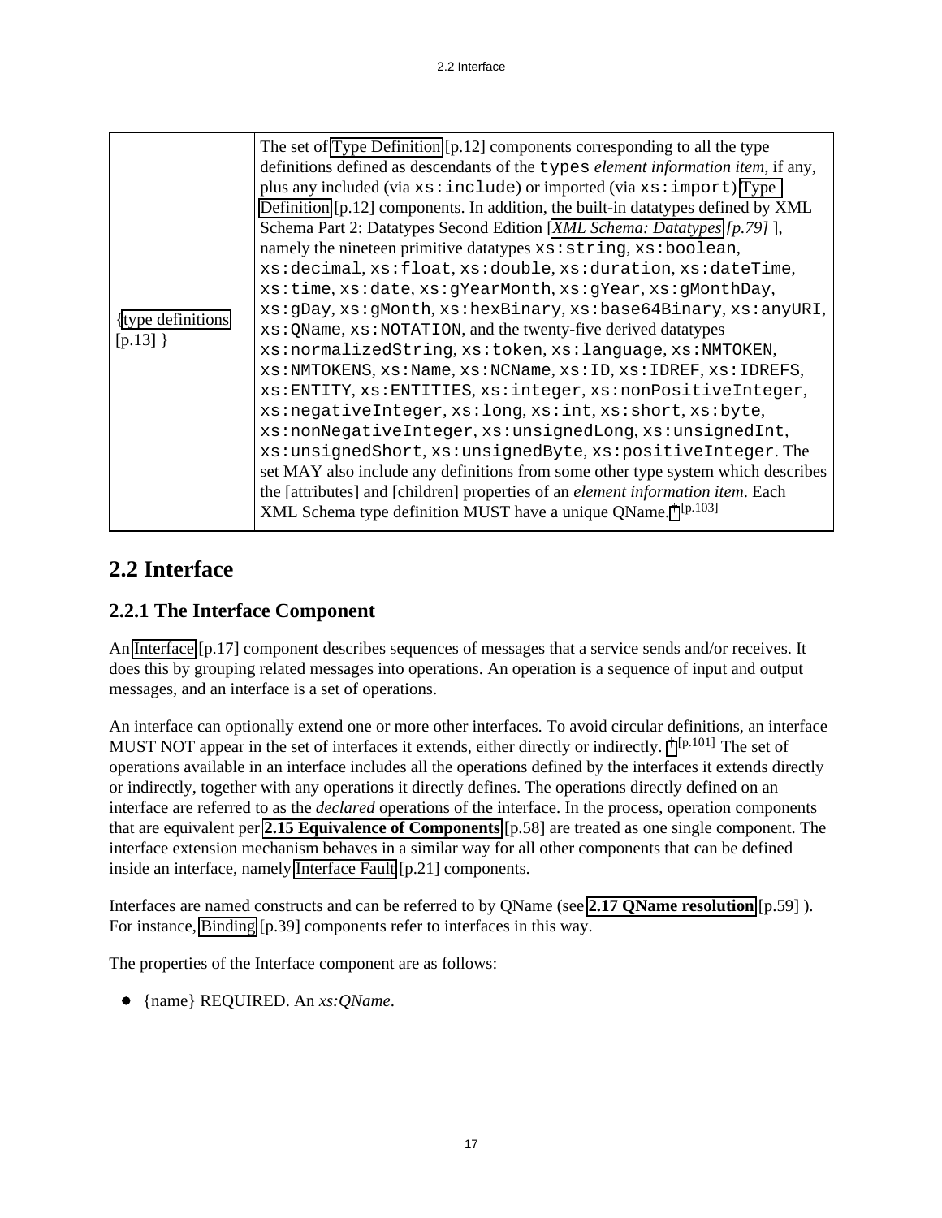| | |
|---|---|
| {type definitions [p.13] } | The set of Type Definition [p.12] components corresponding to all the type definitions defined as descendants of the `types` *element information item*, if any, plus any included (via `xs:include`) or imported (via `xs:import`) Type Definition [p.12] components. In addition, the built-in datatypes defined by XML Schema Part 2: Datatypes Second Edition [*XML Schema: Datatypes [p.79]* ], namely the nineteen primitive datatypes `xs:string`, `xs:boolean`, `xs:decimal`, `xs:float`, `xs:double`, `xs:duration`, `xs:dateTime`, `xs:time`, `xs:date`, `xs:gYearMonth`, `xs:gYear`, `xs:gMonthDay`, `xs:gDay`, `xs:gMonth`, `xs:hexBinary`, `xs:base64Binary`, `xs:anyURI`, `xs:QName`, `xs:NOTATION`, and the twenty-five derived datatypes `xs:normalizedString`, `xs:token`, `xs:language`, `xs:NMTOKEN`, `xs:NMTOKENS`, `xs:Name`, `xs:NCName`, `xs:ID`, `xs:IDREF`, `xs:IDREFS`, `xs:ENTITY`, `xs:ENTITIES`, `xs:integer`, `xs:nonPositiveInteger`, `xs:negativeInteger`, `xs:long`, `xs:int`, `xs:short`, `xs:byte`, `xs:nonNegativeInteger`, `xs:unsignedLong`, `xs:unsignedInt`, `xs:unsignedShort`, `xs:unsignedByte`, `xs:positiveInteger`. The set MAY also include any definitions from some other type system which describes the [attributes] and [children] properties of an *element information item*. Each XML Schema type definition MUST have a unique QName. † [p.103] |

## 2.2 Interface

### 2.2.1 The Interface Component

An Interface [p.17] component describes sequences of messages that a service sends and/or receives. It does this by grouping related messages into operations. An operation is a sequence of input and output messages, and an interface is a set of operations.

An interface can optionally extend one or more other interfaces. To avoid circular definitions, an interface MUST NOT appear in the set of interfaces it extends, either directly or indirectly. † [p.101] The set of operations available in an interface includes all the operations defined by the interfaces it extends directly or indirectly, together with any operations it directly defines. The operations directly defined on an interface are referred to as the *declared* operations of the interface. In the process, operation components that are equivalent per **2.15 Equivalence of Components** [p.58] are treated as one single component. The interface extension mechanism behaves in a similar way for all other components that can be defined inside an interface, namely Interface Fault [p.21] components.

Interfaces are named constructs and can be referred to by QName (see **2.17 QName resolution** [p.59] ). For instance, Binding [p.39] components refer to interfaces in this way.

The properties of the Interface component are as follows:

- {name} REQUIRED. An *xs:QName*.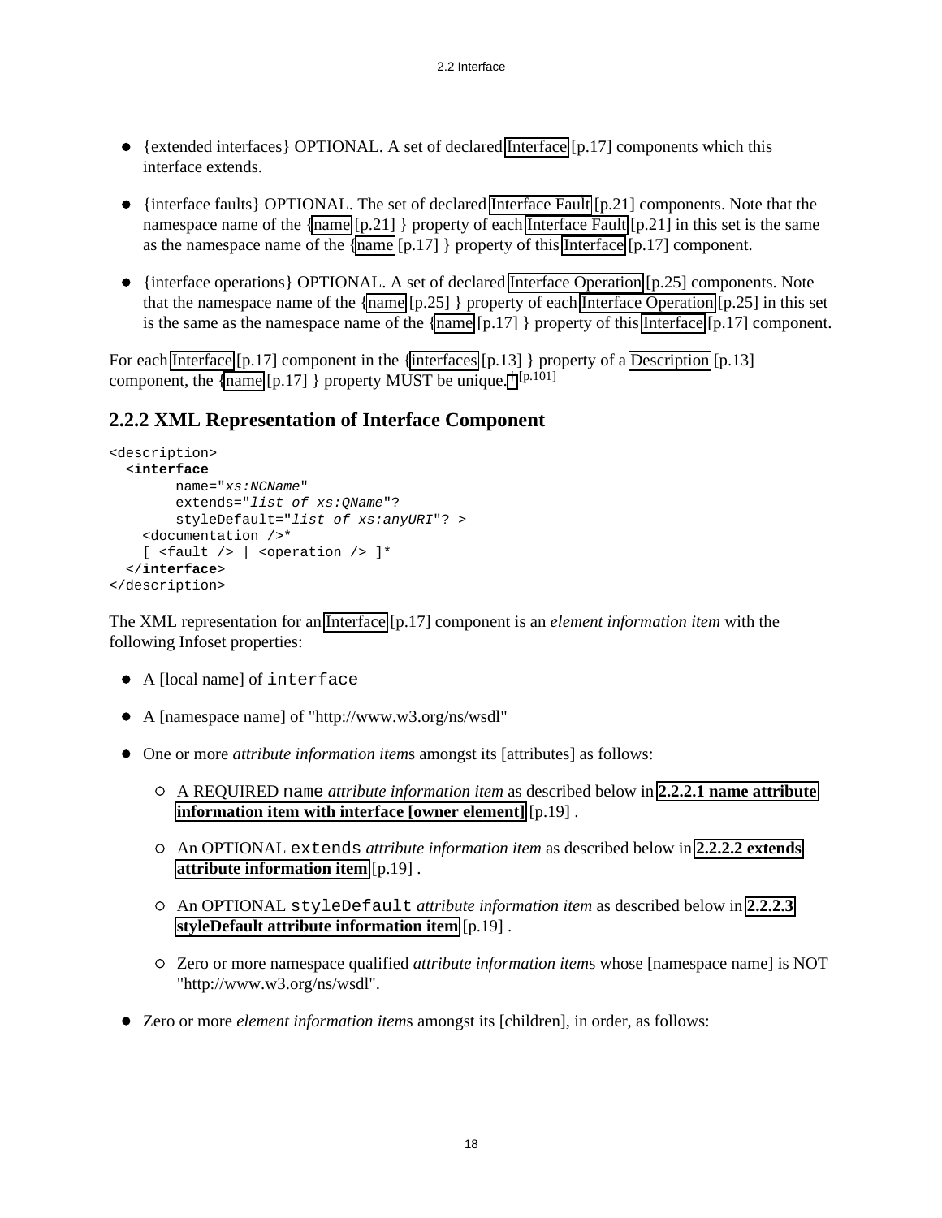- {extended interfaces} OPTIONAL. A set of declared Interface [p.17] components which this interface extends.
- {interface faults} OPTIONAL. The set of declared Interface Fault [p.21] components. Note that the namespace name of the {name [p.21] } property of each Interface Fault [p.21] in this set is the same as the namespace name of the {name [p.17] } property of this Interface [p.17] component.
- {interface operations} OPTIONAL. A set of declared Interface Operation [p.25] components. Note that the namespace name of the {name [p.25] } property of each Interface Operation [p.25] in this set is the same as the namespace name of the {name [p.17] } property of this Interface [p.17] component.

For each Interface [p.17] component in the {interfaces [p.13] } property of a Description [p.13] component, the {name [p.17] } property MUST be unique. † [p.101]

## 2.2.2 XML Representation of Interface Component

```
<description>
  <interface
        name="xs:NCName"
        extends="list of xs:QName"?
        styleDefault="list of xs:anyURI"? >
    <documentation />*
    [ <fault /> | <operation /> ]*
  </interface>
</description>
```

The XML representation for an Interface [p.17] component is an *element information item* with the following Infoset properties:

- A [local name] of `interface`
- A [namespace name] of "http://www.w3.org/ns/wsdl"
- One or more *attribute information items* amongst its [attributes] as follows:
  - A REQUIRED `name` *attribute information item* as described below in **2.2.2.1 name attribute information item with interface [owner element]** [p.19] .
  - An OPTIONAL `extends` *attribute information item* as described below in **2.2.2.2 extends attribute information item** [p.19] .
  - An OPTIONAL `styleDefault` *attribute information item* as described below in **2.2.2.3 styleDefault attribute information item** [p.19] .
  - Zero or more namespace qualified *attribute information items* whose [namespace name] is NOT "http://www.w3.org/ns/wsdl".
- Zero or more *element information items* amongst its [children], in order, as follows: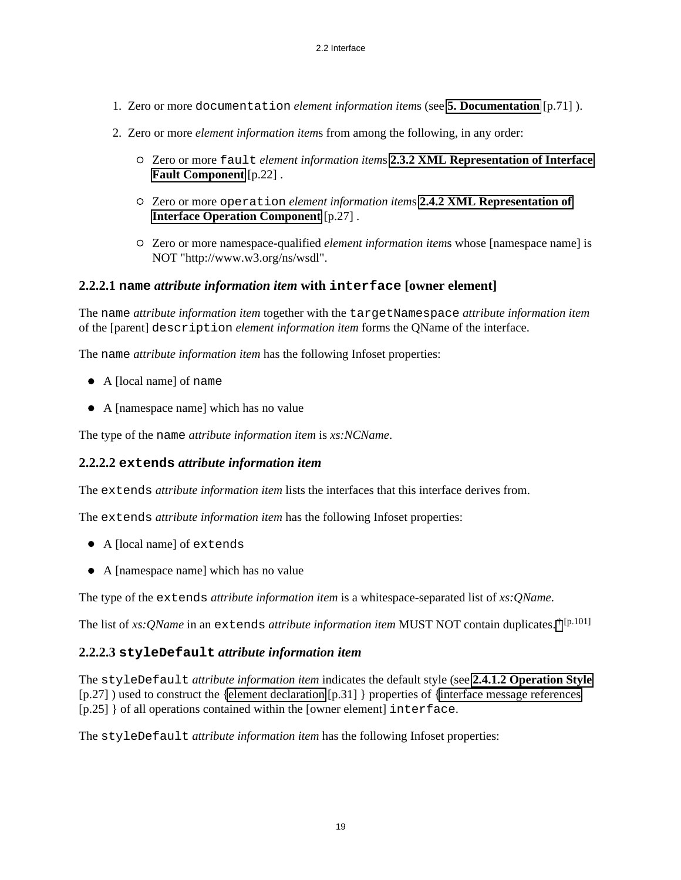1. Zero or more `documentation` *element information items* (see **5. Documentation** [p.71] ).

2. Zero or more *element information item*s from among the following, in any order:

   - Zero or more `fault` *element information items* **2.3.2 XML Representation of Interface Fault Component** [p.22] .

   - Zero or more `operation` *element information items* **2.4.2 XML Representation of Interface Operation Component** [p.27] .

   - Zero or more namespace-qualified *element information item*s whose [namespace name] is NOT "http://www.w3.org/ns/wsdl".

#### 2.2.2.1 `name` *attribute information item* with `interface` [owner element]

The `name` *attribute information item* together with the `targetNamespace` *attribute information item* of the [parent] `description` *element information item* forms the QName of the interface.

The `name` *attribute information item* has the following Infoset properties:

- A [local name] of `name`
- A [namespace name] which has no value

The type of the `name` *attribute information item* is *xs:NCName*.

#### 2.2.2.2 `extends` *attribute information item*

The `extends` *attribute information item* lists the interfaces that this interface derives from.

The `extends` *attribute information item* has the following Infoset properties:

- A [local name] of `extends`
- A [namespace name] which has no value

The type of the `extends` *attribute information item* is a whitespace-separated list of *xs:QName*.

The list of *xs:QName* in an `extends` *attribute information item* MUST NOT contain duplicates.† [p.101]

#### 2.2.2.3 `styleDefault` *attribute information item*

The `styleDefault` *attribute information item* indicates the default style (see **2.4.1.2 Operation Style** [p.27] ) used to construct the {element declaration [p.31] } properties of {interface message references [p.25] } of all operations contained within the [owner element] `interface`.

The `styleDefault` *attribute information item* has the following Infoset properties: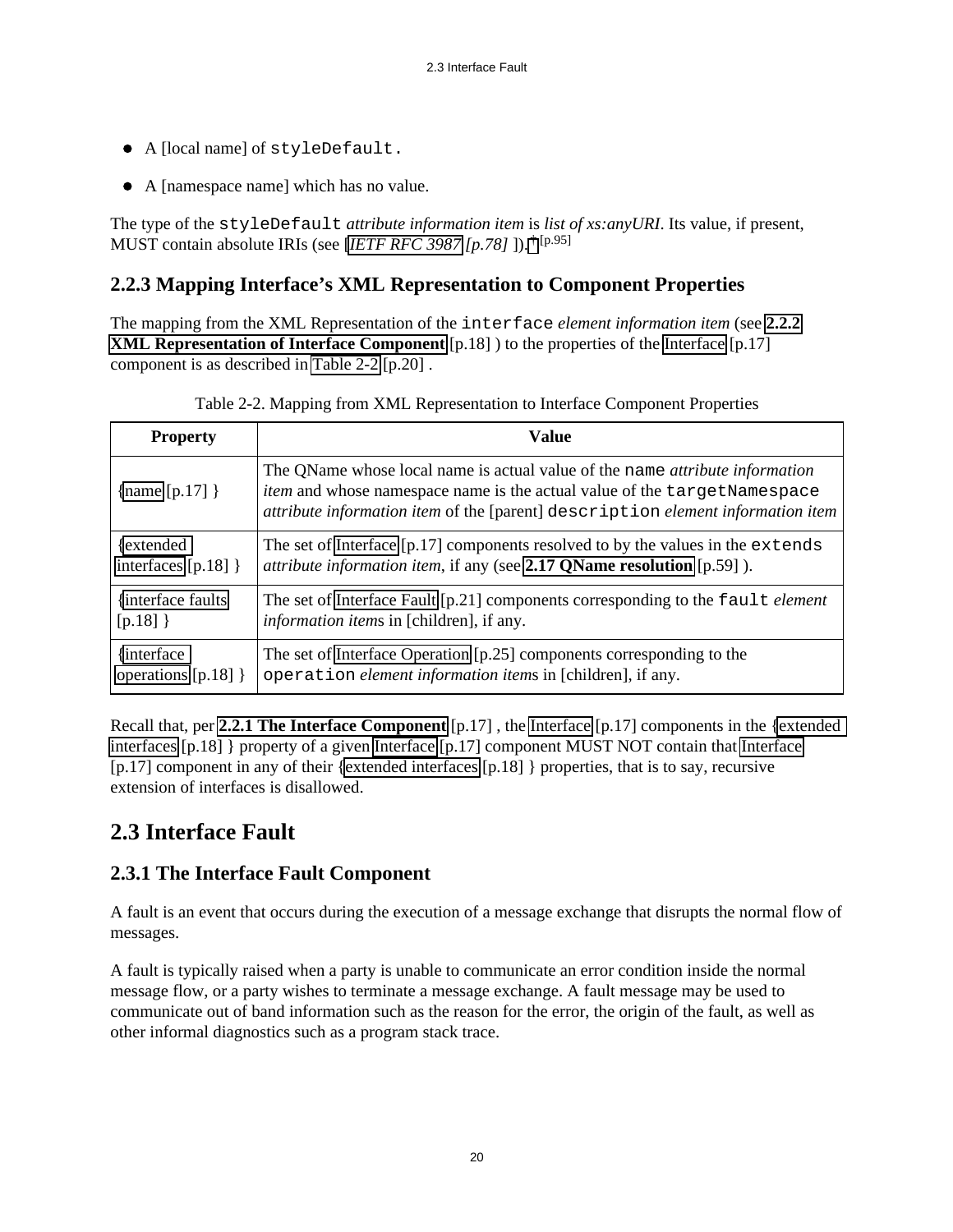- A [local name] of `styleDefault.`
- A [namespace name] which has no value.

The type of the `styleDefault` *attribute information item* is *list of xs:anyURI*. Its value, if present, MUST contain absolute IRIs (see [*IETF RFC 3987* [p.78] ]).† [p.95]

### 2.2.3 Mapping Interface's XML Representation to Component Properties

The mapping from the XML Representation of the `interface` *element information item* (see **2.2.2 XML Representation of Interface Component** [p.18] ) to the properties of the Interface [p.17] component is as described in Table 2-2 [p.20] .

Table 2-2. Mapping from XML Representation to Interface Component Properties

| Property | Value |
| --- | --- |
| {name [p.17] } | The QName whose local name is actual value of the `name` *attribute information item* and whose namespace name is the actual value of the `targetNamespace` *attribute information item* of the [parent] `description` *element information item* |
| {extended interfaces [p.18] } | The set of Interface [p.17] components resolved to by the values in the `extends` *attribute information item*, if any (see **2.17 QName resolution** [p.59] ). |
| {interface faults [p.18] } | The set of Interface Fault [p.21] components corresponding to the `fault` *element information item*s in [children], if any. |
| {interface operations [p.18] } | The set of Interface Operation [p.25] components corresponding to the `operation` *element information item*s in [children], if any. |

Recall that, per **2.2.1 The Interface Component** [p.17] , the Interface [p.17] components in the {extended interfaces [p.18] } property of a given Interface [p.17] component MUST NOT contain that Interface [p.17] component in any of their {extended interfaces [p.18] } properties, that is to say, recursive extension of interfaces is disallowed.

## 2.3 Interface Fault

### 2.3.1 The Interface Fault Component

A fault is an event that occurs during the execution of a message exchange that disrupts the normal flow of messages.

A fault is typically raised when a party is unable to communicate an error condition inside the normal message flow, or a party wishes to terminate a message exchange. A fault message may be used to communicate out of band information such as the reason for the error, the origin of the fault, as well as other informal diagnostics such as a program stack trace.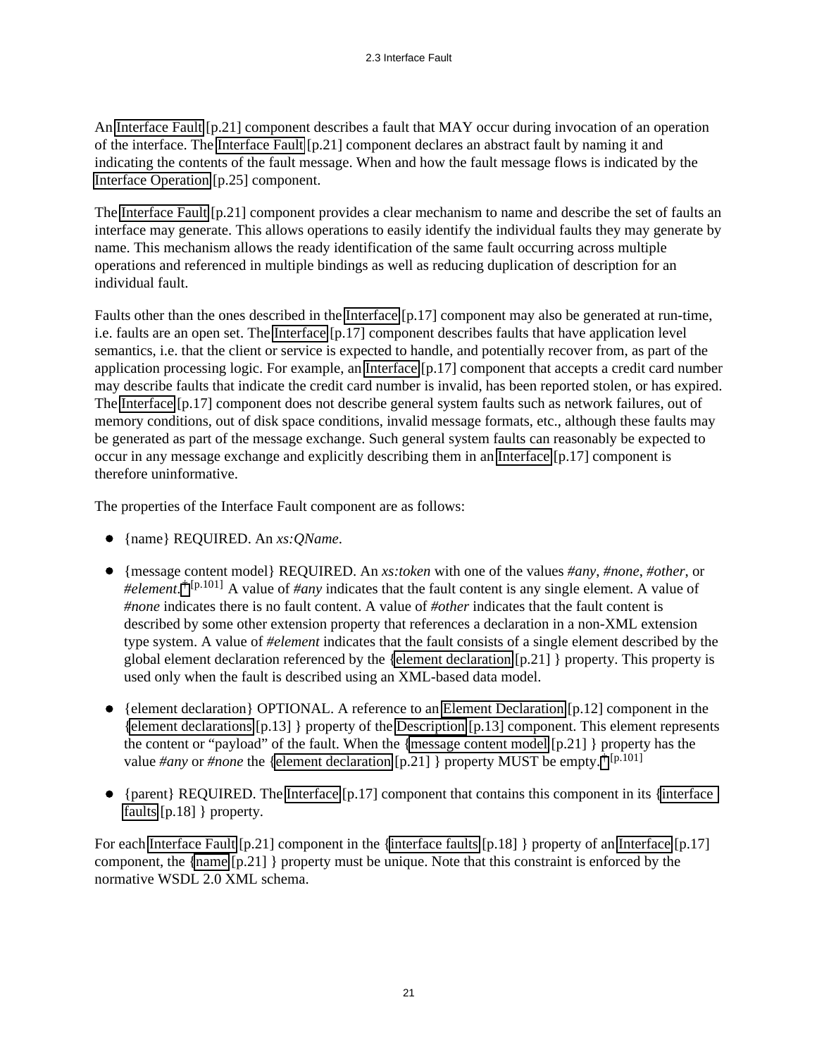An Interface Fault [p.21] component describes a fault that MAY occur during invocation of an operation of the interface. The Interface Fault [p.21] component declares an abstract fault by naming it and indicating the contents of the fault message. When and how the fault message flows is indicated by the Interface Operation [p.25] component.

The Interface Fault [p.21] component provides a clear mechanism to name and describe the set of faults an interface may generate. This allows operations to easily identify the individual faults they may generate by name. This mechanism allows the ready identification of the same fault occurring across multiple operations and referenced in multiple bindings as well as reducing duplication of description for an individual fault.

Faults other than the ones described in the Interface [p.17] component may also be generated at run-time, i.e. faults are an open set. The Interface [p.17] component describes faults that have application level semantics, i.e. that the client or service is expected to handle, and potentially recover from, as part of the application processing logic. For example, an Interface [p.17] component that accepts a credit card number may describe faults that indicate the credit card number is invalid, has been reported stolen, or has expired. The Interface [p.17] component does not describe general system faults such as network failures, out of memory conditions, out of disk space conditions, invalid message formats, etc., although these faults may be generated as part of the message exchange. Such general system faults can reasonably be expected to occur in any message exchange and explicitly describing them in an Interface [p.17] component is therefore uninformative.

The properties of the Interface Fault component are as follows:

- {name} REQUIRED. An *xs:QName*.
- {message content model} REQUIRED. An *xs:token* with one of the values *#any*, *#none*, *#other*, or *#element*.† [p.101] A value of *#any* indicates that the fault content is any single element. A value of *#none* indicates there is no fault content. A value of *#other* indicates that the fault content is described by some other extension property that references a declaration in a non-XML extension type system. A value of *#element* indicates that the fault consists of a single element described by the global element declaration referenced by the {element declaration [p.21] } property. This property is used only when the fault is described using an XML-based data model.
- {element declaration} OPTIONAL. A reference to an Element Declaration [p.12] component in the {element declarations [p.13] } property of the Description [p.13] component. This element represents the content or "payload" of the fault. When the {message content model [p.21] } property has the value *#any* or *#none* the {element declaration [p.21] } property MUST be empty.† [p.101]
- {parent} REQUIRED. The Interface [p.17] component that contains this component in its {interface faults [p.18] } property.

For each Interface Fault [p.21] component in the {interface faults [p.18] } property of an Interface [p.17] component, the {name [p.21] } property must be unique. Note that this constraint is enforced by the normative WSDL 2.0 XML schema.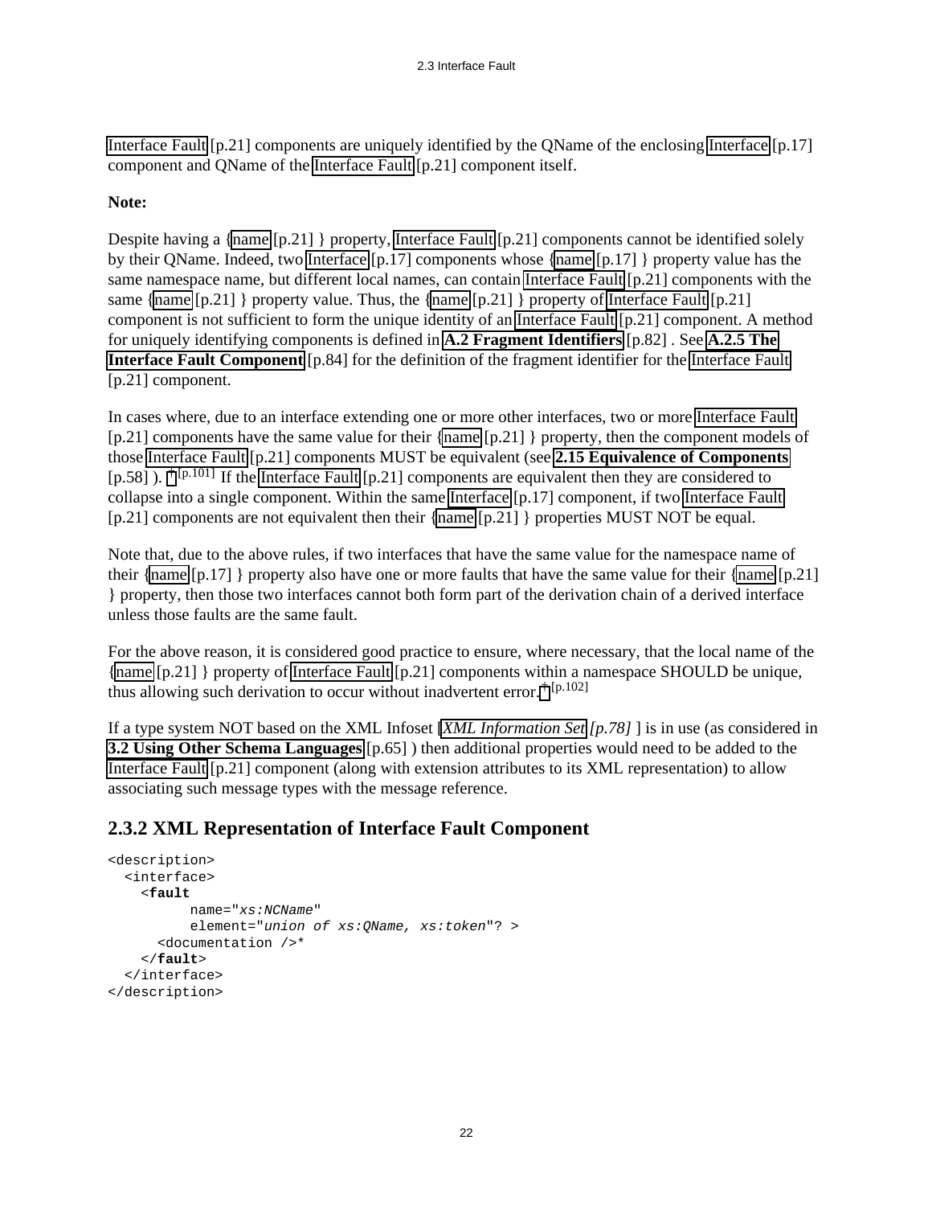Interface Fault [p.21] components are uniquely identified by the QName of the enclosing Interface [p.17] component and QName of the Interface Fault [p.21] component itself.

**Note:**

Despite having a {name [p.21] } property, Interface Fault [p.21] components cannot be identified solely by their QName. Indeed, two Interface [p.17] components whose {name [p.17] } property value has the same namespace name, but different local names, can contain Interface Fault [p.21] components with the same {name [p.21] } property value. Thus, the {name [p.21] } property of Interface Fault [p.21] component is not sufficient to form the unique identity of an Interface Fault [p.21] component. A method for uniquely identifying components is defined in **A.2 Fragment Identifiers** [p.82] . See **A.2.5 The Interface Fault Component** [p.84] for the definition of the fragment identifier for the Interface Fault [p.21] component.

In cases where, due to an interface extending one or more other interfaces, two or more Interface Fault [p.21] components have the same value for their {name [p.21] } property, then the component models of those Interface Fault [p.21] components MUST be equivalent (see **2.15 Equivalence of Components** [p.58] ). † [p.101] If the Interface Fault [p.21] components are equivalent then they are considered to collapse into a single component. Within the same Interface [p.17] component, if two Interface Fault [p.21] components are not equivalent then their {name [p.21] } properties MUST NOT be equal.

Note that, due to the above rules, if two interfaces that have the same value for the namespace name of their {name [p.17] } property also have one or more faults that have the same value for their {name [p.21] } property, then those two interfaces cannot both form part of the derivation chain of a derived interface unless those faults are the same fault.

For the above reason, it is considered good practice to ensure, where necessary, that the local name of the {name [p.21] } property of Interface Fault [p.21] components within a namespace SHOULD be unique, thus allowing such derivation to occur without inadvertent error. † [p.102]

If a type system NOT based on the XML Infoset [*XML Information Set [p.78]* ] is in use (as considered in **3.2 Using Other Schema Languages** [p.65] ) then additional properties would need to be added to the Interface Fault [p.21] component (along with extension attributes to its XML representation) to allow associating such message types with the message reference.

### 2.3.2 XML Representation of Interface Fault Component

```
<description>
  <interface>
    <fault
          name="xs:NCName"
          element="union of xs:QName, xs:token"? >
      <documentation />*
    </fault>
  </interface>
</description>
```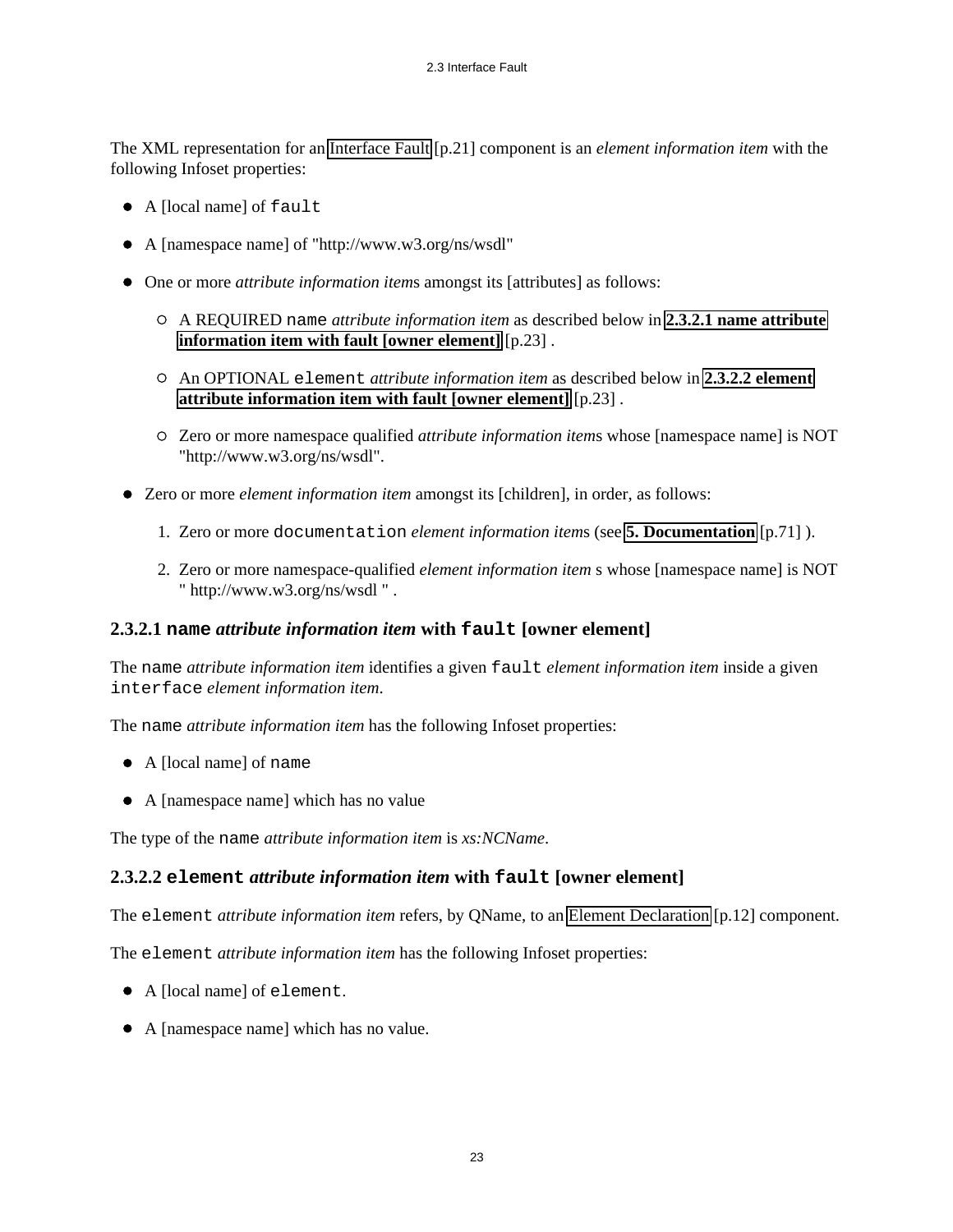The XML representation for an Interface Fault [p.21] component is an *element information item* with the following Infoset properties:

- A [local name] of `fault`
- A [namespace name] of "http://www.w3.org/ns/wsdl"
- One or more *attribute information item*s amongst its [attributes] as follows:
  - A REQUIRED `name` *attribute information item* as described below in **2.3.2.1 name attribute information item with fault [owner element]** [p.23] .
  - An OPTIONAL `element` *attribute information item* as described below in **2.3.2.2 element attribute information item with fault [owner element]** [p.23] .
  - Zero or more namespace qualified *attribute information item*s whose [namespace name] is NOT "http://www.w3.org/ns/wsdl".
- Zero or more *element information item* amongst its [children], in order, as follows:
  1. Zero or more `documentation` *element information item*s (see **5. Documentation** [p.71] ).
  2. Zero or more namespace-qualified *element information item* s whose [namespace name] is NOT " http://www.w3.org/ns/wsdl " .

#### 2.3.2.1 `name` *attribute information item* with `fault` [owner element]

The `name` *attribute information item* identifies a given `fault` *element information item* inside a given `interface` *element information item*.

The `name` *attribute information item* has the following Infoset properties:

- A [local name] of `name`
- A [namespace name] which has no value

The type of the `name` *attribute information item* is *xs:NCName*.

#### 2.3.2.2 `element` *attribute information item* with `fault` [owner element]

The `element` *attribute information item* refers, by QName, to an Element Declaration [p.12] component.

The `element` *attribute information item* has the following Infoset properties:

- A [local name] of `element`.
- A [namespace name] which has no value.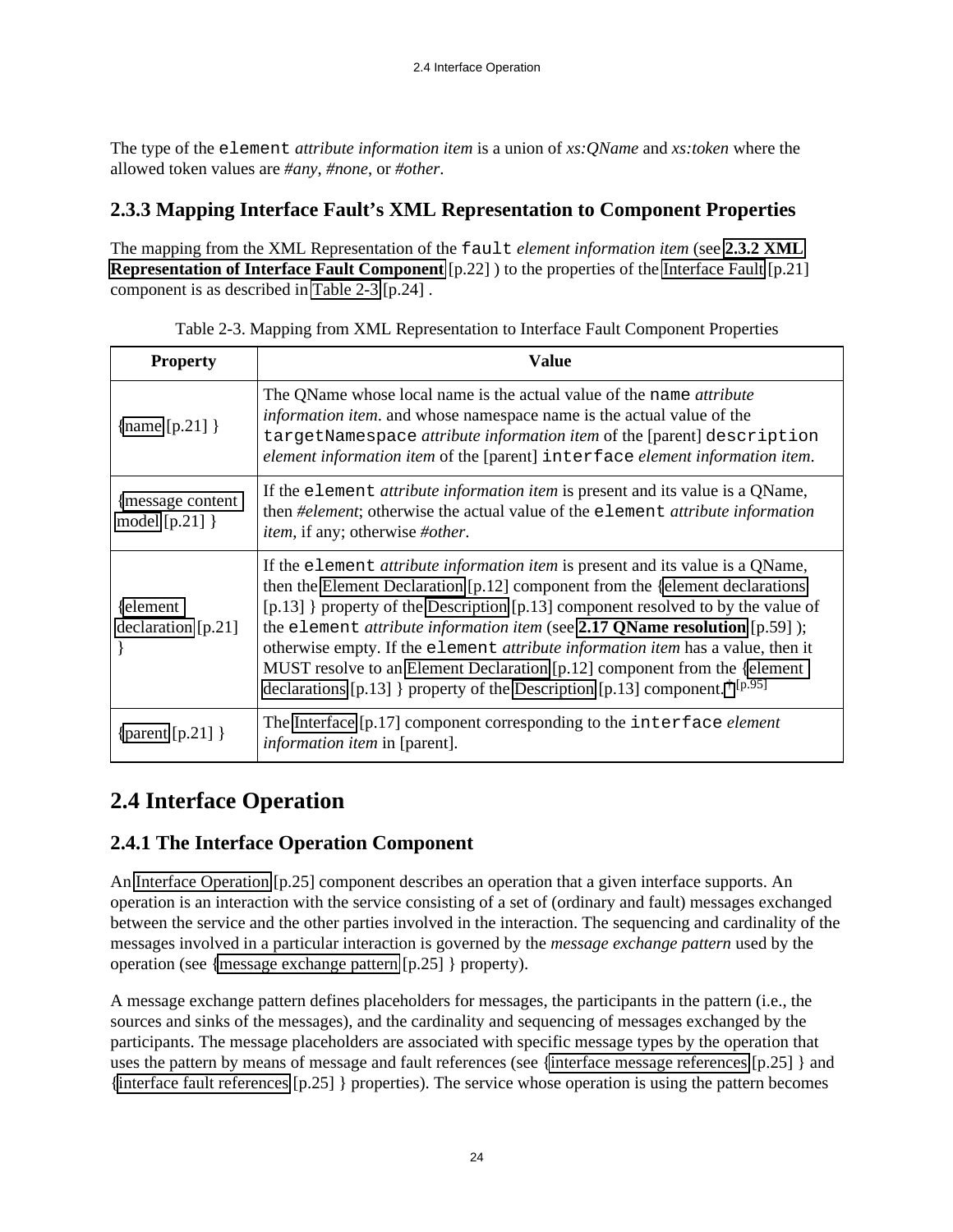The type of the `element` *attribute information item* is a union of *xs:QName* and *xs:token* where the allowed token values are *#any*, *#none*, or *#other*.

### 2.3.3 Mapping Interface Fault's XML Representation to Component Properties

The mapping from the XML Representation of the `fault` *element information item* (see **2.3.2 XML Representation of Interface Fault Component** [p.22] ) to the properties of the Interface Fault [p.21] component is as described in Table 2-3 [p.24] .

Table 2-3. Mapping from XML Representation to Interface Fault Component Properties

| Property | Value |
| --- | --- |
| {name [p.21] } | The QName whose local name is the actual value of the `name` *attribute information item*. and whose namespace name is the actual value of the `targetNamespace` *attribute information item* of the [parent] `description` *element information item* of the [parent] `interface` *element information item*. |
| {message content model [p.21] } | If the `element` *attribute information item* is present and its value is a QName, then *#element*; otherwise the actual value of the `element` *attribute information item*, if any; otherwise *#other*. |
| {element declaration [p.21] } | If the `element` *attribute information item* is present and its value is a QName, then the Element Declaration [p.12] component from the {element declarations [p.13] } property of the Description [p.13] component resolved to by the value of the `element` *attribute information item* (see **2.17 QName resolution** [p.59] ); otherwise empty. If the `element` *attribute information item* has a value, then it MUST resolve to an Element Declaration [p.12] component from the {element declarations [p.13] } property of the Description [p.13] component. † [p.95] |
| {parent [p.21] } | The Interface [p.17] component corresponding to the `interface` *element information item* in [parent]. |

## 2.4 Interface Operation

### 2.4.1 The Interface Operation Component

An Interface Operation [p.25] component describes an operation that a given interface supports. An operation is an interaction with the service consisting of a set of (ordinary and fault) messages exchanged between the service and the other parties involved in the interaction. The sequencing and cardinality of the messages involved in a particular interaction is governed by the *message exchange pattern* used by the operation (see {message exchange pattern [p.25] } property).

A message exchange pattern defines placeholders for messages, the participants in the pattern (i.e., the sources and sinks of the messages), and the cardinality and sequencing of messages exchanged by the participants. The message placeholders are associated with specific message types by the operation that uses the pattern by means of message and fault references (see {interface message references [p.25] } and {interface fault references [p.25] } properties). The service whose operation is using the pattern becomes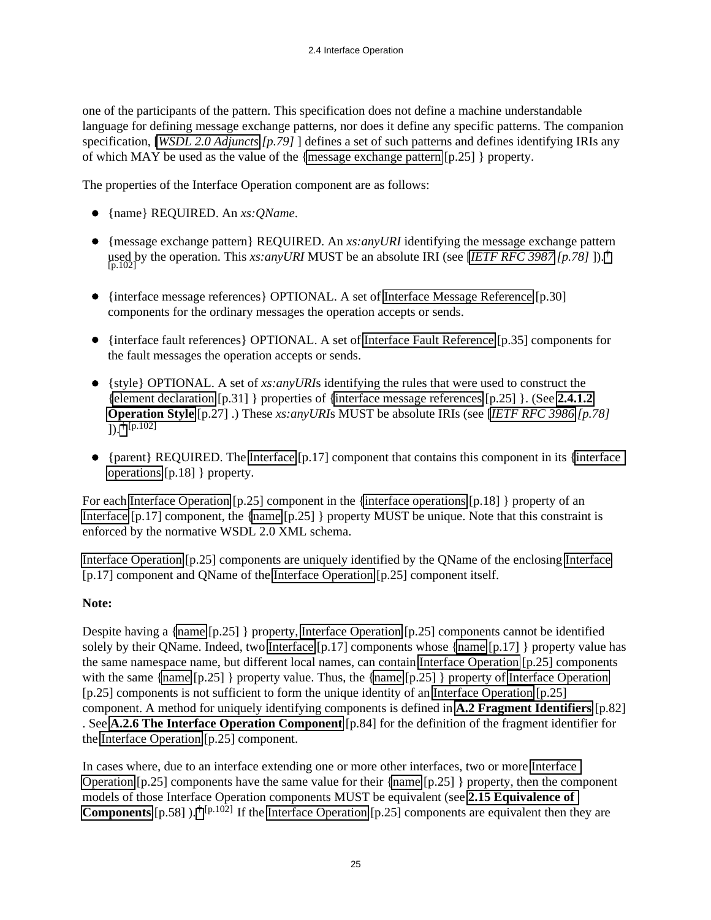one of the participants of the pattern. This specification does not define a machine understandable language for defining message exchange patterns, nor does it define any specific patterns. The companion specification, [*WSDL 2.0 Adjuncts [p.79]* ] defines a set of such patterns and defines identifying IRIs any of which MAY be used as the value of the {message exchange pattern [p.25] } property.

The properties of the Interface Operation component are as follows:

- {name} REQUIRED. An *xs:QName*.
- {message exchange pattern} REQUIRED. An *xs:anyURI* identifying the message exchange pattern used by the operation. This *xs:anyURI* MUST be an absolute IRI (see [*IETF RFC 3987 [p.78]* ]). † [p.102]
- {interface message references} OPTIONAL. A set of Interface Message Reference [p.30] components for the ordinary messages the operation accepts or sends.
- {interface fault references} OPTIONAL. A set of Interface Fault Reference [p.35] components for the fault messages the operation accepts or sends.
- {style} OPTIONAL. A set of *xs:anyURI*s identifying the rules that were used to construct the {element declaration [p.31] } properties of {interface message references [p.25] }. (See **2.4.1.2 Operation Style** [p.27] .) These *xs:anyURI*s MUST be absolute IRIs (see [*IETF RFC 3986 [p.78]* ]). † [p.102]
- {parent} REQUIRED. The Interface [p.17] component that contains this component in its {interface operations [p.18] } property.

For each Interface Operation [p.25] component in the {interface operations [p.18] } property of an Interface [p.17] component, the {name [p.25] } property MUST be unique. Note that this constraint is enforced by the normative WSDL 2.0 XML schema.

Interface Operation [p.25] components are uniquely identified by the QName of the enclosing Interface [p.17] component and QName of the Interface Operation [p.25] component itself.

**Note:**

Despite having a {name [p.25] } property, Interface Operation [p.25] components cannot be identified solely by their QName. Indeed, two Interface [p.17] components whose {name [p.17] } property value has the same namespace name, but different local names, can contain Interface Operation [p.25] components with the same {name [p.25] } property value. Thus, the {name [p.25] } property of Interface Operation [p.25] components is not sufficient to form the unique identity of an Interface Operation [p.25] component. A method for uniquely identifying components is defined in **A.2 Fragment Identifiers** [p.82] . See **A.2.6 The Interface Operation Component** [p.84] for the definition of the fragment identifier for the Interface Operation [p.25] component.

In cases where, due to an interface extending one or more other interfaces, two or more Interface Operation [p.25] components have the same value for their {name [p.25] } property, then the component models of those Interface Operation components MUST be equivalent (see **2.15 Equivalence of Components** [p.58] ). † [p.102] If the Interface Operation [p.25] components are equivalent then they are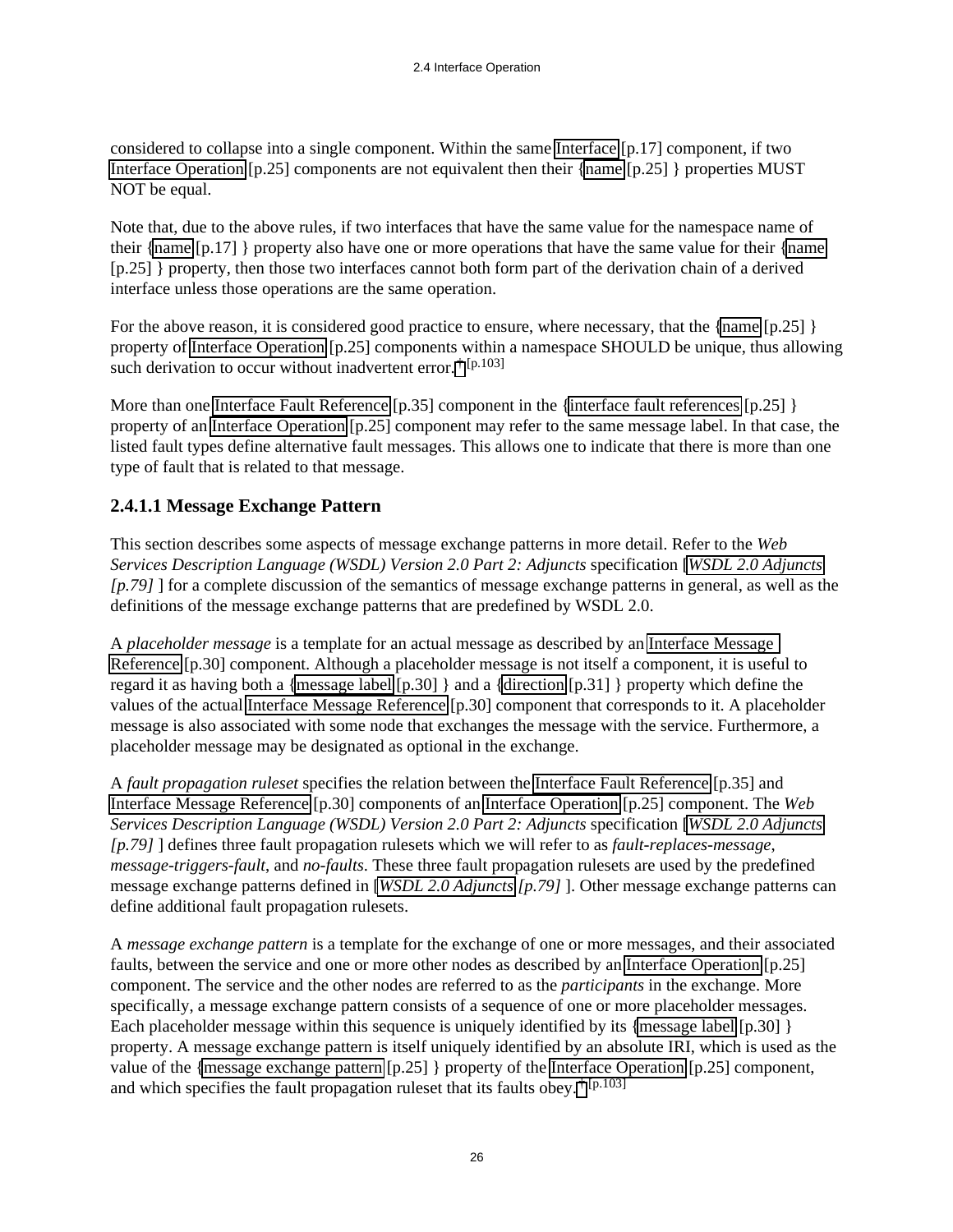considered to collapse into a single component. Within the same Interface [p.17] component, if two Interface Operation [p.25] components are not equivalent then their {name [p.25] } properties MUST NOT be equal.

Note that, due to the above rules, if two interfaces that have the same value for the namespace name of their {name [p.17] } property also have one or more operations that have the same value for their {name [p.25] } property, then those two interfaces cannot both form part of the derivation chain of a derived interface unless those operations are the same operation.

For the above reason, it is considered good practice to ensure, where necessary, that the {name [p.25] } property of Interface Operation [p.25] components within a namespace SHOULD be unique, thus allowing such derivation to occur without inadvertent error. † [p.103]

More than one Interface Fault Reference [p.35] component in the {interface fault references [p.25] } property of an Interface Operation [p.25] component may refer to the same message label. In that case, the listed fault types define alternative fault messages. This allows one to indicate that there is more than one type of fault that is related to that message.

### 2.4.1.1 Message Exchange Pattern

This section describes some aspects of message exchange patterns in more detail. Refer to the *Web Services Description Language (WSDL) Version 2.0 Part 2: Adjuncts* specification [*WSDL 2.0 Adjuncts [p.79]* ] for a complete discussion of the semantics of message exchange patterns in general, as well as the definitions of the message exchange patterns that are predefined by WSDL 2.0.

A *placeholder message* is a template for an actual message as described by an Interface Message Reference [p.30] component. Although a placeholder message is not itself a component, it is useful to regard it as having both a {message label [p.30] } and a {direction [p.31] } property which define the values of the actual Interface Message Reference [p.30] component that corresponds to it. A placeholder message is also associated with some node that exchanges the message with the service. Furthermore, a placeholder message may be designated as optional in the exchange.

A *fault propagation ruleset* specifies the relation between the Interface Fault Reference [p.35] and Interface Message Reference [p.30] components of an Interface Operation [p.25] component. The *Web Services Description Language (WSDL) Version 2.0 Part 2: Adjuncts* specification [*WSDL 2.0 Adjuncts [p.79]* ] defines three fault propagation rulesets which we will refer to as *fault-replaces-message*, *message-triggers-fault*, and *no-faults*. These three fault propagation rulesets are used by the predefined message exchange patterns defined in [*WSDL 2.0 Adjuncts [p.79]* ]. Other message exchange patterns can define additional fault propagation rulesets.

A *message exchange pattern* is a template for the exchange of one or more messages, and their associated faults, between the service and one or more other nodes as described by an Interface Operation [p.25] component. The service and the other nodes are referred to as the *participants* in the exchange. More specifically, a message exchange pattern consists of a sequence of one or more placeholder messages. Each placeholder message within this sequence is uniquely identified by its {message label [p.30] } property. A message exchange pattern is itself uniquely identified by an absolute IRI, which is used as the value of the {message exchange pattern [p.25] } property of the Interface Operation [p.25] component, and which specifies the fault propagation ruleset that its faults obey. † [p.103]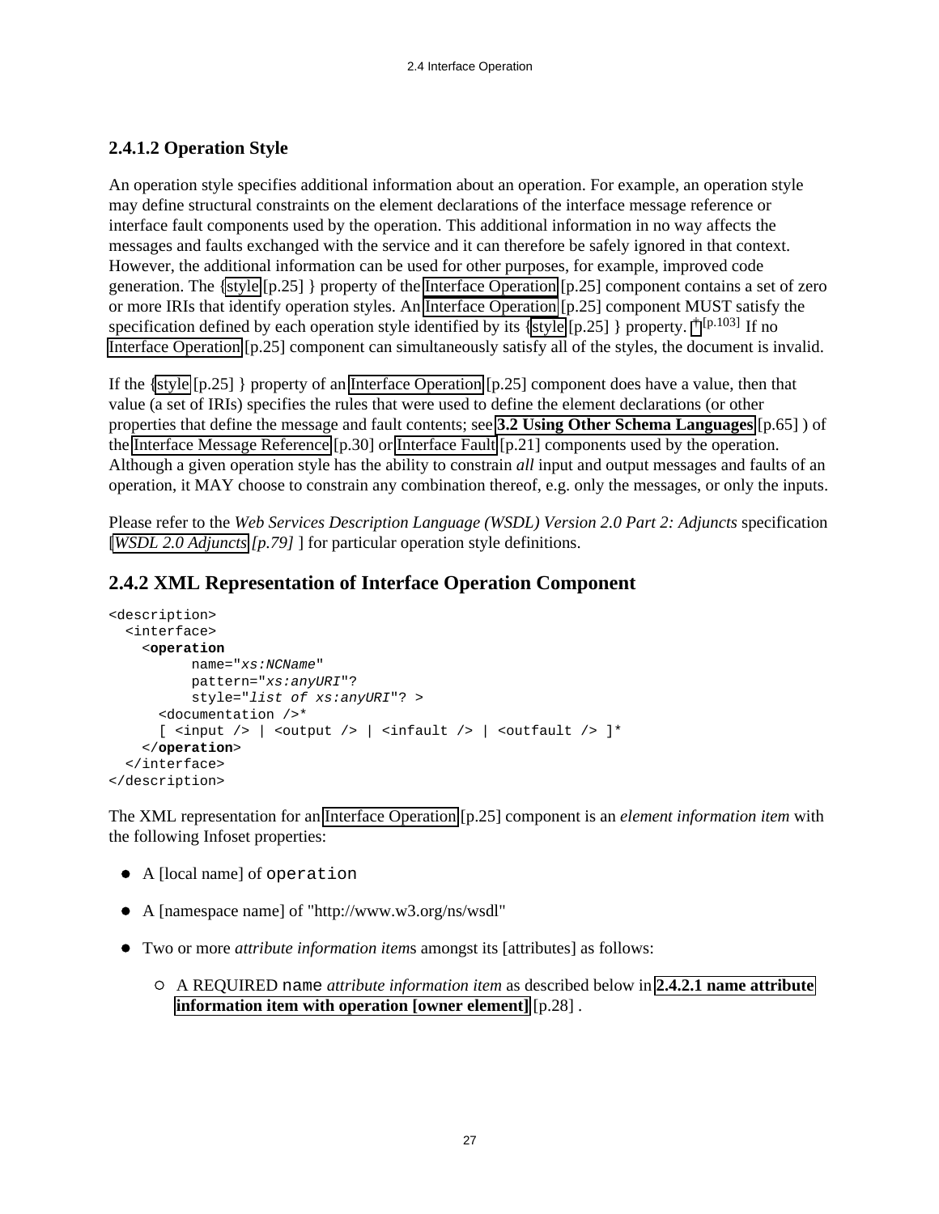### 2.4.1.2 Operation Style

An operation style specifies additional information about an operation. For example, an operation style may define structural constraints on the element declarations of the interface message reference or interface fault components used by the operation. This additional information in no way affects the messages and faults exchanged with the service and it can therefore be safely ignored in that context. However, the additional information can be used for other purposes, for example, improved code generation. The {style [p.25] } property of the Interface Operation [p.25] component contains a set of zero or more IRIs that identify operation styles. An Interface Operation [p.25] component MUST satisfy the specification defined by each operation style identified by its {style [p.25] } property. † [p.103] If no Interface Operation [p.25] component can simultaneously satisfy all of the styles, the document is invalid.

If the {style [p.25] } property of an Interface Operation [p.25] component does have a value, then that value (a set of IRIs) specifies the rules that were used to define the element declarations (or other properties that define the message and fault contents; see **3.2 Using Other Schema Languages** [p.65] ) of the Interface Message Reference [p.30] or Interface Fault [p.21] components used by the operation. Although a given operation style has the ability to constrain *all* input and output messages and faults of an operation, it MAY choose to constrain any combination thereof, e.g. only the messages, or only the inputs.

Please refer to the *Web Services Description Language (WSDL) Version 2.0 Part 2: Adjuncts* specification [*WSDL 2.0 Adjuncts [p.79]* ] for particular operation style definitions.

## 2.4.2 XML Representation of Interface Operation Component

```
<description>
  <interface>
    <operation
          name="xs:NCName"
          pattern="xs:anyURI"?
          style="list of xs:anyURI"? >
      <documentation />*
      [ <input /> | <output /> | <infault /> | <outfault /> ]*
    </operation>
  </interface>
</description>
```

The XML representation for an Interface Operation [p.25] component is an *element information item* with the following Infoset properties:

- A [local name] of `operation`
- A [namespace name] of "http://www.w3.org/ns/wsdl"
- Two or more *attribute information item*s amongst its [attributes] as follows:
  - A REQUIRED `name` *attribute information item* as described below in **2.4.2.1 name attribute information item with operation [owner element]** [p.28] .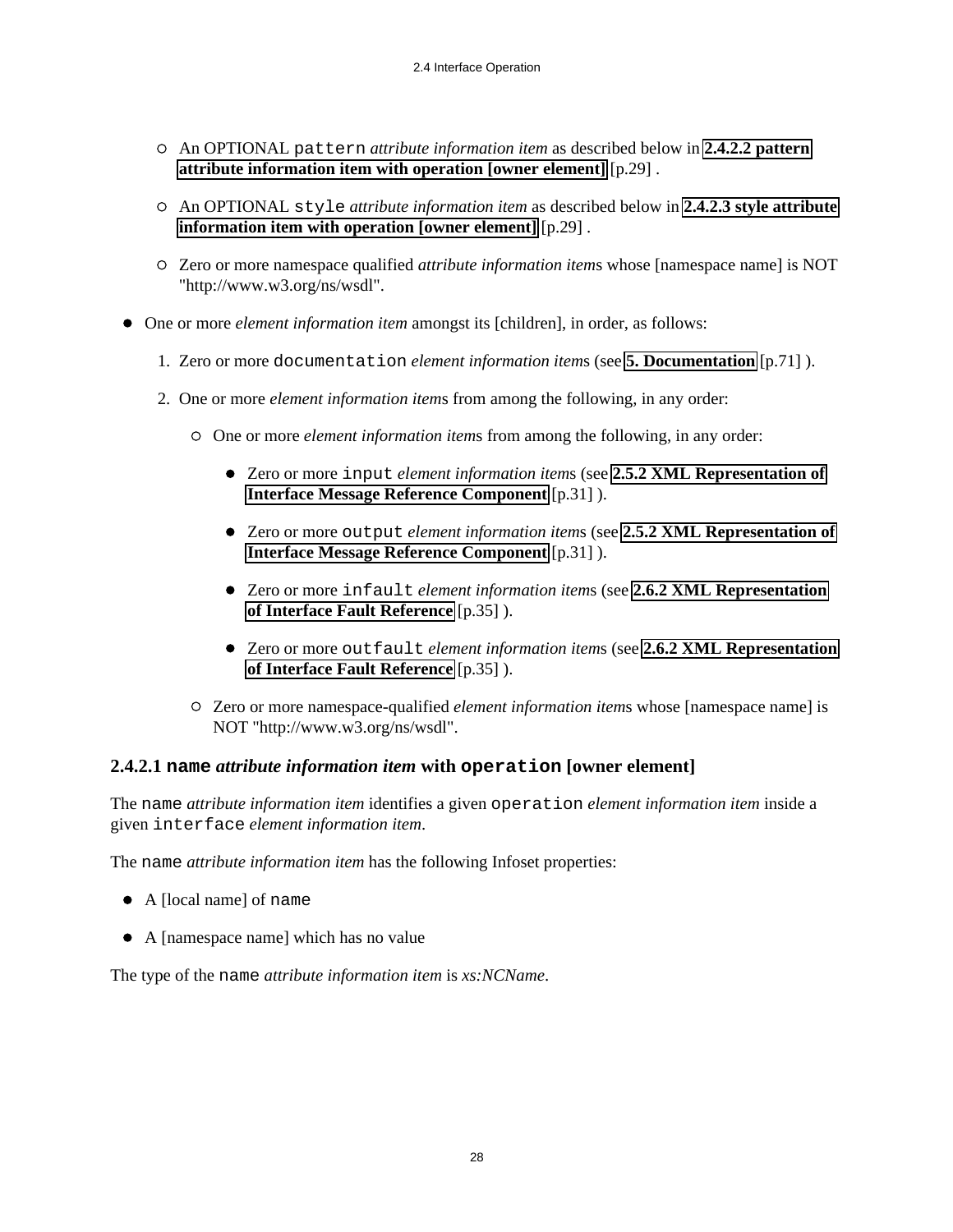- An OPTIONAL `pattern` *attribute information item* as described below in **2.4.2.2 pattern attribute information item with operation [owner element]** [p.29] .
- An OPTIONAL `style` *attribute information item* as described below in **2.4.2.3 style attribute information item with operation [owner element]** [p.29] .
- Zero or more namespace qualified *attribute information items* whose [namespace name] is NOT "http://www.w3.org/ns/wsdl".

- One or more *element information item* amongst its [children], in order, as follows:
  1. Zero or more `documentation` *element information items* (see **5. Documentation** [p.71] ).
  2. One or more *element information items* from among the following, in any order:
     - One or more *element information items* from among the following, in any order:
       - Zero or more `input` *element information items* (see **2.5.2 XML Representation of Interface Message Reference Component** [p.31] ).
       - Zero or more `output` *element information items* (see **2.5.2 XML Representation of Interface Message Reference Component** [p.31] ).
       - Zero or more `infault` *element information items* (see **2.6.2 XML Representation of Interface Fault Reference** [p.35] ).
       - Zero or more `outfault` *element information items* (see **2.6.2 XML Representation of Interface Fault Reference** [p.35] ).
     - Zero or more namespace-qualified *element information items* whose [namespace name] is NOT "http://www.w3.org/ns/wsdl".

#### 2.4.2.1 `name` *attribute information item* with `operation` [owner element]

The `name` *attribute information item* identifies a given `operation` *element information item* inside a given `interface` *element information item*.

The `name` *attribute information item* has the following Infoset properties:

- A [local name] of `name`
- A [namespace name] which has no value

The type of the `name` *attribute information item* is *xs:NCName*.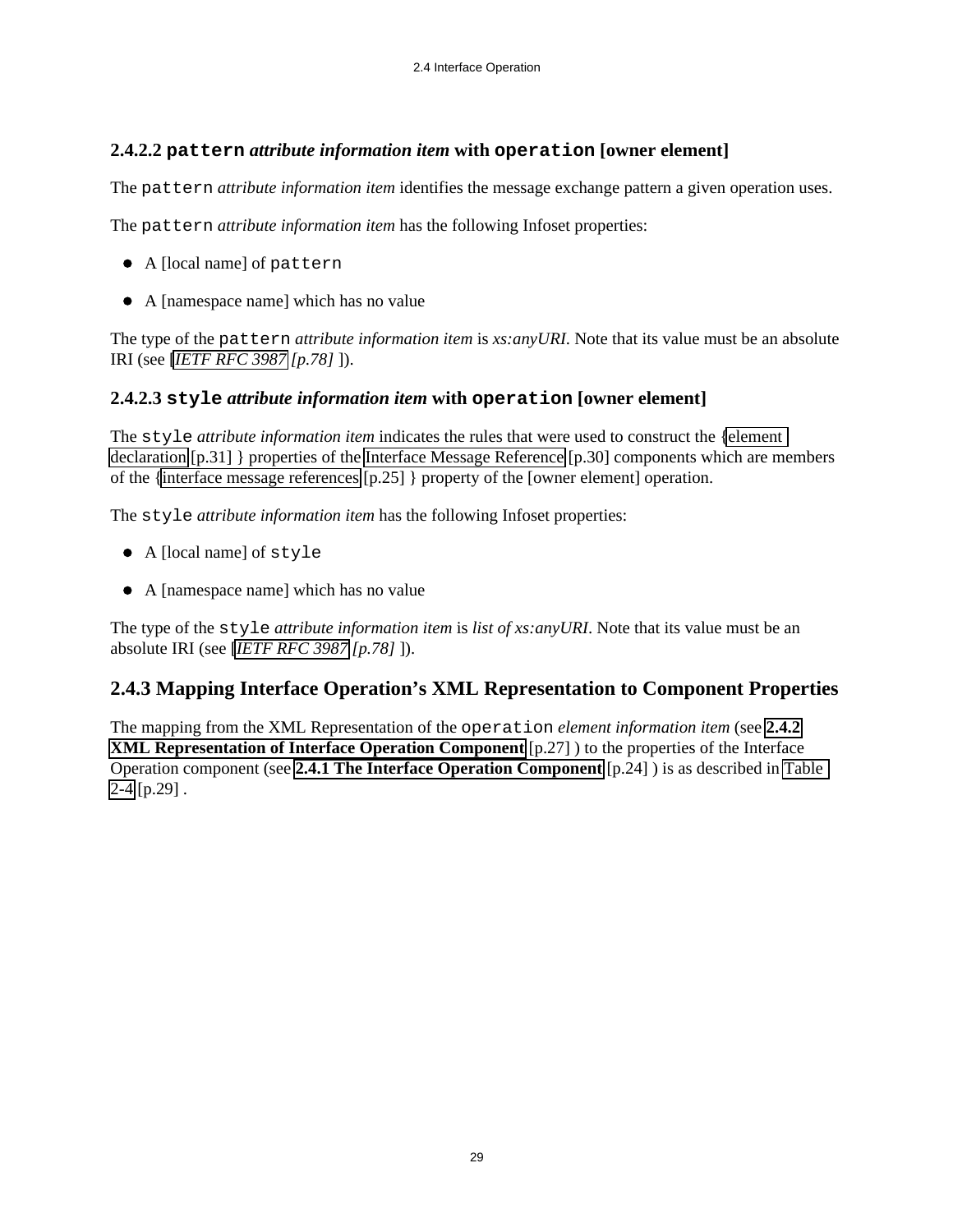#### 2.4.2.2 `pattern` *attribute information item* with `operation` [owner element]

The `pattern` *attribute information item* identifies the message exchange pattern a given operation uses.

The `pattern` *attribute information item* has the following Infoset properties:

- A [local name] of `pattern`
- A [namespace name] which has no value

The type of the `pattern` *attribute information item* is *xs:anyURI*. Note that its value must be an absolute IRI (see [*IETF RFC 3987* [p.78] ]).

#### 2.4.2.3 `style` *attribute information item* with `operation` [owner element]

The `style` *attribute information item* indicates the rules that were used to construct the {element declaration [p.31] } properties of the Interface Message Reference [p.30] components which are members of the {interface message references [p.25] } property of the [owner element] operation.

The `style` *attribute information item* has the following Infoset properties:

- A [local name] of `style`
- A [namespace name] which has no value

The type of the `style` *attribute information item* is *list of xs:anyURI*. Note that its value must be an absolute IRI (see [*IETF RFC 3987* [p.78] ]).

### 2.4.3 Mapping Interface Operation's XML Representation to Component Properties

The mapping from the XML Representation of the `operation` *element information item* (see **2.4.2 XML Representation of Interface Operation Component** [p.27] ) to the properties of the Interface Operation component (see **2.4.1 The Interface Operation Component** [p.24] ) is as described in Table 2-4 [p.29] .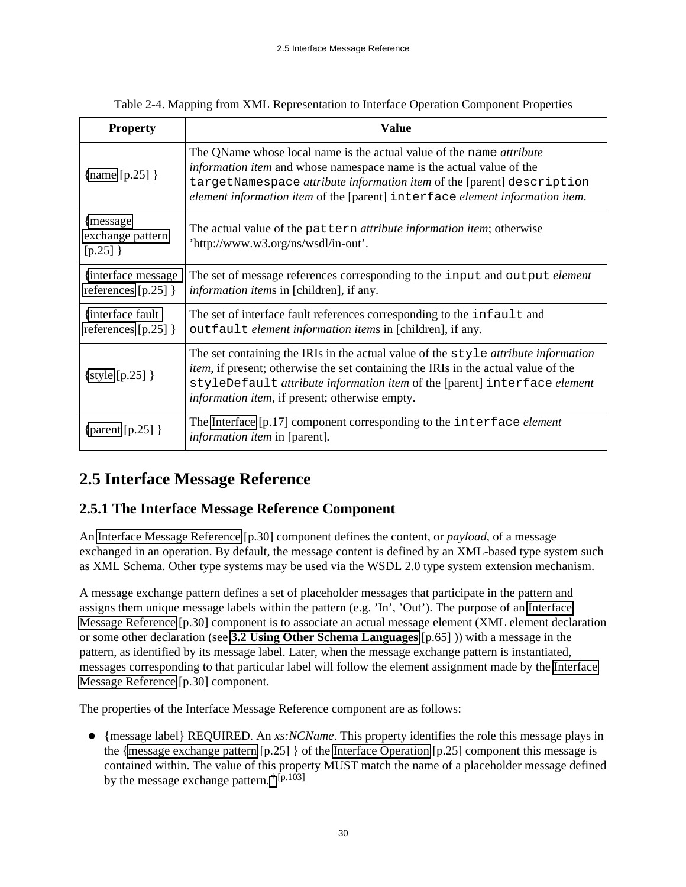Table 2-4. Mapping from XML Representation to Interface Operation Component Properties

| Property | Value |
| --- | --- |
| {name [p.25] } | The QName whose local name is the actual value of the `name` *attribute information item* and whose namespace name is the actual value of the `targetNamespace` *attribute information item* of the [parent] `description` *element information item* of the [parent] `interface` *element information item*. |
| {message exchange pattern [p.25] } | The actual value of the `pattern` *attribute information item*; otherwise 'http://www.w3.org/ns/wsdl/in-out'. |
| {interface message references [p.25] } | The set of message references corresponding to the `input` and `output` *element information items* in [children], if any. |
| {interface fault references [p.25] } | The set of interface fault references corresponding to the `infault` and `outfault` *element information items* in [children], if any. |
| {style [p.25] } | The set containing the IRIs in the actual value of the `style` *attribute information item*, if present; otherwise the set containing the IRIs in the actual value of the `styleDefault` *attribute information item* of the [parent] `interface` *element information item*, if present; otherwise empty. |
| {parent [p.25] } | The Interface [p.17] component corresponding to the `interface` *element information item* in [parent]. |

## 2.5 Interface Message Reference

### 2.5.1 The Interface Message Reference Component

An Interface Message Reference [p.30] component defines the content, or *payload*, of a message exchanged in an operation. By default, the message content is defined by an XML-based type system such as XML Schema. Other type systems may be used via the WSDL 2.0 type system extension mechanism.

A message exchange pattern defines a set of placeholder messages that participate in the pattern and assigns them unique message labels within the pattern (e.g. 'In', 'Out'). The purpose of an Interface Message Reference [p.30] component is to associate an actual message element (XML element declaration or some other declaration (see **3.2 Using Other Schema Languages** [p.65] )) with a message in the pattern, as identified by its message label. Later, when the message exchange pattern is instantiated, messages corresponding to that particular label will follow the element assignment made by the Interface Message Reference [p.30] component.

The properties of the Interface Message Reference component are as follows:

- {message label} REQUIRED. An *xs:NCName*. This property identifies the role this message plays in the {message exchange pattern [p.25] } of the Interface Operation [p.25] component this message is contained within. The value of this property MUST match the name of a placeholder message defined by the message exchange pattern. † [p.103]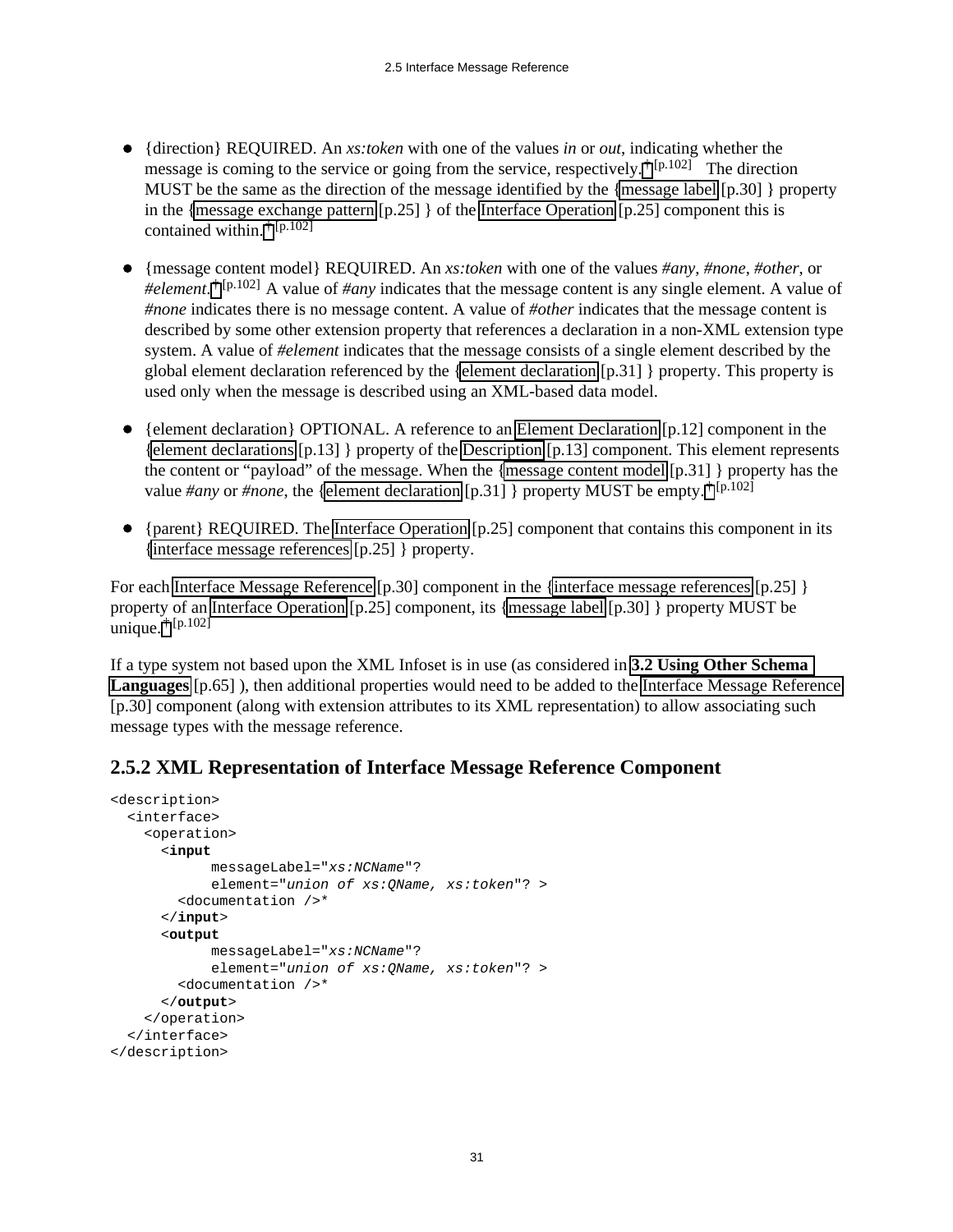- {direction} REQUIRED. An *xs:token* with one of the values *in* or *out*, indicating whether the message is coming to the service or going from the service, respectively.† [p.102] The direction MUST be the same as the direction of the message identified by the {message label [p.30] } property in the {message exchange pattern [p.25] } of the Interface Operation [p.25] component this is contained within.† [p.102]

- {message content model} REQUIRED. An *xs:token* with one of the values *#any*, *#none*, *#other*, or *#element*.† [p.102] A value of *#any* indicates that the message content is any single element. A value of *#none* indicates there is no message content. A value of *#other* indicates that the message content is described by some other extension property that references a declaration in a non-XML extension type system. A value of *#element* indicates that the message consists of a single element described by the global element declaration referenced by the {element declaration [p.31] } property. This property is used only when the message is described using an XML-based data model.

- {element declaration} OPTIONAL. A reference to an Element Declaration [p.12] component in the {element declarations [p.13] } property of the Description [p.13] component. This element represents the content or "payload" of the message. When the {message content model [p.31] } property has the value *#any* or *#none*, the {element declaration [p.31] } property MUST be empty.† [p.102]

- {parent} REQUIRED. The Interface Operation [p.25] component that contains this component in its {interface message references [p.25] } property.

For each Interface Message Reference [p.30] component in the {interface message references [p.25] } property of an Interface Operation [p.25] component, its {message label [p.30] } property MUST be unique.† [p.102]

If a type system not based upon the XML Infoset is in use (as considered in **3.2 Using Other Schema Languages** [p.65] ), then additional properties would need to be added to the Interface Message Reference [p.30] component (along with extension attributes to its XML representation) to allow associating such message types with the message reference.

## 2.5.2 XML Representation of Interface Message Reference Component

```
<description>
  <interface>
    <operation>
      <input
            messageLabel="xs:NCName"?
            element="union of xs:QName, xs:token"? >
        <documentation />*
      </input>
      <output
            messageLabel="xs:NCName"?
            element="union of xs:QName, xs:token"? >
        <documentation />*
      </output>
    </operation>
  </interface>
</description>
```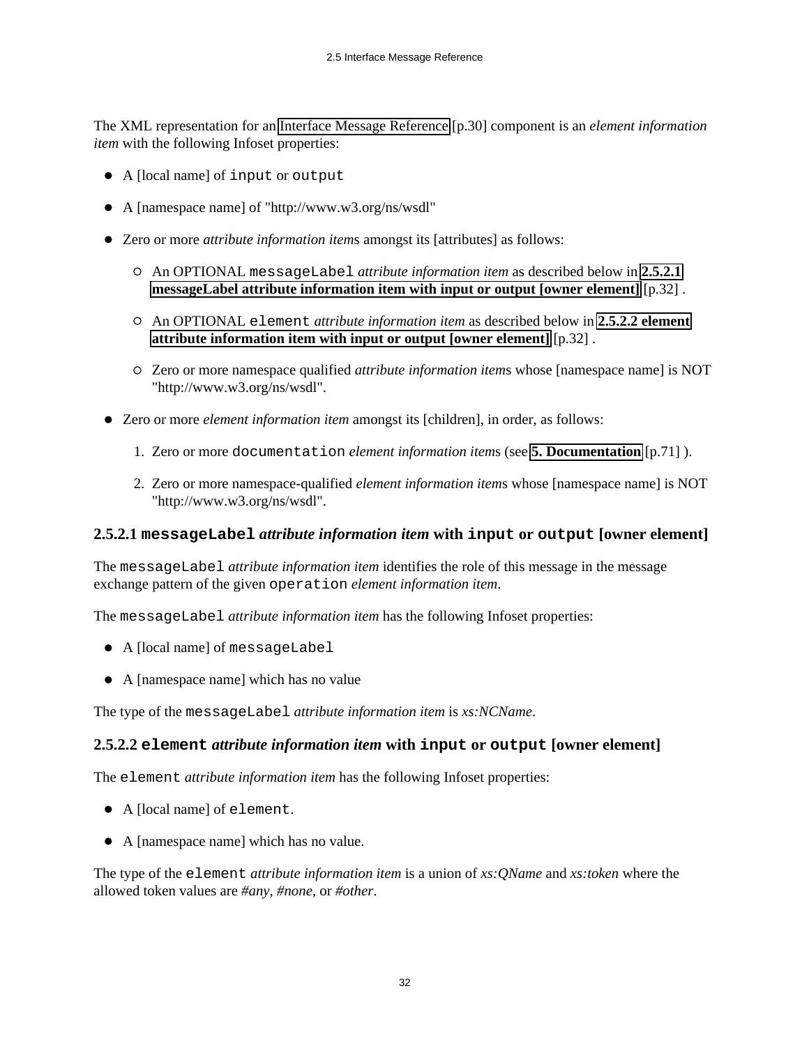The XML representation for an Interface Message Reference [p.30] component is an *element information item* with the following Infoset properties:

- A [local name] of `input` or `output`
- A [namespace name] of "http://www.w3.org/ns/wsdl"
- Zero or more *attribute information items* amongst its [attributes] as follows:
  - An OPTIONAL `messageLabel` *attribute information item* as described below in **2.5.2.1 messageLabel attribute information item with input or output [owner element]** [p.32] .
  - An OPTIONAL `element` *attribute information item* as described below in **2.5.2.2 element attribute information item with input or output [owner element]** [p.32] .
  - Zero or more namespace qualified *attribute information items* whose [namespace name] is NOT "http://www.w3.org/ns/wsdl".
- Zero or more *element information item* amongst its [children], in order, as follows:
  1. Zero or more `documentation` *element information items* (see **5. Documentation** [p.71] ).
  2. Zero or more namespace-qualified *element information items* whose [namespace name] is NOT "http://www.w3.org/ns/wsdl".

#### 2.5.2.1 `messageLabel` *attribute information item* with `input` or `output` [owner element]

The `messageLabel` *attribute information item* identifies the role of this message in the message exchange pattern of the given `operation` *element information item*.

The `messageLabel` *attribute information item* has the following Infoset properties:

- A [local name] of `messageLabel`
- A [namespace name] which has no value

The type of the `messageLabel` *attribute information item* is *xs:NCName*.

#### 2.5.2.2 `element` *attribute information item* with `input` or `output` [owner element]

The `element` *attribute information item* has the following Infoset properties:

- A [local name] of `element`.
- A [namespace name] which has no value.

The type of the `element` *attribute information item* is a union of *xs:QName* and *xs:token* where the allowed token values are *#any*, *#none*, or *#other*.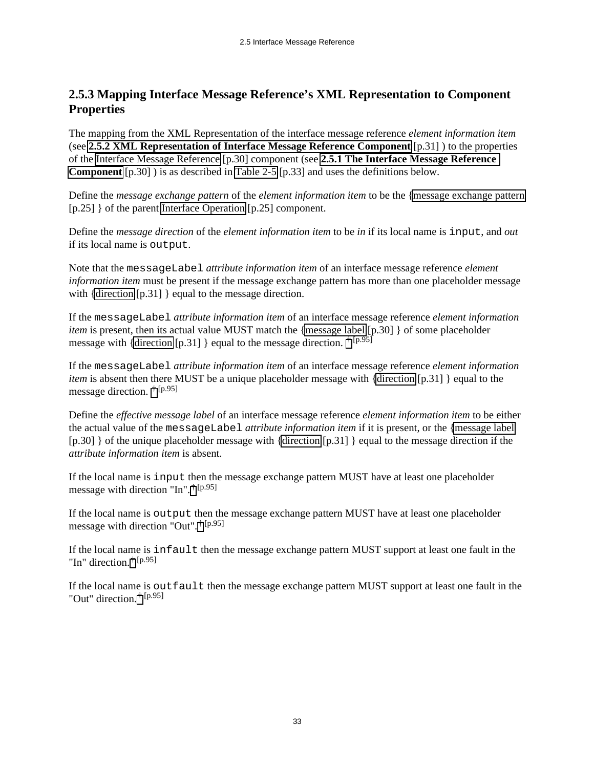### 2.5.3 Mapping Interface Message Reference's XML Representation to Component Properties

The mapping from the XML Representation of the interface message reference *element information item* (see **2.5.2 XML Representation of Interface Message Reference Component** [p.31] ) to the properties of the Interface Message Reference [p.30] component (see **2.5.1 The Interface Message Reference Component** [p.30] ) is as described in Table 2-5 [p.33] and uses the definitions below.

Define the *message exchange pattern* of the *element information item* to be the {message exchange pattern [p.25] } of the parent Interface Operation [p.25] component.

Define the *message direction* of the *element information item* to be *in* if its local name is `input`, and *out* if its local name is `output`.

Note that the `messageLabel` *attribute information item* of an interface message reference *element information item* must be present if the message exchange pattern has more than one placeholder message with {direction [p.31] } equal to the message direction.

If the `messageLabel` *attribute information item* of an interface message reference *element information item* is present, then its actual value MUST match the {message label [p.30] } of some placeholder message with {direction [p.31] } equal to the message direction. † [p.95]

If the `messageLabel` *attribute information item* of an interface message reference *element information item* is absent then there MUST be a unique placeholder message with {direction [p.31] } equal to the message direction. † [p.95]

Define the *effective message label* of an interface message reference *element information item* to be either the actual value of the `messageLabel` *attribute information item* if it is present, or the {message label [p.30] } of the unique placeholder message with {direction [p.31] } equal to the message direction if the *attribute information item* is absent.

If the local name is `input` then the message exchange pattern MUST have at least one placeholder message with direction "In". † [p.95]

If the local name is `output` then the message exchange pattern MUST have at least one placeholder message with direction "Out". † [p.95]

If the local name is `infault` then the message exchange pattern MUST support at least one fault in the "In" direction. † [p.95]

If the local name is `outfault` then the message exchange pattern MUST support at least one fault in the "Out" direction. † [p.95]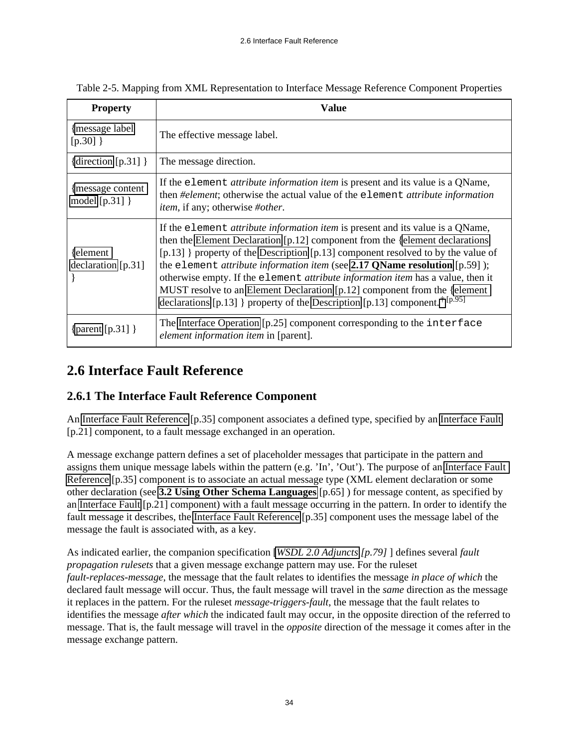Table 2-5. Mapping from XML Representation to Interface Message Reference Component Properties

| Property | Value |
| --- | --- |
| {message label [p.30] } | The effective message label. |
| {direction [p.31] } | The message direction. |
| {message content model [p.31] } | If the element *attribute information item* is present and its value is a QName, then *#element*; otherwise the actual value of the element *attribute information item*, if any; otherwise *#other*. |
| {element declaration [p.31] } | If the element *attribute information item* is present and its value is a QName, then the Element Declaration [p.12] component from the {element declarations [p.13] } property of the Description [p.13] component resolved to by the value of the element *attribute information item* (see **2.17 QName resolution** [p.59] ); otherwise empty. If the element *attribute information item* has a value, then it MUST resolve to an Element Declaration [p.12] component from the {element declarations [p.13] } property of the Description [p.13] component. † [p.95] |
| {parent [p.31] } | The Interface Operation [p.25] component corresponding to the interface *element information item* in [parent]. |

## 2.6 Interface Fault Reference

### 2.6.1 The Interface Fault Reference Component

An Interface Fault Reference [p.35] component associates a defined type, specified by an Interface Fault [p.21] component, to a fault message exchanged in an operation.

A message exchange pattern defines a set of placeholder messages that participate in the pattern and assigns them unique message labels within the pattern (e.g. 'In', 'Out'). The purpose of an Interface Fault Reference [p.35] component is to associate an actual message type (XML element declaration or some other declaration (see **3.2 Using Other Schema Languages** [p.65] ) for message content, as specified by an Interface Fault [p.21] component) with a fault message occurring in the pattern. In order to identify the fault message it describes, the Interface Fault Reference [p.35] component uses the message label of the message the fault is associated with, as a key.

As indicated earlier, the companion specification [*WSDL 2.0 Adjuncts [p.79]* ] defines several *fault propagation rulesets* that a given message exchange pattern may use. For the ruleset *fault-replaces-message*, the message that the fault relates to identifies the message *in place of which* the declared fault message will occur. Thus, the fault message will travel in the *same* direction as the message it replaces in the pattern. For the ruleset *message-triggers-fault*, the message that the fault relates to identifies the message *after which* the indicated fault may occur, in the opposite direction of the referred to message. That is, the fault message will travel in the *opposite* direction of the message it comes after in the message exchange pattern.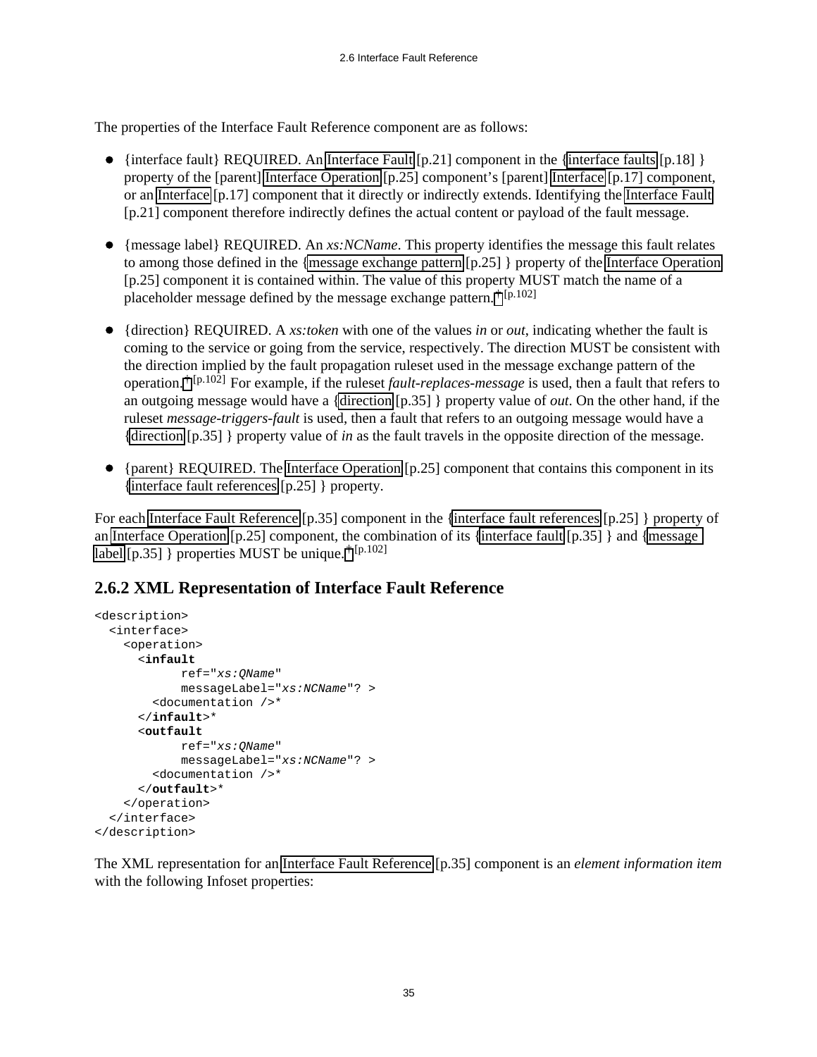The properties of the Interface Fault Reference component are as follows:

- {interface fault} REQUIRED. An Interface Fault [p.21] component in the {interface faults [p.18] } property of the [parent] Interface Operation [p.25] component's [parent] Interface [p.17] component, or an Interface [p.17] component that it directly or indirectly extends. Identifying the Interface Fault [p.21] component therefore indirectly defines the actual content or payload of the fault message.
- {message label} REQUIRED. An *xs:NCName*. This property identifies the message this fault relates to among those defined in the {message exchange pattern [p.25] } property of the Interface Operation [p.25] component it is contained within. The value of this property MUST match the name of a placeholder message defined by the message exchange pattern.† [p.102]
- {direction} REQUIRED. A *xs:token* with one of the values *in* or *out*, indicating whether the fault is coming to the service or going from the service, respectively. The direction MUST be consistent with the direction implied by the fault propagation ruleset used in the message exchange pattern of the operation.† [p.102] For example, if the ruleset *fault-replaces-message* is used, then a fault that refers to an outgoing message would have a {direction [p.35] } property value of *out*. On the other hand, if the ruleset *message-triggers-fault* is used, then a fault that refers to an outgoing message would have a {direction [p.35] } property value of *in* as the fault travels in the opposite direction of the message.
- {parent} REQUIRED. The Interface Operation [p.25] component that contains this component in its {interface fault references [p.25] } property.

For each Interface Fault Reference [p.35] component in the {interface fault references [p.25] } property of an Interface Operation [p.25] component, the combination of its {interface fault [p.35] } and {message label [p.35] } properties MUST be unique.† [p.102]

## 2.6.2 XML Representation of Interface Fault Reference

```
<description>
  <interface>
    <operation>
      <infault
            ref="xs:QName"
            messageLabel="xs:NCName"? >
        <documentation />*
      </infault>*
      <outfault
            ref="xs:QName"
            messageLabel="xs:NCName"? >
        <documentation />*
      </outfault>*
    </operation>
  </interface>
</description>
```

The XML representation for an Interface Fault Reference [p.35] component is an *element information item* with the following Infoset properties: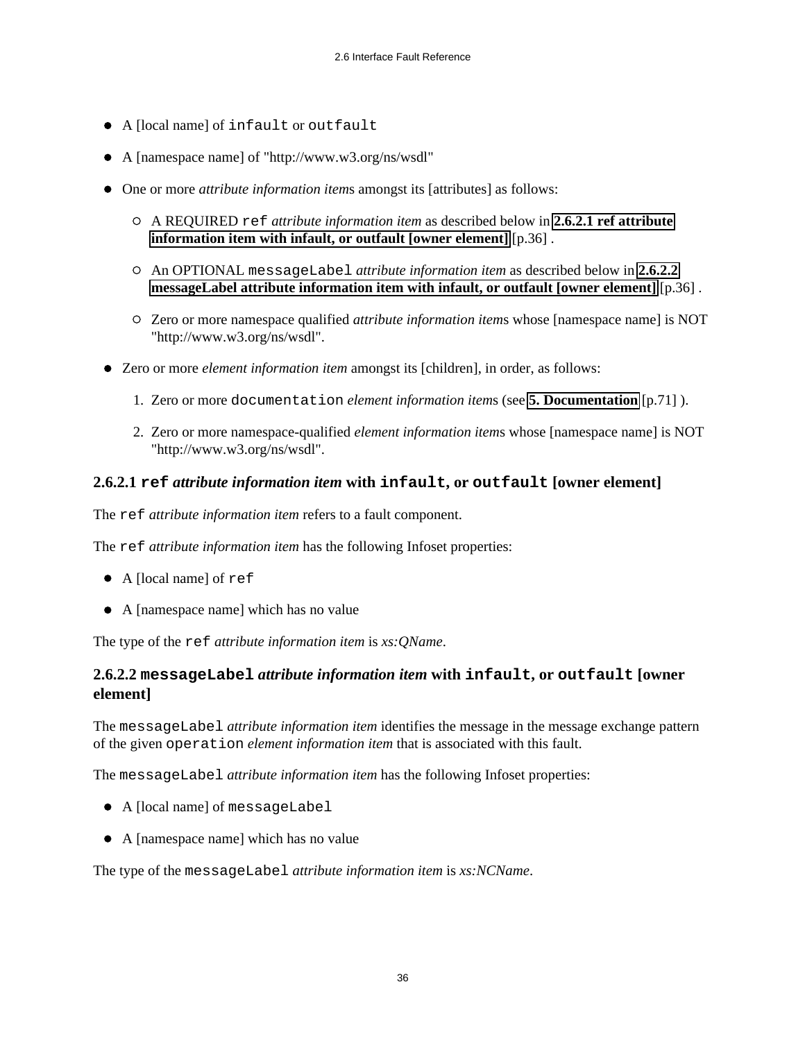- A [local name] of `infault` or `outfault`
- A [namespace name] of "http://www.w3.org/ns/wsdl"
- One or more *attribute information item*s amongst its [attributes] as follows:
  - A REQUIRED `ref` *attribute information item* as described below in **2.6.2.1 ref attribute information item with infault, or outfault [owner element]** [p.36] .
  - An OPTIONAL `messageLabel` *attribute information item* as described below in **2.6.2.2 messageLabel attribute information item with infault, or outfault [owner element]** [p.36] .
  - Zero or more namespace qualified *attribute information item*s whose [namespace name] is NOT "http://www.w3.org/ns/wsdl".
- Zero or more *element information item* amongst its [children], in order, as follows:
  1. Zero or more `documentation` *element information item*s (see **5. Documentation** [p.71] ).
  2. Zero or more namespace-qualified *element information item*s whose [namespace name] is NOT "http://www.w3.org/ns/wsdl".

#### 2.6.2.1 `ref` *attribute information item* with `infault`, or `outfault` [owner element]

The `ref` *attribute information item* refers to a fault component.

The `ref` *attribute information item* has the following Infoset properties:

- A [local name] of `ref`
- A [namespace name] which has no value

The type of the `ref` *attribute information item* is *xs:QName*.

#### 2.6.2.2 `messageLabel` *attribute information item* with `infault`, or `outfault` [owner element]

The `messageLabel` *attribute information item* identifies the message in the message exchange pattern of the given `operation` *element information item* that is associated with this fault.

The `messageLabel` *attribute information item* has the following Infoset properties:

- A [local name] of `messageLabel`
- A [namespace name] which has no value

The type of the `messageLabel` *attribute information item* is *xs:NCName*.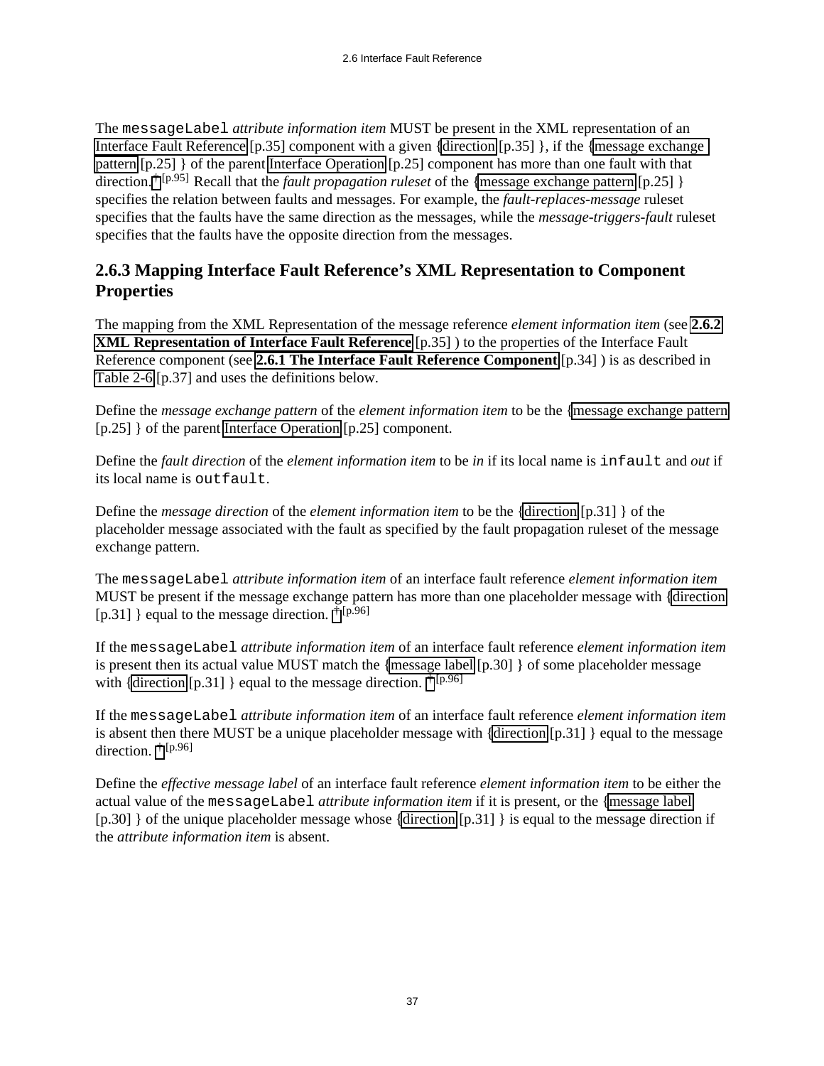The `messageLabel` *attribute information item* MUST be present in the XML representation of an Interface Fault Reference [p.35] component with a given {direction [p.35] }, if the {message exchange pattern [p.25] } of the parent Interface Operation [p.25] component has more than one fault with that direction.† [p.95] Recall that the *fault propagation ruleset* of the {message exchange pattern [p.25] } specifies the relation between faults and messages. For example, the *fault-replaces-message* ruleset specifies that the faults have the same direction as the messages, while the *message-triggers-fault* ruleset specifies that the faults have the opposite direction from the messages.

### 2.6.3 Mapping Interface Fault Reference's XML Representation to Component Properties

The mapping from the XML Representation of the message reference *element information item* (see **2.6.2 XML Representation of Interface Fault Reference** [p.35] ) to the properties of the Interface Fault Reference component (see **2.6.1 The Interface Fault Reference Component** [p.34] ) is as described in Table 2-6 [p.37] and uses the definitions below.

Define the *message exchange pattern* of the *element information item* to be the {message exchange pattern [p.25] } of the parent Interface Operation [p.25] component.

Define the *fault direction* of the *element information item* to be *in* if its local name is `infault` and *out* if its local name is `outfault`.

Define the *message direction* of the *element information item* to be the {direction [p.31] } of the placeholder message associated with the fault as specified by the fault propagation ruleset of the message exchange pattern.

The `messageLabel` *attribute information item* of an interface fault reference *element information item* MUST be present if the message exchange pattern has more than one placeholder message with {direction [p.31] } equal to the message direction. † [p.96]

If the `messageLabel` *attribute information item* of an interface fault reference *element information item* is present then its actual value MUST match the {message label [p.30] } of some placeholder message with {direction [p.31] } equal to the message direction. † [p.96]

If the `messageLabel` *attribute information item* of an interface fault reference *element information item* is absent then there MUST be a unique placeholder message with {direction [p.31] } equal to the message direction. † [p.96]

Define the *effective message label* of an interface fault reference *element information item* to be either the actual value of the `messageLabel` *attribute information item* if it is present, or the {message label [p.30] } of the unique placeholder message whose {direction [p.31] } is equal to the message direction if the *attribute information item* is absent.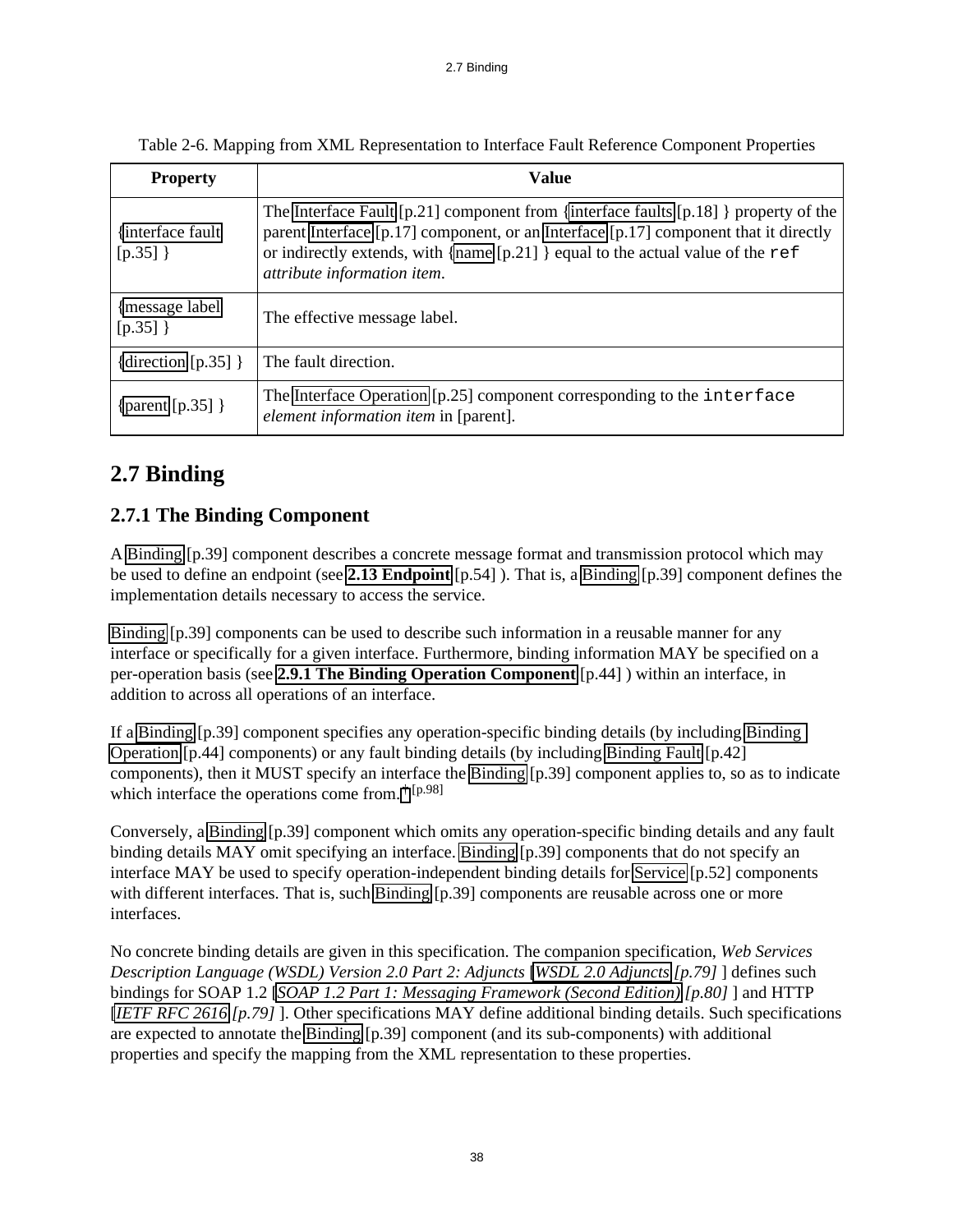Table 2-6. Mapping from XML Representation to Interface Fault Reference Component Properties

| Property | Value |
| --- | --- |
| {interface fault [p.35] } | The Interface Fault [p.21] component from {interface faults [p.18] } property of the parent Interface [p.17] component, or an Interface [p.17] component that it directly or indirectly extends, with {name [p.21] } equal to the actual value of the `ref` *attribute information item*. |
| {message label [p.35] } | The effective message label. |
| {direction [p.35] } | The fault direction. |
| {parent [p.35] } | The Interface Operation [p.25] component corresponding to the `interface` *element information item* in [parent]. |

## 2.7 Binding

### 2.7.1 The Binding Component

A Binding [p.39] component describes a concrete message format and transmission protocol which may be used to define an endpoint (see **2.13 Endpoint** [p.54] ). That is, a Binding [p.39] component defines the implementation details necessary to access the service.

Binding [p.39] components can be used to describe such information in a reusable manner for any interface or specifically for a given interface. Furthermore, binding information MAY be specified on a per-operation basis (see **2.9.1 The Binding Operation Component** [p.44] ) within an interface, in addition to across all operations of an interface.

If a Binding [p.39] component specifies any operation-specific binding details (by including Binding Operation [p.44] components) or any fault binding details (by including Binding Fault [p.42] components), then it MUST specify an interface the Binding [p.39] component applies to, so as to indicate which interface the operations come from. † [p.98]

Conversely, a Binding [p.39] component which omits any operation-specific binding details and any fault binding details MAY omit specifying an interface. Binding [p.39] components that do not specify an interface MAY be used to specify operation-independent binding details for Service [p.52] components with different interfaces. That is, such Binding [p.39] components are reusable across one or more interfaces.

No concrete binding details are given in this specification. The companion specification, *Web Services Description Language (WSDL) Version 2.0 Part 2: Adjuncts* [*WSDL 2.0 Adjuncts [p.79]* ] defines such bindings for SOAP 1.2 [*SOAP 1.2 Part 1: Messaging Framework (Second Edition) [p.80]* ] and HTTP [*IETF RFC 2616 [p.79]* ]. Other specifications MAY define additional binding details. Such specifications are expected to annotate the Binding [p.39] component (and its sub-components) with additional properties and specify the mapping from the XML representation to these properties.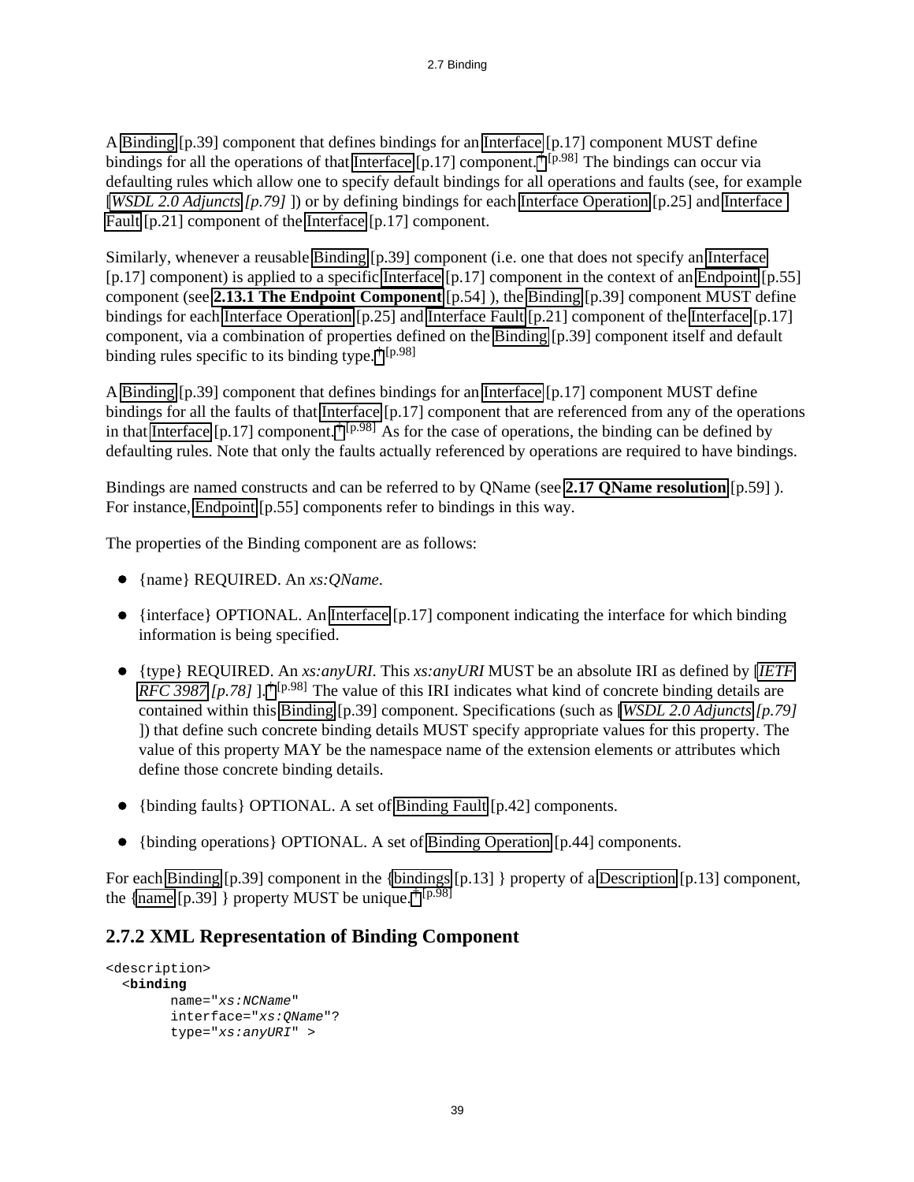A Binding [p.39] component that defines bindings for an Interface [p.17] component MUST define bindings for all the operations of that Interface [p.17] component.† [p.98] The bindings can occur via defaulting rules which allow one to specify default bindings for all operations and faults (see, for example [*WSDL 2.0 Adjuncts [p.79]* ]) or by defining bindings for each Interface Operation [p.25] and Interface Fault [p.21] component of the Interface [p.17] component.

Similarly, whenever a reusable Binding [p.39] component (i.e. one that does not specify an Interface [p.17] component) is applied to a specific Interface [p.17] component in the context of an Endpoint [p.55] component (see **2.13.1 The Endpoint Component** [p.54] ), the Binding [p.39] component MUST define bindings for each Interface Operation [p.25] and Interface Fault [p.21] component of the Interface [p.17] component, via a combination of properties defined on the Binding [p.39] component itself and default binding rules specific to its binding type.† [p.98]

A Binding [p.39] component that defines bindings for an Interface [p.17] component MUST define bindings for all the faults of that Interface [p.17] component that are referenced from any of the operations in that Interface [p.17] component.† [p.98] As for the case of operations, the binding can be defined by defaulting rules. Note that only the faults actually referenced by operations are required to have bindings.

Bindings are named constructs and can be referred to by QName (see **2.17 QName resolution** [p.59] ). For instance, Endpoint [p.55] components refer to bindings in this way.

The properties of the Binding component are as follows:

- {name} REQUIRED. An *xs:QName*.
- {interface} OPTIONAL. An Interface [p.17] component indicating the interface for which binding information is being specified.
- {type} REQUIRED. An *xs:anyURI*. This *xs:anyURI* MUST be an absolute IRI as defined by [*IETF RFC 3987 [p.78]* ].† [p.98] The value of this IRI indicates what kind of concrete binding details are contained within this Binding [p.39] component. Specifications (such as [*WSDL 2.0 Adjuncts [p.79]* ]) that define such concrete binding details MUST specify appropriate values for this property. The value of this property MAY be the namespace name of the extension elements or attributes which define those concrete binding details.
- {binding faults} OPTIONAL. A set of Binding Fault [p.42] components.
- {binding operations} OPTIONAL. A set of Binding Operation [p.44] components.

For each Binding [p.39] component in the {bindings [p.13] } property of a Description [p.13] component, the {name [p.39] } property MUST be unique.† [p.98]

## 2.7.2 XML Representation of Binding Component

```
<description>
  <binding
        name="xs:NCName"
        interface="xs:QName"?
        type="xs:anyURI" >
```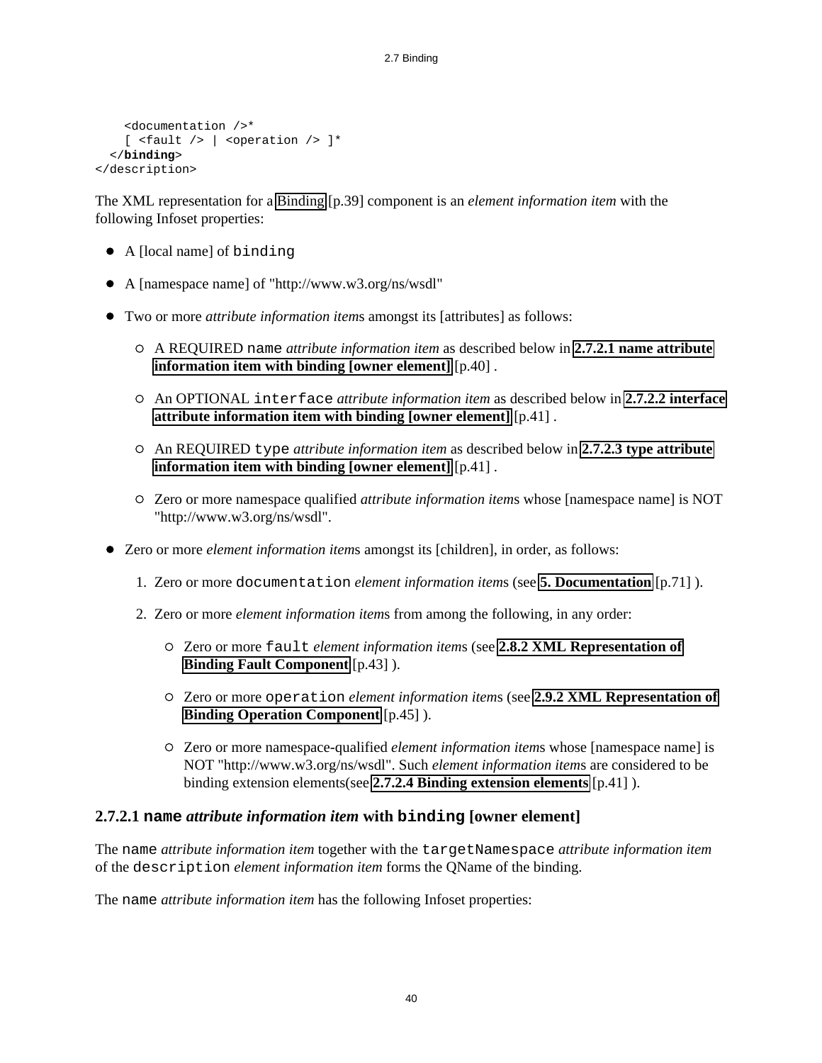```
    <documentation />*
    [ <fault /> | <operation /> ]*
  </binding>
</description>
```

The XML representation for a Binding [p.39] component is an *element information item* with the following Infoset properties:

- A [local name] of `binding`
- A [namespace name] of "http://www.w3.org/ns/wsdl"
- Two or more *attribute information items* amongst its [attributes] as follows:
  - A REQUIRED `name` *attribute information item* as described below in **2.7.2.1 name attribute information item with binding [owner element]** [p.40] .
  - An OPTIONAL `interface` *attribute information item* as described below in **2.7.2.2 interface attribute information item with binding [owner element]** [p.41] .
  - An REQUIRED `type` *attribute information item* as described below in **2.7.2.3 type attribute information item with binding [owner element]** [p.41] .
  - Zero or more namespace qualified *attribute information items* whose [namespace name] is NOT "http://www.w3.org/ns/wsdl".
- Zero or more *element information items* amongst its [children], in order, as follows:
  1. Zero or more `documentation` *element information items* (see **5. Documentation** [p.71] ).
  2. Zero or more *element information items* from among the following, in any order:
     - Zero or more `fault` *element information items* (see **2.8.2 XML Representation of Binding Fault Component** [p.43] ).
     - Zero or more `operation` *element information items* (see **2.9.2 XML Representation of Binding Operation Component** [p.45] ).
     - Zero or more namespace-qualified *element information items* whose [namespace name] is NOT "http://www.w3.org/ns/wsdl". Such *element information items* are considered to be binding extension elements(see **2.7.2.4 Binding extension elements** [p.41] ).

#### 2.7.2.1 `name` *attribute information item* with `binding` [owner element]

The `name` *attribute information item* together with the `targetNamespace` *attribute information item* of the `description` *element information item* forms the QName of the binding.

The `name` *attribute information item* has the following Infoset properties: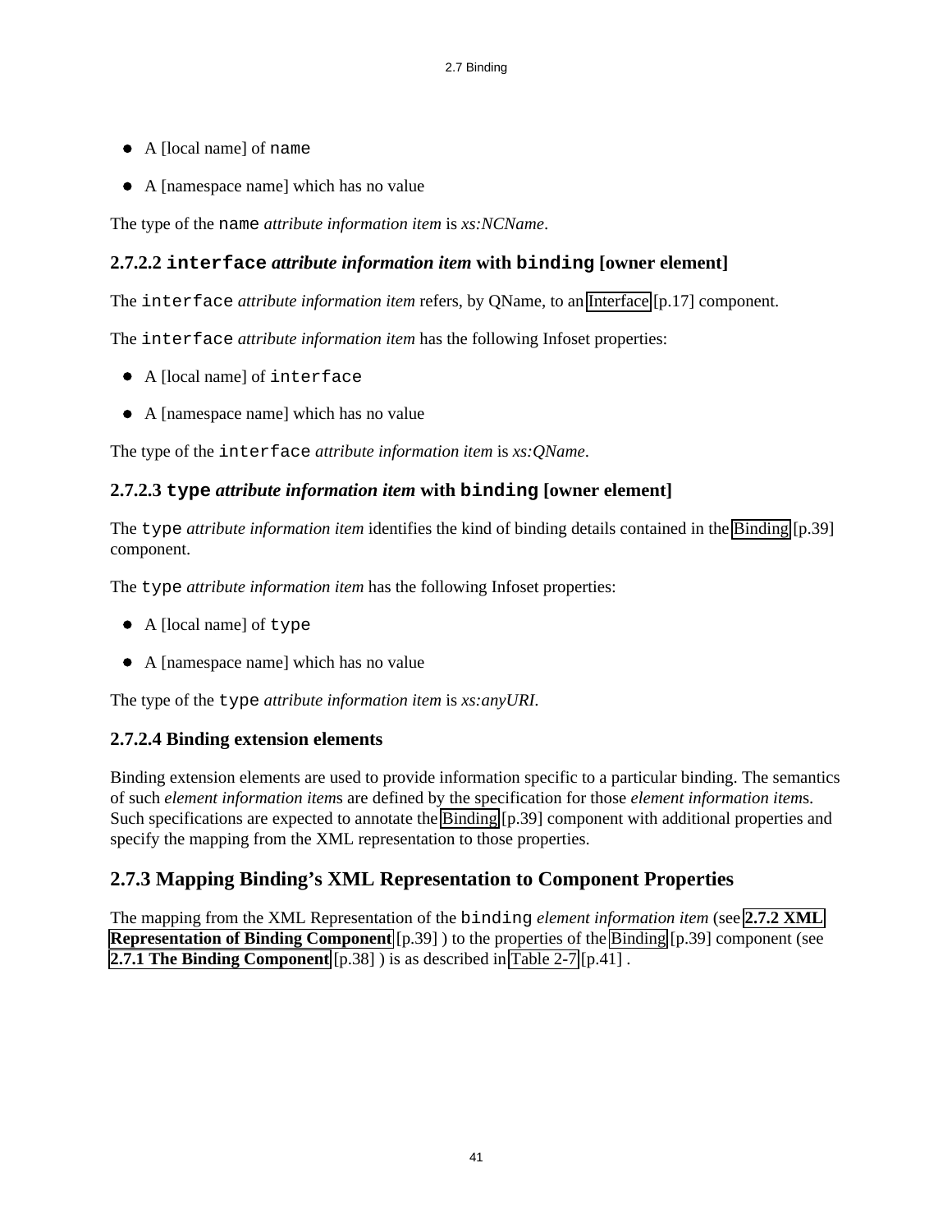- A [local name] of `name`
- A [namespace name] which has no value

The type of the `name` *attribute information item* is *xs:NCName*.

#### 2.7.2.2 `interface` *attribute information item* with `binding` [owner element]

The `interface` *attribute information item* refers, by QName, to an Interface [p.17] component.

The `interface` *attribute information item* has the following Infoset properties:

- A [local name] of `interface`
- A [namespace name] which has no value

The type of the `interface` *attribute information item* is *xs:QName*.

#### 2.7.2.3 `type` *attribute information item* with `binding` [owner element]

The `type` *attribute information item* identifies the kind of binding details contained in the Binding [p.39] component.

The `type` *attribute information item* has the following Infoset properties:

- A [local name] of `type`
- A [namespace name] which has no value

The type of the `type` *attribute information item* is *xs:anyURI*.

#### 2.7.2.4 Binding extension elements

Binding extension elements are used to provide information specific to a particular binding. The semantics of such *element information item*s are defined by the specification for those *element information item*s. Such specifications are expected to annotate the Binding [p.39] component with additional properties and specify the mapping from the XML representation to those properties.

### 2.7.3 Mapping Binding's XML Representation to Component Properties

The mapping from the XML Representation of the `binding` *element information item* (see **2.7.2 XML Representation of Binding Component** [p.39] ) to the properties of the Binding [p.39] component (see **2.7.1 The Binding Component** [p.38] ) is as described in Table 2-7 [p.41] .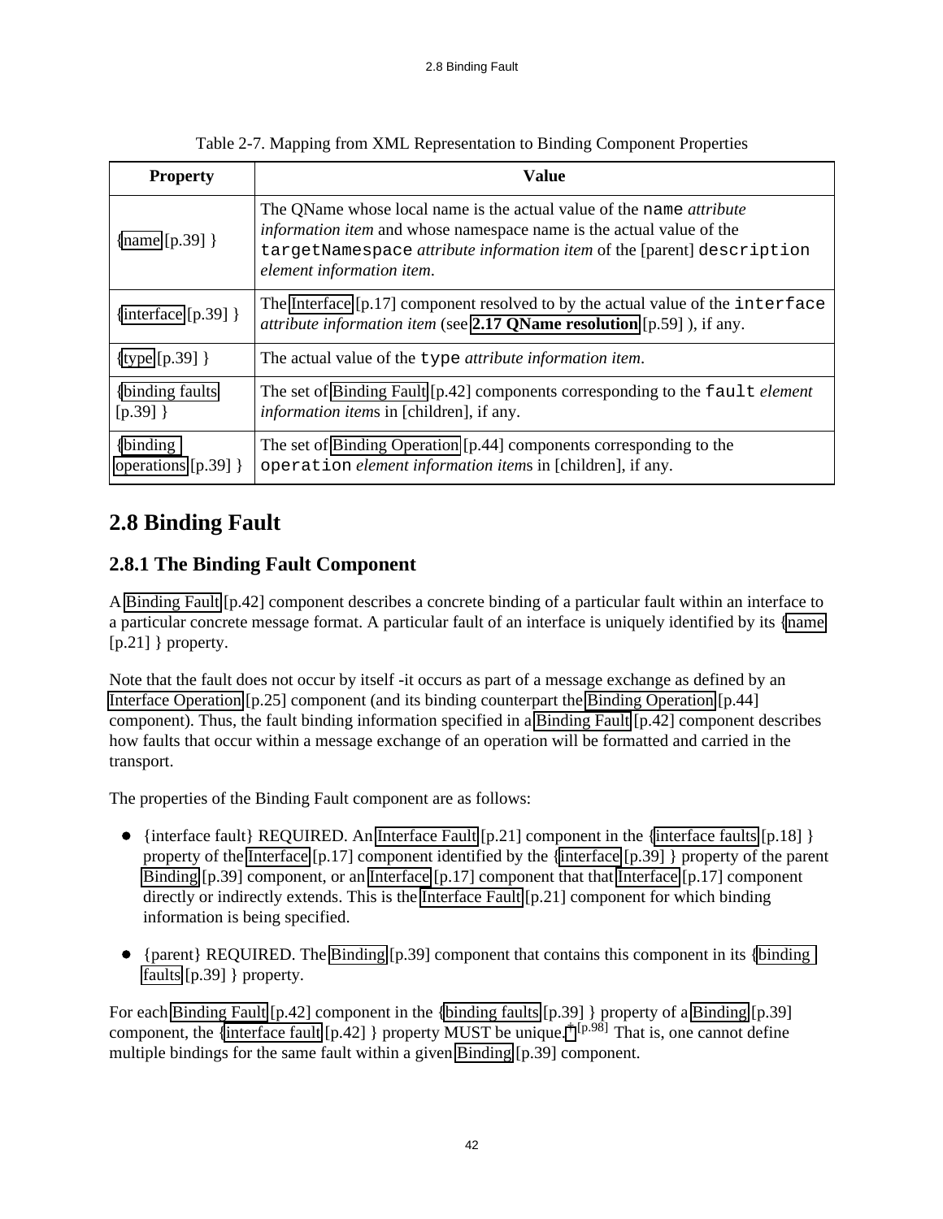Table 2-7. Mapping from XML Representation to Binding Component Properties

| Property | Value |
| --- | --- |
| {name [p.39] } | The QName whose local name is the actual value of the `name` *attribute information item* and whose namespace name is the actual value of the `targetNamespace` *attribute information item* of the [parent] `description` *element information item*. |
| {interface [p.39] } | The Interface [p.17] component resolved to by the actual value of the `interface` *attribute information item* (see **2.17 QName resolution** [p.59] ), if any. |
| {type [p.39] } | The actual value of the `type` *attribute information item*. |
| {binding faults [p.39] } | The set of Binding Fault [p.42] components corresponding to the `fault` *element information items* in [children], if any. |
| {binding operations [p.39] } | The set of Binding Operation [p.44] components corresponding to the `operation` *element information items* in [children], if any. |

## 2.8 Binding Fault

### 2.8.1 The Binding Fault Component

A Binding Fault [p.42] component describes a concrete binding of a particular fault within an interface to a particular concrete message format. A particular fault of an interface is uniquely identified by its {name [p.21] } property.

Note that the fault does not occur by itself -it occurs as part of a message exchange as defined by an Interface Operation [p.25] component (and its binding counterpart the Binding Operation [p.44] component). Thus, the fault binding information specified in a Binding Fault [p.42] component describes how faults that occur within a message exchange of an operation will be formatted and carried in the transport.

The properties of the Binding Fault component are as follows:

- {interface fault} REQUIRED. An Interface Fault [p.21] component in the {interface faults [p.18] } property of the Interface [p.17] component identified by the {interface [p.39] } property of the parent Binding [p.39] component, or an Interface [p.17] component that that Interface [p.17] component directly or indirectly extends. This is the Interface Fault [p.21] component for which binding information is being specified.
- {parent} REQUIRED. The Binding [p.39] component that contains this component in its {binding faults [p.39] } property.

For each Binding Fault [p.42] component in the {binding faults [p.39] } property of a Binding [p.39] component, the {interface fault [p.42] } property MUST be unique.† [p.98] That is, one cannot define multiple bindings for the same fault within a given Binding [p.39] component.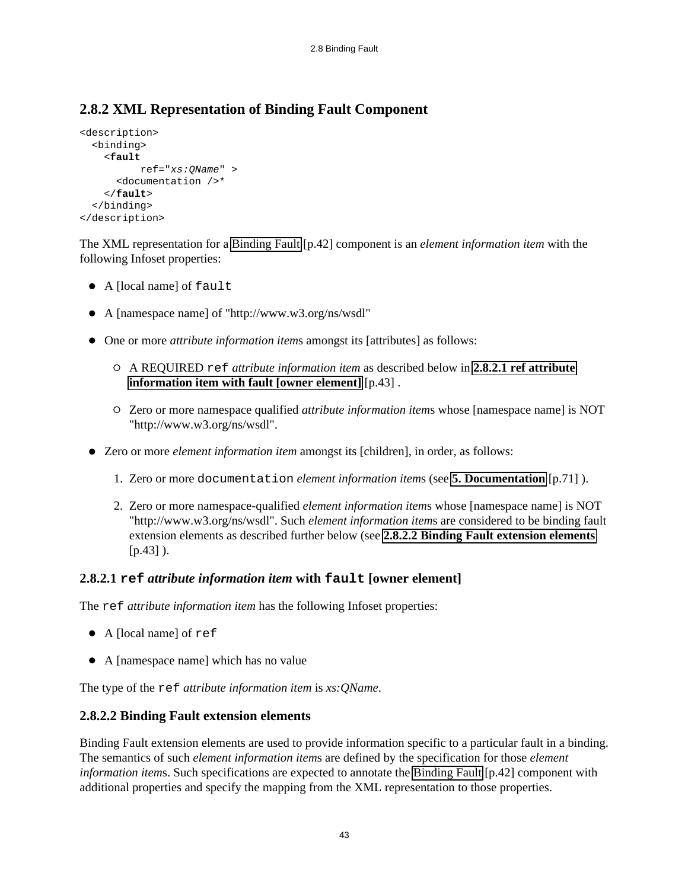## 2.8.2 XML Representation of Binding Fault Component

```
<description>
  <binding>
    <fault
          ref="xs:QName" >
      <documentation />*
    </fault>
  </binding>
</description>
```

The XML representation for a Binding Fault [p.42] component is an *element information item* with the following Infoset properties:

- A [local name] of `fault`
- A [namespace name] of "http://www.w3.org/ns/wsdl"
- One or more *attribute information item*s amongst its [attributes] as follows:
  - A REQUIRED `ref` *attribute information item* as described below in **2.8.2.1 ref attribute information item with fault [owner element]** [p.43] .
  - Zero or more namespace qualified *attribute information item*s whose [namespace name] is NOT "http://www.w3.org/ns/wsdl".
- Zero or more *element information item* amongst its [children], in order, as follows:
  1. Zero or more `documentation` *element information item*s (see **5. Documentation** [p.71] ).
  2. Zero or more namespace-qualified *element information item*s whose [namespace name] is NOT "http://www.w3.org/ns/wsdl". Such *element information item*s are considered to be binding fault extension elements as described further below (see **2.8.2.2 Binding Fault extension elements** [p.43] ).

### 2.8.2.1 `ref` *attribute information item* with `fault` [owner element]

The `ref` *attribute information item* has the following Infoset properties:

- A [local name] of `ref`
- A [namespace name] which has no value

The type of the `ref` *attribute information item* is *xs:QName*.

### 2.8.2.2 Binding Fault extension elements

Binding Fault extension elements are used to provide information specific to a particular fault in a binding. The semantics of such *element information item*s are defined by the specification for those *element information item*s. Such specifications are expected to annotate the Binding Fault [p.42] component with additional properties and specify the mapping from the XML representation to those properties.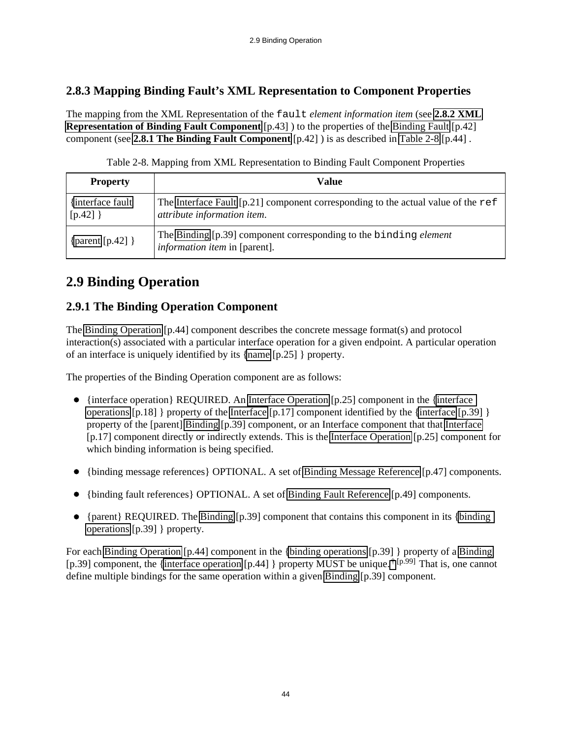### 2.8.3 Mapping Binding Fault's XML Representation to Component Properties

The mapping from the XML Representation of the `fault` *element information item* (see **2.8.2 XML Representation of Binding Fault Component** [p.43] ) to the properties of the Binding Fault [p.42] component (see **2.8.1 The Binding Fault Component** [p.42] ) is as described in Table 2-8 [p.44] .

Table 2-8. Mapping from XML Representation to Binding Fault Component Properties

| Property | Value |
| --- | --- |
| {interface fault [p.42] } | The Interface Fault [p.21] component corresponding to the actual value of the `ref` *attribute information item*. |
| {parent [p.42] } | The Binding [p.39] component corresponding to the `binding` *element information item* in [parent]. |

## 2.9 Binding Operation

### 2.9.1 The Binding Operation Component

The Binding Operation [p.44] component describes the concrete message format(s) and protocol interaction(s) associated with a particular interface operation for a given endpoint. A particular operation of an interface is uniquely identified by its {name [p.25] } property.

The properties of the Binding Operation component are as follows:

- {interface operation} REQUIRED. An Interface Operation [p.25] component in the {interface operations [p.18] } property of the Interface [p.17] component identified by the {interface [p.39] } property of the [parent] Binding [p.39] component, or an Interface component that that Interface [p.17] component directly or indirectly extends. This is the Interface Operation [p.25] component for which binding information is being specified.
- {binding message references} OPTIONAL. A set of Binding Message Reference [p.47] components.
- {binding fault references} OPTIONAL. A set of Binding Fault Reference [p.49] components.
- {parent} REQUIRED. The Binding [p.39] component that contains this component in its {binding operations [p.39] } property.

For each Binding Operation [p.44] component in the {binding operations [p.39] } property of a Binding [p.39] component, the {interface operation [p.44] } property MUST be unique. † [p.99] That is, one cannot define multiple bindings for the same operation within a given Binding [p.39] component.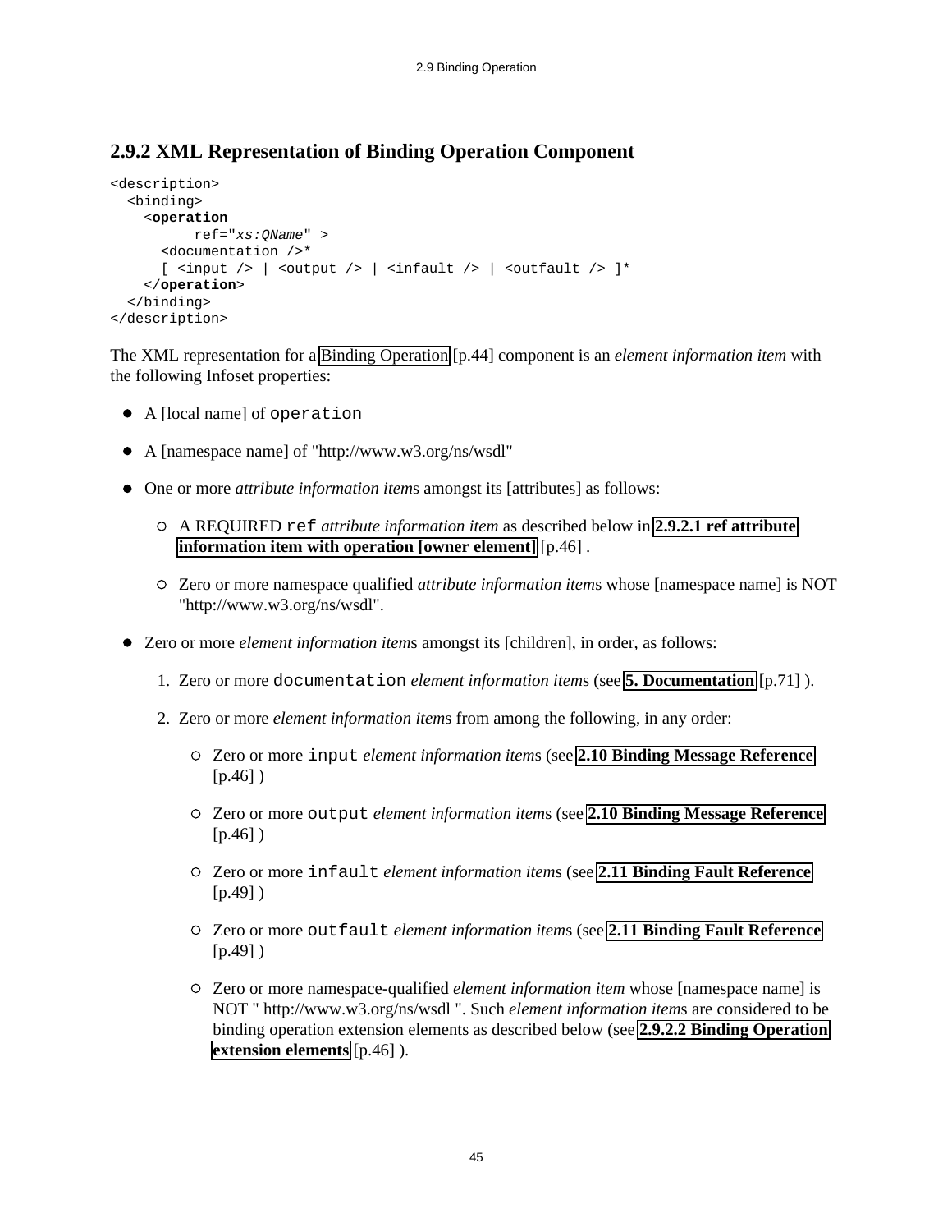### 2.9.2 XML Representation of Binding Operation Component

```
<description>
  <binding>
    <operation
          ref="xs:QName" >
      <documentation />*
      [ <input /> | <output /> | <infault /> | <outfault /> ]*
    </operation>
  </binding>
</description>
```

The XML representation for a Binding Operation [p.44] component is an *element information item* with the following Infoset properties:

- A [local name] of `operation`
- A [namespace name] of "http://www.w3.org/ns/wsdl"
- One or more *attribute information items* amongst its [attributes] as follows:
  - A REQUIRED `ref` *attribute information item* as described below in **2.9.2.1 ref attribute information item with operation [owner element]** [p.46] .
  - Zero or more namespace qualified *attribute information items* whose [namespace name] is NOT "http://www.w3.org/ns/wsdl".
- Zero or more *element information items* amongst its [children], in order, as follows:
  1. Zero or more `documentation` *element information items* (see **5. Documentation** [p.71] ).
  2. Zero or more *element information items* from among the following, in any order:
     - Zero or more `input` *element information items* (see **2.10 Binding Message Reference** [p.46] )
     - Zero or more `output` *element information items* (see **2.10 Binding Message Reference** [p.46] )
     - Zero or more `infault` *element information items* (see **2.11 Binding Fault Reference** [p.49] )
     - Zero or more `outfault` *element information items* (see **2.11 Binding Fault Reference** [p.49] )
     - Zero or more namespace-qualified *element information item* whose [namespace name] is NOT " http://www.w3.org/ns/wsdl ". Such *element information items* are considered to be binding operation extension elements as described below (see **2.9.2.2 Binding Operation extension elements** [p.46] ).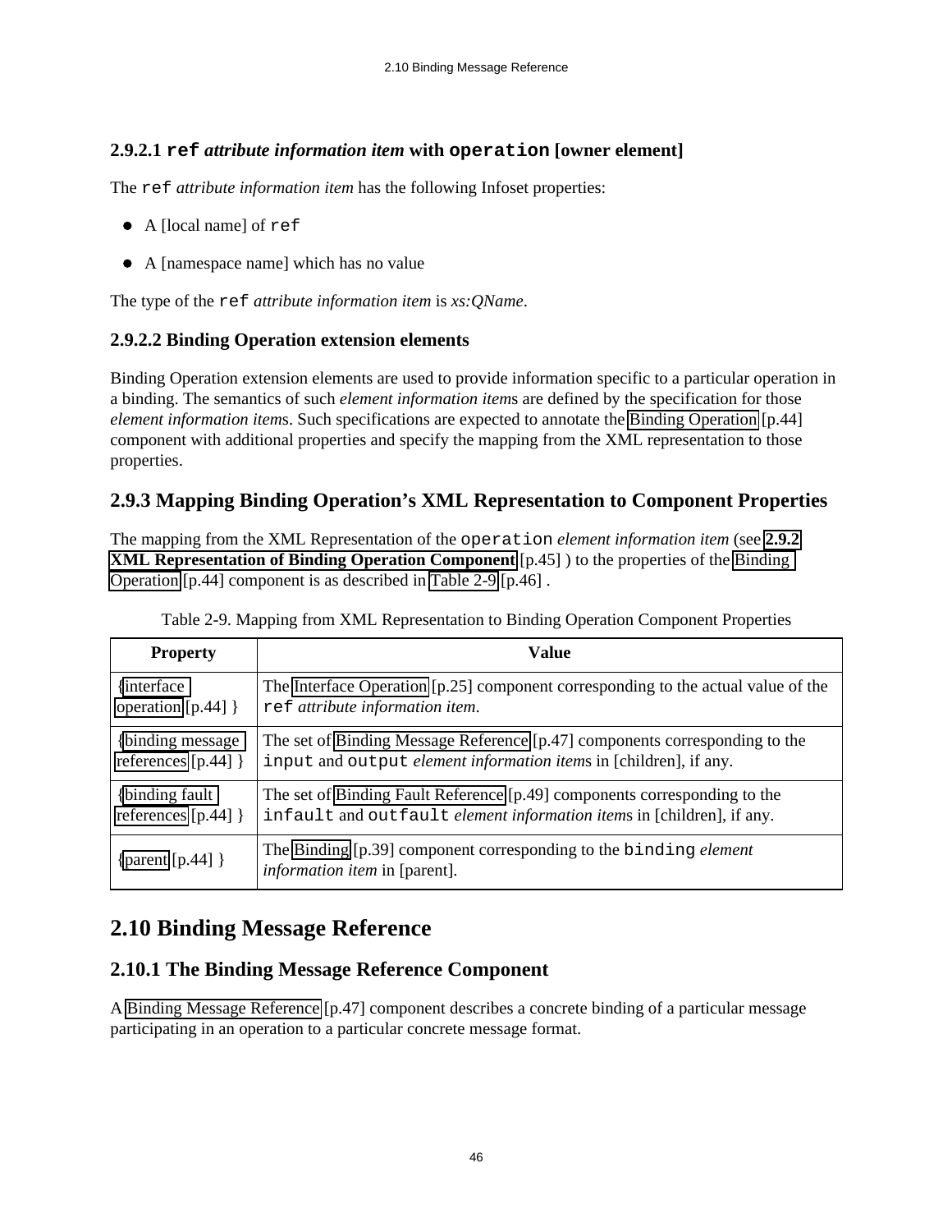#### 2.9.2.1 `ref` *attribute information item* with `operation` [owner element]

The `ref` *attribute information item* has the following Infoset properties:

- A [local name] of `ref`
- A [namespace name] which has no value

The type of the `ref` *attribute information item* is *xs:QName*.

#### 2.9.2.2 Binding Operation extension elements

Binding Operation extension elements are used to provide information specific to a particular operation in a binding. The semantics of such *element information item*s are defined by the specification for those *element information item*s. Such specifications are expected to annotate the Binding Operation [p.44] component with additional properties and specify the mapping from the XML representation to those properties.

### 2.9.3 Mapping Binding Operation's XML Representation to Component Properties

The mapping from the XML Representation of the `operation` *element information item* (see **2.9.2 XML Representation of Binding Operation Component** [p.45] ) to the properties of the Binding Operation [p.44] component is as described in Table 2-9 [p.46] .

Table 2-9. Mapping from XML Representation to Binding Operation Component Properties

| Property | Value |
| --- | --- |
| {interface operation [p.44] } | The Interface Operation [p.25] component corresponding to the actual value of the `ref` *attribute information item*. |
| {binding message references [p.44] } | The set of Binding Message Reference [p.47] components corresponding to the `input` and `output` *element information item*s in [children], if any. |
| {binding fault references [p.44] } | The set of Binding Fault Reference [p.49] components corresponding to the `infault` and `outfault` *element information item*s in [children], if any. |
| {parent [p.44] } | The Binding [p.39] component corresponding to the `binding` *element information item* in [parent]. |

## 2.10 Binding Message Reference

### 2.10.1 The Binding Message Reference Component

A Binding Message Reference [p.47] component describes a concrete binding of a particular message participating in an operation to a particular concrete message format.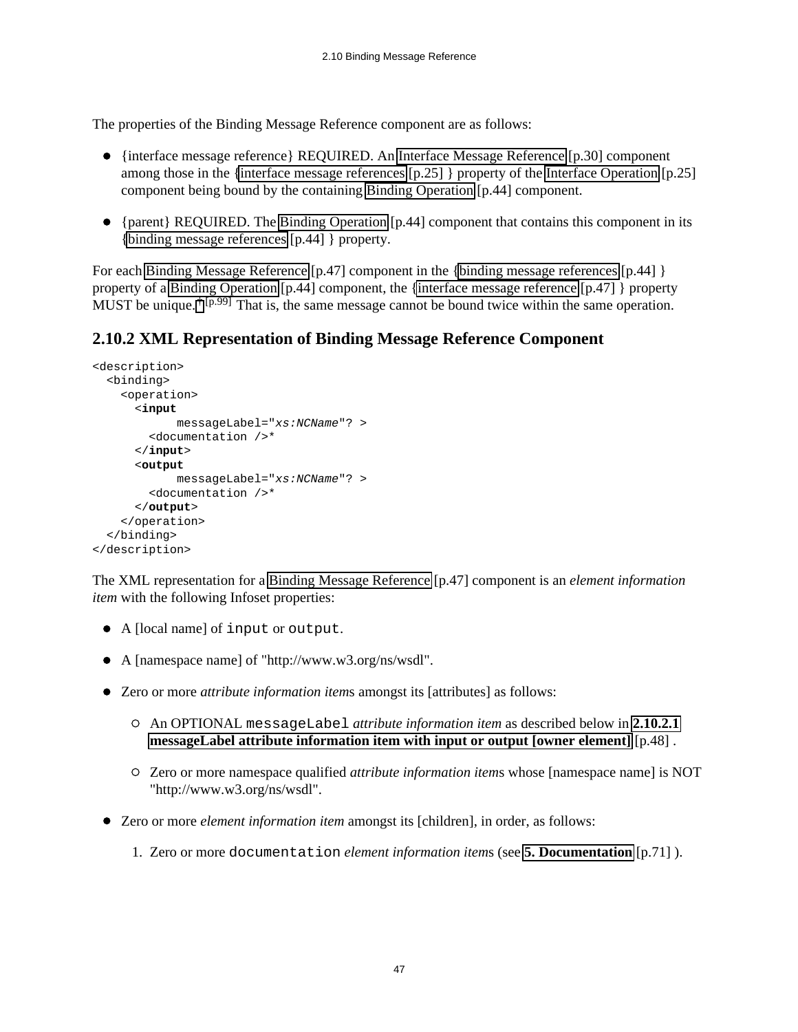The properties of the Binding Message Reference component are as follows:

- {interface message reference} REQUIRED. An Interface Message Reference [p.30] component among those in the {interface message references [p.25] } property of the Interface Operation [p.25] component being bound by the containing Binding Operation [p.44] component.
- {parent} REQUIRED. The Binding Operation [p.44] component that contains this component in its {binding message references [p.44] } property.

For each Binding Message Reference [p.47] component in the {binding message references [p.44] } property of a Binding Operation [p.44] component, the {interface message reference [p.47] } property MUST be unique. † [p.99] That is, the same message cannot be bound twice within the same operation.

### 2.10.2 XML Representation of Binding Message Reference Component

```
<description>
  <binding>
    <operation>
      <input
            messageLabel="xs:NCName"? >
        <documentation />*
      </input>
      <output
            messageLabel="xs:NCName"? >
        <documentation />*
      </output>
    </operation>
  </binding>
</description>
```

The XML representation for a Binding Message Reference [p.47] component is an *element information item* with the following Infoset properties:

- A [local name] of `input` or `output`.
- A [namespace name] of "http://www.w3.org/ns/wsdl".
- Zero or more *attribute information items* amongst its [attributes] as follows:
  - An OPTIONAL `messageLabel` *attribute information item* as described below in **2.10.2.1 messageLabel attribute information item with input or output [owner element]** [p.48] .
  - Zero or more namespace qualified *attribute information items* whose [namespace name] is NOT "http://www.w3.org/ns/wsdl".
- Zero or more *element information item* amongst its [children], in order, as follows:
  1. Zero or more `documentation` *element information items* (see **5. Documentation** [p.71] ).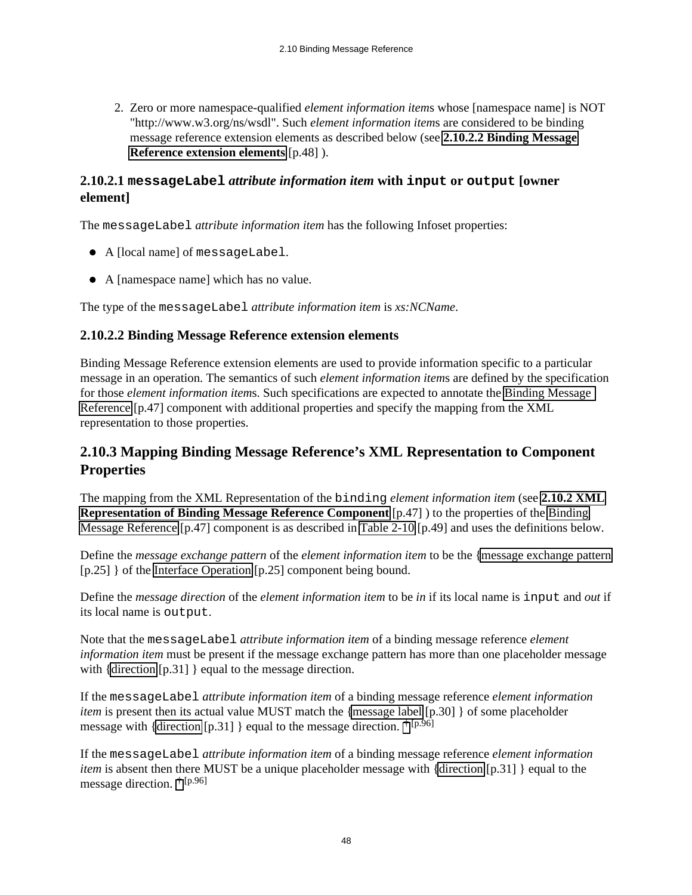2. Zero or more namespace-qualified *element information items* whose [namespace name] is NOT "http://www.w3.org/ns/wsdl". Such *element information items* are considered to be binding message reference extension elements as described below (see **2.10.2.2 Binding Message Reference extension elements** [p.48] ).

#### 2.10.2.1 `messageLabel` *attribute information item* with `input` or `output` [owner element]

The `messageLabel` *attribute information item* has the following Infoset properties:

- A [local name] of `messageLabel`.
- A [namespace name] which has no value.

The type of the `messageLabel` *attribute information item* is *xs:NCName*.

#### 2.10.2.2 Binding Message Reference extension elements

Binding Message Reference extension elements are used to provide information specific to a particular message in an operation. The semantics of such *element information items* are defined by the specification for those *element information items*. Such specifications are expected to annotate the Binding Message Reference [p.47] component with additional properties and specify the mapping from the XML representation to those properties.

### 2.10.3 Mapping Binding Message Reference's XML Representation to Component Properties

The mapping from the XML Representation of the `binding` *element information item* (see **2.10.2 XML Representation of Binding Message Reference Component** [p.47] ) to the properties of the Binding Message Reference [p.47] component is as described in Table 2-10 [p.49] and uses the definitions below.

Define the *message exchange pattern* of the *element information item* to be the {message exchange pattern [p.25] } of the Interface Operation [p.25] component being bound.

Define the *message direction* of the *element information item* to be *in* if its local name is `input` and *out* if its local name is `output`.

Note that the `messageLabel` *attribute information item* of a binding message reference *element information item* must be present if the message exchange pattern has more than one placeholder message with {direction [p.31] } equal to the message direction.

If the `messageLabel` *attribute information item* of a binding message reference *element information item* is present then its actual value MUST match the {message label [p.30] } of some placeholder message with {direction [p.31] } equal to the message direction. † [p.96]

If the `messageLabel` *attribute information item* of a binding message reference *element information item* is absent then there MUST be a unique placeholder message with {direction [p.31] } equal to the message direction. † [p.96]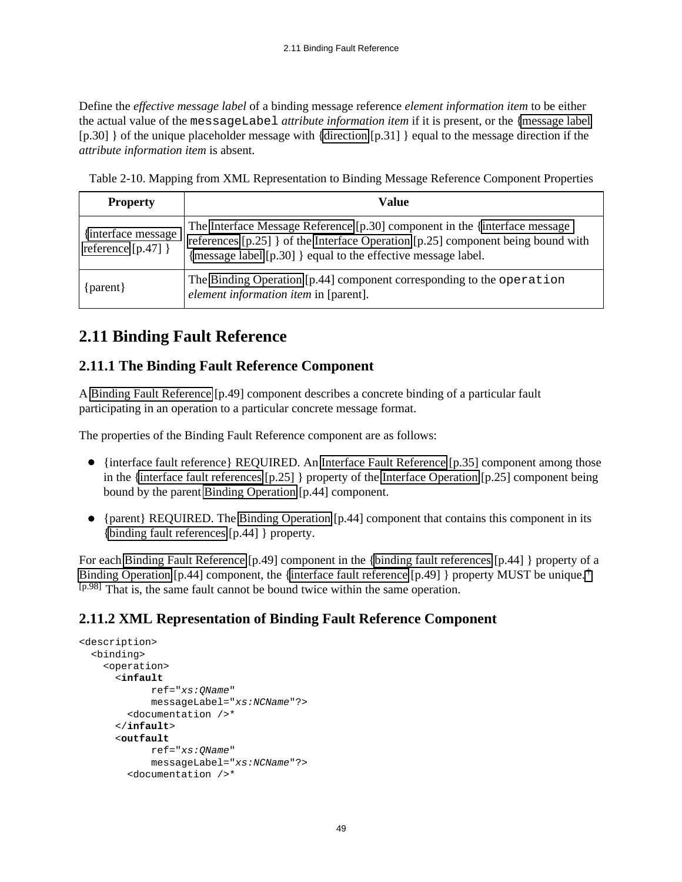Define the *effective message label* of a binding message reference *element information item* to be either the actual value of the `messageLabel` *attribute information item* if it is present, or the {message label [p.30] } of the unique placeholder message with {direction [p.31] } equal to the message direction if the *attribute information item* is absent.

Table 2-10. Mapping from XML Representation to Binding Message Reference Component Properties

| Property | Value |
|---|---|
| {interface message reference [p.47] } | The Interface Message Reference [p.30] component in the {interface message references [p.25] } of the Interface Operation [p.25] component being bound with {message label [p.30] } equal to the effective message label. |
| {parent} | The Binding Operation [p.44] component corresponding to the `operation` *element information item* in [parent]. |

## 2.11 Binding Fault Reference

### 2.11.1 The Binding Fault Reference Component

A Binding Fault Reference [p.49] component describes a concrete binding of a particular fault participating in an operation to a particular concrete message format.

The properties of the Binding Fault Reference component are as follows:

- {interface fault reference} REQUIRED. An Interface Fault Reference [p.35] component among those in the {interface fault references [p.25] } property of the Interface Operation [p.25] component being bound by the parent Binding Operation [p.44] component.
- {parent} REQUIRED. The Binding Operation [p.44] component that contains this component in its {binding fault references [p.44] } property.

For each Binding Fault Reference [p.49] component in the {binding fault references [p.44] } property of a Binding Operation [p.44] component, the {interface fault reference [p.49] } property MUST be unique. † [p.98] That is, the same fault cannot be bound twice within the same operation.

### 2.11.2 XML Representation of Binding Fault Reference Component

```
<description>
  <binding>
    <operation>
      <infault
            ref="xs:QName"
            messageLabel="xs:NCName"?>
        <documentation />*
      </infault>
      <outfault
            ref="xs:QName"
            messageLabel="xs:NCName"?>
        <documentation />*
```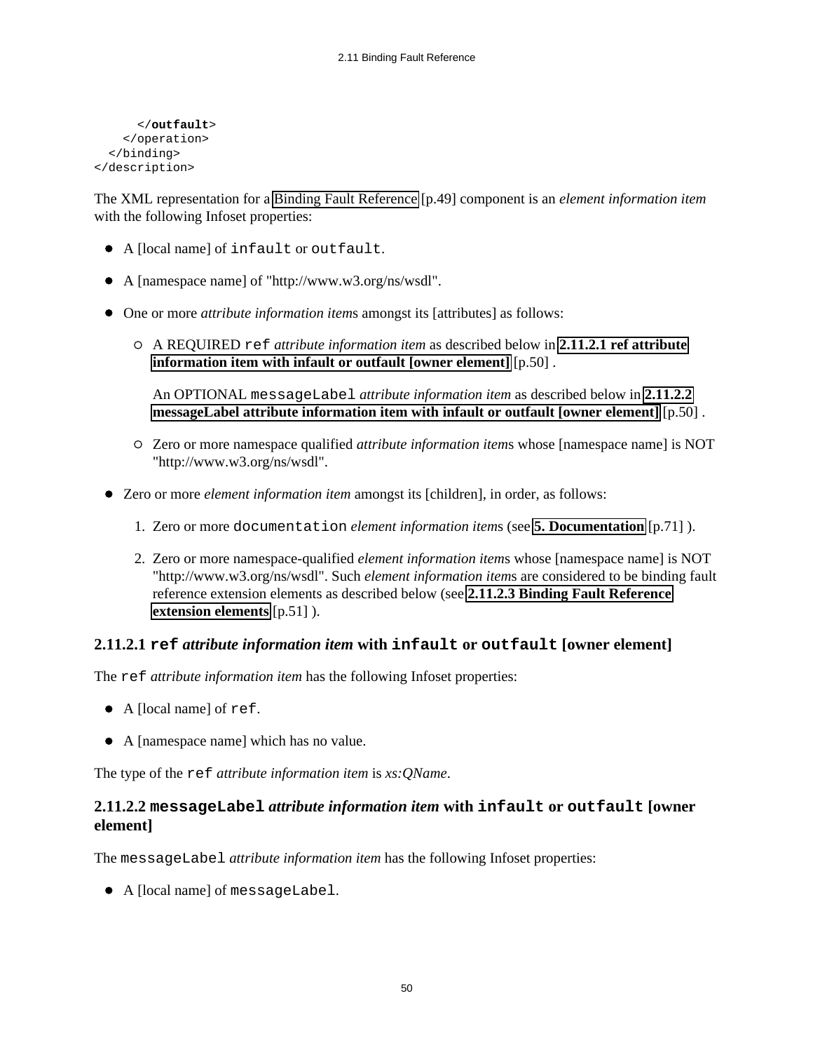```
      </outfault>
    </operation>
  </binding>
</description>
```

The XML representation for a Binding Fault Reference [p.49] component is an *element information item* with the following Infoset properties:

- A [local name] of `infault` or `outfault`.
- A [namespace name] of "http://www.w3.org/ns/wsdl".
- One or more *attribute information items* amongst its [attributes] as follows:
  - A REQUIRED `ref` *attribute information item* as described below in **2.11.2.1 ref attribute information item with infault or outfault [owner element]** [p.50] .

    An OPTIONAL `messageLabel` *attribute information item* as described below in **2.11.2.2 messageLabel attribute information item with infault or outfault [owner element]** [p.50] .
  - Zero or more namespace qualified *attribute information items* whose [namespace name] is NOT "http://www.w3.org/ns/wsdl".
- Zero or more *element information item* amongst its [children], in order, as follows:
  1. Zero or more `documentation` *element information items* (see **5. Documentation** [p.71] ).
  2. Zero or more namespace-qualified *element information items* whose [namespace name] is NOT "http://www.w3.org/ns/wsdl". Such *element information items* are considered to be binding fault reference extension elements as described below (see **2.11.2.3 Binding Fault Reference extension elements** [p.51] ).

#### 2.11.2.1 `ref` *attribute information item* with `infault` or `outfault` [owner element]

The `ref` *attribute information item* has the following Infoset properties:

- A [local name] of `ref`.
- A [namespace name] which has no value.

The type of the `ref` *attribute information item* is *xs:QName*.

#### 2.11.2.2 `messageLabel` *attribute information item* with `infault` or `outfault` [owner element]

The `messageLabel` *attribute information item* has the following Infoset properties:

- A [local name] of `messageLabel`.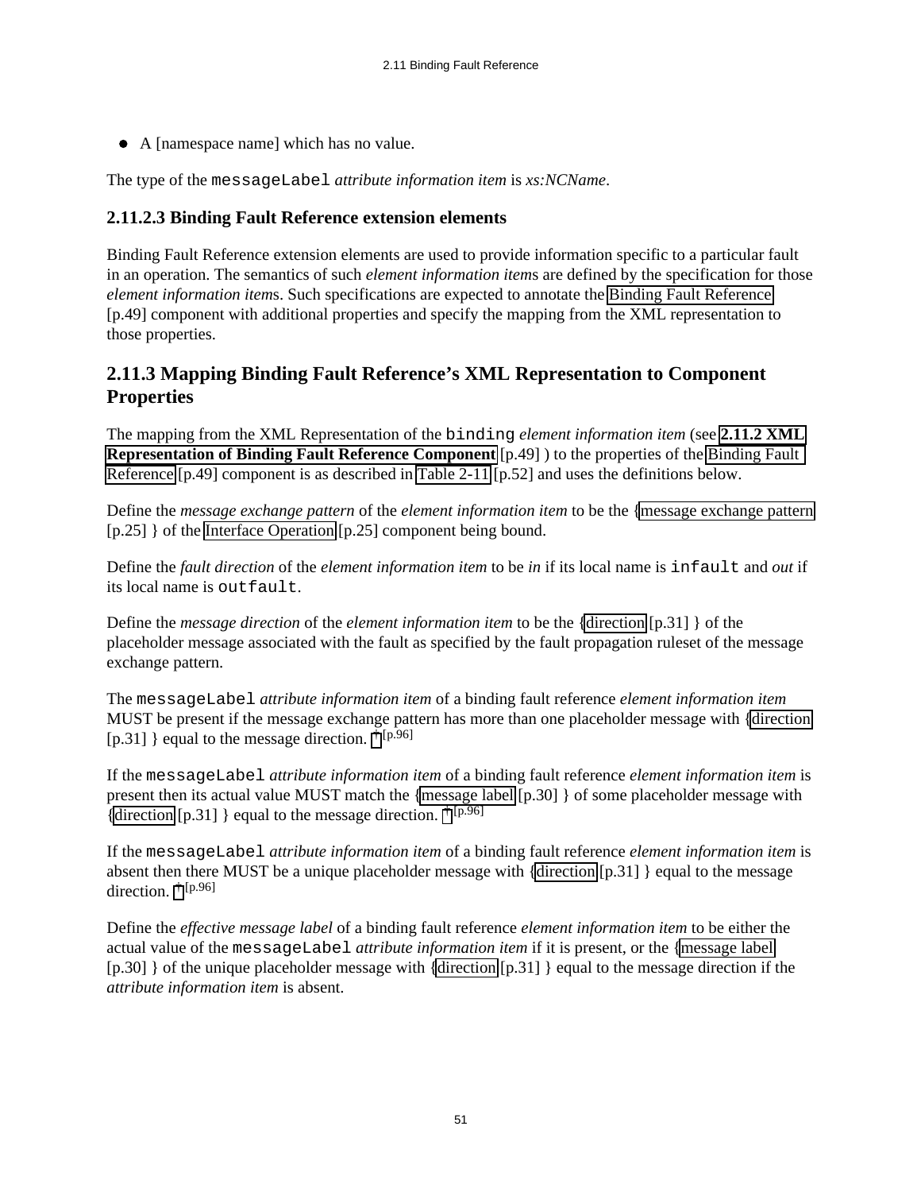- A [namespace name] which has no value.

The type of the `messageLabel` *attribute information item* is *xs:NCName*.

### 2.11.2.3 Binding Fault Reference extension elements

Binding Fault Reference extension elements are used to provide information specific to a particular fault in an operation. The semantics of such *element information item*s are defined by the specification for those *element information item*s. Such specifications are expected to annotate the Binding Fault Reference [p.49] component with additional properties and specify the mapping from the XML representation to those properties.

## 2.11.3 Mapping Binding Fault Reference's XML Representation to Component Properties

The mapping from the XML Representation of the `binding` *element information item* (see **2.11.2 XML Representation of Binding Fault Reference Component** [p.49] ) to the properties of the Binding Fault Reference [p.49] component is as described in Table 2-11 [p.52] and uses the definitions below.

Define the *message exchange pattern* of the *element information item* to be the {message exchange pattern [p.25] } of the Interface Operation [p.25] component being bound.

Define the *fault direction* of the *element information item* to be *in* if its local name is `infault` and *out* if its local name is `outfault`.

Define the *message direction* of the *element information item* to be the {direction [p.31] } of the placeholder message associated with the fault as specified by the fault propagation ruleset of the message exchange pattern.

The `messageLabel` *attribute information item* of a binding fault reference *element information item* MUST be present if the message exchange pattern has more than one placeholder message with {direction [p.31] } equal to the message direction. † [p.96]

If the `messageLabel` *attribute information item* of a binding fault reference *element information item* is present then its actual value MUST match the {message label [p.30] } of some placeholder message with {direction [p.31] } equal to the message direction. † [p.96]

If the `messageLabel` *attribute information item* of a binding fault reference *element information item* is absent then there MUST be a unique placeholder message with {direction [p.31] } equal to the message direction. † [p.96]

Define the *effective message label* of a binding fault reference *element information item* to be either the actual value of the `messageLabel` *attribute information item* if it is present, or the {message label [p.30] } of the unique placeholder message with {direction [p.31] } equal to the message direction if the *attribute information item* is absent.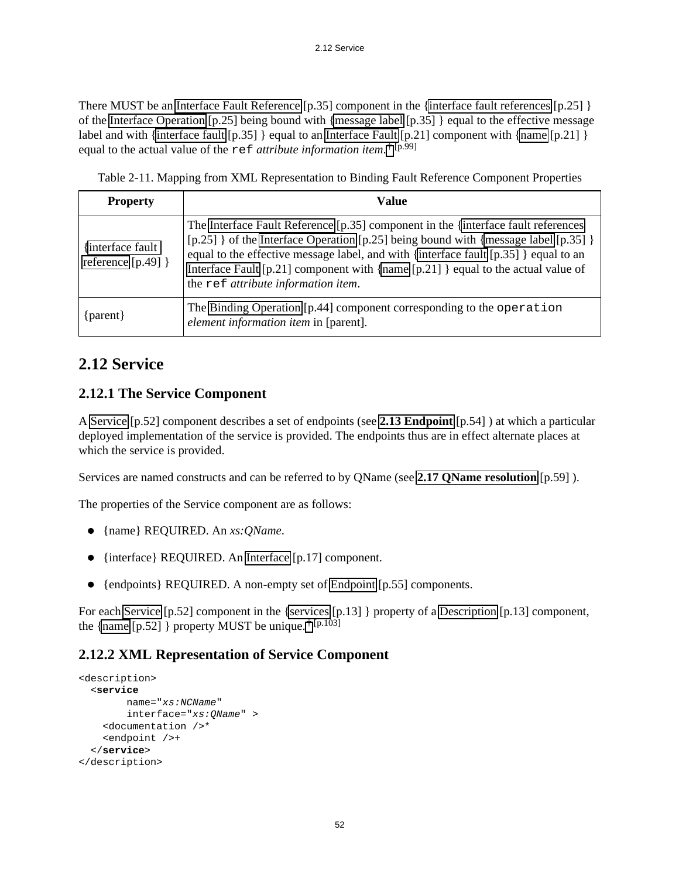There MUST be an Interface Fault Reference [p.35] component in the {interface fault references [p.25] } of the Interface Operation [p.25] being bound with {message label [p.35] } equal to the effective message label and with {interface fault [p.35] } equal to an Interface Fault [p.21] component with {name [p.21] } equal to the actual value of the `ref` *attribute information item*.† [p.99]

Table 2-11. Mapping from XML Representation to Binding Fault Reference Component Properties

| Property | Value |
|---|---|
| {interface fault reference [p.49] } | The Interface Fault Reference [p.35] component in the {interface fault references [p.25] } of the Interface Operation [p.25] being bound with {message label [p.35] } equal to the effective message label, and with {interface fault [p.35] } equal to an Interface Fault [p.21] component with {name [p.21] } equal to the actual value of the `ref` *attribute information item*. |
| {parent} | The Binding Operation [p.44] component corresponding to the `operation` *element information item* in [parent]. |

## 2.12 Service

### 2.12.1 The Service Component

A Service [p.52] component describes a set of endpoints (see **2.13 Endpoint** [p.54] ) at which a particular deployed implementation of the service is provided. The endpoints thus are in effect alternate places at which the service is provided.

Services are named constructs and can be referred to by QName (see **2.17 QName resolution** [p.59] ).

The properties of the Service component are as follows:

- {name} REQUIRED. An *xs:QName*.
- {interface} REQUIRED. An Interface [p.17] component.
- {endpoints} REQUIRED. A non-empty set of Endpoint [p.55] components.

For each Service [p.52] component in the {services [p.13] } property of a Description [p.13] component, the {name [p.52] } property MUST be unique.† [p.103]

### 2.12.2 XML Representation of Service Component

```
<description>
  <service
        name="xs:NCName"
        interface="xs:QName" >
    <documentation />*
    <endpoint />+
  </service>
</description>
```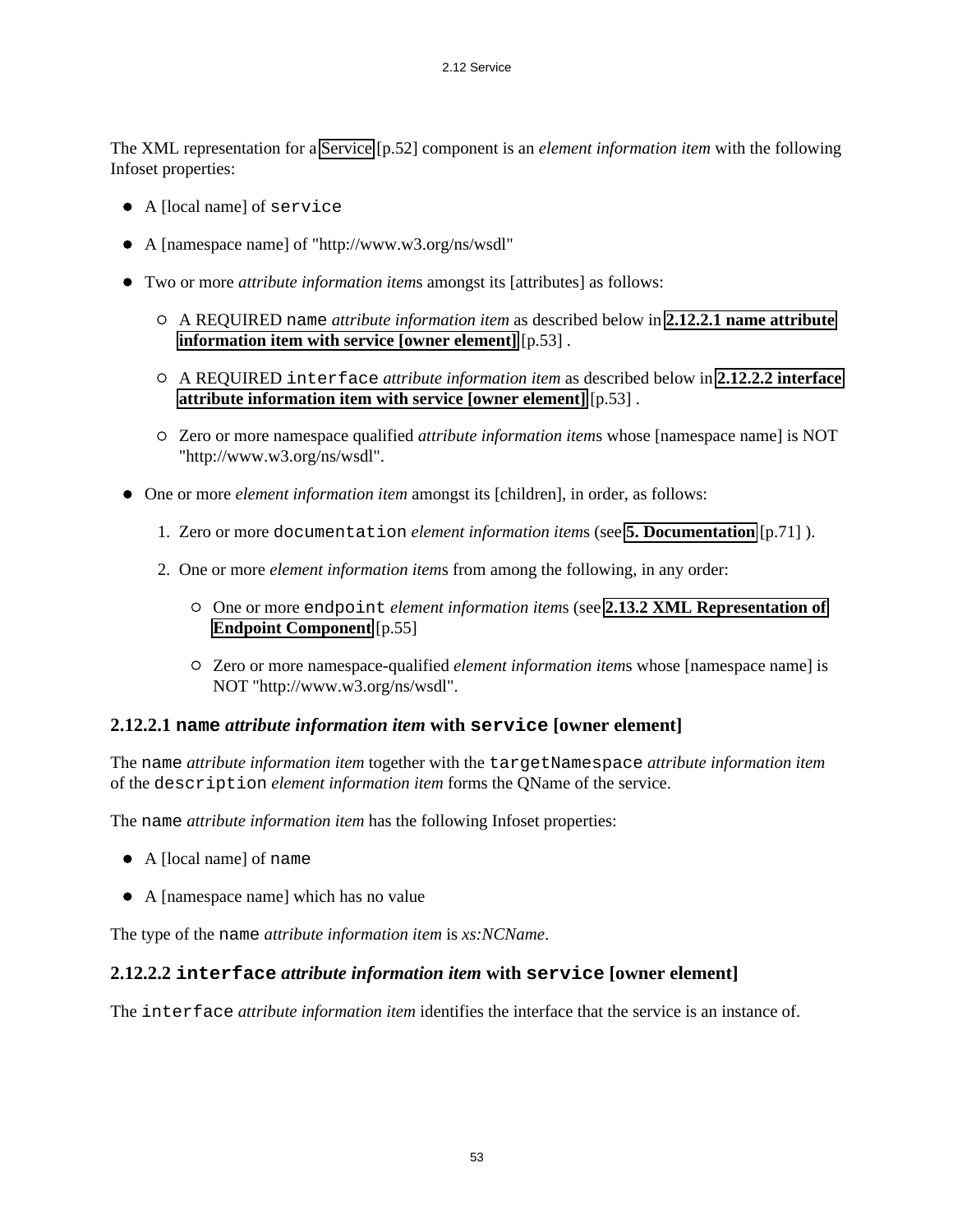The XML representation for a Service [p.52] component is an *element information item* with the following Infoset properties:

- A [local name] of `service`
- A [namespace name] of "http://www.w3.org/ns/wsdl"
- Two or more *attribute information item*s amongst its [attributes] as follows:
  - A REQUIRED `name` *attribute information item* as described below in **2.12.2.1 name attribute information item with service [owner element]** [p.53] .
  - A REQUIRED `interface` *attribute information item* as described below in **2.12.2.2 interface attribute information item with service [owner element]** [p.53] .
  - Zero or more namespace qualified *attribute information item*s whose [namespace name] is NOT "http://www.w3.org/ns/wsdl".
- One or more *element information item* amongst its [children], in order, as follows:
  1. Zero or more `documentation` *element information item*s (see **5. Documentation** [p.71] ).
  2. One or more *element information item*s from among the following, in any order:
     - One or more `endpoint` *element information item*s (see **2.13.2 XML Representation of Endpoint Component** [p.55]
     - Zero or more namespace-qualified *element information item*s whose [namespace name] is NOT "http://www.w3.org/ns/wsdl".

### 2.12.2.1 `name` *attribute information item* with `service` [owner element]

The `name` *attribute information item* together with the `targetNamespace` *attribute information item* of the `description` *element information item* forms the QName of the service.

The `name` *attribute information item* has the following Infoset properties:

- A [local name] of `name`
- A [namespace name] which has no value

The type of the `name` *attribute information item* is *xs:NCName*.

### 2.12.2.2 `interface` *attribute information item* with `service` [owner element]

The `interface` *attribute information item* identifies the interface that the service is an instance of.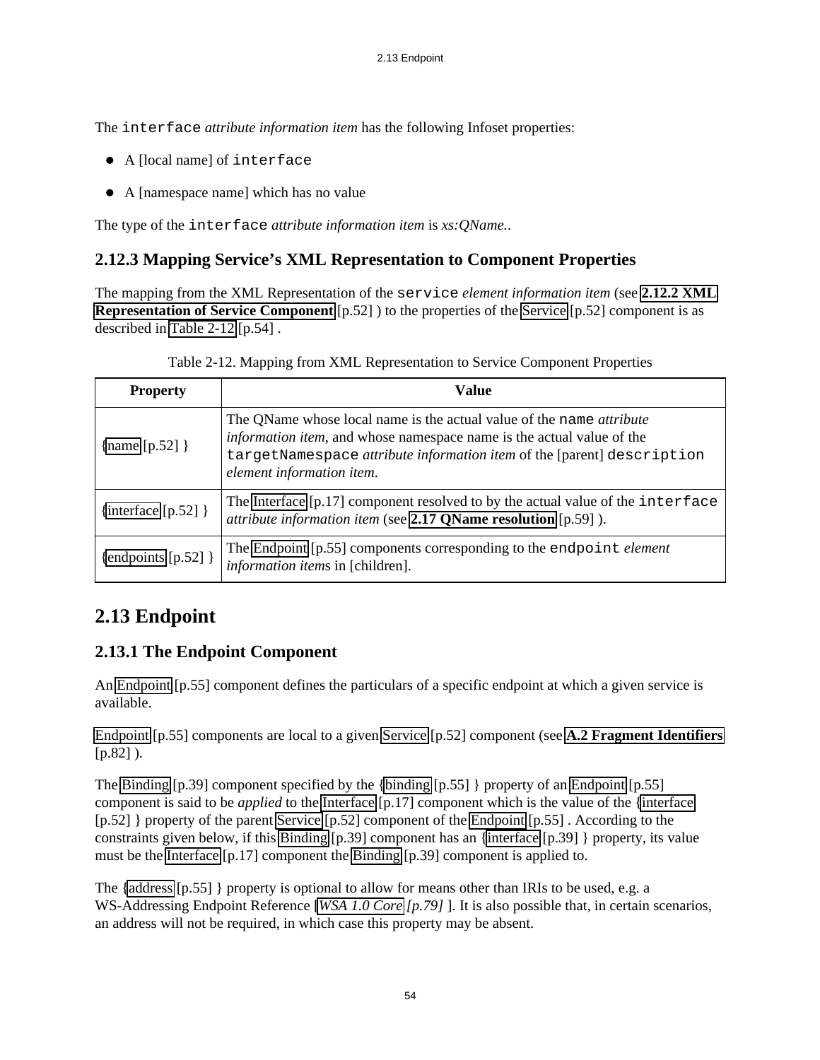The `interface` *attribute information item* has the following Infoset properties:

- A [local name] of `interface`
- A [namespace name] which has no value

The type of the `interface` *attribute information item* is *xs:QName.*.

### 2.12.3 Mapping Service's XML Representation to Component Properties

The mapping from the XML Representation of the `service` *element information item* (see **2.12.2 XML Representation of Service Component** [p.52] ) to the properties of the Service [p.52] component is as described in Table 2-12 [p.54] .

Table 2-12. Mapping from XML Representation to Service Component Properties

| Property | Value |
|---|---|
| {name [p.52] } | The QName whose local name is the actual value of the `name` *attribute information item*, and whose namespace name is the actual value of the `targetNamespace` *attribute information item* of the [parent] `description` *element information item*. |
| {interface [p.52] } | The Interface [p.17] component resolved to by the actual value of the `interface` *attribute information item* (see **2.17 QName resolution** [p.59] ). |
| {endpoints [p.52] } | The Endpoint [p.55] components corresponding to the `endpoint` *element information items* in [children]. |

## 2.13 Endpoint

### 2.13.1 The Endpoint Component

An Endpoint [p.55] component defines the particulars of a specific endpoint at which a given service is available.

Endpoint [p.55] components are local to a given Service [p.52] component (see **A.2 Fragment Identifiers** [p.82] ).

The Binding [p.39] component specified by the {binding [p.55] } property of an Endpoint [p.55] component is said to be *applied* to the Interface [p.17] component which is the value of the {interface [p.52] } property of the parent Service [p.52] component of the Endpoint [p.55] . According to the constraints given below, if this Binding [p.39] component has an {interface [p.39] } property, its value must be the Interface [p.17] component the Binding [p.39] component is applied to.

The {address [p.55] } property is optional to allow for means other than IRIs to be used, e.g. a WS-Addressing Endpoint Reference [*WSA 1.0 Core [p.79]* ]. It is also possible that, in certain scenarios, an address will not be required, in which case this property may be absent.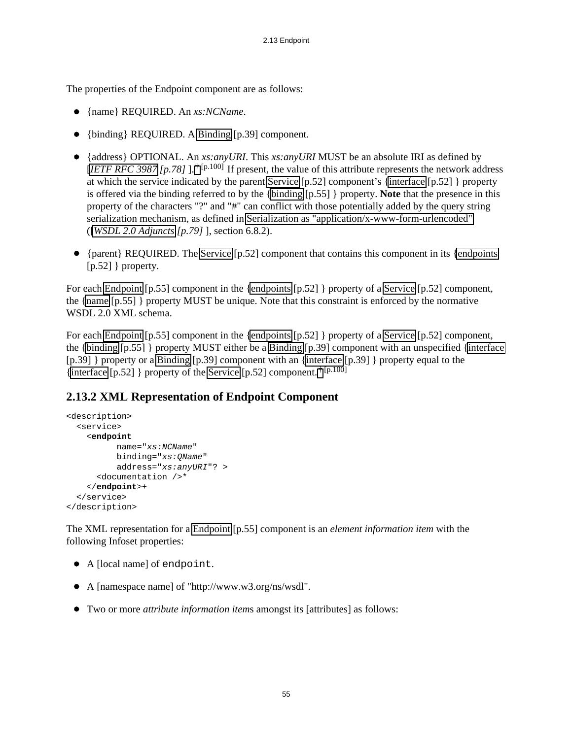The properties of the Endpoint component are as follows:

- {name} REQUIRED. An *xs:NCName*.
- {binding} REQUIRED. A Binding [p.39] component.
- {address} OPTIONAL. An *xs:anyURI*. This *xs:anyURI* MUST be an absolute IRI as defined by [*IETF RFC 3987 [p.78]* ]. † [p.100] If present, the value of this attribute represents the network address at which the service indicated by the parent Service [p.52] component's {interface [p.52] } property is offered via the binding referred to by the {binding [p.55] } property. **Note** that the presence in this property of the characters "?" and "#" can conflict with those potentially added by the query string serialization mechanism, as defined in Serialization as "application/x-www-form-urlencoded" ([*WSDL 2.0 Adjuncts [p.79]* ], section 6.8.2).
- {parent} REQUIRED. The Service [p.52] component that contains this component in its {endpoints [p.52] } property.

For each Endpoint [p.55] component in the {endpoints [p.52] } property of a Service [p.52] component, the {name [p.55] } property MUST be unique. Note that this constraint is enforced by the normative WSDL 2.0 XML schema.

For each Endpoint [p.55] component in the {endpoints [p.52] } property of a Service [p.52] component, the {binding [p.55] } property MUST either be a Binding [p.39] component with an unspecified {interface [p.39] } property or a Binding [p.39] component with an {interface [p.39] } property equal to the {interface [p.52] } property of the Service [p.52] component. † [p.100]

### 2.13.2 XML Representation of Endpoint Component

```
<description>
  <service>
    <endpoint
          name="xs:NCName"
          binding="xs:QName"
          address="xs:anyURI"? >
      <documentation />*
    </endpoint>+
  </service>
</description>
```

The XML representation for a Endpoint [p.55] component is an *element information item* with the following Infoset properties:

- A [local name] of `endpoint`.
- A [namespace name] of "http://www.w3.org/ns/wsdl".
- Two or more *attribute information items* amongst its [attributes] as follows: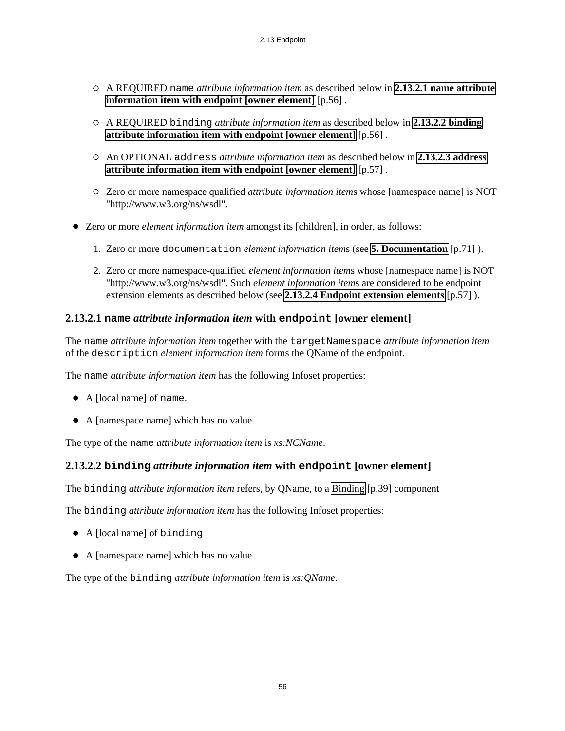- A REQUIRED `name` *attribute information item* as described below in **2.13.2.1 name attribute information item with endpoint [owner element]** [p.56] .
  - A REQUIRED `binding` *attribute information item* as described below in **2.13.2.2 binding attribute information item with endpoint [owner element]** [p.56] .
  - An OPTIONAL `address` *attribute information item* as described below in **2.13.2.3 address attribute information item with endpoint [owner element]** [p.57] .
  - Zero or more namespace qualified *attribute information items* whose [namespace name] is NOT "http://www.w3.org/ns/wsdl".

- Zero or more *element information item* amongst its [children], in order, as follows:
  1. Zero or more `documentation` *element information items* (see **5. Documentation** [p.71] ).
  2. Zero or more namespace-qualified *element information items* whose [namespace name] is NOT "http://www.w3.org/ns/wsdl". Such *element information items* are considered to be endpoint extension elements as described below (see **2.13.2.4 Endpoint extension elements** [p.57] ).

#### 2.13.2.1 `name` *attribute information item* with `endpoint` [owner element]

The `name` *attribute information item* together with the `targetNamespace` *attribute information item* of the `description` *element information item* forms the QName of the endpoint.

The `name` *attribute information item* has the following Infoset properties:

- A [local name] of `name`.
- A [namespace name] which has no value.

The type of the `name` *attribute information item* is *xs:NCName*.

#### 2.13.2.2 `binding` *attribute information item* with `endpoint` [owner element]

The `binding` *attribute information item* refers, by QName, to a Binding [p.39] component

The `binding` *attribute information item* has the following Infoset properties:

- A [local name] of `binding`
- A [namespace name] which has no value

The type of the `binding` *attribute information item* is *xs:QName*.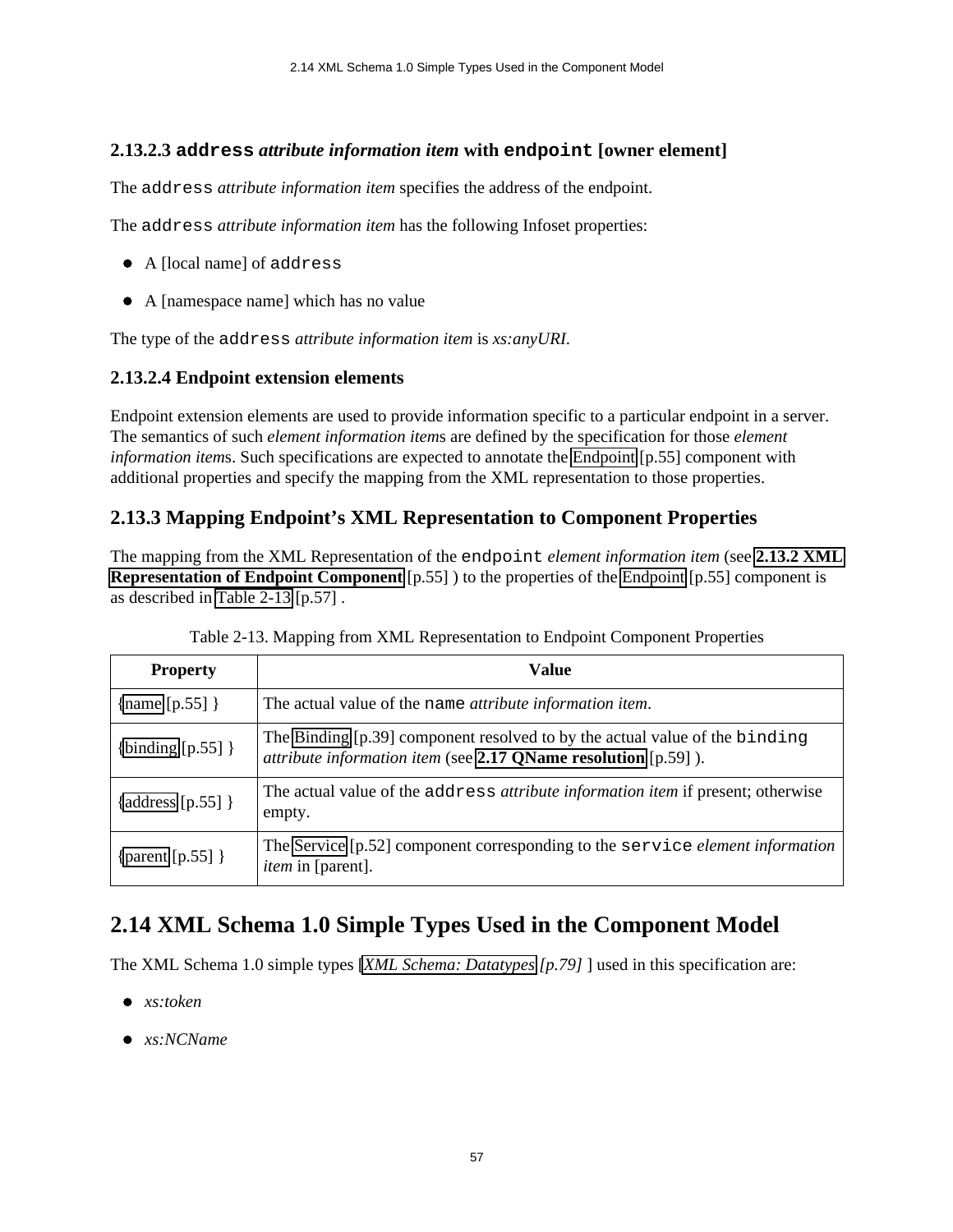#### 2.13.2.3 `address` *attribute information item* with `endpoint` [owner element]

The `address` *attribute information item* specifies the address of the endpoint.

The `address` *attribute information item* has the following Infoset properties:

- A [local name] of `address`
- A [namespace name] which has no value

The type of the `address` *attribute information item* is *xs:anyURI*.

#### 2.13.2.4 Endpoint extension elements

Endpoint extension elements are used to provide information specific to a particular endpoint in a server. The semantics of such *element information item*s are defined by the specification for those *element information item*s. Such specifications are expected to annotate the Endpoint [p.55] component with additional properties and specify the mapping from the XML representation to those properties.

### 2.13.3 Mapping Endpoint's XML Representation to Component Properties

The mapping from the XML Representation of the `endpoint` *element information item* (see **2.13.2 XML Representation of Endpoint Component** [p.55] ) to the properties of the Endpoint [p.55] component is as described in Table 2-13 [p.57] .

Table 2-13. Mapping from XML Representation to Endpoint Component Properties

| Property | Value |
|---|---|
| {name [p.55] } | The actual value of the `name` *attribute information item*. |
| {binding [p.55] } | The Binding [p.39] component resolved to by the actual value of the `binding` *attribute information item* (see **2.17 QName resolution** [p.59] ). |
| {address [p.55] } | The actual value of the `address` *attribute information item* if present; otherwise empty. |
| {parent [p.55] } | The Service [p.52] component corresponding to the `service` *element information item* in [parent]. |

## 2.14 XML Schema 1.0 Simple Types Used in the Component Model

The XML Schema 1.0 simple types [*XML Schema: Datatypes [p.79]* ] used in this specification are:

- *xs:token*
- *xs:NCName*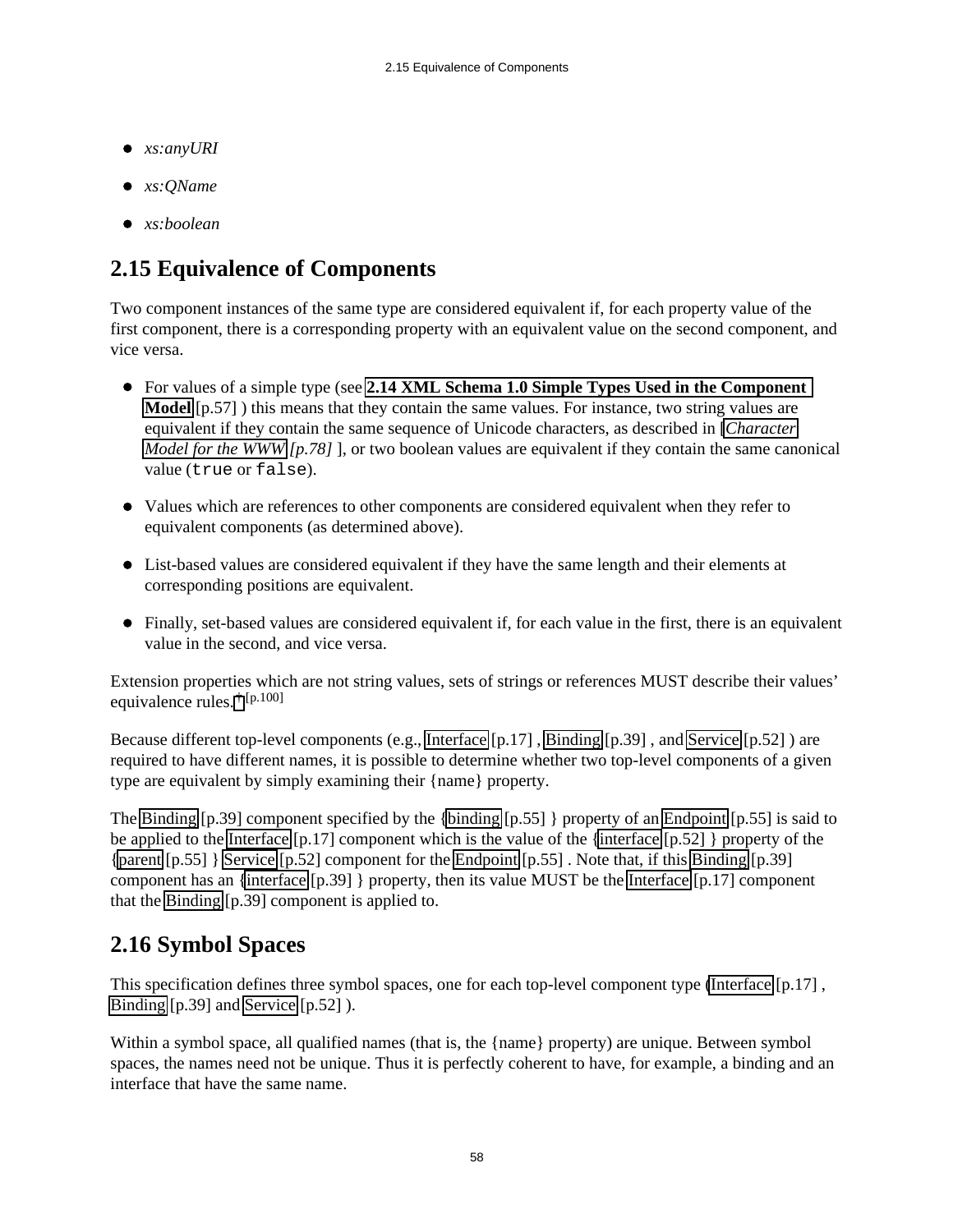- *xs:anyURI*
- *xs:QName*
- *xs:boolean*

## 2.15 Equivalence of Components

Two component instances of the same type are considered equivalent if, for each property value of the first component, there is a corresponding property with an equivalent value on the second component, and vice versa.

- For values of a simple type (see **2.14 XML Schema 1.0 Simple Types Used in the Component Model** [p.57] ) this means that they contain the same values. For instance, two string values are equivalent if they contain the same sequence of Unicode characters, as described in [*Character Model for the WWW [p.78]* ], or two boolean values are equivalent if they contain the same canonical value (`true` or `false`).
- Values which are references to other components are considered equivalent when they refer to equivalent components (as determined above).
- List-based values are considered equivalent if they have the same length and their elements at corresponding positions are equivalent.
- Finally, set-based values are considered equivalent if, for each value in the first, there is an equivalent value in the second, and vice versa.

Extension properties which are not string values, sets of strings or references MUST describe their values' equivalence rules. † [p.100]

Because different top-level components (e.g., Interface [p.17] , Binding [p.39] , and Service [p.52] ) are required to have different names, it is possible to determine whether two top-level components of a given type are equivalent by simply examining their {name} property.

The Binding [p.39] component specified by the {binding [p.55] } property of an Endpoint [p.55] is said to be applied to the Interface [p.17] component which is the value of the {interface [p.52] } property of the {parent [p.55] } Service [p.52] component for the Endpoint [p.55] . Note that, if this Binding [p.39] component has an {interface [p.39] } property, then its value MUST be the Interface [p.17] component that the Binding [p.39] component is applied to.

## 2.16 Symbol Spaces

This specification defines three symbol spaces, one for each top-level component type (Interface [p.17] , Binding [p.39] and Service [p.52] ).

Within a symbol space, all qualified names (that is, the {name} property) are unique. Between symbol spaces, the names need not be unique. Thus it is perfectly coherent to have, for example, a binding and an interface that have the same name.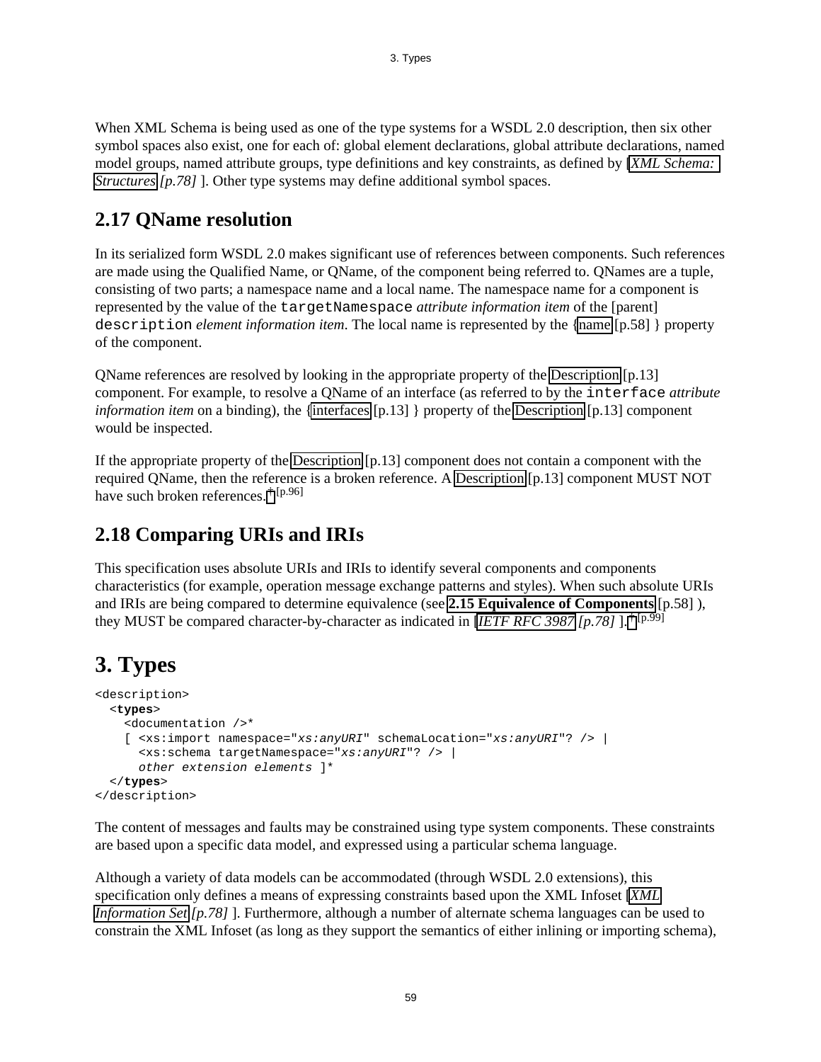When XML Schema is being used as one of the type systems for a WSDL 2.0 description, then six other symbol spaces also exist, one for each of: global element declarations, global attribute declarations, named model groups, named attribute groups, type definitions and key constraints, as defined by [*XML Schema: Structures* [p.78] ]. Other type systems may define additional symbol spaces.

## 2.17 QName resolution

In its serialized form WSDL 2.0 makes significant use of references between components. Such references are made using the Qualified Name, or QName, of the component being referred to. QNames are a tuple, consisting of two parts; a namespace name and a local name. The namespace name for a component is represented by the value of the `targetNamespace` *attribute information item* of the [parent] `description` *element information item*. The local name is represented by the {name [p.58] } property of the component.

QName references are resolved by looking in the appropriate property of the Description [p.13] component. For example, to resolve a QName of an interface (as referred to by the `interface` *attribute information item* on a binding), the {interfaces [p.13] } property of the Description [p.13] component would be inspected.

If the appropriate property of the Description [p.13] component does not contain a component with the required QName, then the reference is a broken reference. A Description [p.13] component MUST NOT have such broken references.† [p.96]

## 2.18 Comparing URIs and IRIs

This specification uses absolute URIs and IRIs to identify several components and components characteristics (for example, operation message exchange patterns and styles). When such absolute URIs and IRIs are being compared to determine equivalence (see **2.15 Equivalence of Components** [p.58] ), they MUST be compared character-by-character as indicated in [*IETF RFC 3987* [p.78] ].† [p.99]

# 3. Types

```
<description>
  <types>
    <documentation />*
    [ <xs:import namespace="xs:anyURI" schemaLocation="xs:anyURI"? /> |
      <xs:schema targetNamespace="xs:anyURI"? /> |
      other extension elements ]*
  </types>
</description>
```

The content of messages and faults may be constrained using type system components. These constraints are based upon a specific data model, and expressed using a particular schema language.

Although a variety of data models can be accommodated (through WSDL 2.0 extensions), this specification only defines a means of expressing constraints based upon the XML Infoset [*XML Information Set* [p.78] ]. Furthermore, although a number of alternate schema languages can be used to constrain the XML Infoset (as long as they support the semantics of either inlining or importing schema),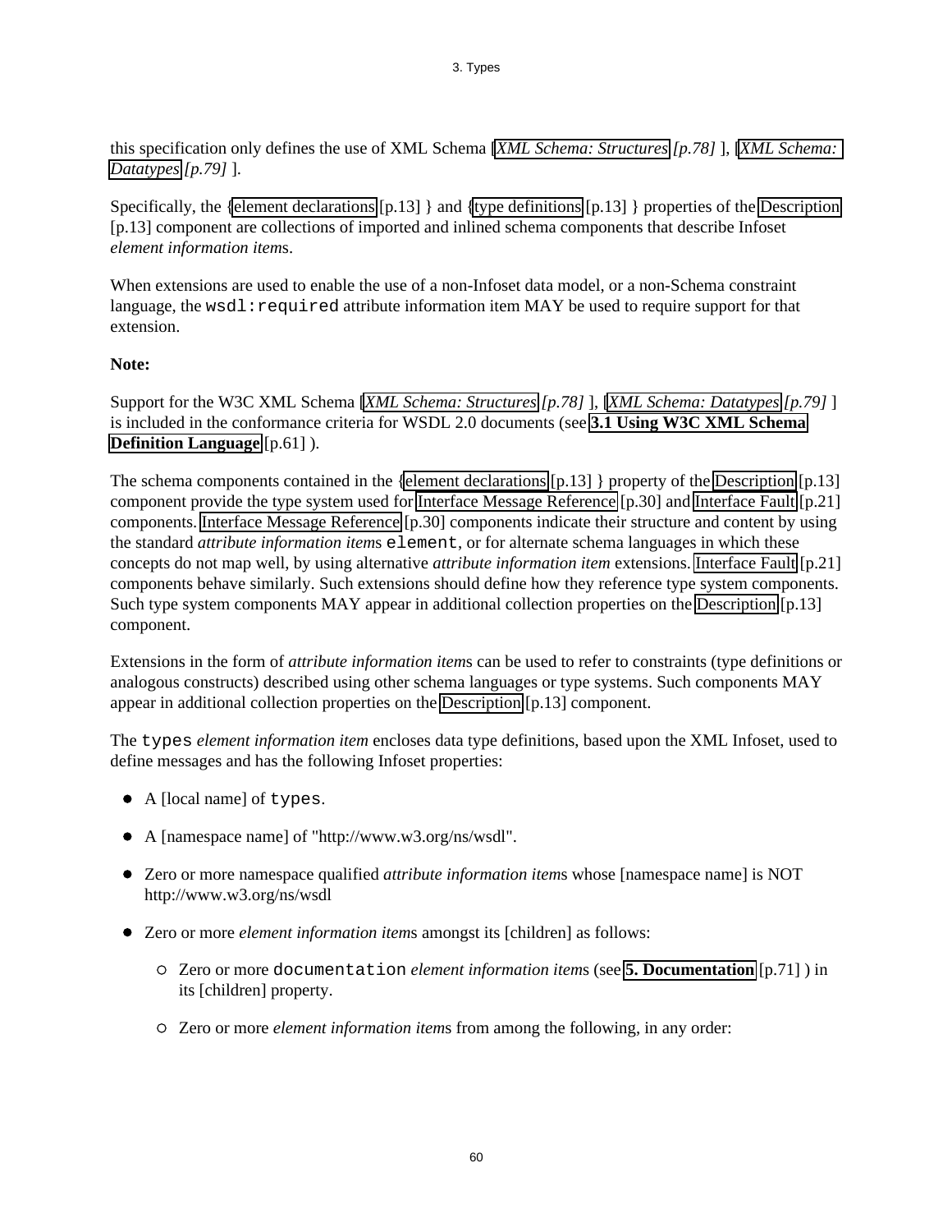this specification only defines the use of XML Schema [*XML Schema: Structures [p.78]* ], [*XML Schema: Datatypes [p.79]* ].

Specifically, the {element declarations [p.13] } and {type definitions [p.13] } properties of the Description [p.13] component are collections of imported and inlined schema components that describe Infoset *element information item*s.

When extensions are used to enable the use of a non-Infoset data model, or a non-Schema constraint language, the `wsdl:required` attribute information item MAY be used to require support for that extension.

**Note:**

Support for the W3C XML Schema [*XML Schema: Structures [p.78]* ], [*XML Schema: Datatypes [p.79]* ] is included in the conformance criteria for WSDL 2.0 documents (see **3.1 Using W3C XML Schema Definition Language** [p.61] ).

The schema components contained in the {element declarations [p.13] } property of the Description [p.13] component provide the type system used for Interface Message Reference [p.30] and Interface Fault [p.21] components. Interface Message Reference [p.30] components indicate their structure and content by using the standard *attribute information item*s `element`, or for alternate schema languages in which these concepts do not map well, by using alternative *attribute information item* extensions. Interface Fault [p.21] components behave similarly. Such extensions should define how they reference type system components. Such type system components MAY appear in additional collection properties on the Description [p.13] component.

Extensions in the form of *attribute information item*s can be used to refer to constraints (type definitions or analogous constructs) described using other schema languages or type systems. Such components MAY appear in additional collection properties on the Description [p.13] component.

The `types` *element information item* encloses data type definitions, based upon the XML Infoset, used to define messages and has the following Infoset properties:

- A [local name] of `types`.
- A [namespace name] of "http://www.w3.org/ns/wsdl".
- Zero or more namespace qualified *attribute information item*s whose [namespace name] is NOT http://www.w3.org/ns/wsdl
- Zero or more *element information item*s amongst its [children] as follows:
  - Zero or more `documentation` *element information item*s (see **5. Documentation** [p.71] ) in its [children] property.
  - Zero or more *element information item*s from among the following, in any order: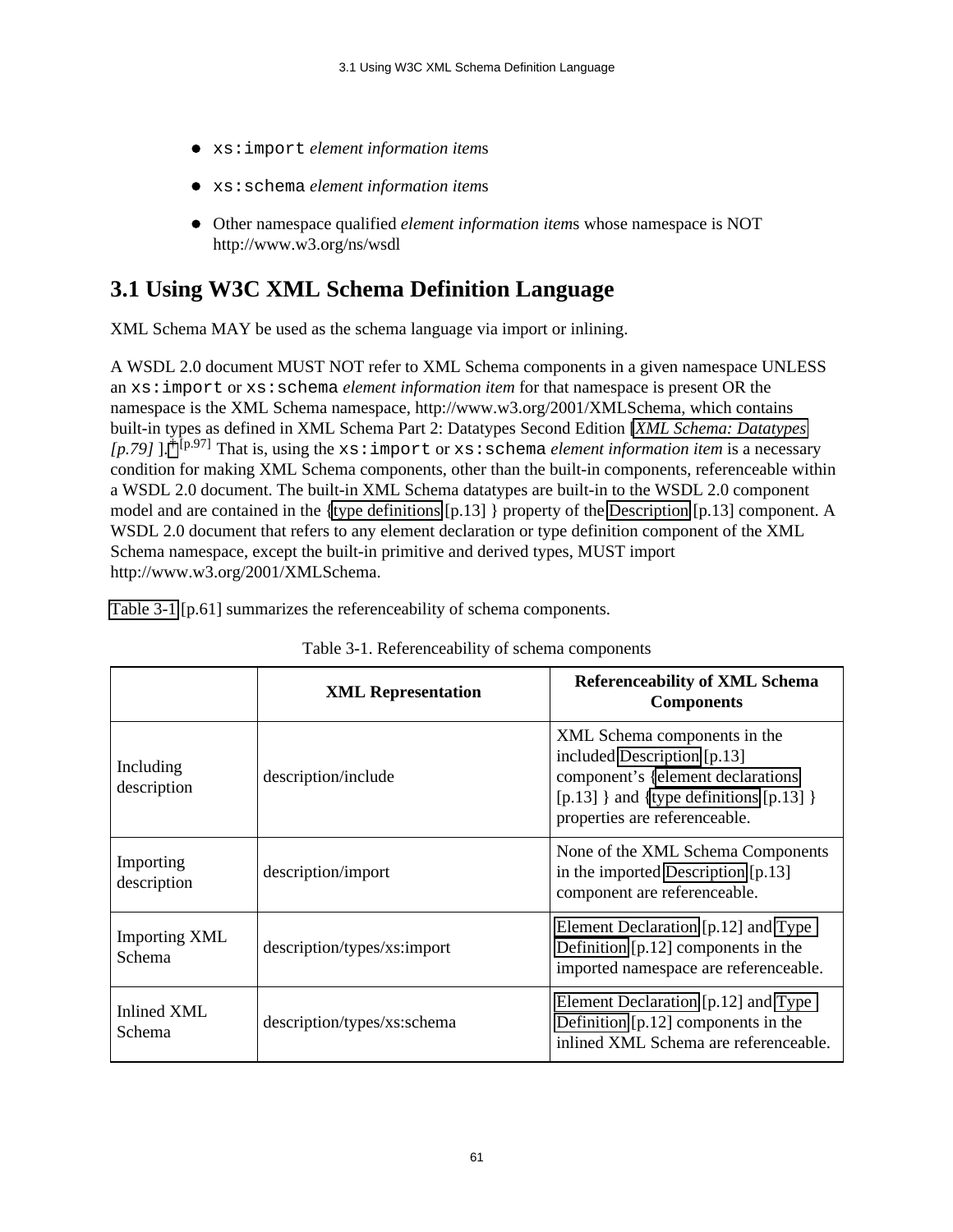- `xs:import` *element information item*s
- `xs:schema` *element information item*s
- Other namespace qualified *element information item*s whose namespace is NOT http://www.w3.org/ns/wsdl

## 3.1 Using W3C XML Schema Definition Language

XML Schema MAY be used as the schema language via import or inlining.

A WSDL 2.0 document MUST NOT refer to XML Schema components in a given namespace UNLESS an `xs:import` or `xs:schema` *element information item* for that namespace is present OR the namespace is the XML Schema namespace, http://www.w3.org/2001/XMLSchema, which contains built-in types as defined in XML Schema Part 2: Datatypes Second Edition [*XML Schema: Datatypes [p.79]* ].† [p.97] That is, using the `xs:import` or `xs:schema` *element information item* is a necessary condition for making XML Schema components, other than the built-in components, referenceable within a WSDL 2.0 document. The built-in XML Schema datatypes are built-in to the WSDL 2.0 component model and are contained in the {type definitions [p.13] } property of the Description [p.13] component. A WSDL 2.0 document that refers to any element declaration or type definition component of the XML Schema namespace, except the built-in primitive and derived types, MUST import http://www.w3.org/2001/XMLSchema.

Table 3-1 [p.61] summarizes the referenceability of schema components.

Table 3-1. Referenceability of schema components

| | XML Representation | Referenceability of XML Schema Components |
|---|---|---|
| Including description | description/include | XML Schema components in the included Description [p.13] component's {element declarations [p.13] } and {type definitions [p.13] } properties are referenceable. |
| Importing description | description/import | None of the XML Schema Components in the imported Description [p.13] component are referenceable. |
| Importing XML Schema | description/types/xs:import | Element Declaration [p.12] and Type Definition [p.12] components in the imported namespace are referenceable. |
| Inlined XML Schema | description/types/xs:schema | Element Declaration [p.12] and Type Definition [p.12] components in the inlined XML Schema are referenceable. |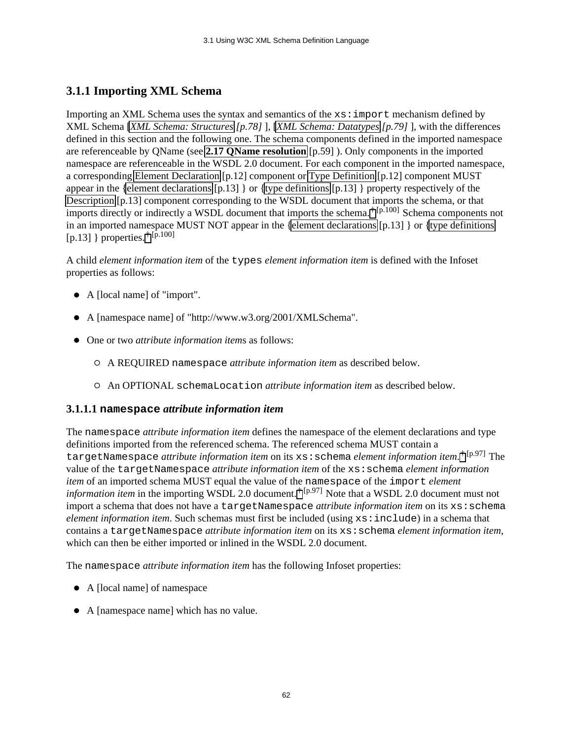### 3.1.1 Importing XML Schema

Importing an XML Schema uses the syntax and semantics of the `xs:import` mechanism defined by XML Schema [*XML Schema: Structures [p.78]* ], [*XML Schema: Datatypes [p.79]* ], with the differences defined in this section and the following one. The schema components defined in the imported namespace are referenceable by QName (see **2.17 QName resolution** [p.59] ). Only components in the imported namespace are referenceable in the WSDL 2.0 document. For each component in the imported namespace, a corresponding Element Declaration [p.12] component or Type Definition [p.12] component MUST appear in the {element declarations [p.13] } or {type definitions [p.13] } property respectively of the Description [p.13] component corresponding to the WSDL document that imports the schema, or that imports directly or indirectly a WSDL document that imports the schema.† [p.100] Schema components not in an imported namespace MUST NOT appear in the {element declarations [p.13] } or {type definitions [p.13] } properties.† [p.100]

A child *element information item* of the `types` *element information item* is defined with the Infoset properties as follows:

- A [local name] of "import".
- A [namespace name] of "http://www.w3.org/2001/XMLSchema".
- One or two *attribute information item*s as follows:
  - A REQUIRED `namespace` *attribute information item* as described below.
  - An OPTIONAL `schemaLocation` *attribute information item* as described below.

#### 3.1.1.1 `namespace` *attribute information item*

The `namespace` *attribute information item* defines the namespace of the element declarations and type definitions imported from the referenced schema. The referenced schema MUST contain a `targetNamespace` *attribute information item* on its `xs:schema` *element information item*.† [p.97] The value of the `targetNamespace` *attribute information item* of the `xs:schema` *element information item* of an imported schema MUST equal the value of the `namespace` of the `import` *element information item* in the importing WSDL 2.0 document.† [p.97] Note that a WSDL 2.0 document must not import a schema that does not have a `targetNamespace` *attribute information item* on its `xs:schema` *element information item*. Such schemas must first be included (using `xs:include`) in a schema that contains a `targetNamespace` *attribute information item* on its `xs:schema` *element information item*, which can then be either imported or inlined in the WSDL 2.0 document.

The `namespace` *attribute information item* has the following Infoset properties:

- A [local name] of namespace
- A [namespace name] which has no value.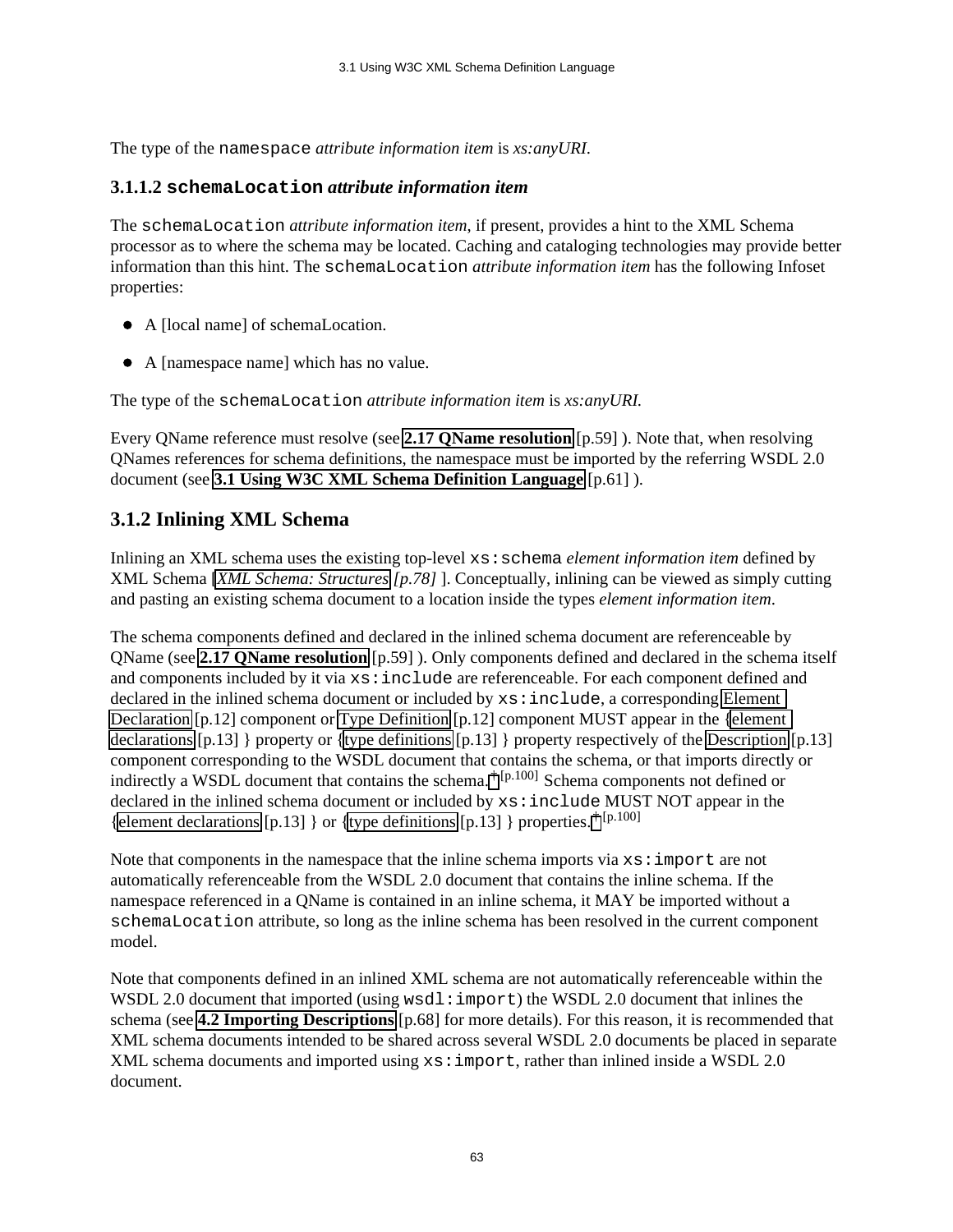The type of the `namespace` *attribute information item* is *xs:anyURI*.

#### 3.1.1.2 `schemaLocation` *attribute information item*

The `schemaLocation` *attribute information item*, if present, provides a hint to the XML Schema processor as to where the schema may be located. Caching and cataloging technologies may provide better information than this hint. The `schemaLocation` *attribute information item* has the following Infoset properties:

- A [local name] of schemaLocation.
- A [namespace name] which has no value.

The type of the `schemaLocation` *attribute information item* is *xs:anyURI*.

Every QName reference must resolve (see **2.17 QName resolution** [p.59] ). Note that, when resolving QNames references for schema definitions, the namespace must be imported by the referring WSDL 2.0 document (see **3.1 Using W3C XML Schema Definition Language** [p.61] ).

### 3.1.2 Inlining XML Schema

Inlining an XML schema uses the existing top-level `xs:schema` *element information item* defined by XML Schema [*XML Schema: Structures* *[p.78]* ]. Conceptually, inlining can be viewed as simply cutting and pasting an existing schema document to a location inside the types *element information item*.

The schema components defined and declared in the inlined schema document are referenceable by QName (see **2.17 QName resolution** [p.59] ). Only components defined and declared in the schema itself and components included by it via `xs:include` are referenceable. For each component defined and declared in the inlined schema document or included by `xs:include`, a corresponding Element Declaration [p.12] component or Type Definition [p.12] component MUST appear in the {element declarations [p.13] } property or {type definitions [p.13] } property respectively of the Description [p.13] component corresponding to the WSDL document that contains the schema, or that imports directly or indirectly a WSDL document that contains the schema.† [p.100] Schema components not defined or declared in the inlined schema document or included by `xs:include` MUST NOT appear in the {element declarations [p.13] } or {type definitions [p.13] } properties.† [p.100]

Note that components in the namespace that the inline schema imports via `xs:import` are not automatically referenceable from the WSDL 2.0 document that contains the inline schema. If the namespace referenced in a QName is contained in an inline schema, it MAY be imported without a `schemaLocation` attribute, so long as the inline schema has been resolved in the current component model.

Note that components defined in an inlined XML schema are not automatically referenceable within the WSDL 2.0 document that imported (using `wsdl:import`) the WSDL 2.0 document that inlines the schema (see **4.2 Importing Descriptions** [p.68] for more details). For this reason, it is recommended that XML schema documents intended to be shared across several WSDL 2.0 documents be placed in separate XML schema documents and imported using `xs:import`, rather than inlined inside a WSDL 2.0 document.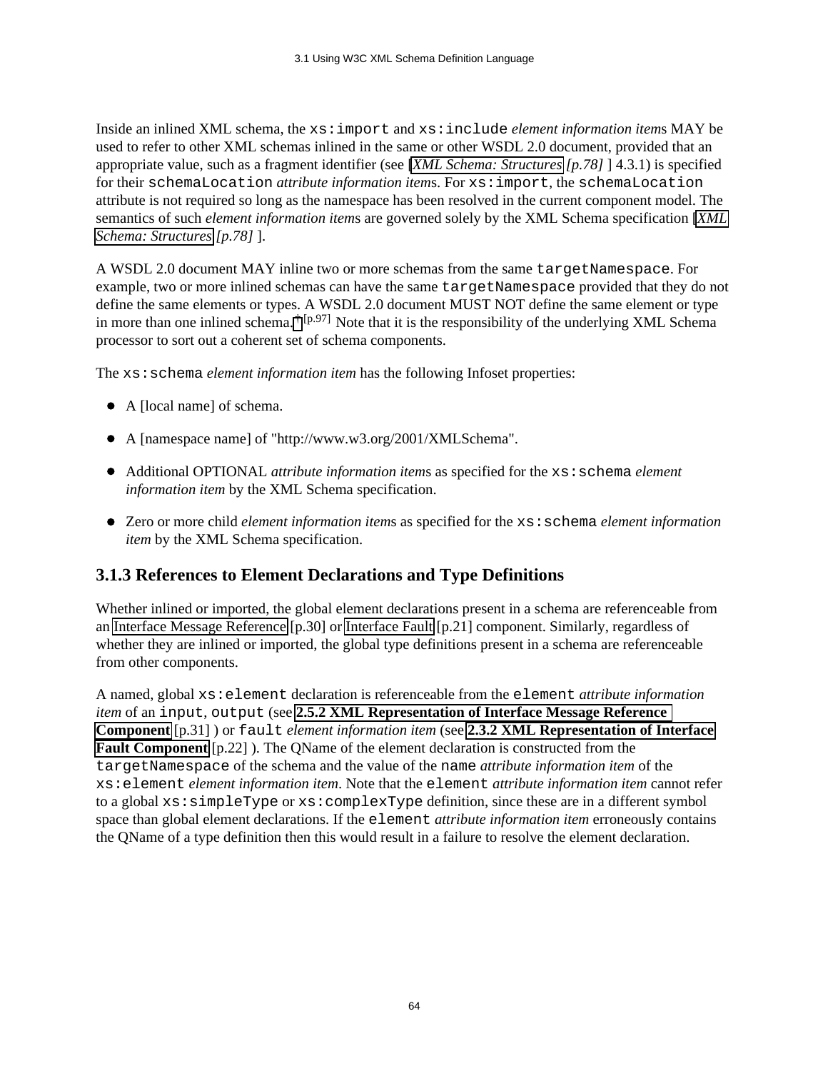Inside an inlined XML schema, the `xs:import` and `xs:include` *element information item*s MAY be used to refer to other XML schemas inlined in the same or other WSDL 2.0 document, provided that an appropriate value, such as a fragment identifier (see [*XML Schema: Structures* [p.78] ] 4.3.1) is specified for their `schemaLocation` *attribute information item*s. For `xs:import`, the `schemaLocation` attribute is not required so long as the namespace has been resolved in the current component model. The semantics of such *element information item*s are governed solely by the XML Schema specification [*XML Schema: Structures* [p.78] ].

A WSDL 2.0 document MAY inline two or more schemas from the same `targetNamespace`. For example, two or more inlined schemas can have the same `targetNamespace` provided that they do not define the same elements or types. A WSDL 2.0 document MUST NOT define the same element or type in more than one inlined schema.† [p.97] Note that it is the responsibility of the underlying XML Schema processor to sort out a coherent set of schema components.

The `xs:schema` *element information item* has the following Infoset properties:

- A [local name] of schema.
- A [namespace name] of "http://www.w3.org/2001/XMLSchema".
- Additional OPTIONAL *attribute information item*s as specified for the `xs:schema` *element information item* by the XML Schema specification.
- Zero or more child *element information item*s as specified for the `xs:schema` *element information item* by the XML Schema specification.

### 3.1.3 References to Element Declarations and Type Definitions

Whether inlined or imported, the global element declarations present in a schema are referenceable from an Interface Message Reference [p.30] or Interface Fault [p.21] component. Similarly, regardless of whether they are inlined or imported, the global type definitions present in a schema are referenceable from other components.

A named, global `xs:element` declaration is referenceable from the `element` *attribute information item* of an `input`, `output` (see **2.5.2 XML Representation of Interface Message Reference Component** [p.31] ) or `fault` *element information item* (see **2.3.2 XML Representation of Interface Fault Component** [p.22] ). The QName of the element declaration is constructed from the `targetNamespace` of the schema and the value of the `name` *attribute information item* of the `xs:element` *element information item*. Note that the `element` *attribute information item* cannot refer to a global `xs:simpleType` or `xs:complexType` definition, since these are in a different symbol space than global element declarations. If the `element` *attribute information item* erroneously contains the QName of a type definition then this would result in a failure to resolve the element declaration.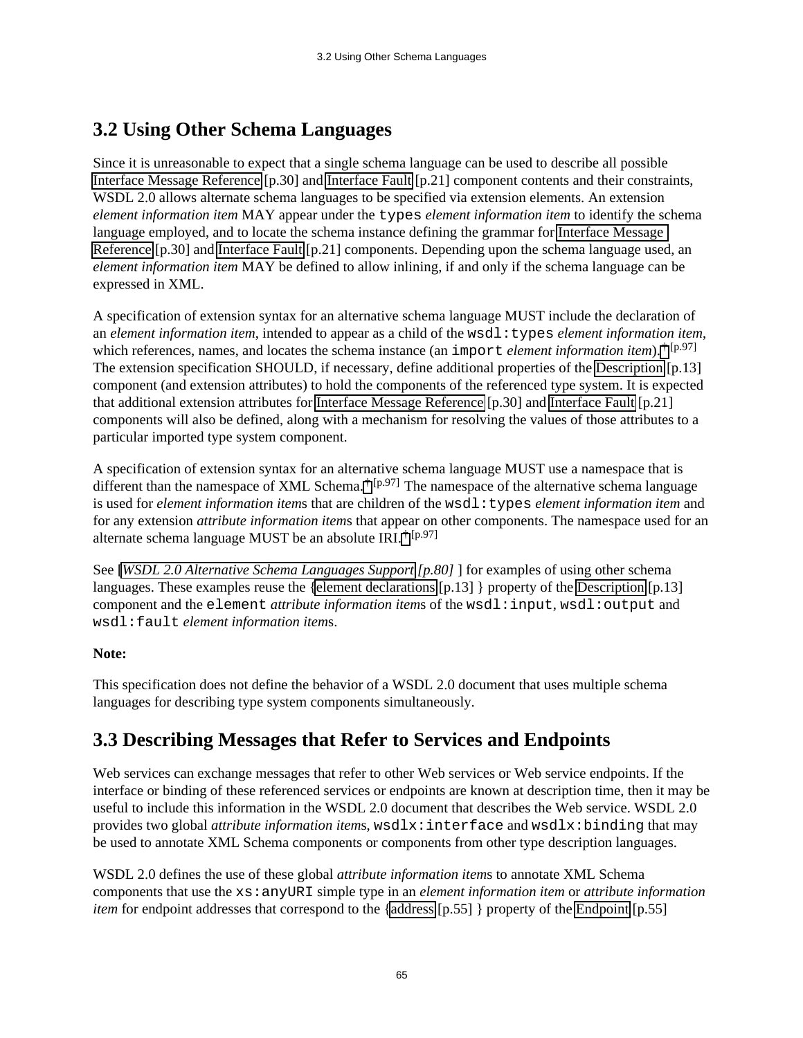## 3.2 Using Other Schema Languages

Since it is unreasonable to expect that a single schema language can be used to describe all possible Interface Message Reference [p.30] and Interface Fault [p.21] component contents and their constraints, WSDL 2.0 allows alternate schema languages to be specified via extension elements. An extension *element information item* MAY appear under the `types` *element information item* to identify the schema language employed, and to locate the schema instance defining the grammar for Interface Message Reference [p.30] and Interface Fault [p.21] components. Depending upon the schema language used, an *element information item* MAY be defined to allow inlining, if and only if the schema language can be expressed in XML.

A specification of extension syntax for an alternative schema language MUST include the declaration of an *element information item*, intended to appear as a child of the `wsdl:types` *element information item*, which references, names, and locates the schema instance (an `import` *element information item*). † [p.97] The extension specification SHOULD, if necessary, define additional properties of the Description [p.13] component (and extension attributes) to hold the components of the referenced type system. It is expected that additional extension attributes for Interface Message Reference [p.30] and Interface Fault [p.21] components will also be defined, along with a mechanism for resolving the values of those attributes to a particular imported type system component.

A specification of extension syntax for an alternative schema language MUST use a namespace that is different than the namespace of XML Schema. † [p.97] The namespace of the alternative schema language is used for *element information items* that are children of the `wsdl:types` *element information item* and for any extension *attribute information items* that appear on other components. The namespace used for an alternate schema language MUST be an absolute IRI. † [p.97]

See [*WSDL 2.0 Alternative Schema Languages Support [p.80]* ] for examples of using other schema languages. These examples reuse the {element declarations [p.13] } property of the Description [p.13] component and the `element` *attribute information items* of the `wsdl:input`, `wsdl:output` and `wsdl:fault` *element information items*.

**Note:**

This specification does not define the behavior of a WSDL 2.0 document that uses multiple schema languages for describing type system components simultaneously.

## 3.3 Describing Messages that Refer to Services and Endpoints

Web services can exchange messages that refer to other Web services or Web service endpoints. If the interface or binding of these referenced services or endpoints are known at description time, then it may be useful to include this information in the WSDL 2.0 document that describes the Web service. WSDL 2.0 provides two global *attribute information items*, `wsdlx:interface` and `wsdlx:binding` that may be used to annotate XML Schema components or components from other type description languages.

WSDL 2.0 defines the use of these global *attribute information items* to annotate XML Schema components that use the `xs:anyURI` simple type in an *element information item* or *attribute information item* for endpoint addresses that correspond to the {address [p.55] } property of the Endpoint [p.55]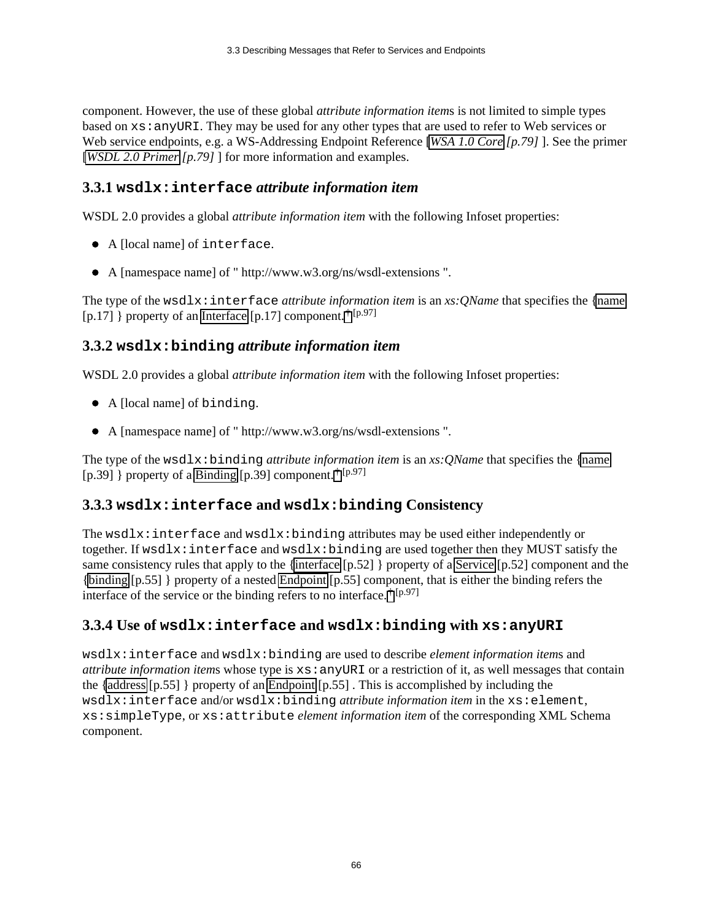component. However, the use of these global *attribute information item*s is not limited to simple types based on `xs:anyURI`. They may be used for any other types that are used to refer to Web services or Web service endpoints, e.g. a WS-Addressing Endpoint Reference [*WSA 1.0 Core [p.79]* ]. See the primer [*WSDL 2.0 Primer [p.79]* ] for more information and examples.

### 3.3.1 `wsdlx:interface` *attribute information item*

WSDL 2.0 provides a global *attribute information item* with the following Infoset properties:

- A [local name] of `interface`.
- A [namespace name] of " http://www.w3.org/ns/wsdl-extensions ".

The type of the `wsdlx:interface` *attribute information item* is an *xs:QName* that specifies the {name [p.17] } property of an Interface [p.17] component.† [p.97]

### 3.3.2 `wsdlx:binding` *attribute information item*

WSDL 2.0 provides a global *attribute information item* with the following Infoset properties:

- A [local name] of `binding`.
- A [namespace name] of " http://www.w3.org/ns/wsdl-extensions ".

The type of the `wsdlx:binding` *attribute information item* is an *xs:QName* that specifies the {name [p.39] } property of a Binding [p.39] component.† [p.97]

### 3.3.3 `wsdlx:interface` and `wsdlx:binding` Consistency

The `wsdlx:interface` and `wsdlx:binding` attributes may be used either independently or together. If `wsdlx:interface` and `wsdlx:binding` are used together then they MUST satisfy the same consistency rules that apply to the {interface [p.52] } property of a Service [p.52] component and the {binding [p.55] } property of a nested Endpoint [p.55] component, that is either the binding refers the interface of the service or the binding refers to no interface.† [p.97]

### 3.3.4 Use of `wsdlx:interface` and `wsdlx:binding` with `xs:anyURI`

`wsdlx:interface` and `wsdlx:binding` are used to describe *element information item*s and *attribute information item*s whose type is `xs:anyURI` or a restriction of it, as well messages that contain the {address [p.55] } property of an Endpoint [p.55] . This is accomplished by including the `wsdlx:interface` and/or `wsdlx:binding` *attribute information item* in the `xs:element`, `xs:simpleType`, or `xs:attribute` *element information item* of the corresponding XML Schema component.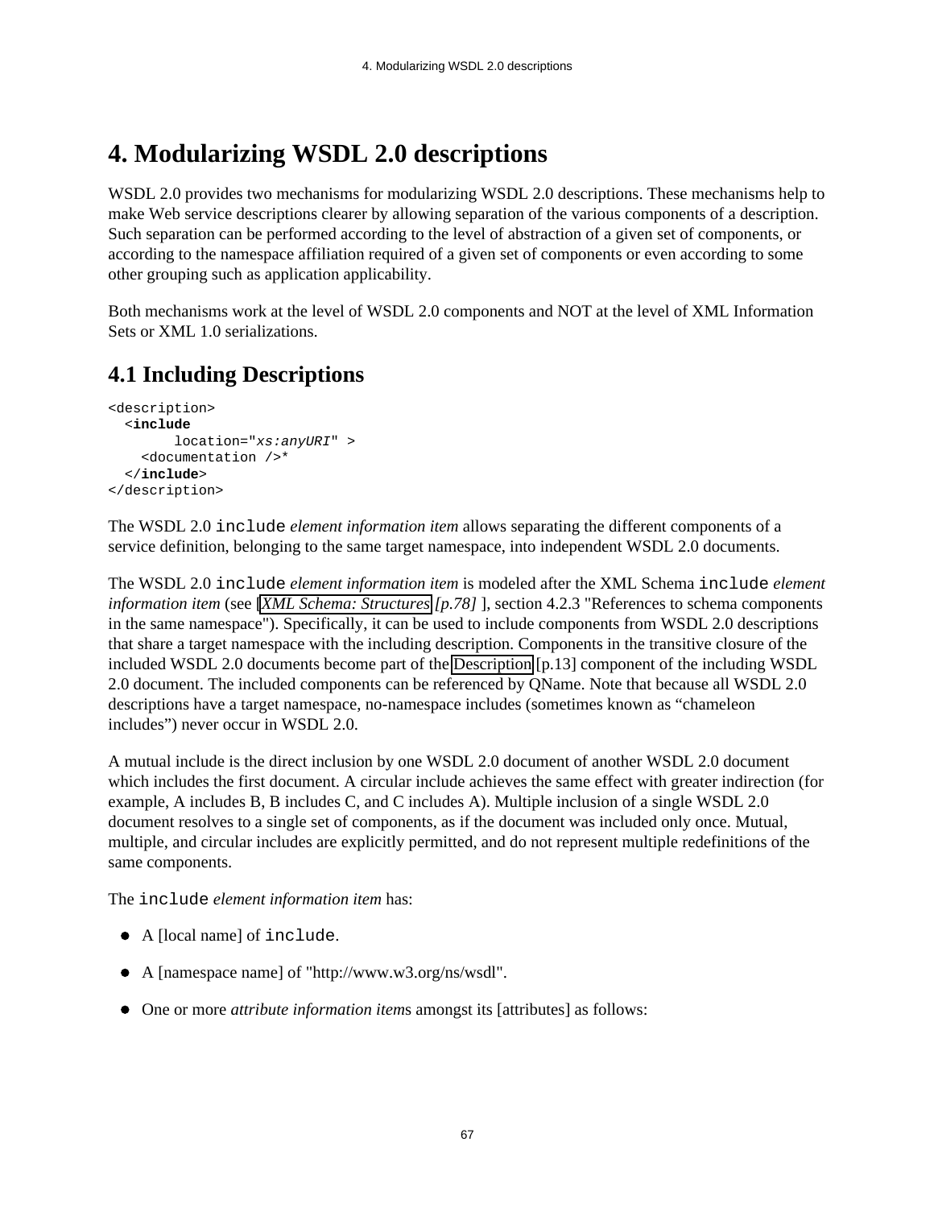# 4. Modularizing WSDL 2.0 descriptions

WSDL 2.0 provides two mechanisms for modularizing WSDL 2.0 descriptions. These mechanisms help to make Web service descriptions clearer by allowing separation of the various components of a description. Such separation can be performed according to the level of abstraction of a given set of components, or according to the namespace affiliation required of a given set of components or even according to some other grouping such as application applicability.

Both mechanisms work at the level of WSDL 2.0 components and NOT at the level of XML Information Sets or XML 1.0 serializations.

## 4.1 Including Descriptions

```
<description>
  <include
        location="xs:anyURI" >
    <documentation />*
  </include>
</description>
```

The WSDL 2.0 `include` *element information item* allows separating the different components of a service definition, belonging to the same target namespace, into independent WSDL 2.0 documents.

The WSDL 2.0 `include` *element information item* is modeled after the XML Schema `include` *element information item* (see [*XML Schema: Structures* *[p.78]* ], section 4.2.3 "References to schema components in the same namespace"). Specifically, it can be used to include components from WSDL 2.0 descriptions that share a target namespace with the including description. Components in the transitive closure of the included WSDL 2.0 documents become part of the Description [p.13] component of the including WSDL 2.0 document. The included components can be referenced by QName. Note that because all WSDL 2.0 descriptions have a target namespace, no-namespace includes (sometimes known as "chameleon includes") never occur in WSDL 2.0.

A mutual include is the direct inclusion by one WSDL 2.0 document of another WSDL 2.0 document which includes the first document. A circular include achieves the same effect with greater indirection (for example, A includes B, B includes C, and C includes A). Multiple inclusion of a single WSDL 2.0 document resolves to a single set of components, as if the document was included only once. Mutual, multiple, and circular includes are explicitly permitted, and do not represent multiple redefinitions of the same components.

The `include` *element information item* has:

- A [local name] of `include`.
- A [namespace name] of "http://www.w3.org/ns/wsdl".
- One or more *attribute information item*s amongst its [attributes] as follows: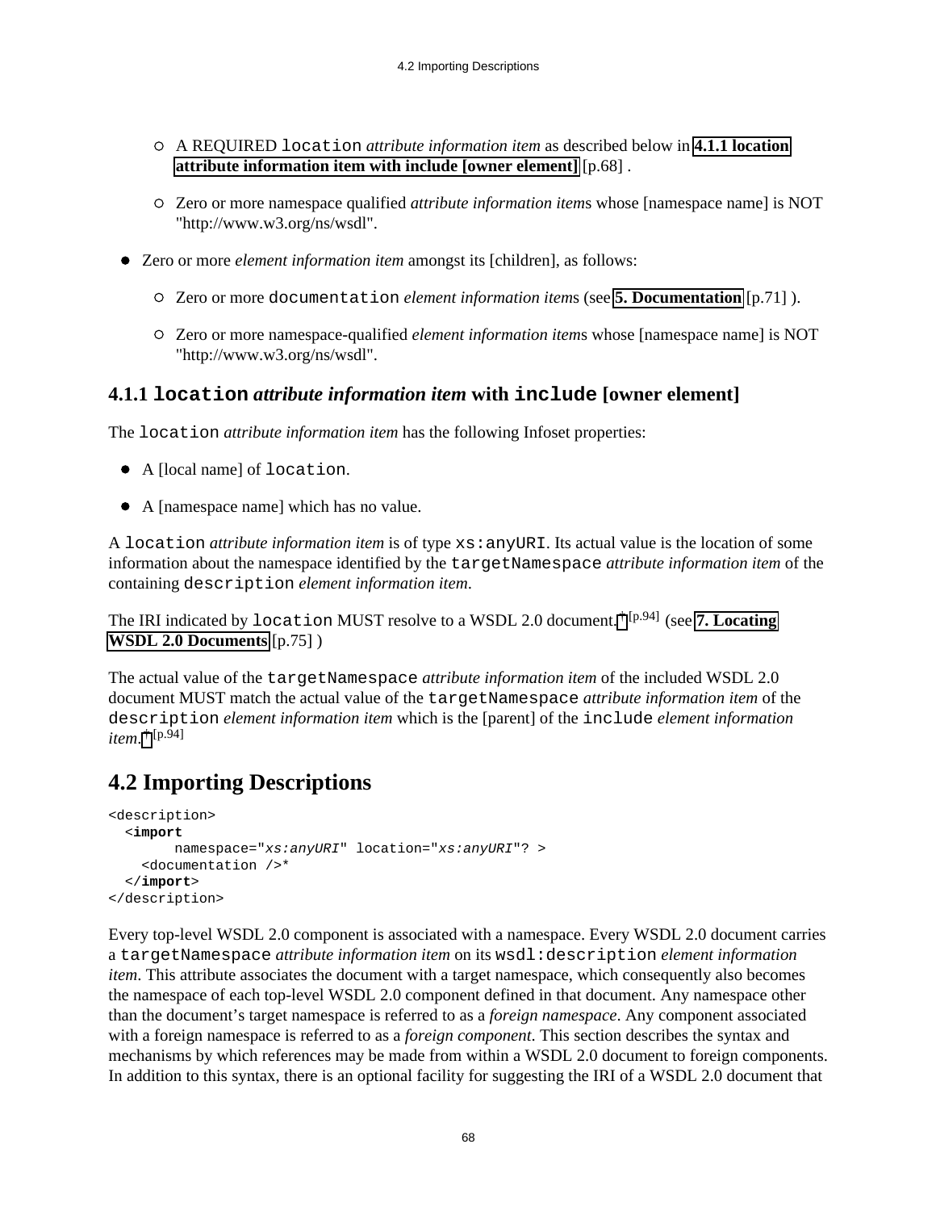- A REQUIRED `location` *attribute information item* as described below in **4.1.1 location attribute information item with include [owner element]** [p.68] .

- Zero or more namespace qualified *attribute information items* whose [namespace name] is NOT "http://www.w3.org/ns/wsdl".

- Zero or more *element information item* amongst its [children], as follows:

  - Zero or more `documentation` *element information items* (see **5. Documentation** [p.71] ).

  - Zero or more namespace-qualified *element information items* whose [namespace name] is NOT "http://www.w3.org/ns/wsdl".

### 4.1.1 `location` *attribute information item* with `include` [owner element]

The `location` *attribute information item* has the following Infoset properties:

- A [local name] of `location`.

- A [namespace name] which has no value.

A `location` *attribute information item* is of type `xs:anyURI`. Its actual value is the location of some information about the namespace identified by the `targetNamespace` *attribute information item* of the containing `description` *element information item*.

The IRI indicated by `location` MUST resolve to a WSDL 2.0 document.† [p.94] (see **7. Locating WSDL 2.0 Documents** [p.75] )

The actual value of the `targetNamespace` *attribute information item* of the included WSDL 2.0 document MUST match the actual value of the `targetNamespace` *attribute information item* of the `description` *element information item* which is the [parent] of the `include` *element information item*.† [p.94]

## 4.2 Importing Descriptions

```
<description>
  <import
        namespace="xs:anyURI" location="xs:anyURI"? >
    <documentation />*
  </import>
</description>
```

Every top-level WSDL 2.0 component is associated with a namespace. Every WSDL 2.0 document carries a `targetNamespace` *attribute information item* on its `wsdl:description` *element information item*. This attribute associates the document with a target namespace, which consequently also becomes the namespace of each top-level WSDL 2.0 component defined in that document. Any namespace other than the document's target namespace is referred to as a *foreign namespace*. Any component associated with a foreign namespace is referred to as a *foreign component*. This section describes the syntax and mechanisms by which references may be made from within a WSDL 2.0 document to foreign components. In addition to this syntax, there is an optional facility for suggesting the IRI of a WSDL 2.0 document that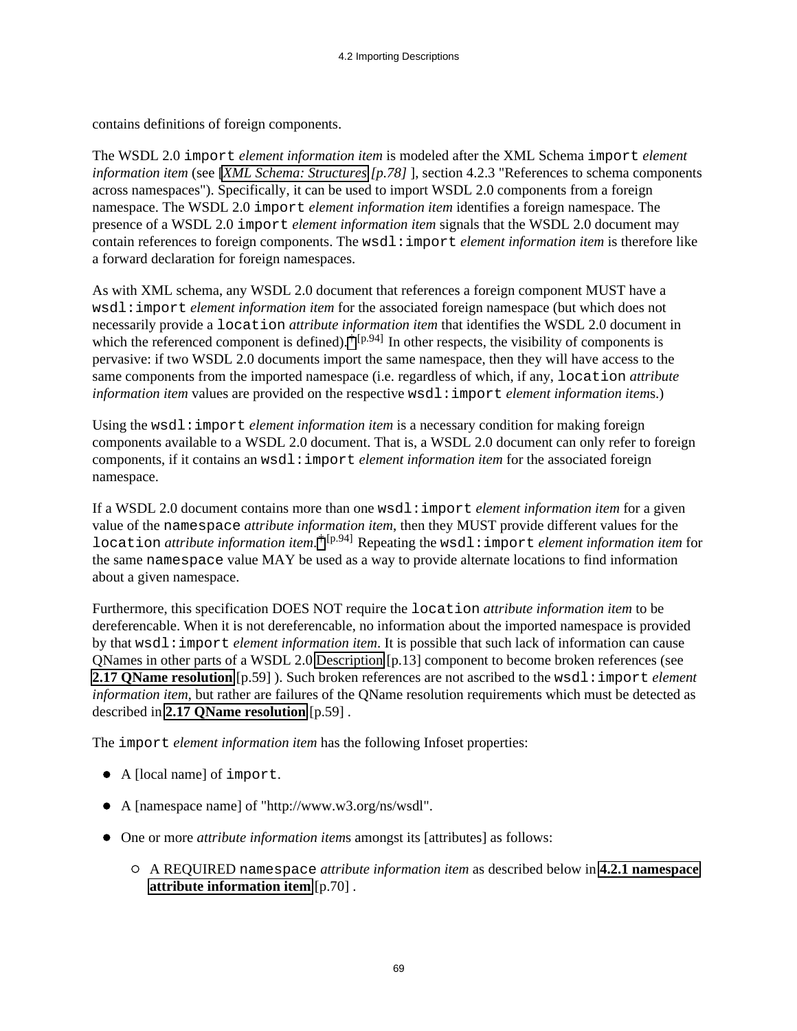contains definitions of foreign components.

The WSDL 2.0 `import` *element information item* is modeled after the XML Schema `import` *element information item* (see [*XML Schema: Structures* [p.78] ], section 4.2.3 "References to schema components across namespaces"). Specifically, it can be used to import WSDL 2.0 components from a foreign namespace. The WSDL 2.0 `import` *element information item* identifies a foreign namespace. The presence of a WSDL 2.0 `import` *element information item* signals that the WSDL 2.0 document may contain references to foreign components. The `wsdl:import` *element information item* is therefore like a forward declaration for foreign namespaces.

As with XML schema, any WSDL 2.0 document that references a foreign component MUST have a `wsdl:import` *element information item* for the associated foreign namespace (but which does not necessarily provide a `location` *attribute information item* that identifies the WSDL 2.0 document in which the referenced component is defined).† [p.94] In other respects, the visibility of components is pervasive: if two WSDL 2.0 documents import the same namespace, then they will have access to the same components from the imported namespace (i.e. regardless of which, if any, `location` *attribute information item* values are provided on the respective `wsdl:import` *element information item*s.)

Using the `wsdl:import` *element information item* is a necessary condition for making foreign components available to a WSDL 2.0 document. That is, a WSDL 2.0 document can only refer to foreign components, if it contains an `wsdl:import` *element information item* for the associated foreign namespace.

If a WSDL 2.0 document contains more than one `wsdl:import` *element information item* for a given value of the `namespace` *attribute information item*, then they MUST provide different values for the `location` *attribute information item*.† [p.94] Repeating the `wsdl:import` *element information item* for the same `namespace` value MAY be used as a way to provide alternate locations to find information about a given namespace.

Furthermore, this specification DOES NOT require the `location` *attribute information item* to be dereferencable. When it is not dereferencable, no information about the imported namespace is provided by that `wsdl:import` *element information item*. It is possible that such lack of information can cause QNames in other parts of a WSDL 2.0 Description [p.13] component to become broken references (see **2.17 QName resolution** [p.59] ). Such broken references are not ascribed to the `wsdl:import` *element information item*, but rather are failures of the QName resolution requirements which must be detected as described in **2.17 QName resolution** [p.59] .

The `import` *element information item* has the following Infoset properties:

- A [local name] of `import`.
- A [namespace name] of "http://www.w3.org/ns/wsdl".
- One or more *attribute information item*s amongst its [attributes] as follows:
  - A REQUIRED `namespace` *attribute information item* as described below in **4.2.1 namespace attribute information item** [p.70] .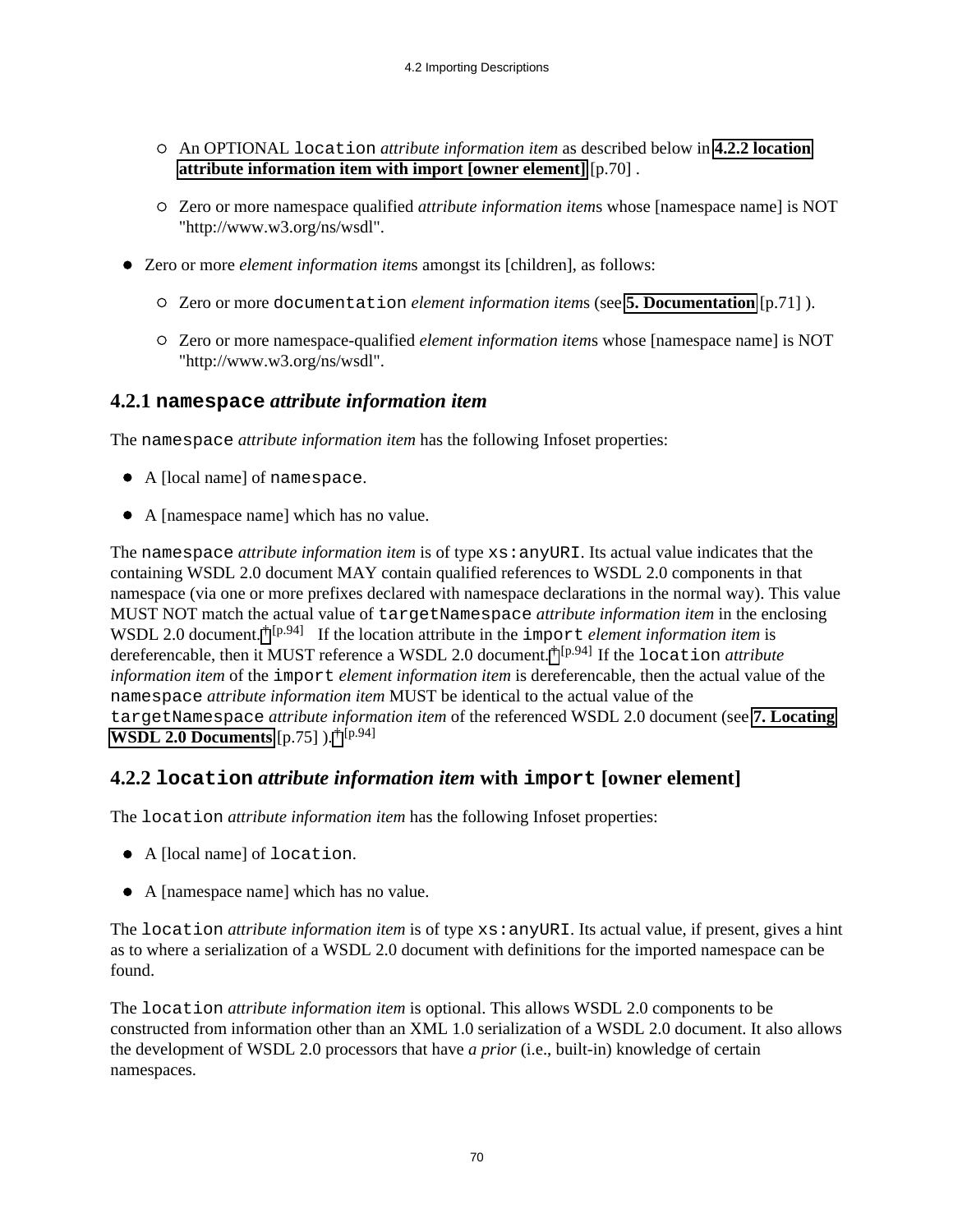- An OPTIONAL `location` *attribute information item* as described below in **4.2.2 location attribute information item with import [owner element]** [p.70] .
  - Zero or more namespace qualified *attribute information items* whose [namespace name] is NOT "http://www.w3.org/ns/wsdl".

- Zero or more *element information items* amongst its [children], as follows:
  - Zero or more `documentation` *element information items* (see **5. Documentation** [p.71] ).
  - Zero or more namespace-qualified *element information items* whose [namespace name] is NOT "http://www.w3.org/ns/wsdl".

### 4.2.1 `namespace` *attribute information item*

The `namespace` *attribute information item* has the following Infoset properties:

- A [local name] of `namespace`.
- A [namespace name] which has no value.

The `namespace` *attribute information item* is of type `xs:anyURI`. Its actual value indicates that the containing WSDL 2.0 document MAY contain qualified references to WSDL 2.0 components in that namespace (via one or more prefixes declared with namespace declarations in the normal way). This value MUST NOT match the actual value of `targetNamespace` *attribute information item* in the enclosing WSDL 2.0 document.† [p.94] If the location attribute in the `import` *element information item* is dereferencable, then it MUST reference a WSDL 2.0 document.† [p.94] If the `location` *attribute information item* of the `import` *element information item* is dereferencable, then the actual value of the `namespace` *attribute information item* MUST be identical to the actual value of the `targetNamespace` *attribute information item* of the referenced WSDL 2.0 document (see **7. Locating WSDL 2.0 Documents** [p.75] ).† [p.94]

### 4.2.2 `location` *attribute information item* with `import` [owner element]

The `location` *attribute information item* has the following Infoset properties:

- A [local name] of `location`.
- A [namespace name] which has no value.

The `location` *attribute information item* is of type `xs:anyURI`. Its actual value, if present, gives a hint as to where a serialization of a WSDL 2.0 document with definitions for the imported namespace can be found.

The `location` *attribute information item* is optional. This allows WSDL 2.0 components to be constructed from information other than an XML 1.0 serialization of a WSDL 2.0 document. It also allows the development of WSDL 2.0 processors that have *a prior* (i.e., built-in) knowledge of certain namespaces.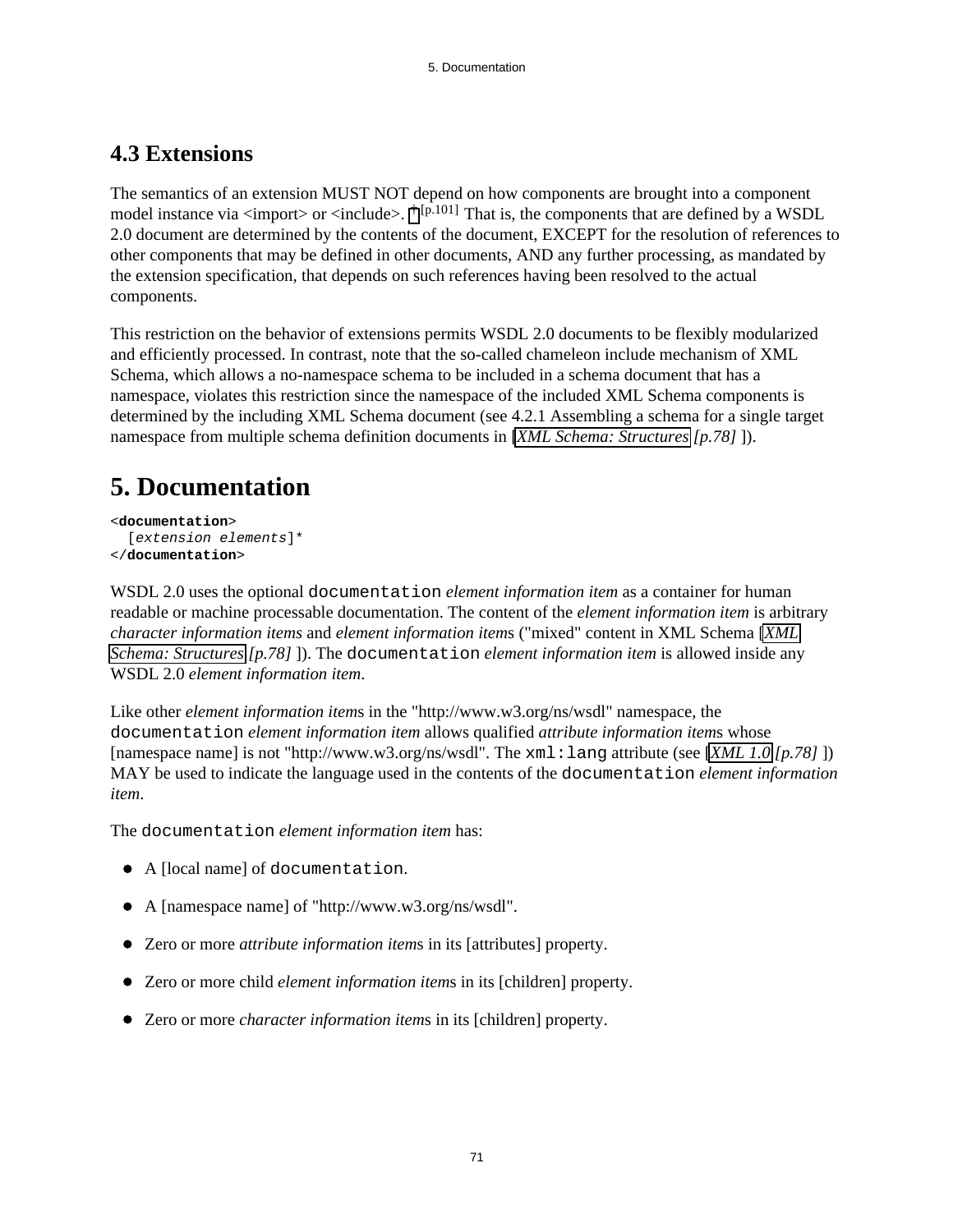## 4.3 Extensions

The semantics of an extension MUST NOT depend on how components are brought into a component model instance via <import> or <include>. † [p.101] That is, the components that are defined by a WSDL 2.0 document are determined by the contents of the document, EXCEPT for the resolution of references to other components that may be defined in other documents, AND any further processing, as mandated by the extension specification, that depends on such references having been resolved to the actual components.

This restriction on the behavior of extensions permits WSDL 2.0 documents to be flexibly modularized and efficiently processed. In contrast, note that the so-called chameleon include mechanism of XML Schema, which allows a no-namespace schema to be included in a schema document that has a namespace, violates this restriction since the namespace of the included XML Schema components is determined by the including XML Schema document (see 4.2.1 Assembling a schema for a single target namespace from multiple schema definition documents in [*XML Schema: Structures* *[p.78]* ]).

# 5. Documentation

```
<documentation>
  [extension elements]*
</documentation>
```

WSDL 2.0 uses the optional `documentation` *element information item* as a container for human readable or machine processable documentation. The content of the *element information item* is arbitrary *character information items* and *element information item*s ("mixed" content in XML Schema [*XML Schema: Structures* *[p.78]* ]). The `documentation` *element information item* is allowed inside any WSDL 2.0 *element information item*.

Like other *element information item*s in the "http://www.w3.org/ns/wsdl" namespace, the `documentation` *element information item* allows qualified *attribute information item*s whose [namespace name] is not "http://www.w3.org/ns/wsdl". The `xml:lang` attribute (see [*XML 1.0* *[p.78]* ]) MAY be used to indicate the language used in the contents of the `documentation` *element information item*.

The `documentation` *element information item* has:

- A [local name] of `documentation`.
- A [namespace name] of "http://www.w3.org/ns/wsdl".
- Zero or more *attribute information item*s in its [attributes] property.
- Zero or more child *element information item*s in its [children] property.
- Zero or more *character information item*s in its [children] property.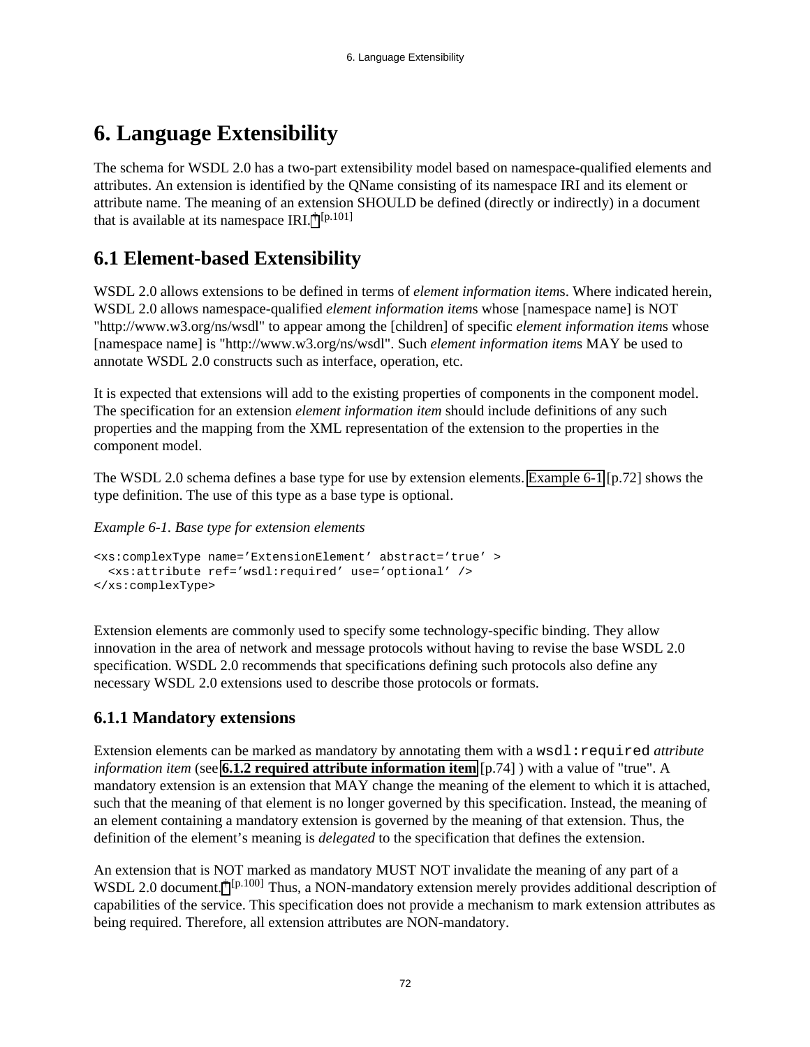# 6. Language Extensibility

The schema for WSDL 2.0 has a two-part extensibility model based on namespace-qualified elements and attributes. An extension is identified by the QName consisting of its namespace IRI and its element or attribute name. The meaning of an extension SHOULD be defined (directly or indirectly) in a document that is available at its namespace IRI.† [p.101]

## 6.1 Element-based Extensibility

WSDL 2.0 allows extensions to be defined in terms of *element information item*s. Where indicated herein, WSDL 2.0 allows namespace-qualified *element information item*s whose [namespace name] is NOT "http://www.w3.org/ns/wsdl" to appear among the [children] of specific *element information item*s whose [namespace name] is "http://www.w3.org/ns/wsdl". Such *element information item*s MAY be used to annotate WSDL 2.0 constructs such as interface, operation, etc.

It is expected that extensions will add to the existing properties of components in the component model. The specification for an extension *element information item* should include definitions of any such properties and the mapping from the XML representation of the extension to the properties in the component model.

The WSDL 2.0 schema defines a base type for use by extension elements. Example 6-1 [p.72] shows the type definition. The use of this type as a base type is optional.

*Example 6-1. Base type for extension elements*

```
<xs:complexType name='ExtensionElement' abstract='true' >
  <xs:attribute ref='wsdl:required' use='optional' />
</xs:complexType>
```

Extension elements are commonly used to specify some technology-specific binding. They allow innovation in the area of network and message protocols without having to revise the base WSDL 2.0 specification. WSDL 2.0 recommends that specifications defining such protocols also define any necessary WSDL 2.0 extensions used to describe those protocols or formats.

### 6.1.1 Mandatory extensions

Extension elements can be marked as mandatory by annotating them with a `wsdl:required` *attribute information item* (see **6.1.2 required attribute information item** [p.74] ) with a value of "true". A mandatory extension is an extension that MAY change the meaning of the element to which it is attached, such that the meaning of that element is no longer governed by this specification. Instead, the meaning of an element containing a mandatory extension is governed by the meaning of that extension. Thus, the definition of the element's meaning is *delegated* to the specification that defines the extension.

An extension that is NOT marked as mandatory MUST NOT invalidate the meaning of any part of a WSDL 2.0 document.† [p.100] Thus, a NON-mandatory extension merely provides additional description of capabilities of the service. This specification does not provide a mechanism to mark extension attributes as being required. Therefore, all extension attributes are NON-mandatory.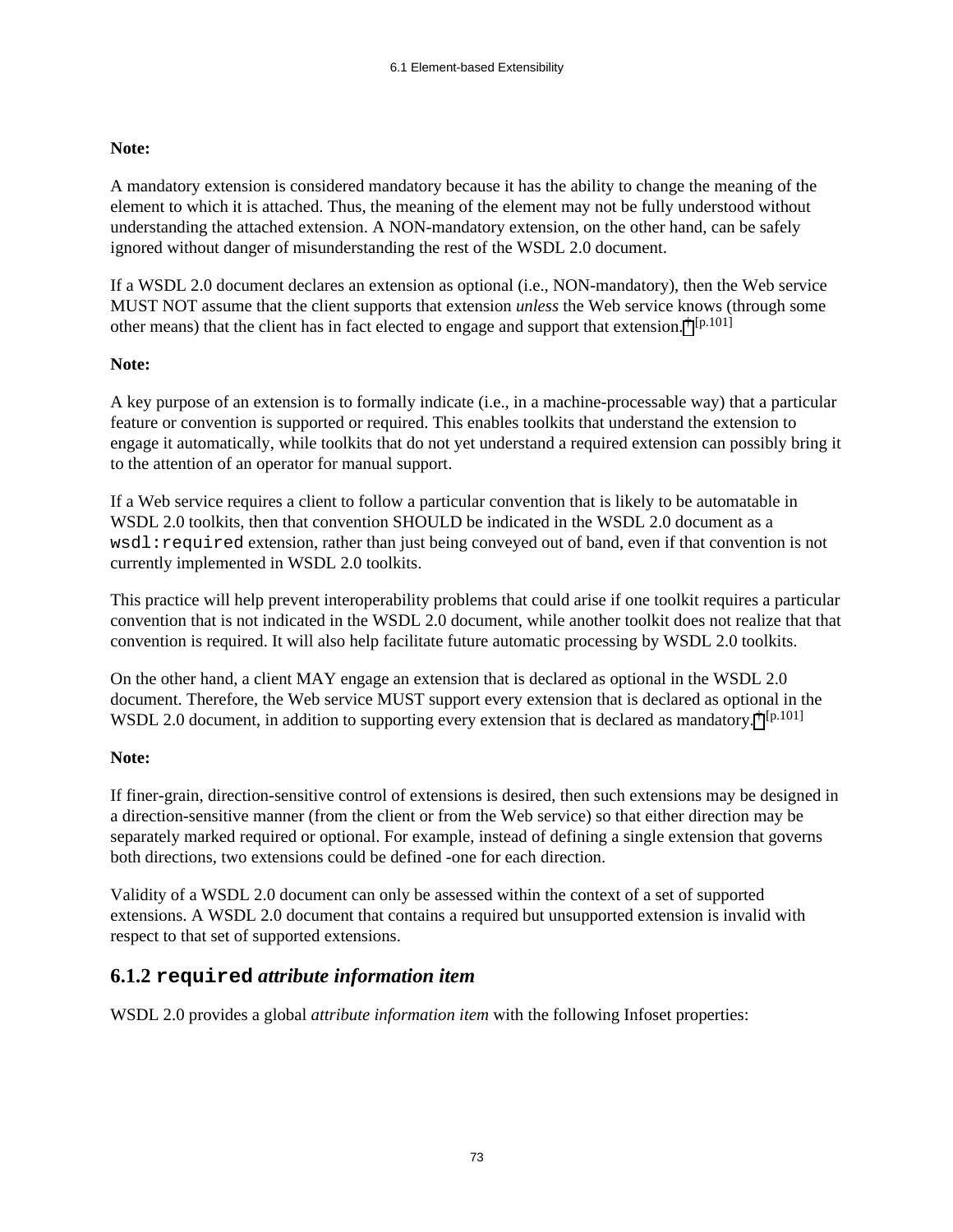**Note:**

A mandatory extension is considered mandatory because it has the ability to change the meaning of the element to which it is attached. Thus, the meaning of the element may not be fully understood without understanding the attached extension. A NON-mandatory extension, on the other hand, can be safely ignored without danger of misunderstanding the rest of the WSDL 2.0 document.

If a WSDL 2.0 document declares an extension as optional (i.e., NON-mandatory), then the Web service MUST NOT assume that the client supports that extension *unless* the Web service knows (through some other means) that the client has in fact elected to engage and support that extension.† [p.101]

**Note:**

A key purpose of an extension is to formally indicate (i.e., in a machine-processable way) that a particular feature or convention is supported or required. This enables toolkits that understand the extension to engage it automatically, while toolkits that do not yet understand a required extension can possibly bring it to the attention of an operator for manual support.

If a Web service requires a client to follow a particular convention that is likely to be automatable in WSDL 2.0 toolkits, then that convention SHOULD be indicated in the WSDL 2.0 document as a `wsdl:required` extension, rather than just being conveyed out of band, even if that convention is not currently implemented in WSDL 2.0 toolkits.

This practice will help prevent interoperability problems that could arise if one toolkit requires a particular convention that is not indicated in the WSDL 2.0 document, while another toolkit does not realize that that convention is required. It will also help facilitate future automatic processing by WSDL 2.0 toolkits.

On the other hand, a client MAY engage an extension that is declared as optional in the WSDL 2.0 document. Therefore, the Web service MUST support every extension that is declared as optional in the WSDL 2.0 document, in addition to supporting every extension that is declared as mandatory.† [p.101]

**Note:**

If finer-grain, direction-sensitive control of extensions is desired, then such extensions may be designed in a direction-sensitive manner (from the client or from the Web service) so that either direction may be separately marked required or optional. For example, instead of defining a single extension that governs both directions, two extensions could be defined -one for each direction.

Validity of a WSDL 2.0 document can only be assessed within the context of a set of supported extensions. A WSDL 2.0 document that contains a required but unsupported extension is invalid with respect to that set of supported extensions.

### 6.1.2 `required` *attribute information item*

WSDL 2.0 provides a global *attribute information item* with the following Infoset properties: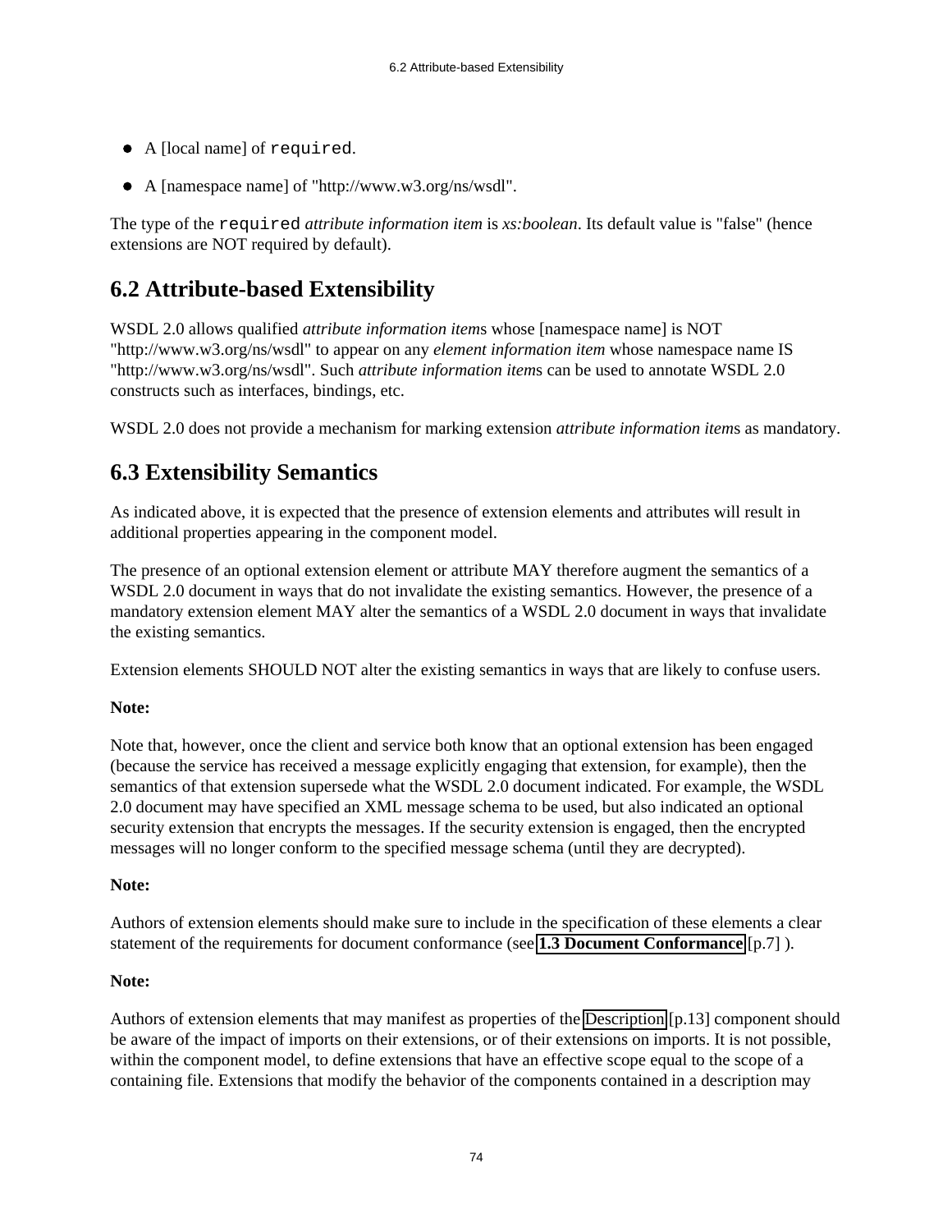- A [local name] of `required`.
- A [namespace name] of "http://www.w3.org/ns/wsdl".

The type of the `required` *attribute information item* is *xs:boolean*. Its default value is "false" (hence extensions are NOT required by default).

## 6.2 Attribute-based Extensibility

WSDL 2.0 allows qualified *attribute information item*s whose [namespace name] is NOT "http://www.w3.org/ns/wsdl" to appear on any *element information item* whose namespace name IS "http://www.w3.org/ns/wsdl". Such *attribute information item*s can be used to annotate WSDL 2.0 constructs such as interfaces, bindings, etc.

WSDL 2.0 does not provide a mechanism for marking extension *attribute information item*s as mandatory.

## 6.3 Extensibility Semantics

As indicated above, it is expected that the presence of extension elements and attributes will result in additional properties appearing in the component model.

The presence of an optional extension element or attribute MAY therefore augment the semantics of a WSDL 2.0 document in ways that do not invalidate the existing semantics. However, the presence of a mandatory extension element MAY alter the semantics of a WSDL 2.0 document in ways that invalidate the existing semantics.

Extension elements SHOULD NOT alter the existing semantics in ways that are likely to confuse users.

**Note:**

Note that, however, once the client and service both know that an optional extension has been engaged (because the service has received a message explicitly engaging that extension, for example), then the semantics of that extension supersede what the WSDL 2.0 document indicated. For example, the WSDL 2.0 document may have specified an XML message schema to be used, but also indicated an optional security extension that encrypts the messages. If the security extension is engaged, then the encrypted messages will no longer conform to the specified message schema (until they are decrypted).

**Note:**

Authors of extension elements should make sure to include in the specification of these elements a clear statement of the requirements for document conformance (see **1.3 Document Conformance** [p.7] ).

**Note:**

Authors of extension elements that may manifest as properties of the Description [p.13] component should be aware of the impact of imports on their extensions, or of their extensions on imports. It is not possible, within the component model, to define extensions that have an effective scope equal to the scope of a containing file. Extensions that modify the behavior of the components contained in a description may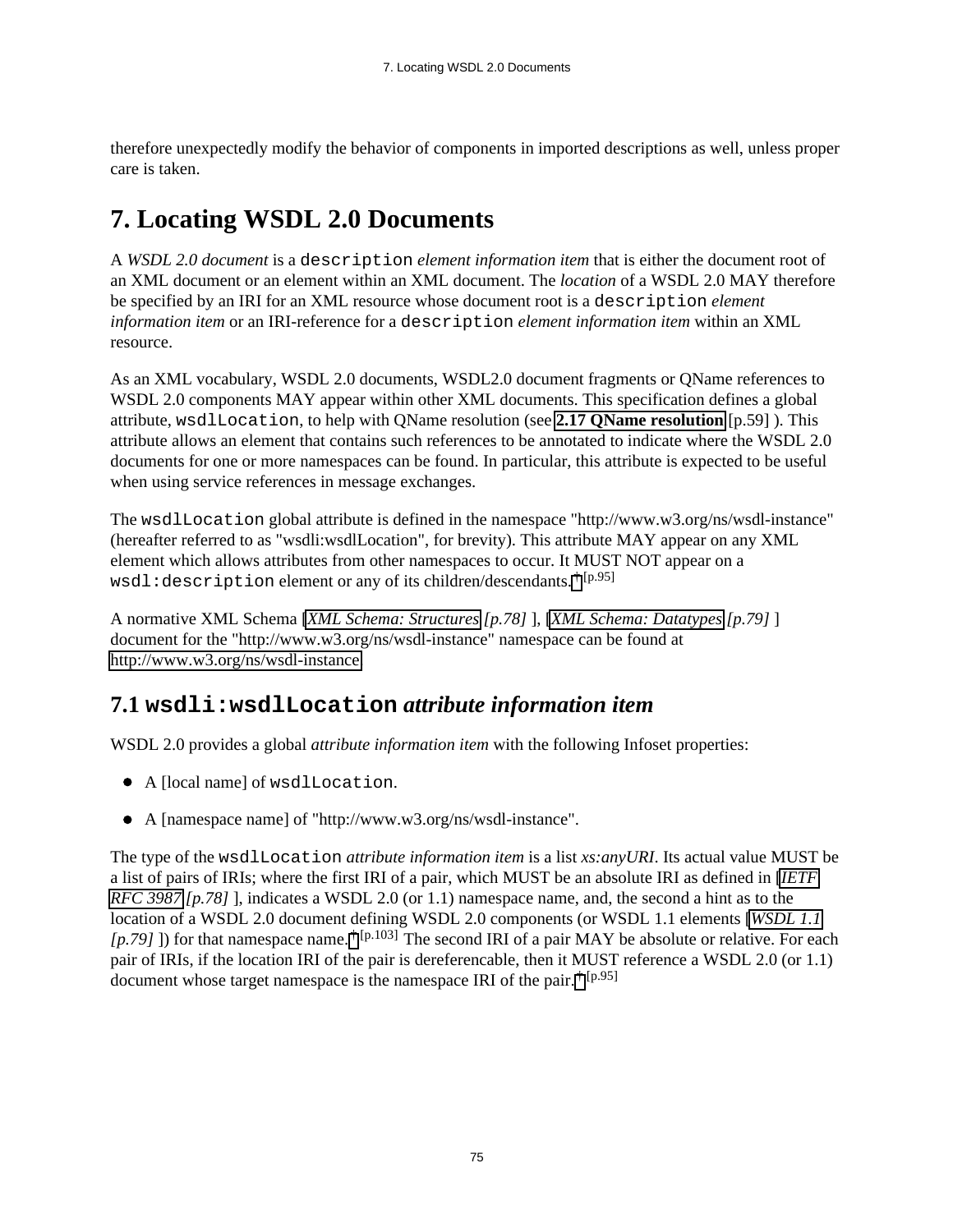therefore unexpectedly modify the behavior of components in imported descriptions as well, unless proper care is taken.

# 7. Locating WSDL 2.0 Documents

A *WSDL 2.0 document* is a `description` *element information item* that is either the document root of an XML document or an element within an XML document. The *location* of a WSDL 2.0 MAY therefore be specified by an IRI for an XML resource whose document root is a `description` *element information item* or an IRI-reference for a `description` *element information item* within an XML resource.

As an XML vocabulary, WSDL 2.0 documents, WSDL2.0 document fragments or QName references to WSDL 2.0 components MAY appear within other XML documents. This specification defines a global attribute, `wsdlLocation`, to help with QName resolution (see **2.17 QName resolution** [p.59] ). This attribute allows an element that contains such references to be annotated to indicate where the WSDL 2.0 documents for one or more namespaces can be found. In particular, this attribute is expected to be useful when using service references in message exchanges.

The `wsdlLocation` global attribute is defined in the namespace "http://www.w3.org/ns/wsdl-instance" (hereafter referred to as "wsdli:wsdlLocation", for brevity). This attribute MAY appear on any XML element which allows attributes from other namespaces to occur. It MUST NOT appear on a `wsdl:description` element or any of its children/descendants.† [p.95]

A normative XML Schema [*XML Schema: Structures* [p.78] ], [*XML Schema: Datatypes* [p.79] ] document for the "http://www.w3.org/ns/wsdl-instance" namespace can be found at http://www.w3.org/ns/wsdl-instance.

## 7.1 `wsdli:wsdlLocation` *attribute information item*

WSDL 2.0 provides a global *attribute information item* with the following Infoset properties:

- A [local name] of `wsdlLocation`.
- A [namespace name] of "http://www.w3.org/ns/wsdl-instance".

The type of the `wsdlLocation` *attribute information item* is a list *xs:anyURI*. Its actual value MUST be a list of pairs of IRIs; where the first IRI of a pair, which MUST be an absolute IRI as defined in [*IETF RFC 3987* [p.78] ], indicates a WSDL 2.0 (or 1.1) namespace name, and, the second a hint as to the location of a WSDL 2.0 document defining WSDL 2.0 components (or WSDL 1.1 elements [*WSDL 1.1* [p.79] ]) for that namespace name.† [p.103] The second IRI of a pair MAY be absolute or relative. For each pair of IRIs, if the location IRI of the pair is dereferencable, then it MUST reference a WSDL 2.0 (or 1.1) document whose target namespace is the namespace IRI of the pair.† [p.95]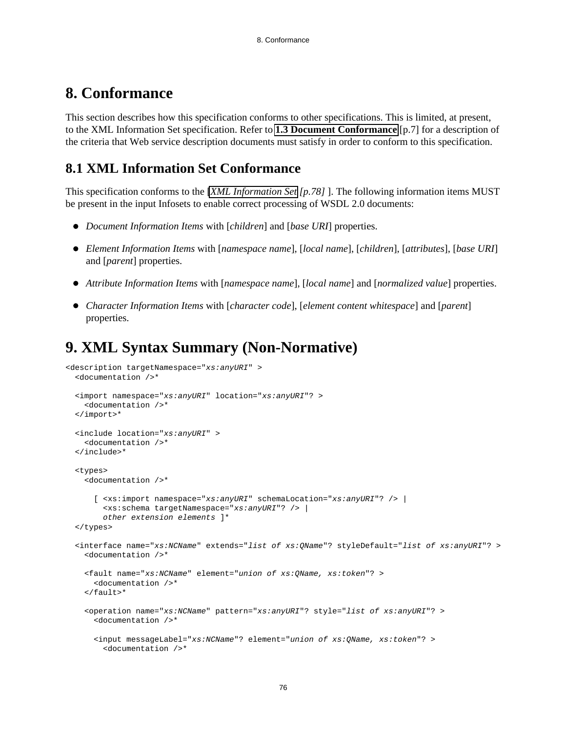# 8. Conformance

This section describes how this specification conforms to other specifications. This is limited, at present, to the XML Information Set specification. Refer to **1.3 Document Conformance** [p.7] for a description of the criteria that Web service description documents must satisfy in order to conform to this specification.

## 8.1 XML Information Set Conformance

This specification conforms to the [*XML Information Set* [p.78] ]. The following information items MUST be present in the input Infosets to enable correct processing of WSDL 2.0 documents:

- *Document Information Items* with [*children*] and [*base URI*] properties.
- *Element Information Items* with [*namespace name*], [*local name*], [*children*], [*attributes*], [*base URI*] and [*parent*] properties.
- *Attribute Information Items* with [*namespace name*], [*local name*] and [*normalized value*] properties.
- *Character Information Items* with [*character code*], [*element content whitespace*] and [*parent*] properties.

# 9. XML Syntax Summary (Non-Normative)

```
<description targetNamespace="xs:anyURI" >
  <documentation />*

  <import namespace="xs:anyURI" location="xs:anyURI"? >
    <documentation />*
  </import>*

  <include location="xs:anyURI" >
    <documentation />*
  </include>*

  <types>
    <documentation />*

      [ <xs:import namespace="xs:anyURI" schemaLocation="xs:anyURI"? /> |
        <xs:schema targetNamespace="xs:anyURI"? /> |
        other extension elements ]*
  </types>

  <interface name="xs:NCName" extends="list of xs:QName"? styleDefault="list of xs:anyURI"? >
    <documentation />*

    <fault name="xs:NCName" element="union of xs:QName, xs:token"? >
      <documentation />*
    </fault>*

    <operation name="xs:NCName" pattern="xs:anyURI"? style="list of xs:anyURI"? >
      <documentation />*

      <input messageLabel="xs:NCName"? element="union of xs:QName, xs:token"? >
        <documentation />*
```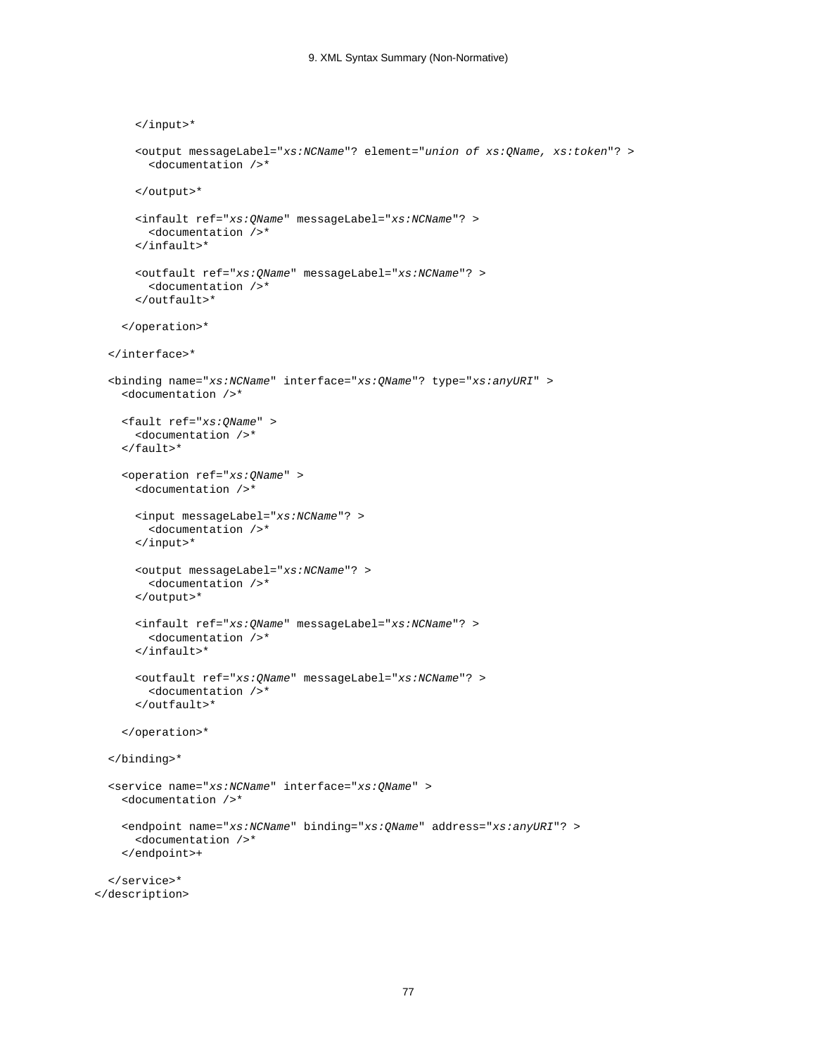```
      </input>*

      <output messageLabel="xs:NCName"? element="union of xs:QName, xs:token"? >
        <documentation />*

      </output>*

      <infault ref="xs:QName" messageLabel="xs:NCName"? >
        <documentation />*
      </infault>*

      <outfault ref="xs:QName" messageLabel="xs:NCName"? >
        <documentation />*
      </outfault>*

    </operation>*

  </interface>*

  <binding name="xs:NCName" interface="xs:QName"? type="xs:anyURI" >
    <documentation />*

    <fault ref="xs:QName" >
      <documentation />*
    </fault>*

    <operation ref="xs:QName" >
      <documentation />*

      <input messageLabel="xs:NCName"? >
        <documentation />*
      </input>*

      <output messageLabel="xs:NCName"? >
        <documentation />*
      </output>*

      <infault ref="xs:QName" messageLabel="xs:NCName"? >
        <documentation />*
      </infault>*

      <outfault ref="xs:QName" messageLabel="xs:NCName"? >
        <documentation />*
      </outfault>*

    </operation>*

  </binding>*

  <service name="xs:NCName" interface="xs:QName" >
    <documentation />*

    <endpoint name="xs:NCName" binding="xs:QName" address="xs:anyURI"? >
      <documentation />*
    </endpoint>+

  </service>*
</description>
```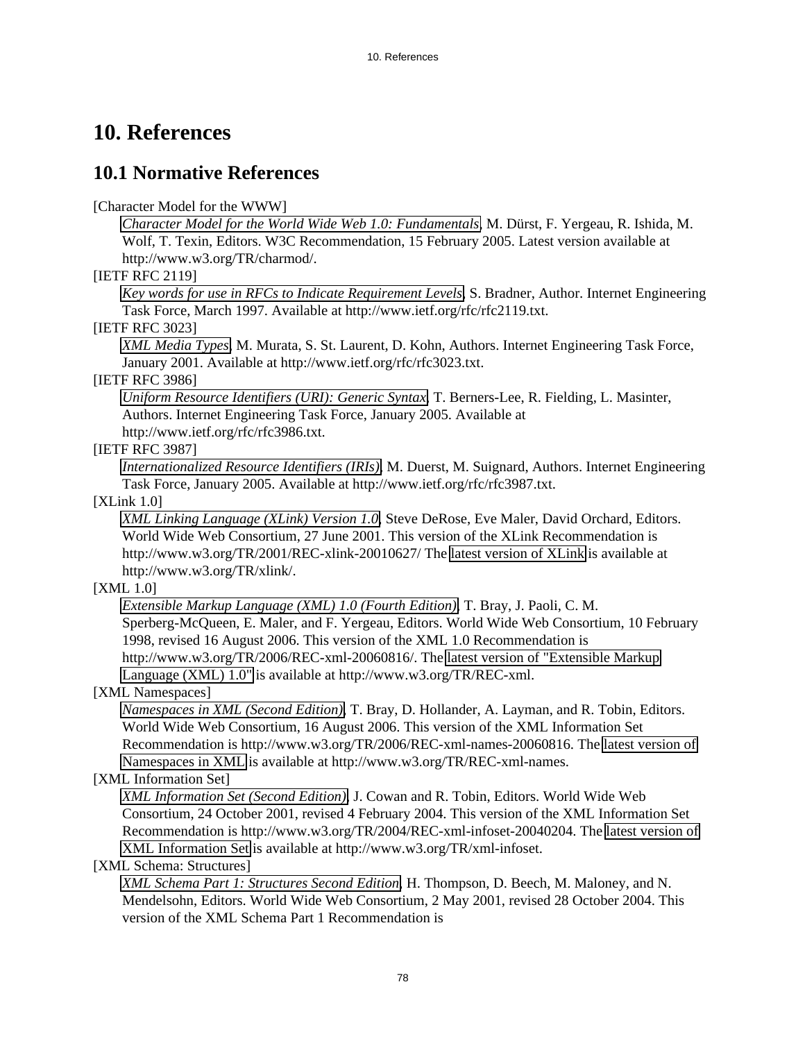# 10. References

## 10.1 Normative References

[Character Model for the WWW]
: *Character Model for the World Wide Web 1.0: Fundamentals*, M. Dürst, F. Yergeau, R. Ishida, M. Wolf, T. Texin, Editors. W3C Recommendation, 15 February 2005. Latest version available at http://www.w3.org/TR/charmod/.

[IETF RFC 2119]
: *Key words for use in RFCs to Indicate Requirement Levels*, S. Bradner, Author. Internet Engineering Task Force, March 1997. Available at http://www.ietf.org/rfc/rfc2119.txt.

[IETF RFC 3023]
: *XML Media Types*, M. Murata, S. St. Laurent, D. Kohn, Authors. Internet Engineering Task Force, January 2001. Available at http://www.ietf.org/rfc/rfc3023.txt.

[IETF RFC 3986]
: *Uniform Resource Identifiers (URI): Generic Syntax*, T. Berners-Lee, R. Fielding, L. Masinter, Authors. Internet Engineering Task Force, January 2005. Available at http://www.ietf.org/rfc/rfc3986.txt.

[IETF RFC 3987]
: *Internationalized Resource Identifiers (IRIs)*, M. Duerst, M. Suignard, Authors. Internet Engineering Task Force, January 2005. Available at http://www.ietf.org/rfc/rfc3987.txt.

[XLink 1.0]
: *XML Linking Language (XLink) Version 1.0*, Steve DeRose, Eve Maler, David Orchard, Editors. World Wide Web Consortium, 27 June 2001. This version of the XLink Recommendation is http://www.w3.org/TR/2001/REC-xlink-20010627/ The latest version of XLink is available at http://www.w3.org/TR/xlink/.

[XML 1.0]
: *Extensible Markup Language (XML) 1.0 (Fourth Edition)*, T. Bray, J. Paoli, C. M. Sperberg-McQueen, E. Maler, and F. Yergeau, Editors. World Wide Web Consortium, 10 February 1998, revised 16 August 2006. This version of the XML 1.0 Recommendation is http://www.w3.org/TR/2006/REC-xml-20060816/. The latest version of "Extensible Markup Language (XML) 1.0" is available at http://www.w3.org/TR/REC-xml.

[XML Namespaces]
: *Namespaces in XML (Second Edition)*, T. Bray, D. Hollander, A. Layman, and R. Tobin, Editors. World Wide Web Consortium, 16 August 2006. This version of the XML Information Set Recommendation is http://www.w3.org/TR/2006/REC-xml-names-20060816. The latest version of Namespaces in XML is available at http://www.w3.org/TR/REC-xml-names.

[XML Information Set]
: *XML Information Set (Second Edition)*, J. Cowan and R. Tobin, Editors. World Wide Web Consortium, 24 October 2001, revised 4 February 2004. This version of the XML Information Set Recommendation is http://www.w3.org/TR/2004/REC-xml-infoset-20040204. The latest version of XML Information Set is available at http://www.w3.org/TR/xml-infoset.

[XML Schema: Structures]
: *XML Schema Part 1: Structures Second Edition*, H. Thompson, D. Beech, M. Maloney, and N. Mendelsohn, Editors. World Wide Web Consortium, 2 May 2001, revised 28 October 2004. This version of the XML Schema Part 1 Recommendation is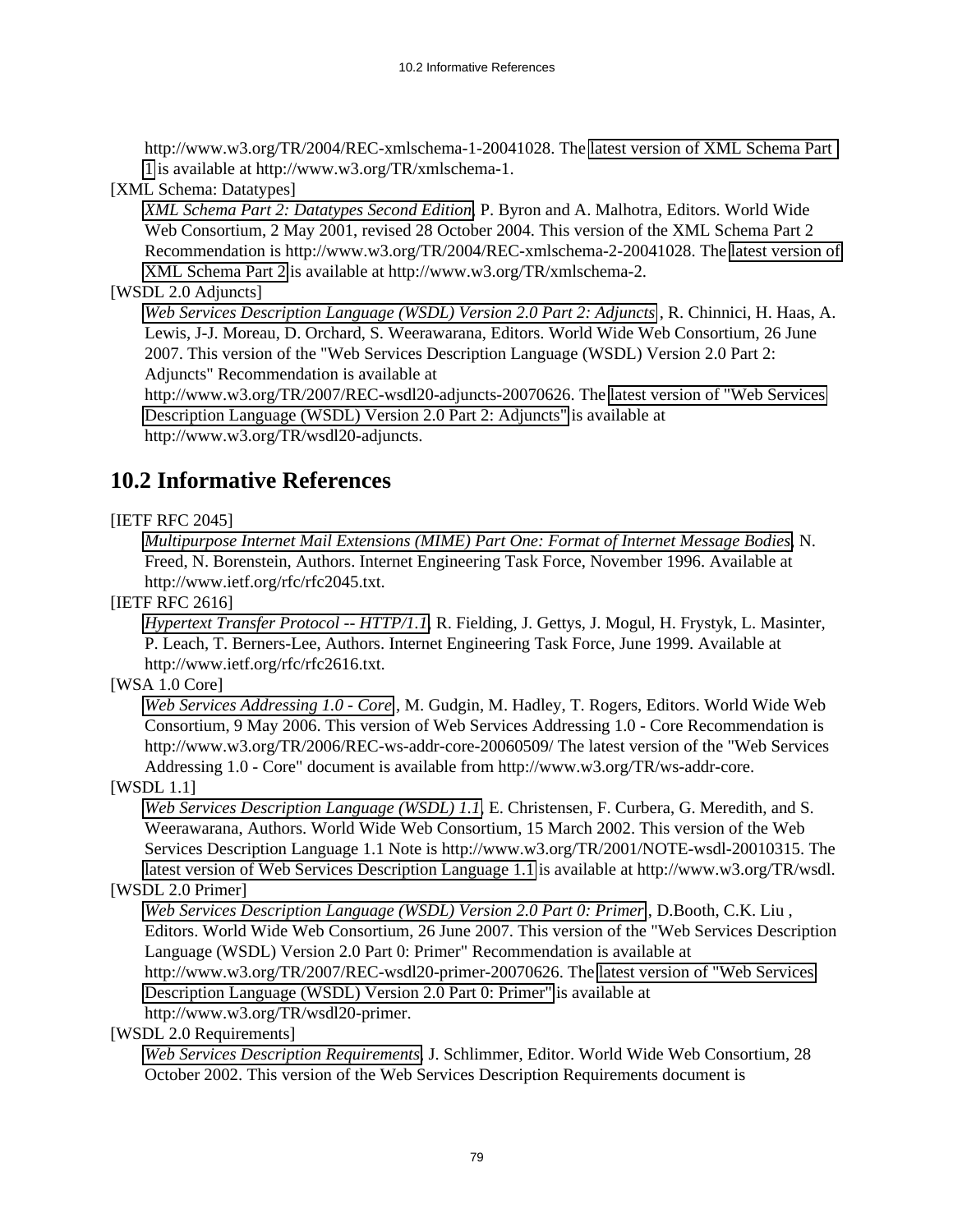http://www.w3.org/TR/2004/REC-xmlschema-1-20041028. The latest version of XML Schema Part 1 is available at http://www.w3.org/TR/xmlschema-1.

[XML Schema: Datatypes]
: *XML Schema Part 2: Datatypes Second Edition*, P. Byron and A. Malhotra, Editors. World Wide Web Consortium, 2 May 2001, revised 28 October 2004. This version of the XML Schema Part 2 Recommendation is http://www.w3.org/TR/2004/REC-xmlschema-2-20041028. The latest version of XML Schema Part 2 is available at http://www.w3.org/TR/xmlschema-2.

[WSDL 2.0 Adjuncts]
: *Web Services Description Language (WSDL) Version 2.0 Part 2: Adjuncts* , R. Chinnici, H. Haas, A. Lewis, J-J. Moreau, D. Orchard, S. Weerawarana, Editors. World Wide Web Consortium, 26 June 2007. This version of the "Web Services Description Language (WSDL) Version 2.0 Part 2: Adjuncts" Recommendation is available at http://www.w3.org/TR/2007/REC-wsdl20-adjuncts-20070626. The latest version of "Web Services Description Language (WSDL) Version 2.0 Part 2: Adjuncts" is available at http://www.w3.org/TR/wsdl20-adjuncts.

## 10.2 Informative References

[IETF RFC 2045]
: *Multipurpose Internet Mail Extensions (MIME) Part One: Format of Internet Message Bodies*, N. Freed, N. Borenstein, Authors. Internet Engineering Task Force, November 1996. Available at http://www.ietf.org/rfc/rfc2045.txt.

[IETF RFC 2616]
: *Hypertext Transfer Protocol -- HTTP/1.1*, R. Fielding, J. Gettys, J. Mogul, H. Frystyk, L. Masinter, P. Leach, T. Berners-Lee, Authors. Internet Engineering Task Force, June 1999. Available at http://www.ietf.org/rfc/rfc2616.txt.

[WSA 1.0 Core]
: *Web Services Addressing 1.0 - Core* , M. Gudgin, M. Hadley, T. Rogers, Editors. World Wide Web Consortium, 9 May 2006. This version of Web Services Addressing 1.0 - Core Recommendation is http://www.w3.org/TR/2006/REC-ws-addr-core-20060509/ The latest version of the "Web Services Addressing 1.0 - Core" document is available from http://www.w3.org/TR/ws-addr-core.

[WSDL 1.1]
: *Web Services Description Language (WSDL) 1.1*, E. Christensen, F. Curbera, G. Meredith, and S. Weerawarana, Authors. World Wide Web Consortium, 15 March 2002. This version of the Web Services Description Language 1.1 Note is http://www.w3.org/TR/2001/NOTE-wsdl-20010315. The latest version of Web Services Description Language 1.1 is available at http://www.w3.org/TR/wsdl.

[WSDL 2.0 Primer]
: *Web Services Description Language (WSDL) Version 2.0 Part 0: Primer* , D.Booth, C.K. Liu , Editors. World Wide Web Consortium, 26 June 2007. This version of the "Web Services Description Language (WSDL) Version 2.0 Part 0: Primer" Recommendation is available at http://www.w3.org/TR/2007/REC-wsdl20-primer-20070626. The latest version of "Web Services Description Language (WSDL) Version 2.0 Part 0: Primer" is available at http://www.w3.org/TR/wsdl20-primer.

[WSDL 2.0 Requirements]
: *Web Services Description Requirements*, J. Schlimmer, Editor. World Wide Web Consortium, 28 October 2002. This version of the Web Services Description Requirements document is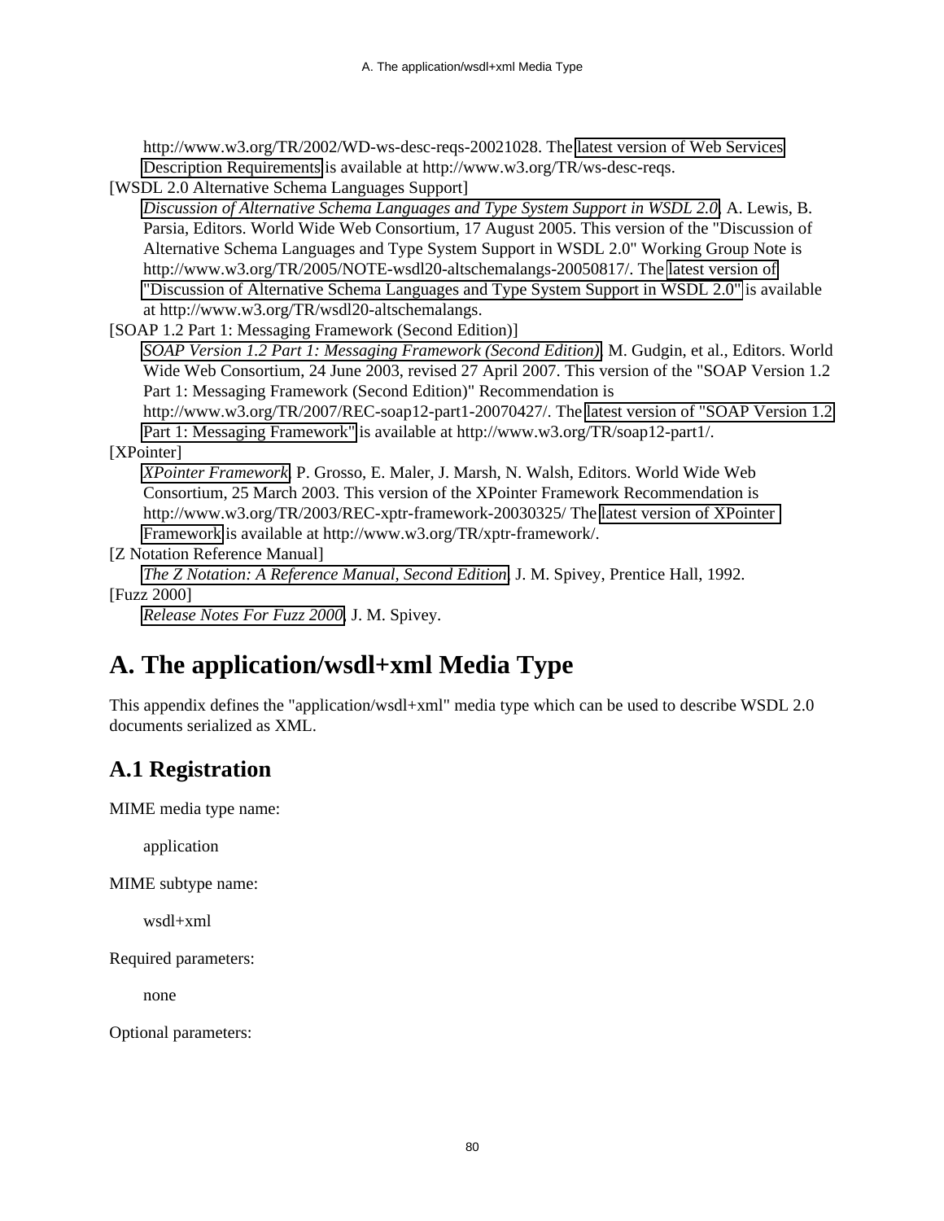http://www.w3.org/TR/2002/WD-ws-desc-reqs-20021028. The latest version of Web Services Description Requirements is available at http://www.w3.org/TR/ws-desc-reqs.

[WSDL 2.0 Alternative Schema Languages Support]
: *Discussion of Alternative Schema Languages and Type System Support in WSDL 2.0*, A. Lewis, B. Parsia, Editors. World Wide Web Consortium, 17 August 2005. This version of the "Discussion of Alternative Schema Languages and Type System Support in WSDL 2.0" Working Group Note is http://www.w3.org/TR/2005/NOTE-wsdl20-altschemalangs-20050817/. The latest version of "Discussion of Alternative Schema Languages and Type System Support in WSDL 2.0" is available at http://www.w3.org/TR/wsdl20-altschemalangs.

[SOAP 1.2 Part 1: Messaging Framework (Second Edition)]
: *SOAP Version 1.2 Part 1: Messaging Framework (Second Edition)*, M. Gudgin, et al., Editors. World Wide Web Consortium, 24 June 2003, revised 27 April 2007. This version of the "SOAP Version 1.2 Part 1: Messaging Framework (Second Edition)" Recommendation is http://www.w3.org/TR/2007/REC-soap12-part1-20070427/. The latest version of "SOAP Version 1.2 Part 1: Messaging Framework" is available at http://www.w3.org/TR/soap12-part1/.

[XPointer]
: *XPointer Framework*, P. Grosso, E. Maler, J. Marsh, N. Walsh, Editors. World Wide Web Consortium, 25 March 2003. This version of the XPointer Framework Recommendation is http://www.w3.org/TR/2003/REC-xptr-framework-20030325/ The latest version of XPointer Framework is available at http://www.w3.org/TR/xptr-framework/.

[Z Notation Reference Manual]
: *The Z Notation: A Reference Manual, Second Edition*, J. M. Spivey, Prentice Hall, 1992.

[Fuzz 2000]
: *Release Notes For Fuzz 2000*, J. M. Spivey.

# A. The application/wsdl+xml Media Type

This appendix defines the "application/wsdl+xml" media type which can be used to describe WSDL 2.0 documents serialized as XML.

## A.1 Registration

MIME media type name:

: application

MIME subtype name:

: wsdl+xml

Required parameters:

: none

Optional parameters: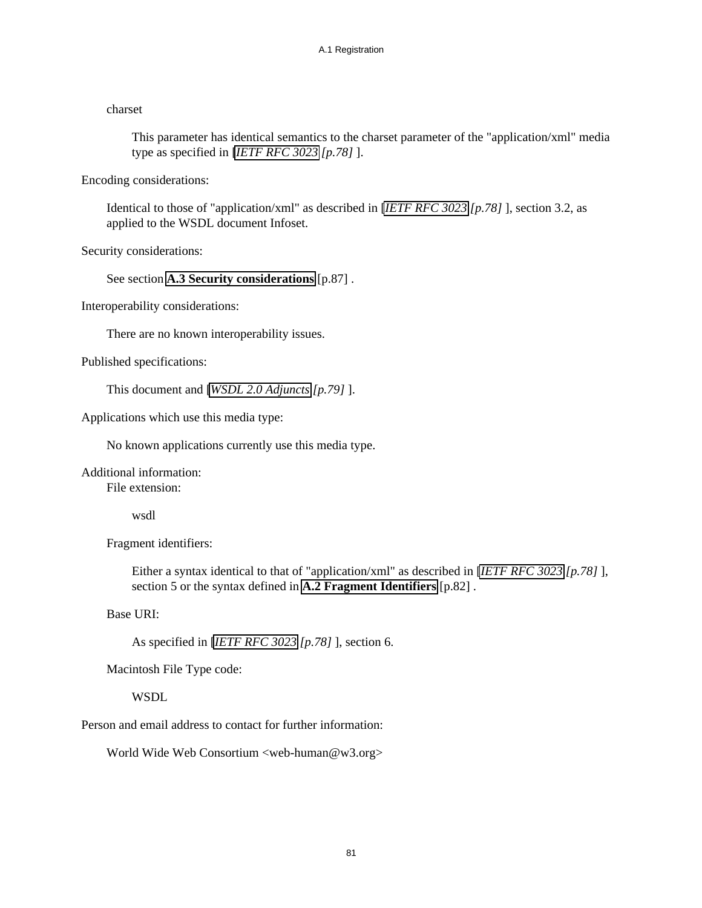charset

This parameter has identical semantics to the charset parameter of the "application/xml" media type as specified in [*IETF RFC 3023* *[p.78]* ].

Encoding considerations:

Identical to those of "application/xml" as described in [*IETF RFC 3023* *[p.78]* ], section 3.2, as applied to the WSDL document Infoset.

Security considerations:

See section **A.3 Security considerations** [p.87] .

Interoperability considerations:

There are no known interoperability issues.

Published specifications:

This document and [*WSDL 2.0 Adjuncts* *[p.79]* ].

Applications which use this media type:

No known applications currently use this media type.

Additional information:

File extension:

wsdl

Fragment identifiers:

Either a syntax identical to that of "application/xml" as described in [*IETF RFC 3023* *[p.78]* ], section 5 or the syntax defined in **A.2 Fragment Identifiers** [p.82] .

Base URI:

As specified in [*IETF RFC 3023* *[p.78]* ], section 6.

Macintosh File Type code:

WSDL

Person and email address to contact for further information:

World Wide Web Consortium <web-human@w3.org>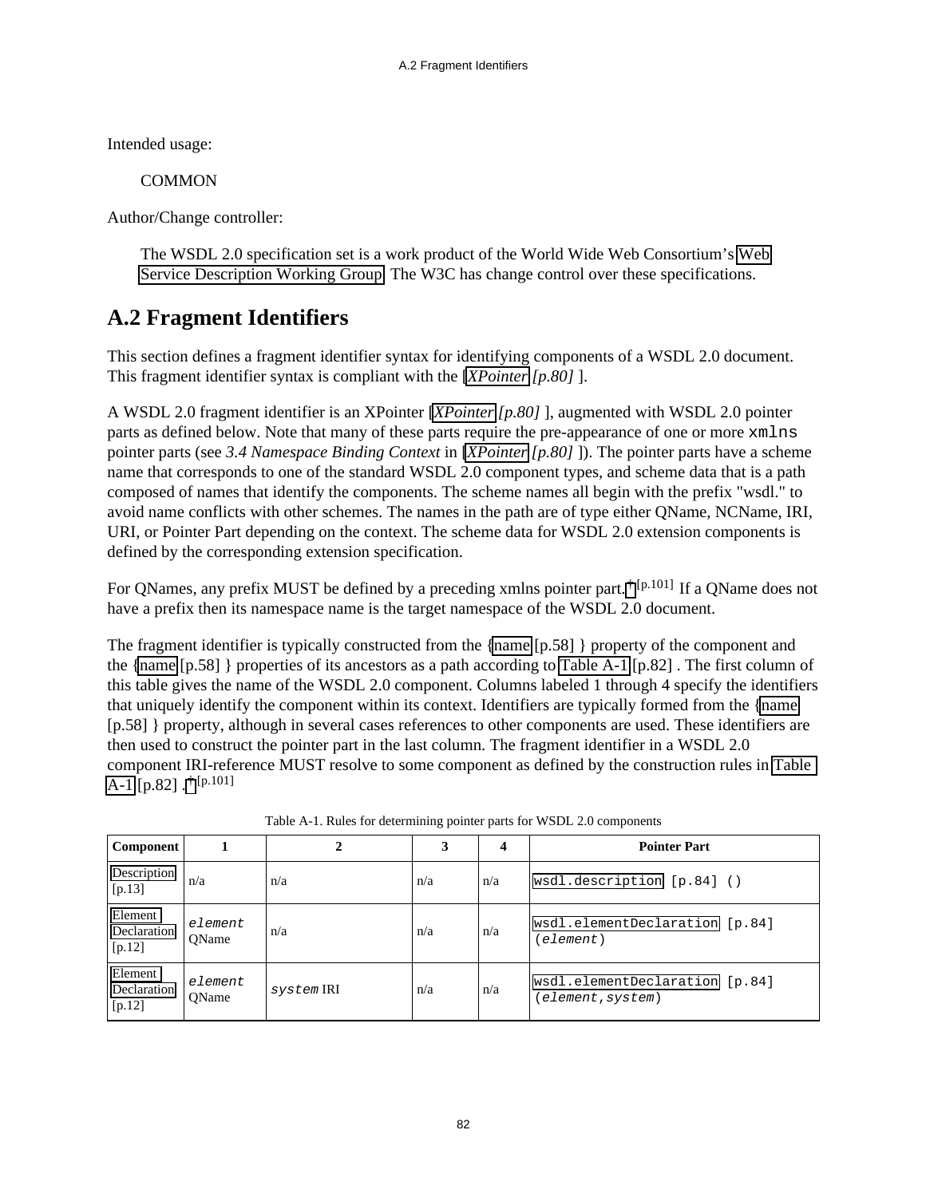Intended usage:

COMMON

Author/Change controller:

The WSDL 2.0 specification set is a work product of the World Wide Web Consortium's Web Service Description Working Group. The W3C has change control over these specifications.

## A.2 Fragment Identifiers

This section defines a fragment identifier syntax for identifying components of a WSDL 2.0 document. This fragment identifier syntax is compliant with the [*XPointer [p.80]* ].

A WSDL 2.0 fragment identifier is an XPointer [*XPointer [p.80]* ], augmented with WSDL 2.0 pointer parts as defined below. Note that many of these parts require the pre-appearance of one or more `xmlns` pointer parts (see *3.4 Namespace Binding Context* in [*XPointer [p.80]* ]). The pointer parts have a scheme name that corresponds to one of the standard WSDL 2.0 component types, and scheme data that is a path composed of names that identify the components. The scheme names all begin with the prefix "wsdl." to avoid name conflicts with other schemes. The names in the path are of type either QName, NCName, IRI, URI, or Pointer Part depending on the context. The scheme data for WSDL 2.0 extension components is defined by the corresponding extension specification.

For QNames, any prefix MUST be defined by a preceding xmlns pointer part.† [p.101] If a QName does not have a prefix then its namespace name is the target namespace of the WSDL 2.0 document.

The fragment identifier is typically constructed from the {name [p.58] } property of the component and the {name [p.58] } properties of its ancestors as a path according to Table A-1 [p.82] . The first column of this table gives the name of the WSDL 2.0 component. Columns labeled 1 through 4 specify the identifiers that uniquely identify the component within its context. Identifiers are typically formed from the {name [p.58] } property, although in several cases references to other components are used. These identifiers are then used to construct the pointer part in the last column. The fragment identifier in a WSDL 2.0 component IRI-reference MUST resolve to some component as defined by the construction rules in Table A-1 [p.82] .† [p.101]

Table A-1. Rules for determining pointer parts for WSDL 2.0 components

| Component | 1 | 2 | 3 | 4 | Pointer Part |
|---|---|---|---|---|---|
| Description [p.13] | n/a | n/a | n/a | n/a | `wsdl.description [p.84] ()` |
| Element Declaration [p.12] | *element* QName | n/a | n/a | n/a | `wsdl.elementDeclaration [p.84] (element)` |
| Element Declaration [p.12] | *element* QName | *system* IRI | n/a | n/a | `wsdl.elementDeclaration [p.84] (element,system)` |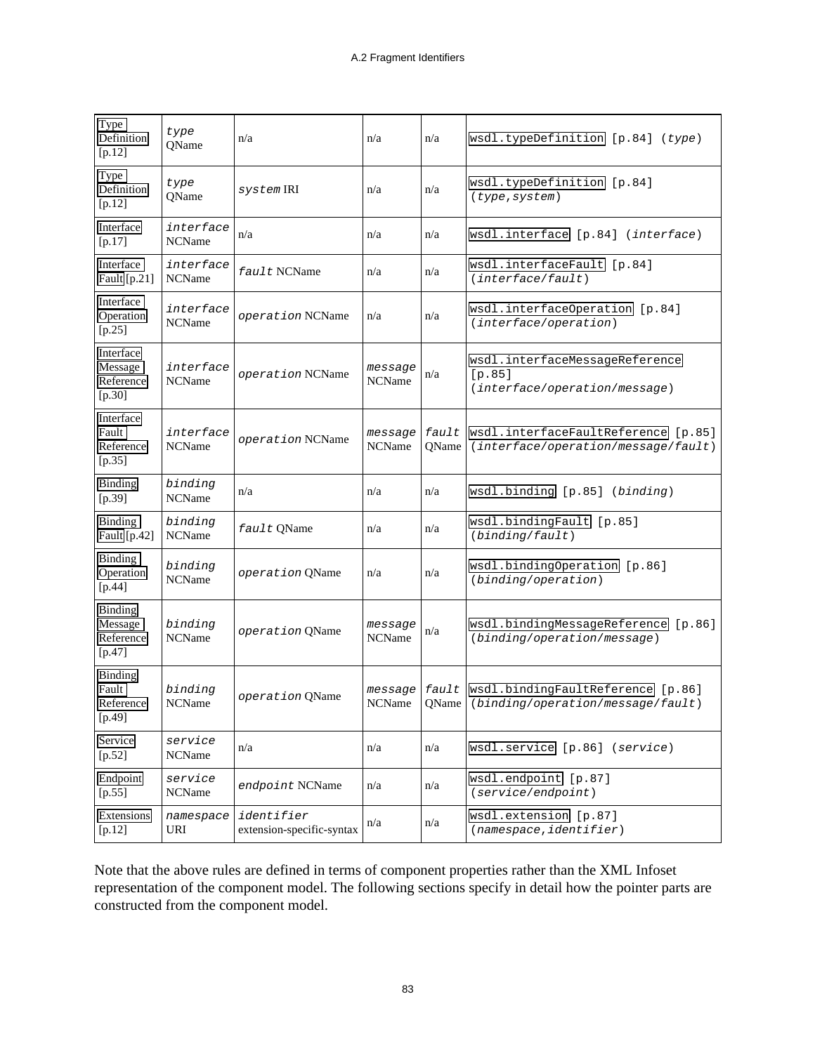| | | | | | |
|---|---|---|---|---|---|
| Type Definition [p.12] | *type* QName | n/a | n/a | n/a | wsdl.typeDefinition [p.84] (*type*) |
| Type Definition [p.12] | *type* QName | *system* IRI | n/a | n/a | wsdl.typeDefinition [p.84] (*type*,*system*) |
| Interface [p.17] | *interface* NCName | n/a | n/a | n/a | wsdl.interface [p.84] (*interface*) |
| Interface Fault [p.21] | *interface* NCName | *fault* NCName | n/a | n/a | wsdl.interfaceFault [p.84] (*interface*/*fault*) |
| Interface Operation [p.25] | *interface* NCName | *operation* NCName | n/a | n/a | wsdl.interfaceOperation [p.84] (*interface*/*operation*) |
| Interface Message Reference [p.30] | *interface* NCName | *operation* NCName | *message* NCName | n/a | wsdl.interfaceMessageReference [p.85] (*interface*/*operation*/*message*) |
| Interface Fault Reference [p.35] | *interface* NCName | *operation* NCName | *message* NCName | *fault* QName | wsdl.interfaceFaultReference [p.85] (*interface*/*operation*/*message*/*fault*) |
| Binding [p.39] | *binding* NCName | n/a | n/a | n/a | wsdl.binding [p.85] (*binding*) |
| Binding Fault [p.42] | *binding* NCName | *fault* QName | n/a | n/a | wsdl.bindingFault [p.85] (*binding*/*fault*) |
| Binding Operation [p.44] | *binding* NCName | *operation* QName | n/a | n/a | wsdl.bindingOperation [p.86] (*binding*/*operation*) |
| Binding Message Reference [p.47] | *binding* NCName | *operation* QName | *message* NCName | n/a | wsdl.bindingMessageReference [p.86] (*binding*/*operation*/*message*) |
| Binding Fault Reference [p.49] | *binding* NCName | *operation* QName | *message* NCName | *fault* QName | wsdl.bindingFaultReference [p.86] (*binding*/*operation*/*message*/*fault*) |
| Service [p.52] | *service* NCName | n/a | n/a | n/a | wsdl.service [p.86] (*service*) |
| Endpoint [p.55] | *service* NCName | *endpoint* NCName | n/a | n/a | wsdl.endpoint [p.87] (*service*/*endpoint*) |
| Extensions [p.12] | *namespace* URI | *identifier* extension-specific-syntax | n/a | n/a | wsdl.extension [p.87] (*namespace*,*identifier*) |

Note that the above rules are defined in terms of component properties rather than the XML Infoset representation of the component model. The following sections specify in detail how the pointer parts are constructed from the component model.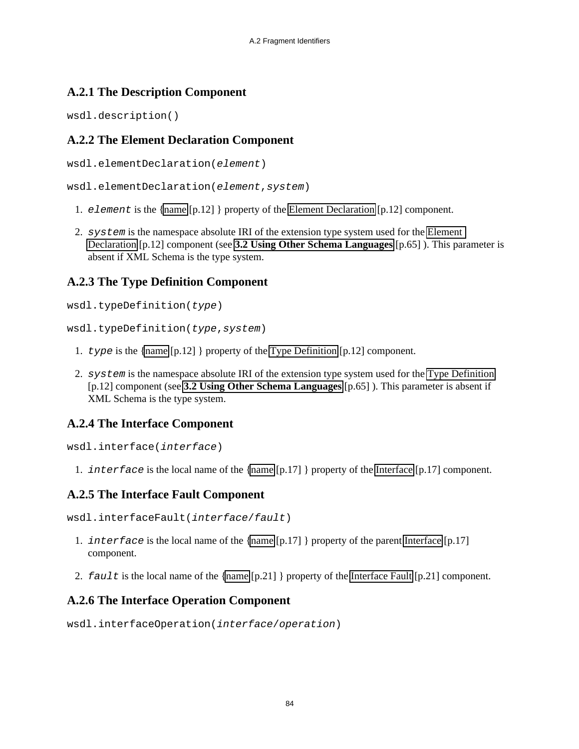### A.2.1 The Description Component

`wsdl.description()`

### A.2.2 The Element Declaration Component

`wsdl.elementDeclaration(`*`element`*`)`

`wsdl.elementDeclaration(`*`element`*`,`*`system`*`)`

1. *element* is the {name [p.12] } property of the Element Declaration [p.12] component.
2. *system* is the namespace absolute IRI of the extension type system used for the Element Declaration [p.12] component (see **3.2 Using Other Schema Languages** [p.65] ). This parameter is absent if XML Schema is the type system.

### A.2.3 The Type Definition Component

`wsdl.typeDefinition(`*`type`*`)`

`wsdl.typeDefinition(`*`type`*`,`*`system`*`)`

1. *type* is the {name [p.12] } property of the Type Definition [p.12] component.
2. *system* is the namespace absolute IRI of the extension type system used for the Type Definition [p.12] component (see **3.2 Using Other Schema Languages** [p.65] ). This parameter is absent if XML Schema is the type system.

### A.2.4 The Interface Component

`wsdl.interface(`*`interface`*`)`

1. *interface* is the local name of the {name [p.17] } property of the Interface [p.17] component.

### A.2.5 The Interface Fault Component

`wsdl.interfaceFault(`*`interface/fault`*`)`

1. *interface* is the local name of the {name [p.17] } property of the parent Interface [p.17] component.
2. *fault* is the local name of the {name [p.21] } property of the Interface Fault [p.21] component.

### A.2.6 The Interface Operation Component

`wsdl.interfaceOperation(`*`interface/operation`*`)`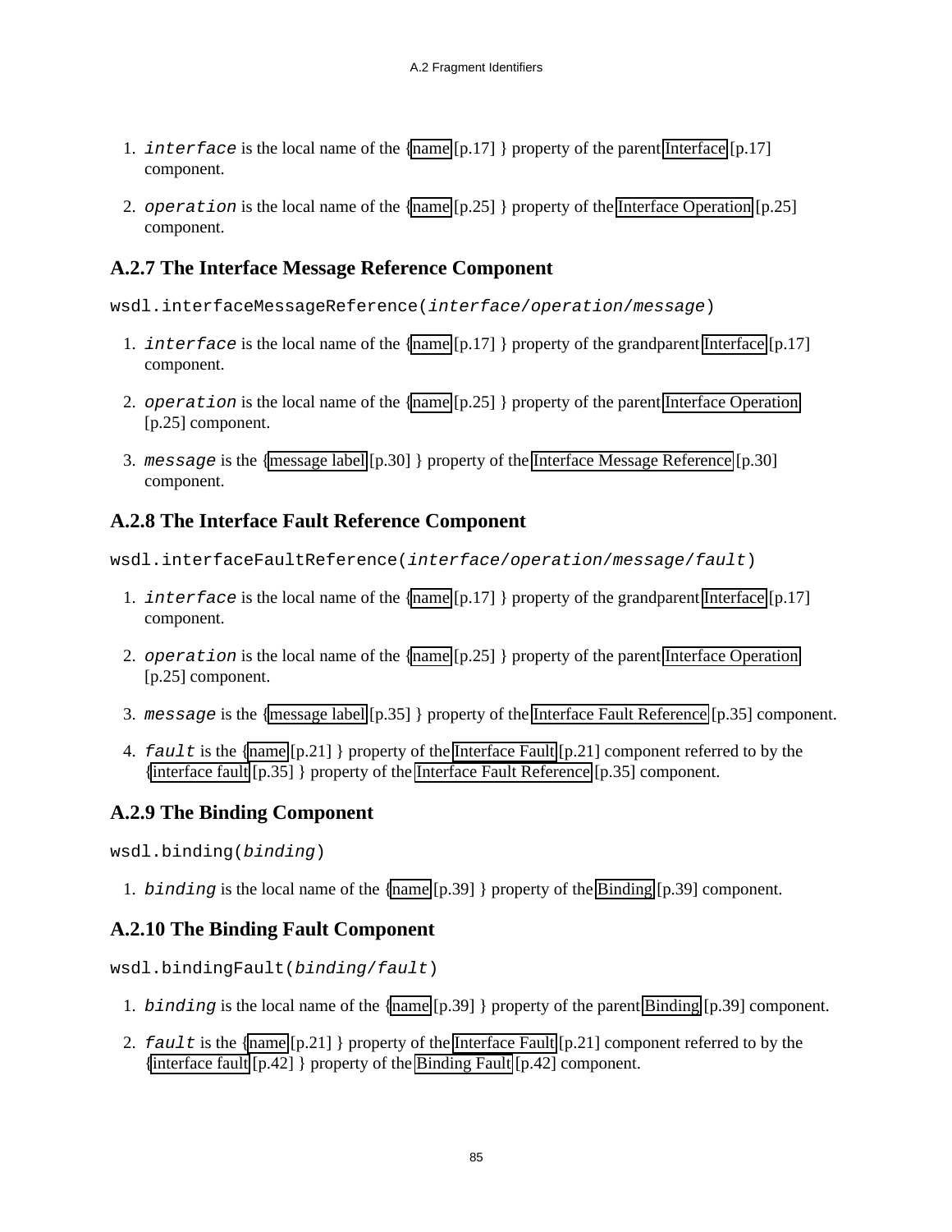1. *interface* is the local name of the {name [p.17] } property of the parent Interface [p.17] component.

2. *operation* is the local name of the {name [p.25] } property of the Interface Operation [p.25] component.

### A.2.7 The Interface Message Reference Component

`wsdl.interfaceMessageReference(`*`interface/operation/message`*`)`

1. *interface* is the local name of the {name [p.17] } property of the grandparent Interface [p.17] component.

2. *operation* is the local name of the {name [p.25] } property of the parent Interface Operation [p.25] component.

3. *message* is the {message label [p.30] } property of the Interface Message Reference [p.30] component.

### A.2.8 The Interface Fault Reference Component

`wsdl.interfaceFaultReference(`*`interface/operation/message/fault`*`)`

1. *interface* is the local name of the {name [p.17] } property of the grandparent Interface [p.17] component.

2. *operation* is the local name of the {name [p.25] } property of the parent Interface Operation [p.25] component.

3. *message* is the {message label [p.35] } property of the Interface Fault Reference [p.35] component.

4. *fault* is the {name [p.21] } property of the Interface Fault [p.21] component referred to by the {interface fault [p.35] } property of the Interface Fault Reference [p.35] component.

### A.2.9 The Binding Component

`wsdl.binding(`*`binding`*`)`

1. *binding* is the local name of the {name [p.39] } property of the Binding [p.39] component.

### A.2.10 The Binding Fault Component

`wsdl.bindingFault(`*`binding/fault`*`)`

1. *binding* is the local name of the {name [p.39] } property of the parent Binding [p.39] component.

2. *fault* is the {name [p.21] } property of the Interface Fault [p.21] component referred to by the {interface fault [p.42] } property of the Binding Fault [p.42] component.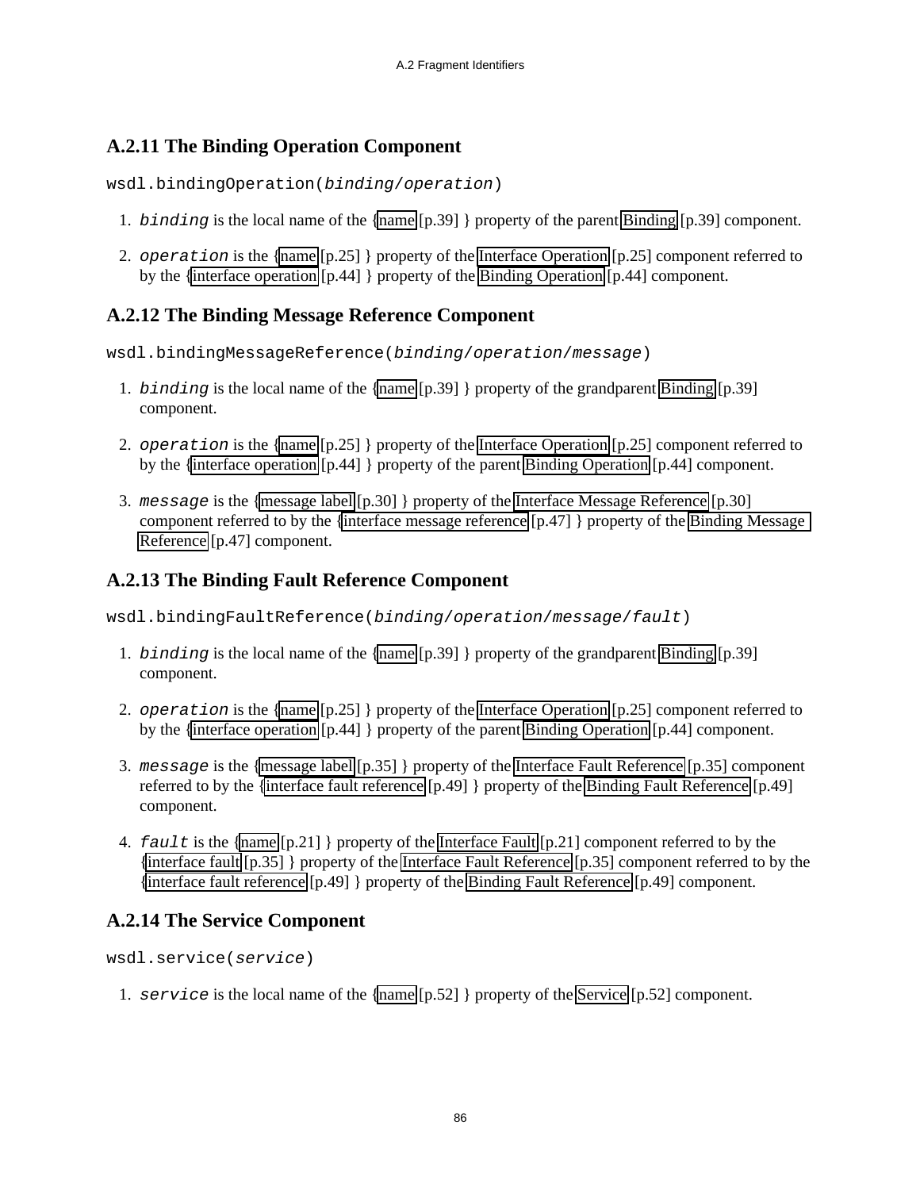### A.2.11 The Binding Operation Component

`wsdl.bindingOperation(`*`binding/operation`*`)`

1. *`binding`* is the local name of the {name [p.39] } property of the parent Binding [p.39] component.
2. *`operation`* is the {name [p.25] } property of the Interface Operation [p.25] component referred to by the {interface operation [p.44] } property of the Binding Operation [p.44] component.

### A.2.12 The Binding Message Reference Component

`wsdl.bindingMessageReference(`*`binding/operation/message`*`)`

1. *`binding`* is the local name of the {name [p.39] } property of the grandparent Binding [p.39] component.
2. *`operation`* is the {name [p.25] } property of the Interface Operation [p.25] component referred to by the {interface operation [p.44] } property of the parent Binding Operation [p.44] component.
3. *`message`* is the {message label [p.30] } property of the Interface Message Reference [p.30] component referred to by the {interface message reference [p.47] } property of the Binding Message Reference [p.47] component.

### A.2.13 The Binding Fault Reference Component

`wsdl.bindingFaultReference(`*`binding/operation/message/fault`*`)`

1. *`binding`* is the local name of the {name [p.39] } property of the grandparent Binding [p.39] component.
2. *`operation`* is the {name [p.25] } property of the Interface Operation [p.25] component referred to by the {interface operation [p.44] } property of the parent Binding Operation [p.44] component.
3. *`message`* is the {message label [p.35] } property of the Interface Fault Reference [p.35] component referred to by the {interface fault reference [p.49] } property of the Binding Fault Reference [p.49] component.
4. *`fault`* is the {name [p.21] } property of the Interface Fault [p.21] component referred to by the {interface fault [p.35] } property of the Interface Fault Reference [p.35] component referred to by the {interface fault reference [p.49] } property of the Binding Fault Reference [p.49] component.

### A.2.14 The Service Component

`wsdl.service(`*`service`*`)`

1. *`service`* is the local name of the {name [p.52] } property of the Service [p.52] component.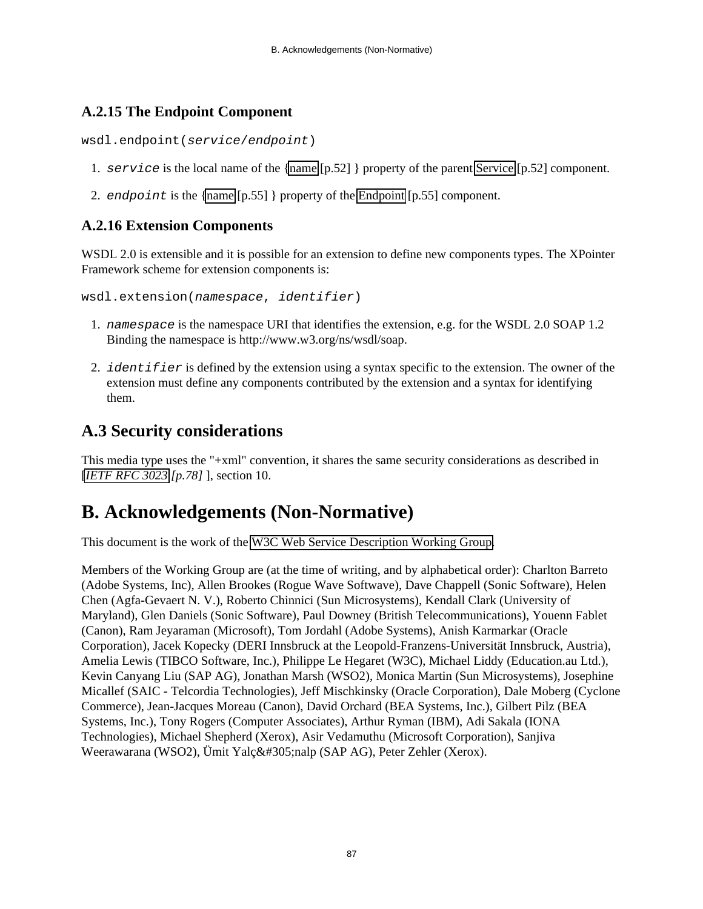### A.2.15 The Endpoint Component

```
wsdl.endpoint(service/endpoint)
```

1. *service* is the local name of the {name [p.52] } property of the parent Service [p.52] component.
2. *endpoint* is the {name [p.55] } property of the Endpoint [p.55] component.

### A.2.16 Extension Components

WSDL 2.0 is extensible and it is possible for an extension to define new components types. The XPointer Framework scheme for extension components is:

```
wsdl.extension(namespace, identifier)
```

1. *namespace* is the namespace URI that identifies the extension, e.g. for the WSDL 2.0 SOAP 1.2 Binding the namespace is http://www.w3.org/ns/wsdl/soap.
2. *identifier* is defined by the extension using a syntax specific to the extension. The owner of the extension must define any components contributed by the extension and a syntax for identifying them.

## A.3 Security considerations

This media type uses the "+xml" convention, it shares the same security considerations as described in [*IETF RFC 3023* *[p.78]* ], section 10.

# B. Acknowledgements (Non-Normative)

This document is the work of the W3C Web Service Description Working Group.

Members of the Working Group are (at the time of writing, and by alphabetical order): Charlton Barreto (Adobe Systems, Inc), Allen Brookes (Rogue Wave Softwave), Dave Chappell (Sonic Software), Helen Chen (Agfa-Gevaert N. V.), Roberto Chinnici (Sun Microsystems), Kendall Clark (University of Maryland), Glen Daniels (Sonic Software), Paul Downey (British Telecommunications), Youenn Fablet (Canon), Ram Jeyaraman (Microsoft), Tom Jordahl (Adobe Systems), Anish Karmarkar (Oracle Corporation), Jacek Kopecky (DERI Innsbruck at the Leopold-Franzens-Universität Innsbruck, Austria), Amelia Lewis (TIBCO Software, Inc.), Philippe Le Hegaret (W3C), Michael Liddy (Education.au Ltd.), Kevin Canyang Liu (SAP AG), Jonathan Marsh (WSO2), Monica Martin (Sun Microsystems), Josephine Micallef (SAIC - Telcordia Technologies), Jeff Mischkinsky (Oracle Corporation), Dale Moberg (Cyclone Commerce), Jean-Jacques Moreau (Canon), David Orchard (BEA Systems, Inc.), Gilbert Pilz (BEA Systems, Inc.), Tony Rogers (Computer Associates), Arthur Ryman (IBM), Adi Sakala (IONA Technologies), Michael Shepherd (Xerox), Asir Vedamuthu (Microsoft Corporation), Sanjiva Weerawarana (WSO2), Ümit Yalç&#305;nalp (SAP AG), Peter Zehler (Xerox).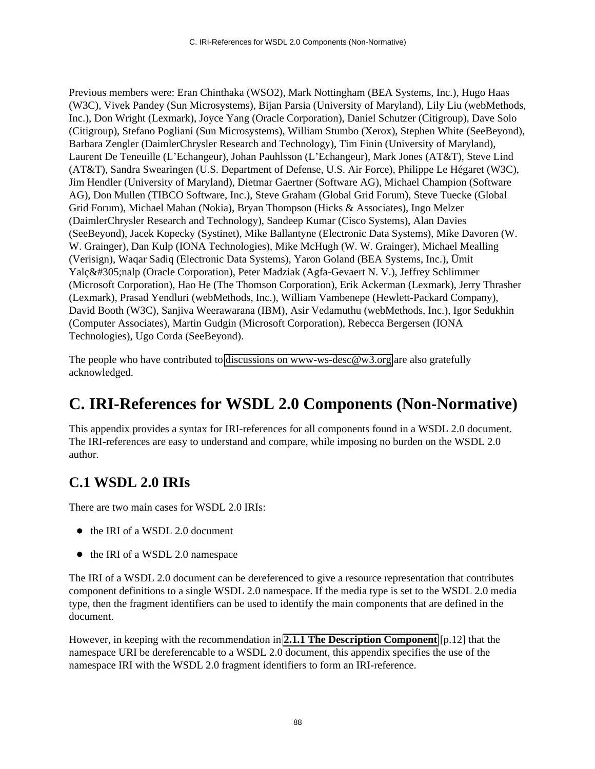Previous members were: Eran Chinthaka (WSO2), Mark Nottingham (BEA Systems, Inc.), Hugo Haas (W3C), Vivek Pandey (Sun Microsystems), Bijan Parsia (University of Maryland), Lily Liu (webMethods, Inc.), Don Wright (Lexmark), Joyce Yang (Oracle Corporation), Daniel Schutzer (Citigroup), Dave Solo (Citigroup), Stefano Pogliani (Sun Microsystems), William Stumbo (Xerox), Stephen White (SeeBeyond), Barbara Zengler (DaimlerChrysler Research and Technology), Tim Finin (University of Maryland), Laurent De Teneuille (L'Echangeur), Johan Pauhlsson (L'Echangeur), Mark Jones (AT&T), Steve Lind (AT&T), Sandra Swearingen (U.S. Department of Defense, U.S. Air Force), Philippe Le Hégaret (W3C), Jim Hendler (University of Maryland), Dietmar Gaertner (Software AG), Michael Champion (Software AG), Don Mullen (TIBCO Software, Inc.), Steve Graham (Global Grid Forum), Steve Tuecke (Global Grid Forum), Michael Mahan (Nokia), Bryan Thompson (Hicks & Associates), Ingo Melzer (DaimlerChrysler Research and Technology), Sandeep Kumar (Cisco Systems), Alan Davies (SeeBeyond), Jacek Kopecky (Systinet), Mike Ballantyne (Electronic Data Systems), Mike Davoren (W. W. Grainger), Dan Kulp (IONA Technologies), Mike McHugh (W. W. Grainger), Michael Mealling (Verisign), Waqar Sadiq (Electronic Data Systems), Yaron Goland (BEA Systems, Inc.), Ümit Yalç&#305;nalp (Oracle Corporation), Peter Madziak (Agfa-Gevaert N. V.), Jeffrey Schlimmer (Microsoft Corporation), Hao He (The Thomson Corporation), Erik Ackerman (Lexmark), Jerry Thrasher (Lexmark), Prasad Yendluri (webMethods, Inc.), William Vambenepe (Hewlett-Packard Company), David Booth (W3C), Sanjiva Weerawarana (IBM), Asir Vedamuthu (webMethods, Inc.), Igor Sedukhin (Computer Associates), Martin Gudgin (Microsoft Corporation), Rebecca Bergersen (IONA Technologies), Ugo Corda (SeeBeyond).

The people who have contributed to discussions on www-ws-desc@w3.org are also gratefully acknowledged.

# C. IRI-References for WSDL 2.0 Components (Non-Normative)

This appendix provides a syntax for IRI-references for all components found in a WSDL 2.0 document. The IRI-references are easy to understand and compare, while imposing no burden on the WSDL 2.0 author.

## C.1 WSDL 2.0 IRIs

There are two main cases for WSDL 2.0 IRIs:

- the IRI of a WSDL 2.0 document
- the IRI of a WSDL 2.0 namespace

The IRI of a WSDL 2.0 document can be dereferenced to give a resource representation that contributes component definitions to a single WSDL 2.0 namespace. If the media type is set to the WSDL 2.0 media type, then the fragment identifiers can be used to identify the main components that are defined in the document.

However, in keeping with the recommendation in **2.1.1 The Description Component** [p.12] that the namespace URI be dereferencable to a WSDL 2.0 document, this appendix specifies the use of the namespace IRI with the WSDL 2.0 fragment identifiers to form an IRI-reference.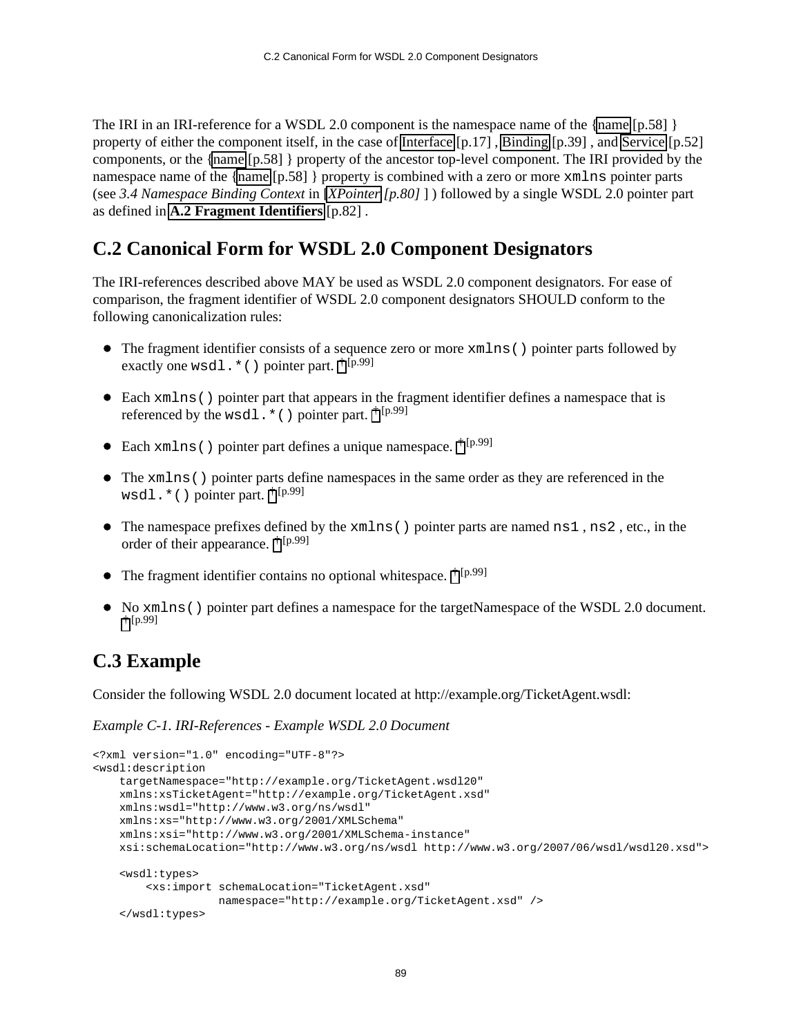The IRI in an IRI-reference for a WSDL 2.0 component is the namespace name of the {name [p.58] } property of either the component itself, in the case of Interface [p.17] , Binding [p.39] , and Service [p.52] components, or the {name [p.58] } property of the ancestor top-level component. The IRI provided by the namespace name of the {name [p.58] } property is combined with a zero or more `xmlns` pointer parts (see *3.4 Namespace Binding Context* in [*XPointer [p.80]* ] ) followed by a single WSDL 2.0 pointer part as defined in **A.2 Fragment Identifiers** [p.82] .

## C.2 Canonical Form for WSDL 2.0 Component Designators

The IRI-references described above MAY be used as WSDL 2.0 component designators. For ease of comparison, the fragment identifier of WSDL 2.0 component designators SHOULD conform to the following canonicalization rules:

- The fragment identifier consists of a sequence zero or more `xmlns()` pointer parts followed by exactly one `wsdl.*()` pointer part. † [p.99]
- Each `xmlns()` pointer part that appears in the fragment identifier defines a namespace that is referenced by the `wsdl.*()` pointer part. † [p.99]
- Each `xmlns()` pointer part defines a unique namespace. † [p.99]
- The `xmlns()` pointer parts define namespaces in the same order as they are referenced in the `wsdl.*()` pointer part. † [p.99]
- The namespace prefixes defined by the `xmlns()` pointer parts are named `ns1` , `ns2` , etc., in the order of their appearance. † [p.99]
- The fragment identifier contains no optional whitespace. † [p.99]
- No `xmlns()` pointer part defines a namespace for the targetNamespace of the WSDL 2.0 document. † [p.99]

## C.3 Example

Consider the following WSDL 2.0 document located at http://example.org/TicketAgent.wsdl:

*Example C-1. IRI-References - Example WSDL 2.0 Document*

```
<?xml version="1.0" encoding="UTF-8"?>
<wsdl:description
    targetNamespace="http://example.org/TicketAgent.wsdl20"
    xmlns:xsTicketAgent="http://example.org/TicketAgent.xsd"
    xmlns:wsdl="http://www.w3.org/ns/wsdl"
    xmlns:xs="http://www.w3.org/2001/XMLSchema"
    xmlns:xsi="http://www.w3.org/2001/XMLSchema-instance"
    xsi:schemaLocation="http://www.w3.org/ns/wsdl http://www.w3.org/2007/06/wsdl/wsdl20.xsd">

    <wsdl:types>
        <xs:import schemaLocation="TicketAgent.xsd"
                   namespace="http://example.org/TicketAgent.xsd" />
    </wsdl:types>
```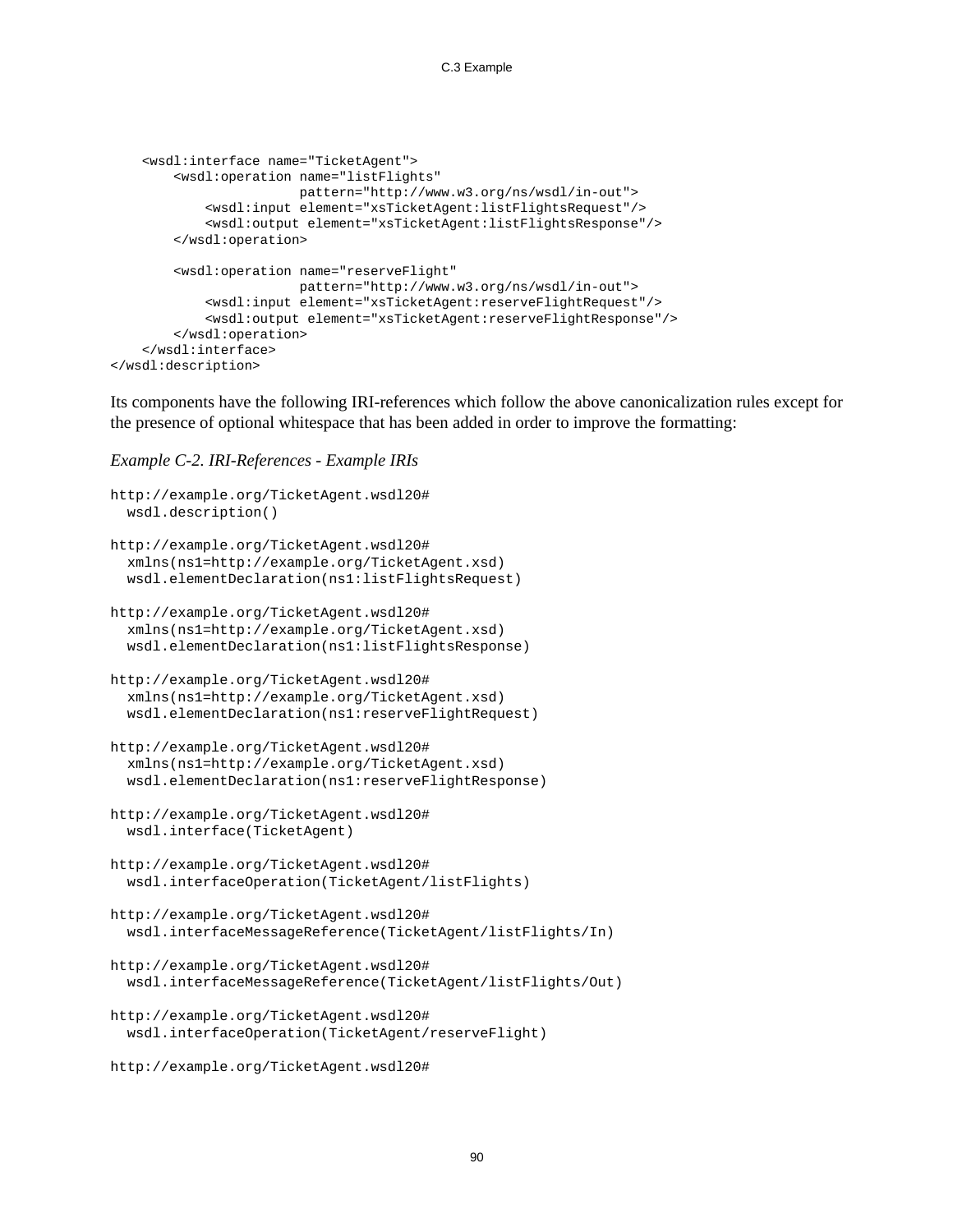```
    <wsdl:interface name="TicketAgent">
        <wsdl:operation name="listFlights"
                        pattern="http://www.w3.org/ns/wsdl/in-out">
            <wsdl:input element="xsTicketAgent:listFlightsRequest"/>
            <wsdl:output element="xsTicketAgent:listFlightsResponse"/>
        </wsdl:operation>

        <wsdl:operation name="reserveFlight"
                        pattern="http://www.w3.org/ns/wsdl/in-out">
            <wsdl:input element="xsTicketAgent:reserveFlightRequest"/>
            <wsdl:output element="xsTicketAgent:reserveFlightResponse"/>
        </wsdl:operation>
    </wsdl:interface>
</wsdl:description>
```

Its components have the following IRI-references which follow the above canonicalization rules except for the presence of optional whitespace that has been added in order to improve the formatting:

*Example C-2. IRI-References - Example IRIs*

```
http://example.org/TicketAgent.wsdl20#
  wsdl.description()

http://example.org/TicketAgent.wsdl20#
  xmlns(ns1=http://example.org/TicketAgent.xsd)
  wsdl.elementDeclaration(ns1:listFlightsRequest)

http://example.org/TicketAgent.wsdl20#
  xmlns(ns1=http://example.org/TicketAgent.xsd)
  wsdl.elementDeclaration(ns1:listFlightsResponse)

http://example.org/TicketAgent.wsdl20#
  xmlns(ns1=http://example.org/TicketAgent.xsd)
  wsdl.elementDeclaration(ns1:reserveFlightRequest)

http://example.org/TicketAgent.wsdl20#
  xmlns(ns1=http://example.org/TicketAgent.xsd)
  wsdl.elementDeclaration(ns1:reserveFlightResponse)

http://example.org/TicketAgent.wsdl20#
  wsdl.interface(TicketAgent)

http://example.org/TicketAgent.wsdl20#
  wsdl.interfaceOperation(TicketAgent/listFlights)

http://example.org/TicketAgent.wsdl20#
  wsdl.interfaceMessageReference(TicketAgent/listFlights/In)

http://example.org/TicketAgent.wsdl20#
  wsdl.interfaceMessageReference(TicketAgent/listFlights/Out)

http://example.org/TicketAgent.wsdl20#
  wsdl.interfaceOperation(TicketAgent/reserveFlight)

http://example.org/TicketAgent.wsdl20#
```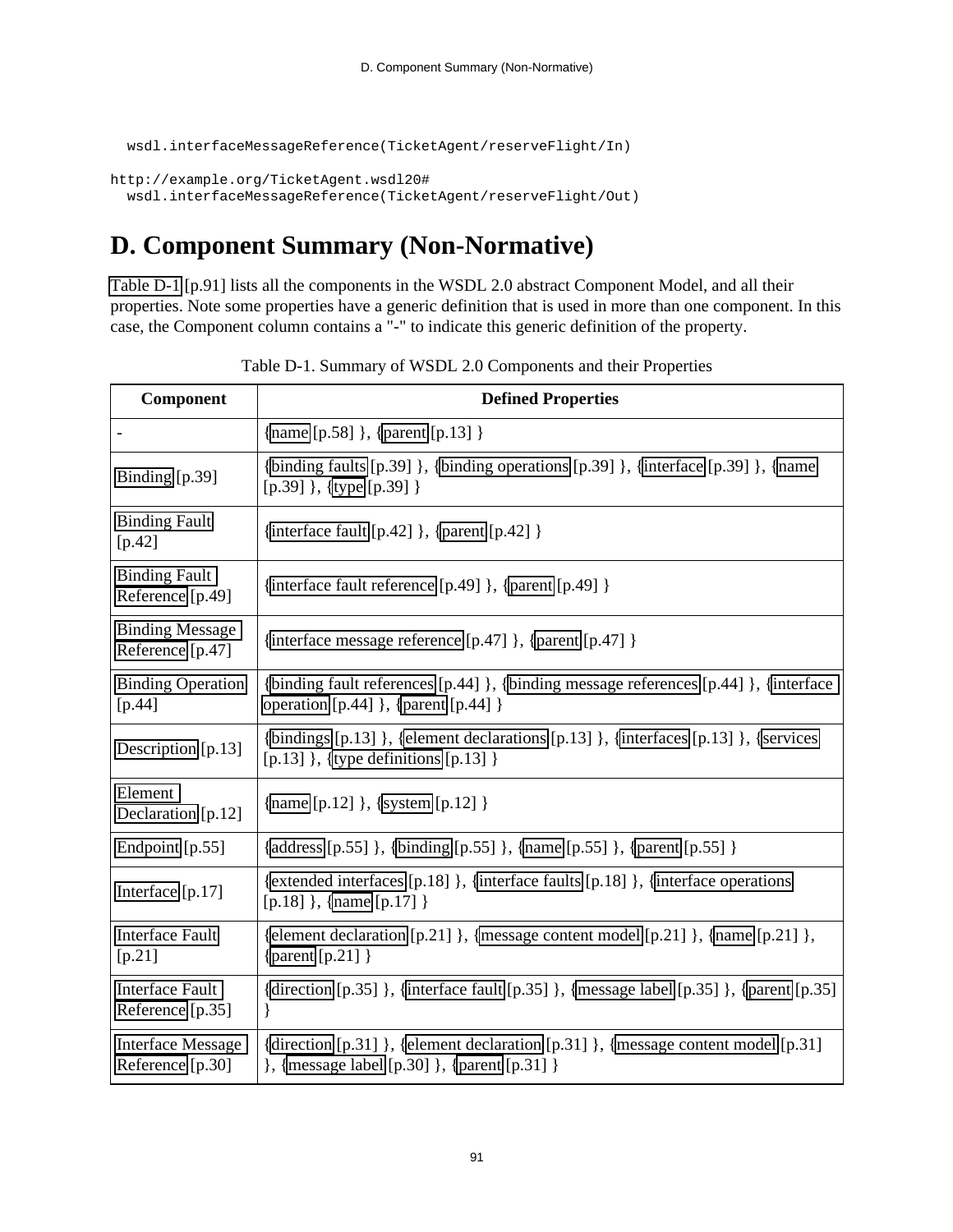```
  wsdl.interfaceMessageReference(TicketAgent/reserveFlight/In)

http://example.org/TicketAgent.wsdl20#
  wsdl.interfaceMessageReference(TicketAgent/reserveFlight/Out)
```

# D. Component Summary (Non-Normative)

Table D-1 [p.91] lists all the components in the WSDL 2.0 abstract Component Model, and all their properties. Note some properties have a generic definition that is used in more than one component. In this case, the Component column contains a "-" to indicate this generic definition of the property.

Table D-1. Summary of WSDL 2.0 Components and their Properties

| Component | Defined Properties |
|---|---|
| - | {name [p.58] }, {parent [p.13] } |
| Binding [p.39] | {binding faults [p.39] }, {binding operations [p.39] }, {interface [p.39] }, {name [p.39] }, {type [p.39] } |
| Binding Fault [p.42] | {interface fault [p.42] }, {parent [p.42] } |
| Binding Fault Reference [p.49] | {interface fault reference [p.49] }, {parent [p.49] } |
| Binding Message Reference [p.47] | {interface message reference [p.47] }, {parent [p.47] } |
| Binding Operation [p.44] | {binding fault references [p.44] }, {binding message references [p.44] }, {interface operation [p.44] }, {parent [p.44] } |
| Description [p.13] | {bindings [p.13] }, {element declarations [p.13] }, {interfaces [p.13] }, {services [p.13] }, {type definitions [p.13] } |
| Element Declaration [p.12] | {name [p.12] }, {system [p.12] } |
| Endpoint [p.55] | {address [p.55] }, {binding [p.55] }, {name [p.55] }, {parent [p.55] } |
| Interface [p.17] | {extended interfaces [p.18] }, {interface faults [p.18] }, {interface operations [p.18] }, {name [p.17] } |
| Interface Fault [p.21] | {element declaration [p.21] }, {message content model [p.21] }, {name [p.21] }, {parent [p.21] } |
| Interface Fault Reference [p.35] | {direction [p.35] }, {interface fault [p.35] }, {message label [p.35] }, {parent [p.35] } |
| Interface Message Reference [p.30] | {direction [p.31] }, {element declaration [p.31] }, {message content model [p.31] }, {message label [p.30] }, {parent [p.31] } |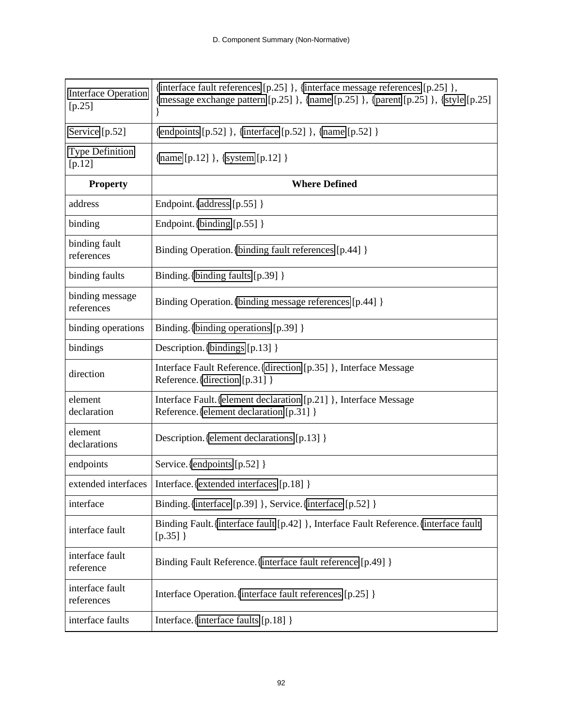| | |
|---|---|
| Interface Operation [p.25] | {interface fault references [p.25] }, {interface message references [p.25] }, {message exchange pattern [p.25] }, {name [p.25] }, {parent [p.25] }, {style [p.25] } |
| Service [p.52] | {endpoints [p.52] }, {interface [p.52] }, {name [p.52] } |
| Type Definition [p.12] | {name [p.12] }, {system [p.12] } |
| **Property** | **Where Defined** |
| address | Endpoint.{address [p.55] } |
| binding | Endpoint.{binding [p.55] } |
| binding fault references | Binding Operation.{binding fault references [p.44] } |
| binding faults | Binding.{binding faults [p.39] } |
| binding message references | Binding Operation.{binding message references [p.44] } |
| binding operations | Binding.{binding operations [p.39] } |
| bindings | Description.{bindings [p.13] } |
| direction | Interface Fault Reference.{direction [p.35] }, Interface Message Reference.{direction [p.31] } |
| element declaration | Interface Fault.{element declaration [p.21] }, Interface Message Reference.{element declaration [p.31] } |
| element declarations | Description.{element declarations [p.13] } |
| endpoints | Service.{endpoints [p.52] } |
| extended interfaces | Interface.{extended interfaces [p.18] } |
| interface | Binding.{interface [p.39] }, Service.{interface [p.52] } |
| interface fault | Binding Fault.{interface fault [p.42] }, Interface Fault Reference.{interface fault [p.35] } |
| interface fault reference | Binding Fault Reference.{interface fault reference [p.49] } |
| interface fault references | Interface Operation.{interface fault references [p.25] } |
| interface faults | Interface.{interface faults [p.18] } |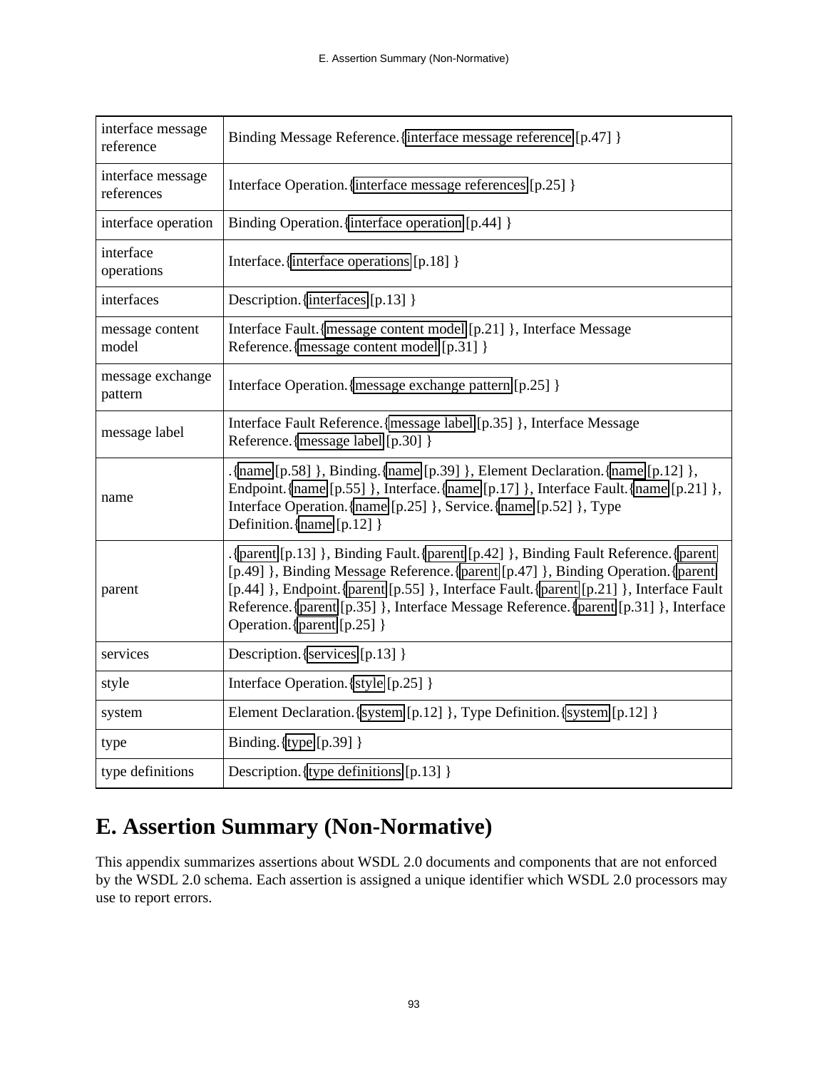| | |
|---|---|
| interface message reference | Binding Message Reference.{interface message reference [p.47] } |
| interface message references | Interface Operation.{interface message references [p.25] } |
| interface operation | Binding Operation.{interface operation [p.44] } |
| interface operations | Interface.{interface operations [p.18] } |
| interfaces | Description.{interfaces [p.13] } |
| message content model | Interface Fault.{message content model [p.21] }, Interface Message Reference.{message content model [p.31] } |
| message exchange pattern | Interface Operation.{message exchange pattern [p.25] } |
| message label | Interface Fault Reference.{message label [p.35] }, Interface Message Reference.{message label [p.30] } |
| name | .{name [p.58] }, Binding.{name [p.39] }, Element Declaration.{name [p.12] }, Endpoint.{name [p.55] }, Interface.{name [p.17] }, Interface Fault.{name [p.21] }, Interface Operation.{name [p.25] }, Service.{name [p.52] }, Type Definition.{name [p.12] } |
| parent | .{parent [p.13] }, Binding Fault.{parent [p.42] }, Binding Fault Reference.{parent [p.49] }, Binding Message Reference.{parent [p.47] }, Binding Operation.{parent [p.44] }, Endpoint.{parent [p.55] }, Interface Fault.{parent [p.21] }, Interface Fault Reference.{parent [p.35] }, Interface Message Reference.{parent [p.31] }, Interface Operation.{parent [p.25] } |
| services | Description.{services [p.13] } |
| style | Interface Operation.{style [p.25] } |
| system | Element Declaration.{system [p.12] }, Type Definition.{system [p.12] } |
| type | Binding.{type [p.39] } |
| type definitions | Description.{type definitions [p.13] } |

# E. Assertion Summary (Non-Normative)

This appendix summarizes assertions about WSDL 2.0 documents and components that are not enforced by the WSDL 2.0 schema. Each assertion is assigned a unique identifier which WSDL 2.0 processors may use to report errors.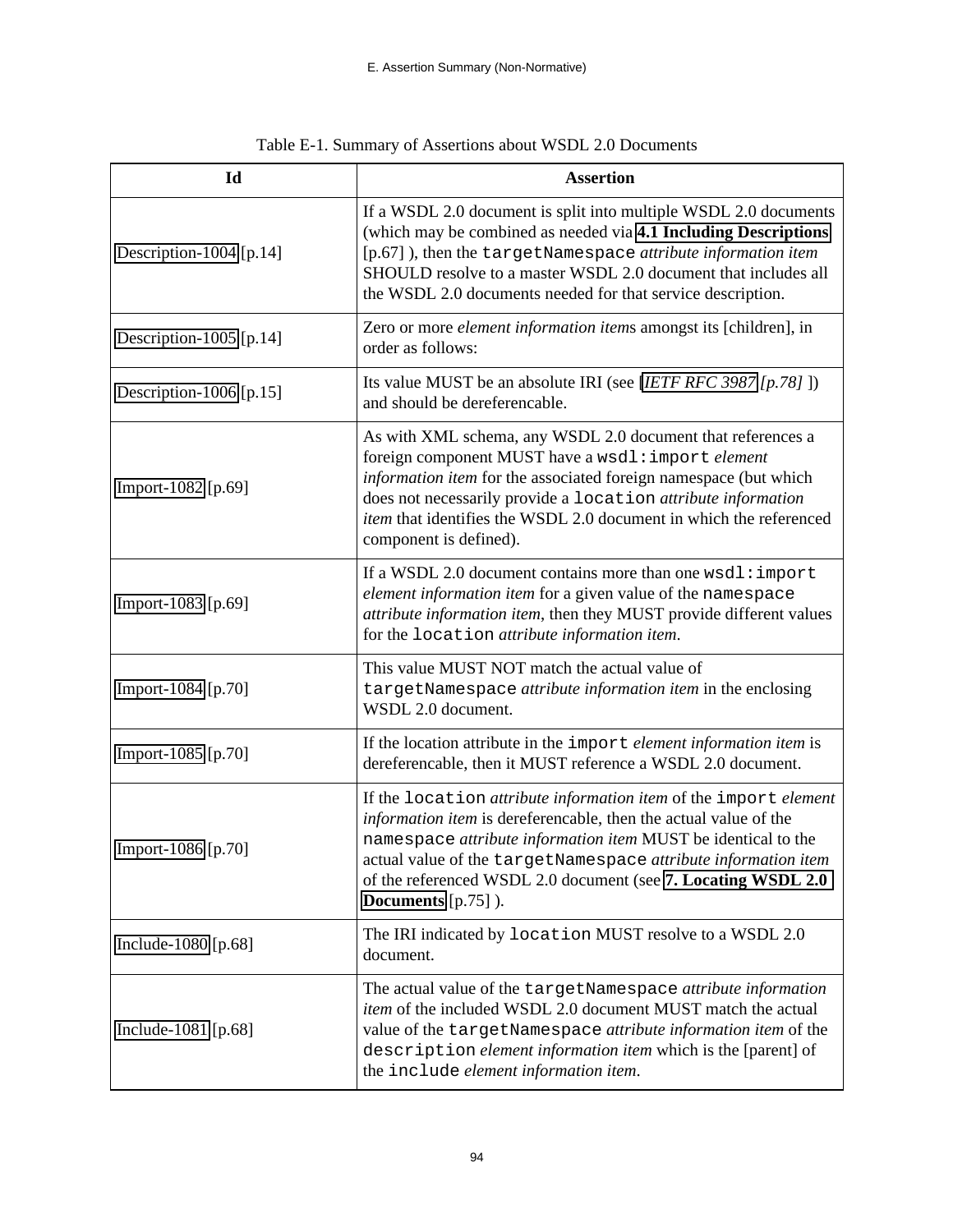Table E-1. Summary of Assertions about WSDL 2.0 Documents

| Id | Assertion |
|---|---|
| Description-1004 [p.14] | If a WSDL 2.0 document is split into multiple WSDL 2.0 documents (which may be combined as needed via **4.1 Including Descriptions** [p.67] ), then the `targetNamespace` *attribute information item* SHOULD resolve to a master WSDL 2.0 document that includes all the WSDL 2.0 documents needed for that service description. |
| Description-1005 [p.14] | Zero or more *element information item*s amongst its [children], in order as follows: |
| Description-1006 [p.15] | Its value MUST be an absolute IRI (see [*IETF RFC 3987* *[p.78]* ]) and should be dereferencable. |
| Import-1082 [p.69] | As with XML schema, any WSDL 2.0 document that references a foreign component MUST have a `wsdl:import` *element information item* for the associated foreign namespace (but which does not necessarily provide a `location` *attribute information item* that identifies the WSDL 2.0 document in which the referenced component is defined). |
| Import-1083 [p.69] | If a WSDL 2.0 document contains more than one `wsdl:import` *element information item* for a given value of the `namespace` *attribute information item*, then they MUST provide different values for the `location` *attribute information item*. |
| Import-1084 [p.70] | This value MUST NOT match the actual value of `targetNamespace` *attribute information item* in the enclosing WSDL 2.0 document. |
| Import-1085 [p.70] | If the location attribute in the `import` *element information item* is dereferencable, then it MUST reference a WSDL 2.0 document. |
| Import-1086 [p.70] | If the `location` *attribute information item* of the `import` *element information item* is dereferencable, then the actual value of the `namespace` *attribute information item* MUST be identical to the actual value of the `targetNamespace` *attribute information item* of the referenced WSDL 2.0 document (see **7. Locating WSDL 2.0 Documents** [p.75] ). |
| Include-1080 [p.68] | The IRI indicated by `location` MUST resolve to a WSDL 2.0 document. |
| Include-1081 [p.68] | The actual value of the `targetNamespace` *attribute information item* of the included WSDL 2.0 document MUST match the actual value of the `targetNamespace` *attribute information item* of the `description` *element information item* which is the [parent] of the `include` *element information item*. |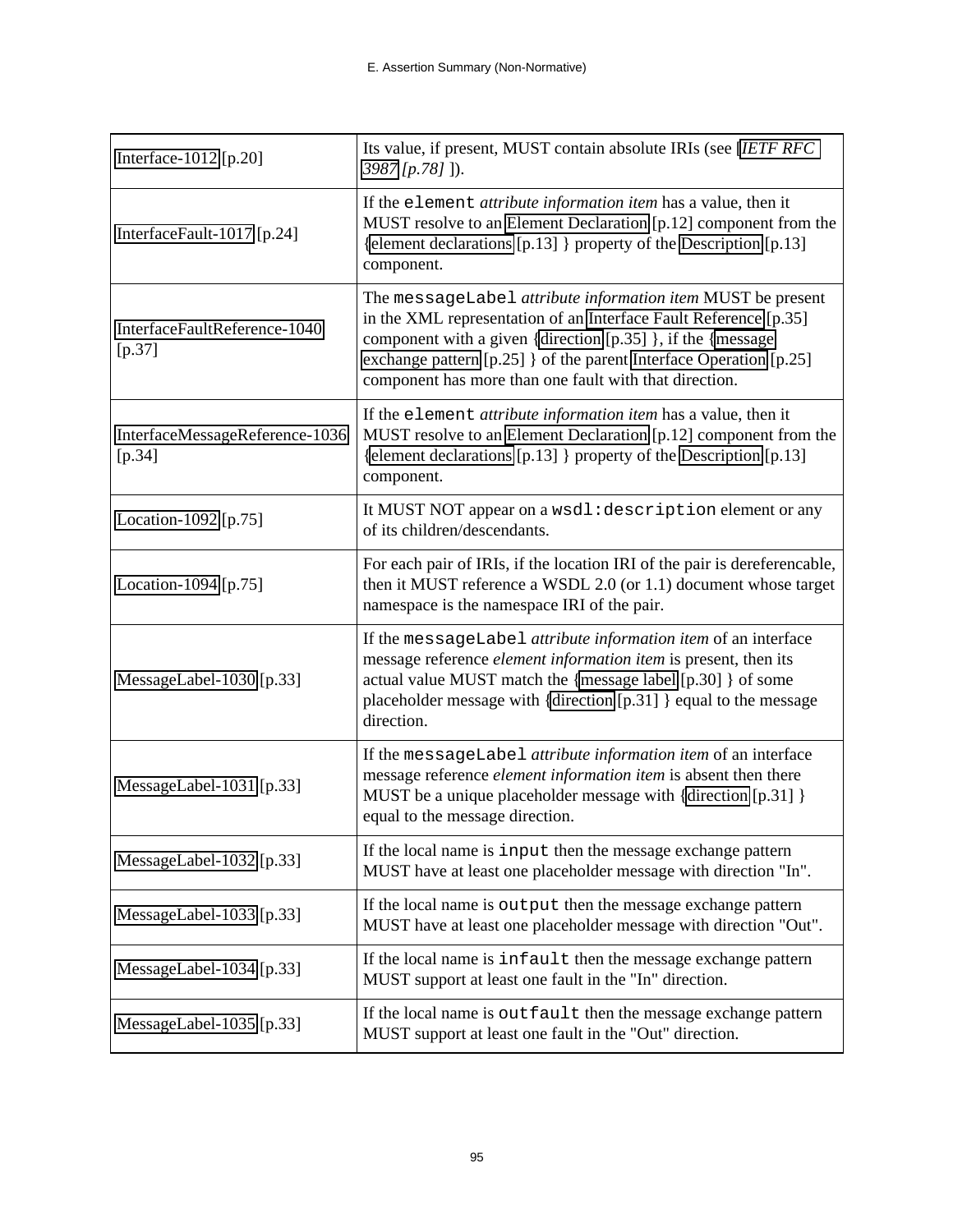| | |
|---|---|
| Interface-1012 [p.20] | Its value, if present, MUST contain absolute IRIs (see [*IETF RFC 3987* *[p.78]* ]). |
| InterfaceFault-1017 [p.24] | If the `element` *attribute information item* has a value, then it MUST resolve to an Element Declaration [p.12] component from the {element declarations [p.13] } property of the Description [p.13] component. |
| InterfaceFaultReference-1040 [p.37] | The `messageLabel` *attribute information item* MUST be present in the XML representation of an Interface Fault Reference [p.35] component with a given {direction [p.35] }, if the {message exchange pattern [p.25] } of the parent Interface Operation [p.25] component has more than one fault with that direction. |
| InterfaceMessageReference-1036 [p.34] | If the `element` *attribute information item* has a value, then it MUST resolve to an Element Declaration [p.12] component from the {element declarations [p.13] } property of the Description [p.13] component. |
| Location-1092 [p.75] | It MUST NOT appear on a `wsdl:description` element or any of its children/descendants. |
| Location-1094 [p.75] | For each pair of IRIs, if the location IRI of the pair is dereferencable, then it MUST reference a WSDL 2.0 (or 1.1) document whose target namespace is the namespace IRI of the pair. |
| MessageLabel-1030 [p.33] | If the `messageLabel` *attribute information item* of an interface message reference *element information item* is present, then its actual value MUST match the {message label [p.30] } of some placeholder message with {direction [p.31] } equal to the message direction. |
| MessageLabel-1031 [p.33] | If the `messageLabel` *attribute information item* of an interface message reference *element information item* is absent then there MUST be a unique placeholder message with {direction [p.31] } equal to the message direction. |
| MessageLabel-1032 [p.33] | If the local name is `input` then the message exchange pattern MUST have at least one placeholder message with direction "In". |
| MessageLabel-1033 [p.33] | If the local name is `output` then the message exchange pattern MUST have at least one placeholder message with direction "Out". |
| MessageLabel-1034 [p.33] | If the local name is `infault` then the message exchange pattern MUST support at least one fault in the "In" direction. |
| MessageLabel-1035 [p.33] | If the local name is `outfault` then the message exchange pattern MUST support at least one fault in the "Out" direction. |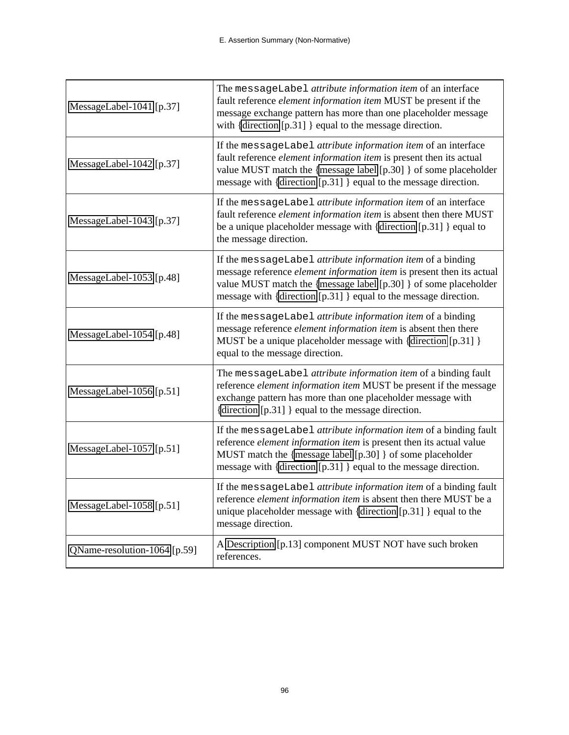| | |
|---|---|
| MessageLabel-1041 [p.37] | The `messageLabel` *attribute information item* of an interface fault reference *element information item* MUST be present if the message exchange pattern has more than one placeholder message with {direction [p.31] } equal to the message direction. |
| MessageLabel-1042 [p.37] | If the `messageLabel` *attribute information item* of an interface fault reference *element information item* is present then its actual value MUST match the {message label [p.30] } of some placeholder message with {direction [p.31] } equal to the message direction. |
| MessageLabel-1043 [p.37] | If the `messageLabel` *attribute information item* of an interface fault reference *element information item* is absent then there MUST be a unique placeholder message with {direction [p.31] } equal to the message direction. |
| MessageLabel-1053 [p.48] | If the `messageLabel` *attribute information item* of a binding message reference *element information item* is present then its actual value MUST match the {message label [p.30] } of some placeholder message with {direction [p.31] } equal to the message direction. |
| MessageLabel-1054 [p.48] | If the `messageLabel` *attribute information item* of a binding message reference *element information item* is absent then there MUST be a unique placeholder message with {direction [p.31] } equal to the message direction. |
| MessageLabel-1056 [p.51] | The `messageLabel` *attribute information item* of a binding fault reference *element information item* MUST be present if the message exchange pattern has more than one placeholder message with {direction [p.31] } equal to the message direction. |
| MessageLabel-1057 [p.51] | If the `messageLabel` *attribute information item* of a binding fault reference *element information item* is present then its actual value MUST match the {message label [p.30] } of some placeholder message with {direction [p.31] } equal to the message direction. |
| MessageLabel-1058 [p.51] | If the `messageLabel` *attribute information item* of a binding fault reference *element information item* is absent then there MUST be a unique placeholder message with {direction [p.31] } equal to the message direction. |
| QName-resolution-1064 [p.59] | A Description [p.13] component MUST NOT have such broken references. |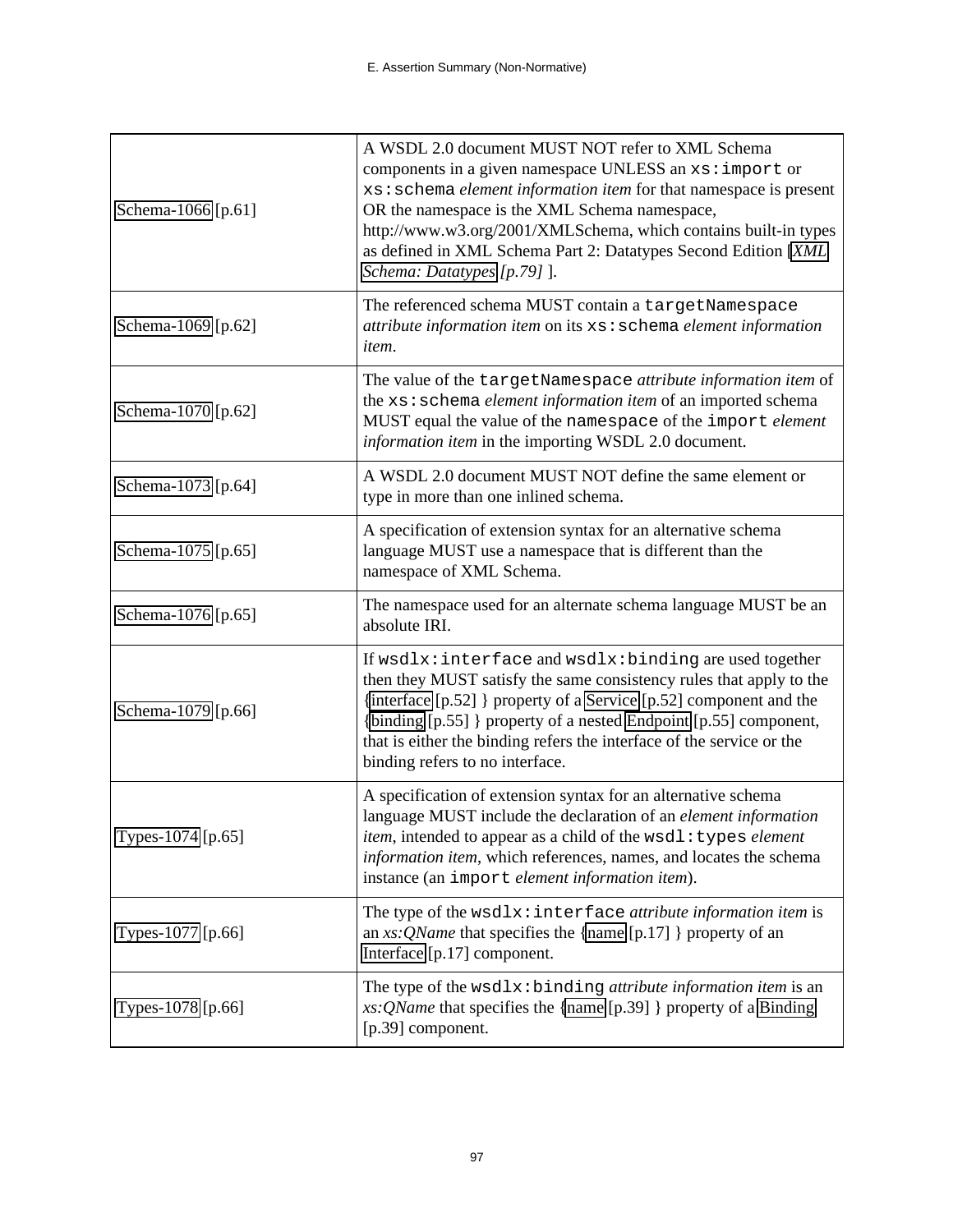| | |
|---|---|
| Schema-1066 [p.61] | A WSDL 2.0 document MUST NOT refer to XML Schema components in a given namespace UNLESS an `xs:import` or `xs:schema` *element information item* for that namespace is present OR the namespace is the XML Schema namespace, http://www.w3.org/2001/XMLSchema, which contains built-in types as defined in XML Schema Part 2: Datatypes Second Edition [*XML Schema: Datatypes [p.79]* ]. |
| Schema-1069 [p.62] | The referenced schema MUST contain a `targetNamespace` *attribute information item* on its `xs:schema` *element information item*. |
| Schema-1070 [p.62] | The value of the `targetNamespace` *attribute information item* of the `xs:schema` *element information item* of an imported schema MUST equal the value of the `namespace` of the `import` *element information item* in the importing WSDL 2.0 document. |
| Schema-1073 [p.64] | A WSDL 2.0 document MUST NOT define the same element or type in more than one inlined schema. |
| Schema-1075 [p.65] | A specification of extension syntax for an alternative schema language MUST use a namespace that is different than the namespace of XML Schema. |
| Schema-1076 [p.65] | The namespace used for an alternate schema language MUST be an absolute IRI. |
| Schema-1079 [p.66] | If `wsdlx:interface` and `wsdlx:binding` are used together then they MUST satisfy the same consistency rules that apply to the {interface [p.52] } property of a Service [p.52] component and the {binding [p.55] } property of a nested Endpoint [p.55] component, that is either the binding refers the interface of the service or the binding refers to no interface. |
| Types-1074 [p.65] | A specification of extension syntax for an alternative schema language MUST include the declaration of an *element information item*, intended to appear as a child of the `wsdl:types` *element information item*, which references, names, and locates the schema instance (an `import` *element information item*). |
| Types-1077 [p.66] | The type of the `wsdlx:interface` *attribute information item* is an *xs:QName* that specifies the {name [p.17] } property of an Interface [p.17] component. |
| Types-1078 [p.66] | The type of the `wsdlx:binding` *attribute information item* is an *xs:QName* that specifies the {name [p.39] } property of a Binding [p.39] component. |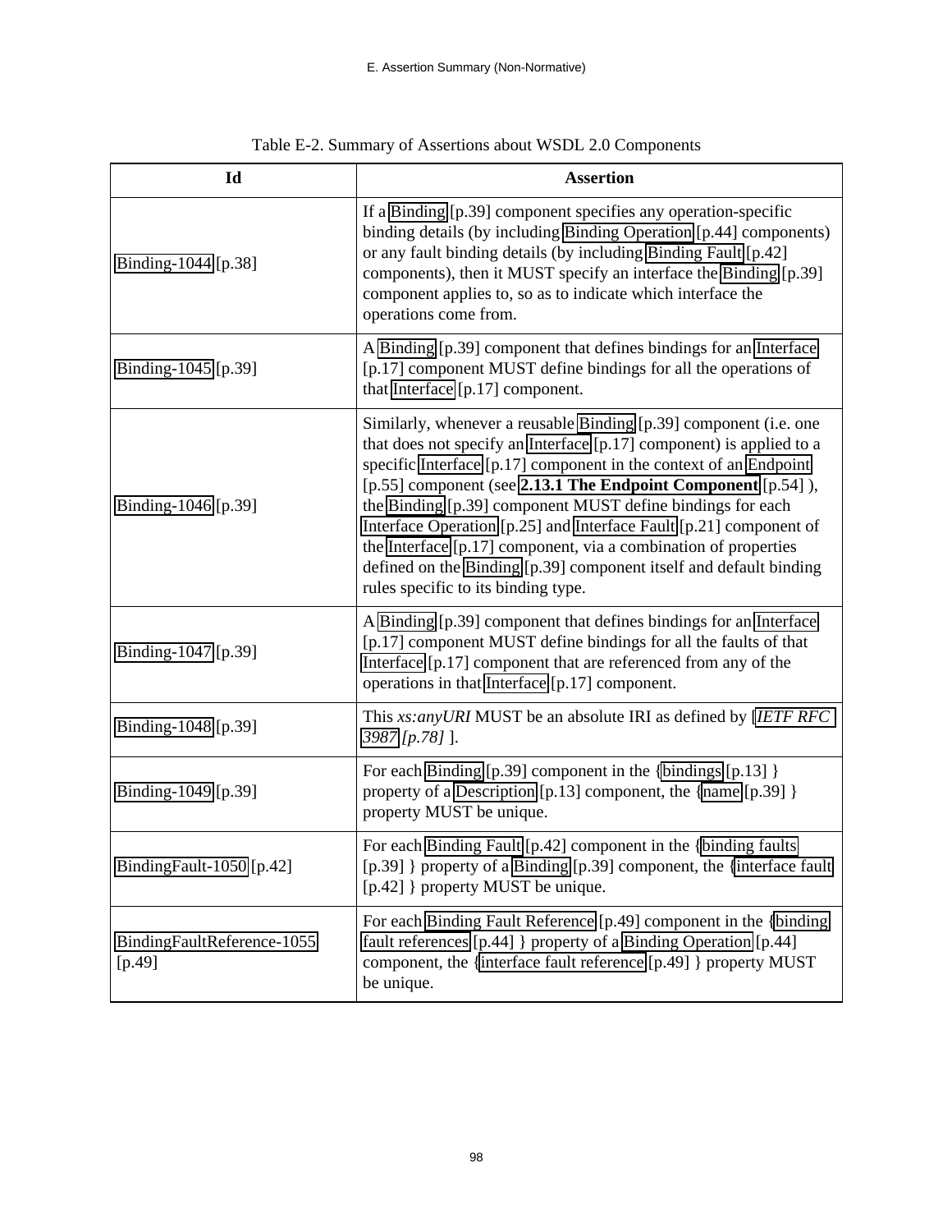Table E-2. Summary of Assertions about WSDL 2.0 Components

| Id | Assertion |
|---|---|
| Binding-1044 [p.38] | If a Binding [p.39] component specifies any operation-specific binding details (by including Binding Operation [p.44] components) or any fault binding details (by including Binding Fault [p.42] components), then it MUST specify an interface the Binding [p.39] component applies to, so as to indicate which interface the operations come from. |
| Binding-1045 [p.39] | A Binding [p.39] component that defines bindings for an Interface [p.17] component MUST define bindings for all the operations of that Interface [p.17] component. |
| Binding-1046 [p.39] | Similarly, whenever a reusable Binding [p.39] component (i.e. one that does not specify an Interface [p.17] component) is applied to a specific Interface [p.17] component in the context of an Endpoint [p.55] component (see **2.13.1 The Endpoint Component** [p.54] ), the Binding [p.39] component MUST define bindings for each Interface Operation [p.25] and Interface Fault [p.21] component of the Interface [p.17] component, via a combination of properties defined on the Binding [p.39] component itself and default binding rules specific to its binding type. |
| Binding-1047 [p.39] | A Binding [p.39] component that defines bindings for an Interface [p.17] component MUST define bindings for all the faults of that Interface [p.17] component that are referenced from any of the operations in that Interface [p.17] component. |
| Binding-1048 [p.39] | This *xs:anyURI* MUST be an absolute IRI as defined by [*IETF RFC 3987 [p.78]* ]. |
| Binding-1049 [p.39] | For each Binding [p.39] component in the {bindings [p.13] } property of a Description [p.13] component, the {name [p.39] } property MUST be unique. |
| BindingFault-1050 [p.42] | For each Binding Fault [p.42] component in the {binding faults [p.39] } property of a Binding [p.39] component, the {interface fault [p.42] } property MUST be unique. |
| BindingFaultReference-1055 [p.49] | For each Binding Fault Reference [p.49] component in the {binding fault references [p.44] } property of a Binding Operation [p.44] component, the {interface fault reference [p.49] } property MUST be unique. |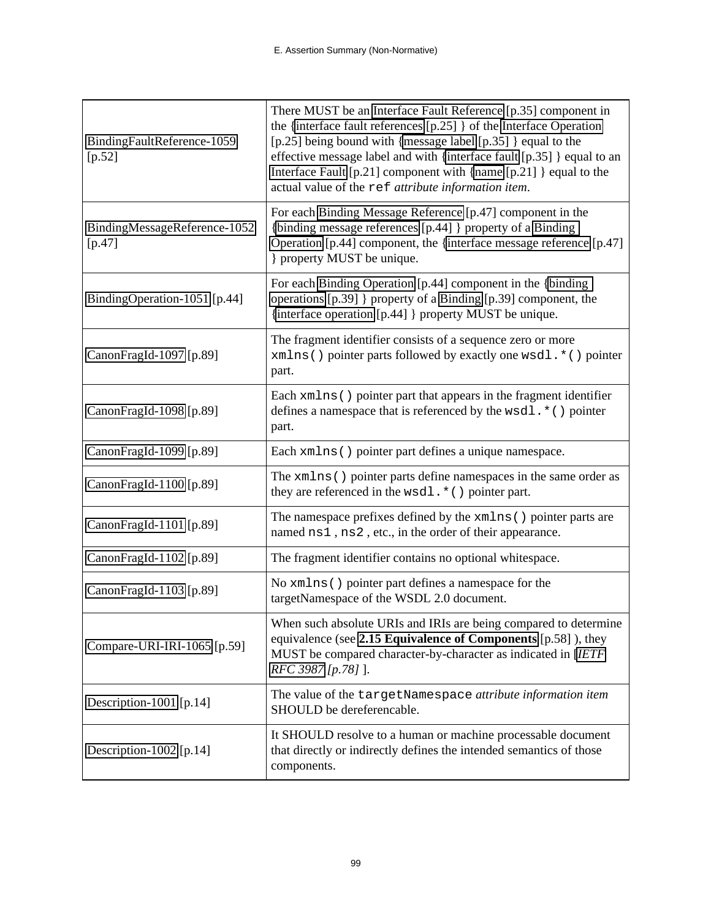| | |
|---|---|
| BindingFaultReference-1059 [p.52] | There MUST be an Interface Fault Reference [p.35] component in the {interface fault references [p.25] } of the Interface Operation [p.25] being bound with {message label [p.35] } equal to the effective message label and with {interface fault [p.35] } equal to an Interface Fault [p.21] component with {name [p.21] } equal to the actual value of the `ref` *attribute information item*. |
| BindingMessageReference-1052 [p.47] | For each Binding Message Reference [p.47] component in the {binding message references [p.44] } property of a Binding Operation [p.44] component, the {interface message reference [p.47] } property MUST be unique. |
| BindingOperation-1051 [p.44] | For each Binding Operation [p.44] component in the {binding operations [p.39] } property of a Binding [p.39] component, the {interface operation [p.44] } property MUST be unique. |
| CanonFragId-1097 [p.89] | The fragment identifier consists of a sequence zero or more `xmlns()` pointer parts followed by exactly one `wsdl.*()` pointer part. |
| CanonFragId-1098 [p.89] | Each `xmlns()` pointer part that appears in the fragment identifier defines a namespace that is referenced by the `wsdl.*()` pointer part. |
| CanonFragId-1099 [p.89] | Each `xmlns()` pointer part defines a unique namespace. |
| CanonFragId-1100 [p.89] | The `xmlns()` pointer parts define namespaces in the same order as they are referenced in the `wsdl.*()` pointer part. |
| CanonFragId-1101 [p.89] | The namespace prefixes defined by the `xmlns()` pointer parts are named `ns1` , `ns2` , etc., in the order of their appearance. |
| CanonFragId-1102 [p.89] | The fragment identifier contains no optional whitespace. |
| CanonFragId-1103 [p.89] | No `xmlns()` pointer part defines a namespace for the targetNamespace of the WSDL 2.0 document. |
| Compare-URI-IRI-1065 [p.59] | When such absolute URIs and IRIs are being compared to determine equivalence (see **2.15 Equivalence of Components** [p.58] ), they MUST be compared character-by-character as indicated in [*IETF RFC 3987 [p.78]* ]. |
| Description-1001 [p.14] | The value of the `targetNamespace` *attribute information item* SHOULD be dereferencable. |
| Description-1002 [p.14] | It SHOULD resolve to a human or machine processable document that directly or indirectly defines the intended semantics of those components. |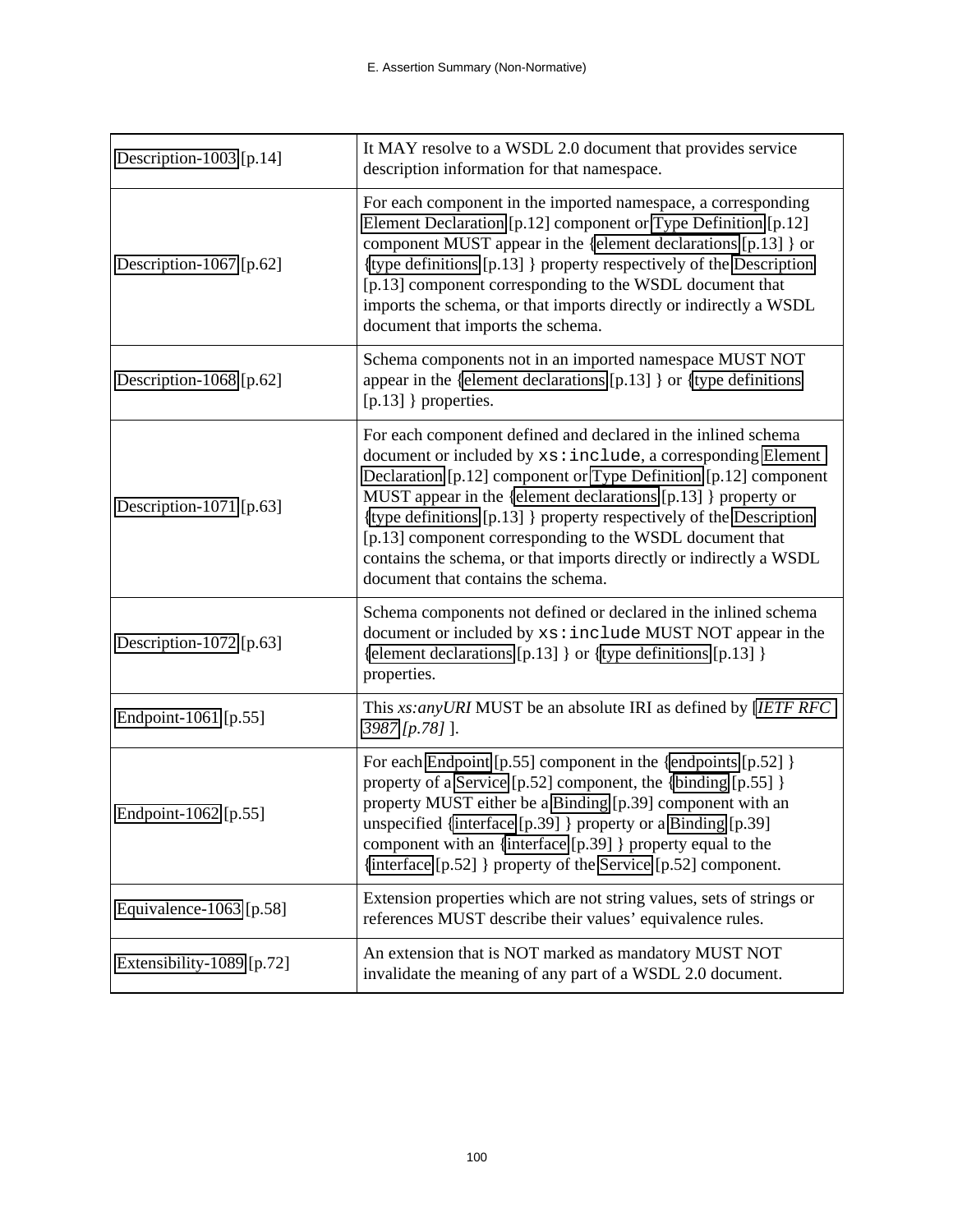| | |
|---|---|
| Description-1003 [p.14] | It MAY resolve to a WSDL 2.0 document that provides service description information for that namespace. |
| Description-1067 [p.62] | For each component in the imported namespace, a corresponding Element Declaration [p.12] component or Type Definition [p.12] component MUST appear in the {element declarations [p.13] } or {type definitions [p.13] } property respectively of the Description [p.13] component corresponding to the WSDL document that imports the schema, or that imports directly or indirectly a WSDL document that imports the schema. |
| Description-1068 [p.62] | Schema components not in an imported namespace MUST NOT appear in the {element declarations [p.13] } or {type definitions [p.13] } properties. |
| Description-1071 [p.63] | For each component defined and declared in the inlined schema document or included by `xs:include`, a corresponding Element Declaration [p.12] component or Type Definition [p.12] component MUST appear in the {element declarations [p.13] } property or {type definitions [p.13] } property respectively of the Description [p.13] component corresponding to the WSDL document that contains the schema, or that imports directly or indirectly a WSDL document that contains the schema. |
| Description-1072 [p.63] | Schema components not defined or declared in the inlined schema document or included by `xs:include` MUST NOT appear in the {element declarations [p.13] } or {type definitions [p.13] } properties. |
| Endpoint-1061 [p.55] | This *xs:anyURI* MUST be an absolute IRI as defined by [*IETF RFC 3987 [p.78]* ]. |
| Endpoint-1062 [p.55] | For each Endpoint [p.55] component in the {endpoints [p.52] } property of a Service [p.52] component, the {binding [p.55] } property MUST either be a Binding [p.39] component with an unspecified {interface [p.39] } property or a Binding [p.39] component with an {interface [p.39] } property equal to the {interface [p.52] } property of the Service [p.52] component. |
| Equivalence-1063 [p.58] | Extension properties which are not string values, sets of strings or references MUST describe their values' equivalence rules. |
| Extensibility-1089 [p.72] | An extension that is NOT marked as mandatory MUST NOT invalidate the meaning of any part of a WSDL 2.0 document. |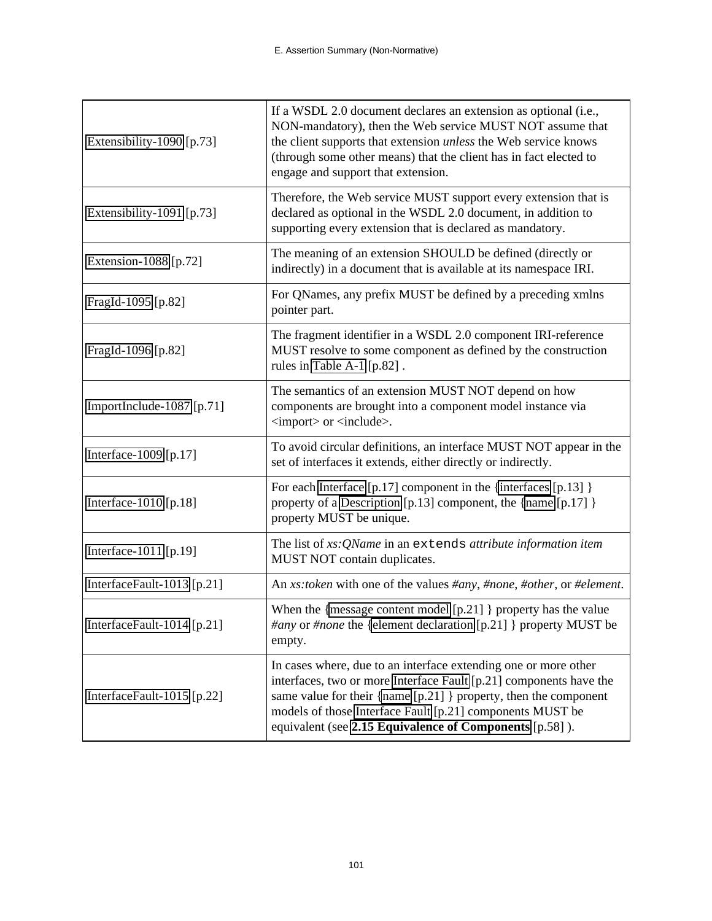| | |
|---|---|
| Extensibility-1090 [p.73] | If a WSDL 2.0 document declares an extension as optional (i.e., NON-mandatory), then the Web service MUST NOT assume that the client supports that extension *unless* the Web service knows (through some other means) that the client has in fact elected to engage and support that extension. |
| Extensibility-1091 [p.73] | Therefore, the Web service MUST support every extension that is declared as optional in the WSDL 2.0 document, in addition to supporting every extension that is declared as mandatory. |
| Extension-1088 [p.72] | The meaning of an extension SHOULD be defined (directly or indirectly) in a document that is available at its namespace IRI. |
| FragId-1095 [p.82] | For QNames, any prefix MUST be defined by a preceding xmlns pointer part. |
| FragId-1096 [p.82] | The fragment identifier in a WSDL 2.0 component IRI-reference MUST resolve to some component as defined by the construction rules in Table A-1 [p.82] . |
| ImportInclude-1087 [p.71] | The semantics of an extension MUST NOT depend on how components are brought into a component model instance via <import> or <include>. |
| Interface-1009 [p.17] | To avoid circular definitions, an interface MUST NOT appear in the set of interfaces it extends, either directly or indirectly. |
| Interface-1010 [p.18] | For each Interface [p.17] component in the {interfaces [p.13] } property of a Description [p.13] component, the {name [p.17] } property MUST be unique. |
| Interface-1011 [p.19] | The list of *xs:QName* in an `extends` *attribute information item* MUST NOT contain duplicates. |
| InterfaceFault-1013 [p.21] | An *xs:token* with one of the values *#any*, *#none*, *#other*, or *#element*. |
| InterfaceFault-1014 [p.21] | When the {message content model [p.21] } property has the value *#any* or *#none* the {element declaration [p.21] } property MUST be empty. |
| InterfaceFault-1015 [p.22] | In cases where, due to an interface extending one or more other interfaces, two or more Interface Fault [p.21] components have the same value for their {name [p.21] } property, then the component models of those Interface Fault [p.21] components MUST be equivalent (see **2.15 Equivalence of Components** [p.58] ). |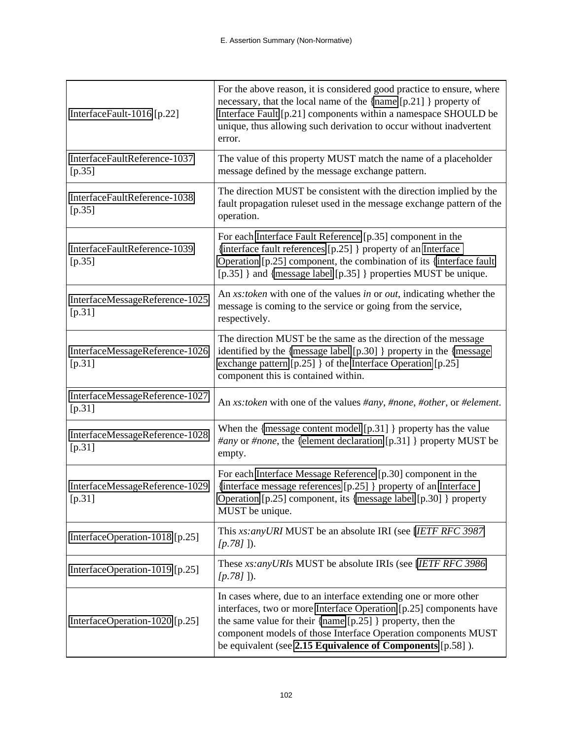| | |
|---|---|
| InterfaceFault-1016 [p.22] | For the above reason, it is considered good practice to ensure, where necessary, that the local name of the {name [p.21] } property of Interface Fault [p.21] components within a namespace SHOULD be unique, thus allowing such derivation to occur without inadvertent error. |
| InterfaceFaultReference-1037 [p.35] | The value of this property MUST match the name of a placeholder message defined by the message exchange pattern. |
| InterfaceFaultReference-1038 [p.35] | The direction MUST be consistent with the direction implied by the fault propagation ruleset used in the message exchange pattern of the operation. |
| InterfaceFaultReference-1039 [p.35] | For each Interface Fault Reference [p.35] component in the {interface fault references [p.25] } property of an Interface Operation [p.25] component, the combination of its {interface fault [p.35] } and {message label [p.35] } properties MUST be unique. |
| InterfaceMessageReference-1025 [p.31] | An *xs:token* with one of the values *in* or *out*, indicating whether the message is coming to the service or going from the service, respectively. |
| InterfaceMessageReference-1026 [p.31] | The direction MUST be the same as the direction of the message identified by the {message label [p.30] } property in the {message exchange pattern [p.25] } of the Interface Operation [p.25] component this is contained within. |
| InterfaceMessageReference-1027 [p.31] | An *xs:token* with one of the values *#any*, *#none*, *#other*, or *#element*. |
| InterfaceMessageReference-1028 [p.31] | When the {message content model [p.31] } property has the value *#any* or *#none*, the {element declaration [p.31] } property MUST be empty. |
| InterfaceMessageReference-1029 [p.31] | For each Interface Message Reference [p.30] component in the {interface message references [p.25] } property of an Interface Operation [p.25] component, its {message label [p.30] } property MUST be unique. |
| InterfaceOperation-1018 [p.25] | This *xs:anyURI* MUST be an absolute IRI (see [*IETF RFC 3987 [p.78]* ]). |
| InterfaceOperation-1019 [p.25] | These *xs:anyURI*s MUST be absolute IRIs (see [*IETF RFC 3986 [p.78]* ]). |
| InterfaceOperation-1020 [p.25] | In cases where, due to an interface extending one or more other interfaces, two or more Interface Operation [p.25] components have the same value for their {name [p.25] } property, then the component models of those Interface Operation components MUST be equivalent (see **2.15 Equivalence of Components** [p.58] ). |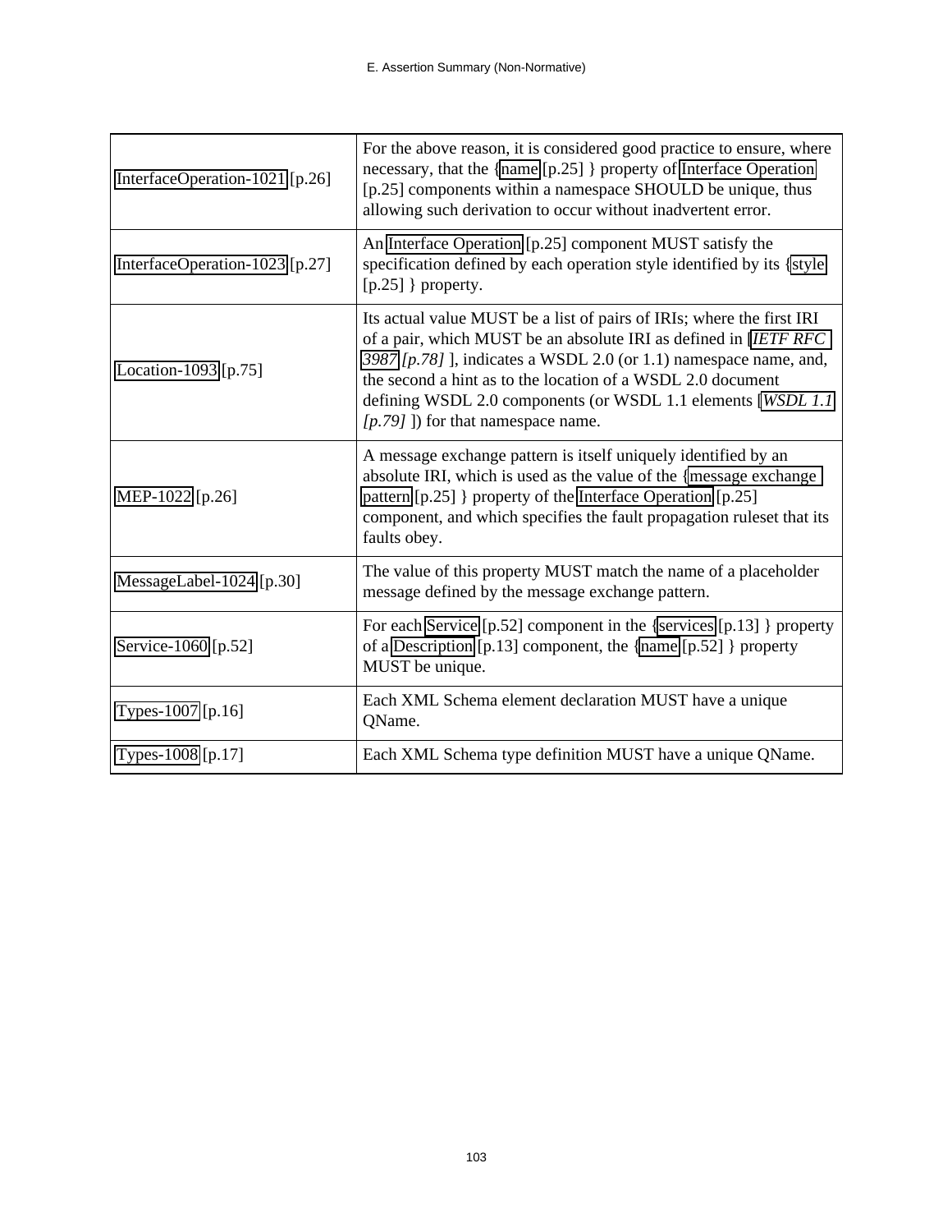| | |
|---|---|
| InterfaceOperation-1021 [p.26] | For the above reason, it is considered good practice to ensure, where necessary, that the {name [p.25] } property of Interface Operation [p.25] components within a namespace SHOULD be unique, thus allowing such derivation to occur without inadvertent error. |
| InterfaceOperation-1023 [p.27] | An Interface Operation [p.25] component MUST satisfy the specification defined by each operation style identified by its {style [p.25] } property. |
| Location-1093 [p.75] | Its actual value MUST be a list of pairs of IRIs; where the first IRI of a pair, which MUST be an absolute IRI as defined in [*IETF RFC 3987 [p.78]* ], indicates a WSDL 2.0 (or 1.1) namespace name, and, the second a hint as to the location of a WSDL 2.0 document defining WSDL 2.0 components (or WSDL 1.1 elements [*WSDL 1.1 [p.79]* ]) for that namespace name. |
| MEP-1022 [p.26] | A message exchange pattern is itself uniquely identified by an absolute IRI, which is used as the value of the {message exchange pattern [p.25] } property of the Interface Operation [p.25] component, and which specifies the fault propagation ruleset that its faults obey. |
| MessageLabel-1024 [p.30] | The value of this property MUST match the name of a placeholder message defined by the message exchange pattern. |
| Service-1060 [p.52] | For each Service [p.52] component in the {services [p.13] } property of a Description [p.13] component, the {name [p.52] } property MUST be unique. |
| Types-1007 [p.16] | Each XML Schema element declaration MUST have a unique QName. |
| Types-1008 [p.17] | Each XML Schema type definition MUST have a unique QName. |